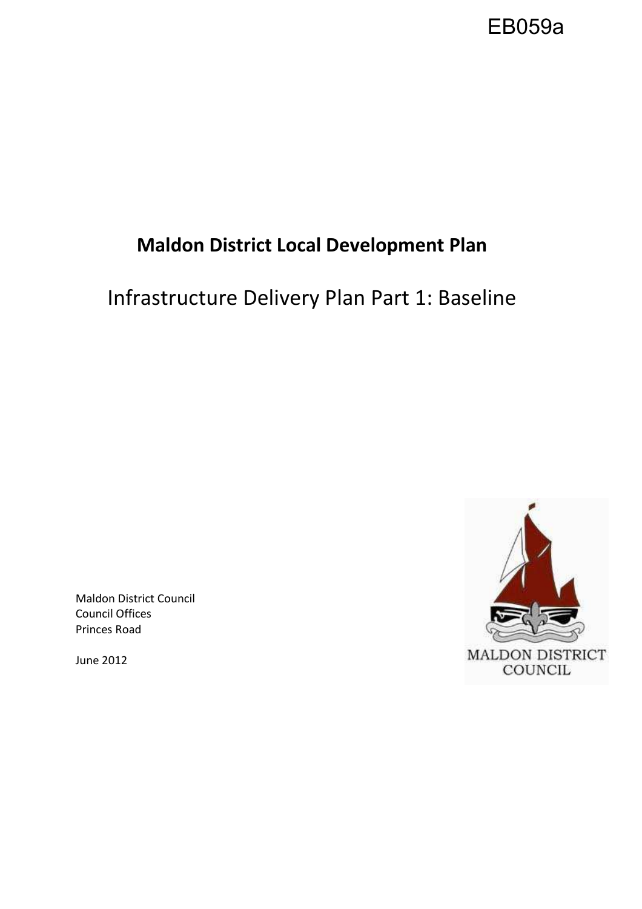EB059a

# Maldon District Local Development Plan

## Infrastructure Delivery Plan Part 1: Baseline

Maldon District Council
Council Offices
Princes Road

June 2012

MALDON DISTRICT COUNCIL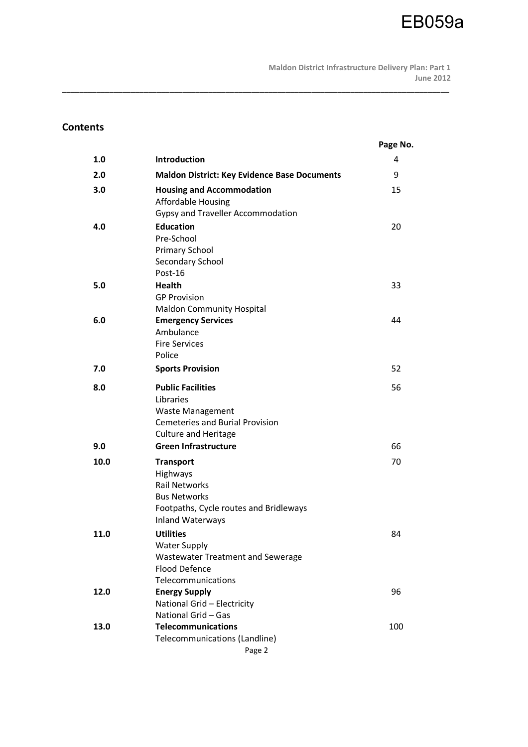## Contents

| | | Page No. |
|---|---|---|
| 1.0 | **Introduction** | 4 |
| 2.0 | **Maldon District: Key Evidence Base Documents** | 9 |
| 3.0 | **Housing and Accommodation**<br>Affordable Housing<br>Gypsy and Traveller Accommodation | 15 |
| 4.0 | **Education**<br>Pre-School<br>Primary School<br>Secondary School<br>Post-16 | 20 |
| 5.0 | **Health**<br>GP Provision<br>Maldon Community Hospital | 33 |
| 6.0 | **Emergency Services**<br>Ambulance<br>Fire Services<br>Police | 44 |
| 7.0 | **Sports Provision** | 52 |
| 8.0 | **Public Facilities**<br>Libraries<br>Waste Management<br>Cemeteries and Burial Provision<br>Culture and Heritage | 56 |
| 9.0 | **Green Infrastructure** | 66 |
| 10.0 | **Transport**<br>Highways<br>Rail Networks<br>Bus Networks<br>Footpaths, Cycle routes and Bridleways<br>Inland Waterways | 70 |
| 11.0 | **Utilities**<br>Water Supply<br>Wastewater Treatment and Sewerage<br>Flood Defence<br>Telecommunications | 84 |
| 12.0 | **Energy Supply**<br>National Grid – Electricity<br>National Grid – Gas | 96 |
| 13.0 | **Telecommunications**<br>Telecommunications (Landline) | 100 |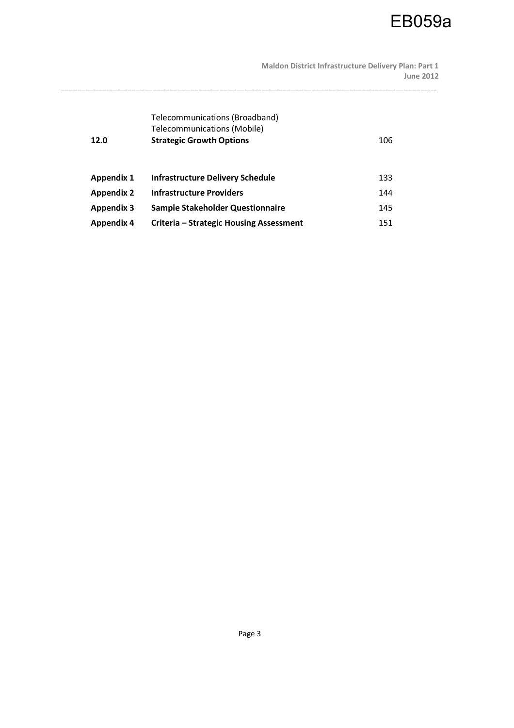| | | |
|---|---|---|
| | Telecommunications (Broadband) | |
| | Telecommunications (Mobile) | |
| **12.0** | **Strategic Growth Options** | 106 |
| | | |
| **Appendix 1** | **Infrastructure Delivery Schedule** | 133 |
| **Appendix 2** | **Infrastructure Providers** | 144 |
| **Appendix 3** | **Sample Stakeholder Questionnaire** | 145 |
| **Appendix 4** | **Criteria – Strategic Housing Assessment** | 151 |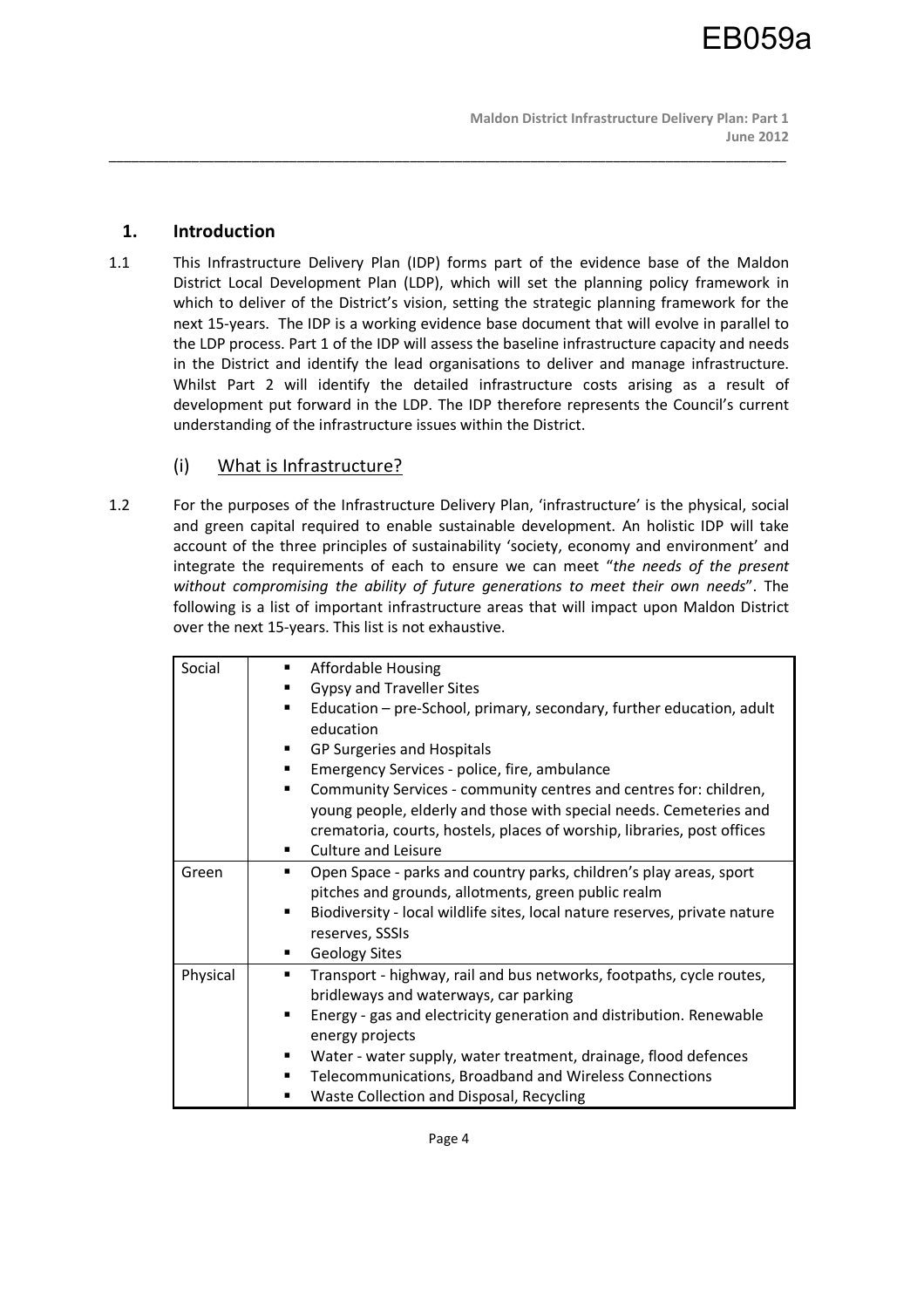## 1. Introduction

1.1 This Infrastructure Delivery Plan (IDP) forms part of the evidence base of the Maldon District Local Development Plan (LDP), which will set the planning policy framework in which to deliver of the District's vision, setting the strategic planning framework for the next 15-years. The IDP is a working evidence base document that will evolve in parallel to the LDP process. Part 1 of the IDP will assess the baseline infrastructure capacity and needs in the District and identify the lead organisations to deliver and manage infrastructure. Whilst Part 2 will identify the detailed infrastructure costs arising as a result of development put forward in the LDP. The IDP therefore represents the Council's current understanding of the infrastructure issues within the District.

### (i) What is Infrastructure?

1.2 For the purposes of the Infrastructure Delivery Plan, 'infrastructure' is the physical, social and green capital required to enable sustainable development. An holistic IDP will take account of the three principles of sustainability 'society, economy and environment' and integrate the requirements of each to ensure we can meet "*the needs of the present without compromising the ability of future generations to meet their own needs*". The following is a list of important infrastructure areas that will impact upon Maldon District over the next 15-years. This list is not exhaustive.

| | |
|---|---|
| Social | ▪ Affordable Housing<br>▪ Gypsy and Traveller Sites<br>▪ Education – pre-School, primary, secondary, further education, adult education<br>▪ GP Surgeries and Hospitals<br>▪ Emergency Services - police, fire, ambulance<br>▪ Community Services - community centres and centres for: children, young people, elderly and those with special needs. Cemeteries and crematoria, courts, hostels, places of worship, libraries, post offices<br>▪ Culture and Leisure |
| Green | ▪ Open Space - parks and country parks, children's play areas, sport pitches and grounds, allotments, green public realm<br>▪ Biodiversity - local wildlife sites, local nature reserves, private nature reserves, SSSIs<br>▪ Geology Sites |
| Physical | ▪ Transport - highway, rail and bus networks, footpaths, cycle routes, bridleways and waterways, car parking<br>▪ Energy - gas and electricity generation and distribution. Renewable energy projects<br>▪ Water - water supply, water treatment, drainage, flood defences<br>▪ Telecommunications, Broadband and Wireless Connections<br>▪ Waste Collection and Disposal, Recycling |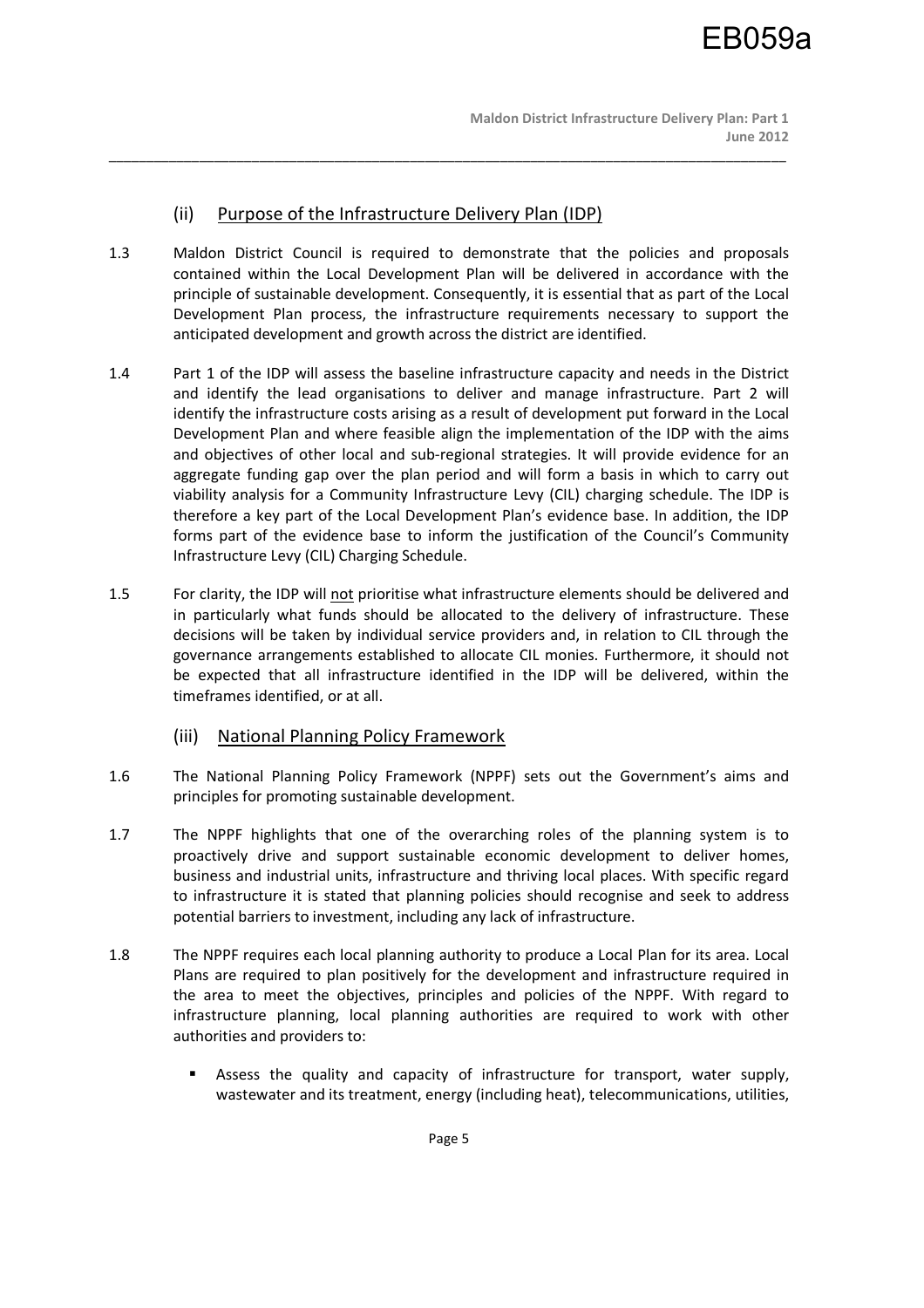## (ii) Purpose of the Infrastructure Delivery Plan (IDP)

1.3 Maldon District Council is required to demonstrate that the policies and proposals contained within the Local Development Plan will be delivered in accordance with the principle of sustainable development. Consequently, it is essential that as part of the Local Development Plan process, the infrastructure requirements necessary to support the anticipated development and growth across the district are identified.

1.4 Part 1 of the IDP will assess the baseline infrastructure capacity and needs in the District and identify the lead organisations to deliver and manage infrastructure. Part 2 will identify the infrastructure costs arising as a result of development put forward in the Local Development Plan and where feasible align the implementation of the IDP with the aims and objectives of other local and sub-regional strategies. It will provide evidence for an aggregate funding gap over the plan period and will form a basis in which to carry out viability analysis for a Community Infrastructure Levy (CIL) charging schedule. The IDP is therefore a key part of the Local Development Plan's evidence base. In addition, the IDP forms part of the evidence base to inform the justification of the Council's Community Infrastructure Levy (CIL) Charging Schedule.

1.5 For clarity, the IDP will <u>not</u> prioritise what infrastructure elements should be delivered and in particularly what funds should be allocated to the delivery of infrastructure. These decisions will be taken by individual service providers and, in relation to CIL through the governance arrangements established to allocate CIL monies. Furthermore, it should not be expected that all infrastructure identified in the IDP will be delivered, within the timeframes identified, or at all.

## (iii) National Planning Policy Framework

1.6 The National Planning Policy Framework (NPPF) sets out the Government's aims and principles for promoting sustainable development.

1.7 The NPPF highlights that one of the overarching roles of the planning system is to proactively drive and support sustainable economic development to deliver homes, business and industrial units, infrastructure and thriving local places. With specific regard to infrastructure it is stated that planning policies should recognise and seek to address potential barriers to investment, including any lack of infrastructure.

1.8 The NPPF requires each local planning authority to produce a Local Plan for its area. Local Plans are required to plan positively for the development and infrastructure required in the area to meet the objectives, principles and policies of the NPPF. With regard to infrastructure planning, local planning authorities are required to work with other authorities and providers to:

- Assess the quality and capacity of infrastructure for transport, water supply, wastewater and its treatment, energy (including heat), telecommunications, utilities,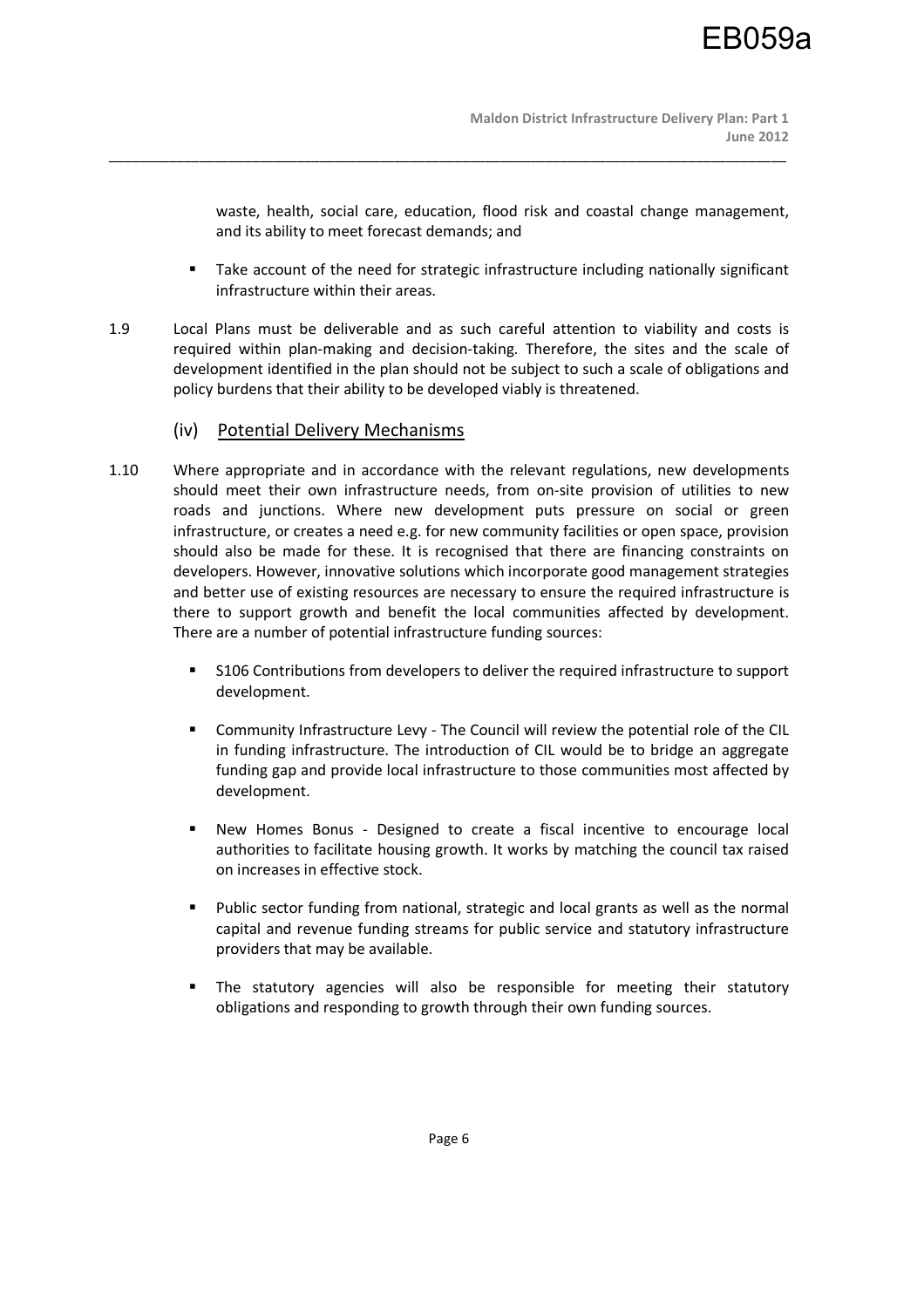waste, health, social care, education, flood risk and coastal change management, and its ability to meet forecast demands; and

- Take account of the need for strategic infrastructure including nationally significant infrastructure within their areas.

1.9 Local Plans must be deliverable and as such careful attention to viability and costs is required within plan-making and decision-taking. Therefore, the sites and the scale of development identified in the plan should not be subject to such a scale of obligations and policy burdens that their ability to be developed viably is threatened.

### (iv) Potential Delivery Mechanisms

1.10 Where appropriate and in accordance with the relevant regulations, new developments should meet their own infrastructure needs, from on-site provision of utilities to new roads and junctions. Where new development puts pressure on social or green infrastructure, or creates a need e.g. for new community facilities or open space, provision should also be made for these. It is recognised that there are financing constraints on developers. However, innovative solutions which incorporate good management strategies and better use of existing resources are necessary to ensure the required infrastructure is there to support growth and benefit the local communities affected by development. There are a number of potential infrastructure funding sources:

- S106 Contributions from developers to deliver the required infrastructure to support development.

- Community Infrastructure Levy - The Council will review the potential role of the CIL in funding infrastructure. The introduction of CIL would be to bridge an aggregate funding gap and provide local infrastructure to those communities most affected by development.

- New Homes Bonus - Designed to create a fiscal incentive to encourage local authorities to facilitate housing growth. It works by matching the council tax raised on increases in effective stock.

- Public sector funding from national, strategic and local grants as well as the normal capital and revenue funding streams for public service and statutory infrastructure providers that may be available.

- The statutory agencies will also be responsible for meeting their statutory obligations and responding to growth through their own funding sources.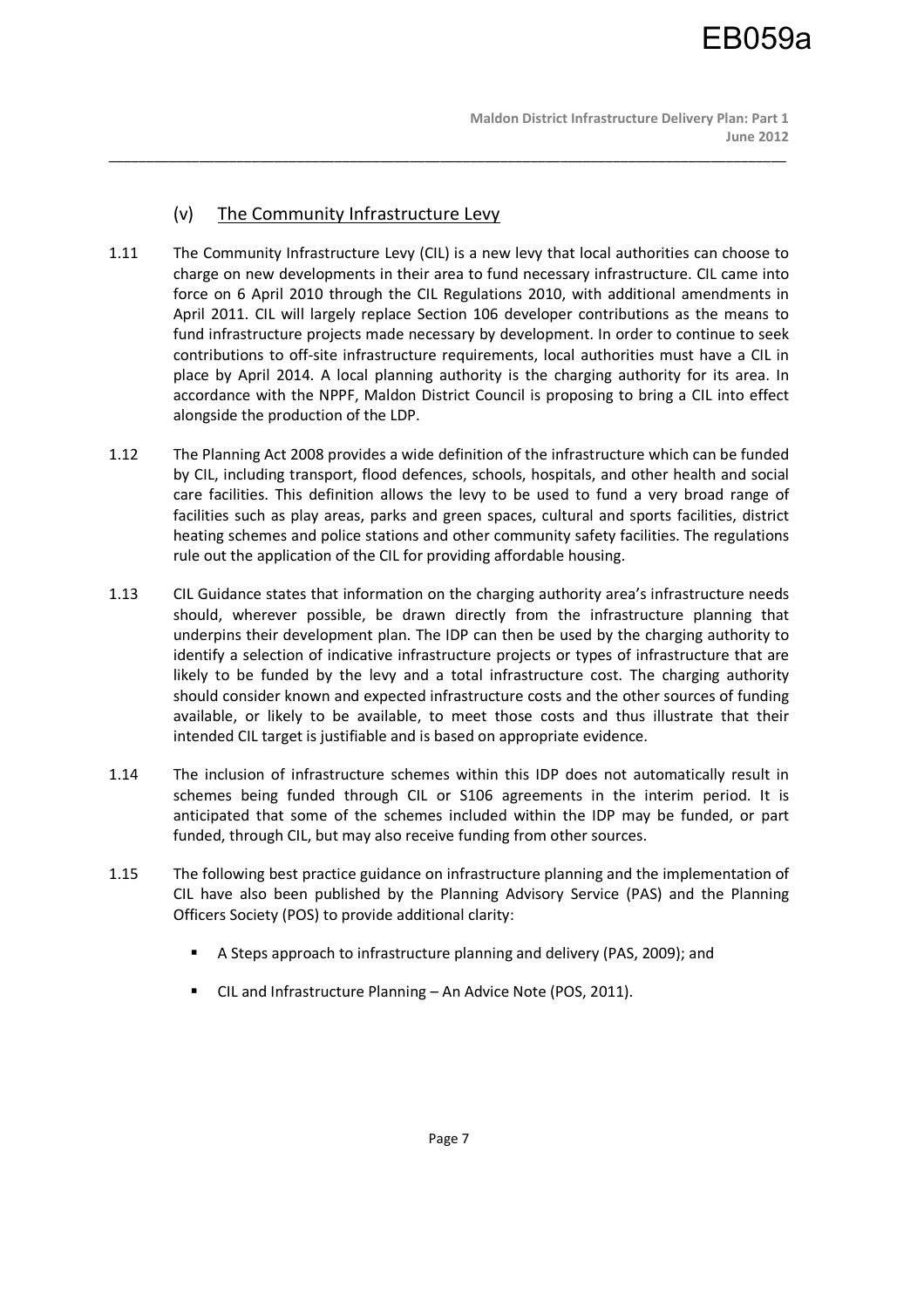## (v) The Community Infrastructure Levy

1.11 The Community Infrastructure Levy (CIL) is a new levy that local authorities can choose to charge on new developments in their area to fund necessary infrastructure. CIL came into force on 6 April 2010 through the CIL Regulations 2010, with additional amendments in April 2011. CIL will largely replace Section 106 developer contributions as the means to fund infrastructure projects made necessary by development. In order to continue to seek contributions to off-site infrastructure requirements, local authorities must have a CIL in place by April 2014. A local planning authority is the charging authority for its area. In accordance with the NPPF, Maldon District Council is proposing to bring a CIL into effect alongside the production of the LDP.

1.12 The Planning Act 2008 provides a wide definition of the infrastructure which can be funded by CIL, including transport, flood defences, schools, hospitals, and other health and social care facilities. This definition allows the levy to be used to fund a very broad range of facilities such as play areas, parks and green spaces, cultural and sports facilities, district heating schemes and police stations and other community safety facilities. The regulations rule out the application of the CIL for providing affordable housing.

1.13 CIL Guidance states that information on the charging authority area's infrastructure needs should, wherever possible, be drawn directly from the infrastructure planning that underpins their development plan. The IDP can then be used by the charging authority to identify a selection of indicative infrastructure projects or types of infrastructure that are likely to be funded by the levy and a total infrastructure cost. The charging authority should consider known and expected infrastructure costs and the other sources of funding available, or likely to be available, to meet those costs and thus illustrate that their intended CIL target is justifiable and is based on appropriate evidence.

1.14 The inclusion of infrastructure schemes within this IDP does not automatically result in schemes being funded through CIL or S106 agreements in the interim period. It is anticipated that some of the schemes included within the IDP may be funded, or part funded, through CIL, but may also receive funding from other sources.

1.15 The following best practice guidance on infrastructure planning and the implementation of CIL have also been published by the Planning Advisory Service (PAS) and the Planning Officers Society (POS) to provide additional clarity:

- A Steps approach to infrastructure planning and delivery (PAS, 2009); and
- CIL and Infrastructure Planning – An Advice Note (POS, 2011).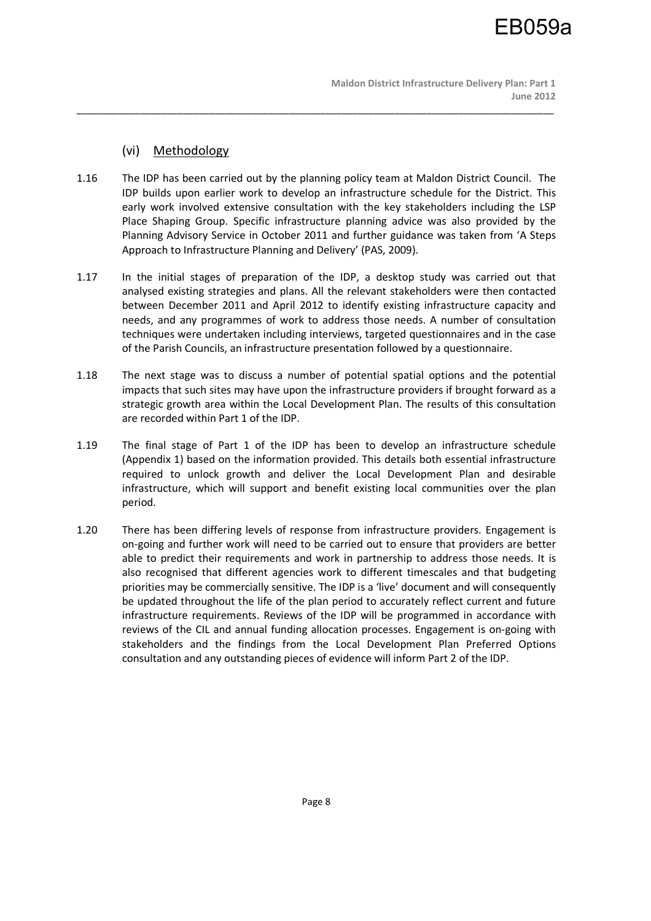### (vi) Methodology

1.16 The IDP has been carried out by the planning policy team at Maldon District Council. The IDP builds upon earlier work to develop an infrastructure schedule for the District. This early work involved extensive consultation with the key stakeholders including the LSP Place Shaping Group. Specific infrastructure planning advice was also provided by the Planning Advisory Service in October 2011 and further guidance was taken from 'A Steps Approach to Infrastructure Planning and Delivery' (PAS, 2009).

1.17 In the initial stages of preparation of the IDP, a desktop study was carried out that analysed existing strategies and plans. All the relevant stakeholders were then contacted between December 2011 and April 2012 to identify existing infrastructure capacity and needs, and any programmes of work to address those needs. A number of consultation techniques were undertaken including interviews, targeted questionnaires and in the case of the Parish Councils, an infrastructure presentation followed by a questionnaire.

1.18 The next stage was to discuss a number of potential spatial options and the potential impacts that such sites may have upon the infrastructure providers if brought forward as a strategic growth area within the Local Development Plan. The results of this consultation are recorded within Part 1 of the IDP.

1.19 The final stage of Part 1 of the IDP has been to develop an infrastructure schedule (Appendix 1) based on the information provided. This details both essential infrastructure required to unlock growth and deliver the Local Development Plan and desirable infrastructure, which will support and benefit existing local communities over the plan period.

1.20 There has been differing levels of response from infrastructure providers. Engagement is on-going and further work will need to be carried out to ensure that providers are better able to predict their requirements and work in partnership to address those needs. It is also recognised that different agencies work to different timescales and that budgeting priorities may be commercially sensitive. The IDP is a 'live' document and will consequently be updated throughout the life of the plan period to accurately reflect current and future infrastructure requirements. Reviews of the IDP will be programmed in accordance with reviews of the CIL and annual funding allocation processes. Engagement is on-going with stakeholders and the findings from the Local Development Plan Preferred Options consultation and any outstanding pieces of evidence will inform Part 2 of the IDP.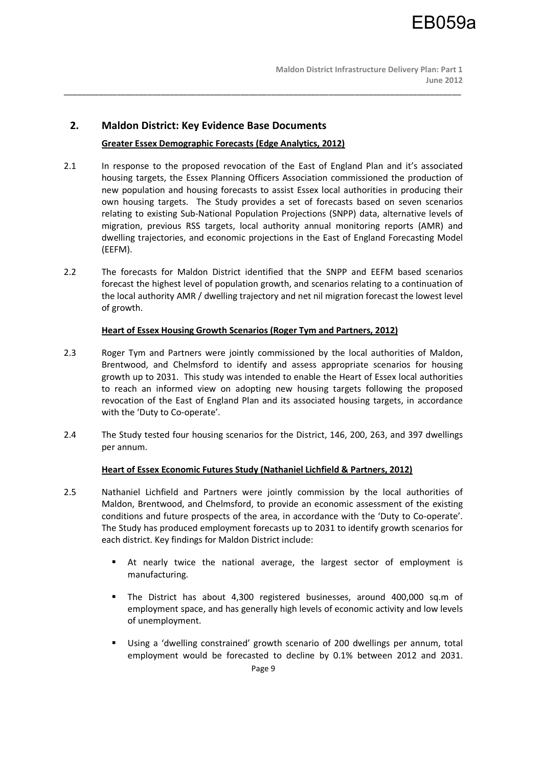## 2. Maldon District: Key Evidence Base Documents

**Greater Essex Demographic Forecasts (Edge Analytics, 2012)**

2.1 In response to the proposed revocation of the East of England Plan and it's associated housing targets, the Essex Planning Officers Association commissioned the production of new population and housing forecasts to assist Essex local authorities in producing their own housing targets. The Study provides a set of forecasts based on seven scenarios relating to existing Sub-National Population Projections (SNPP) data, alternative levels of migration, previous RSS targets, local authority annual monitoring reports (AMR) and dwelling trajectories, and economic projections in the East of England Forecasting Model (EEFM).

2.2 The forecasts for Maldon District identified that the SNPP and EEFM based scenarios forecast the highest level of population growth, and scenarios relating to a continuation of the local authority AMR / dwelling trajectory and net nil migration forecast the lowest level of growth.

**Heart of Essex Housing Growth Scenarios (Roger Tym and Partners, 2012)**

2.3 Roger Tym and Partners were jointly commissioned by the local authorities of Maldon, Brentwood, and Chelmsford to identify and assess appropriate scenarios for housing growth up to 2031. This study was intended to enable the Heart of Essex local authorities to reach an informed view on adopting new housing targets following the proposed revocation of the East of England Plan and its associated housing targets, in accordance with the 'Duty to Co-operate'.

2.4 The Study tested four housing scenarios for the District, 146, 200, 263, and 397 dwellings per annum.

**Heart of Essex Economic Futures Study (Nathaniel Lichfield & Partners, 2012)**

2.5 Nathaniel Lichfield and Partners were jointly commission by the local authorities of Maldon, Brentwood, and Chelmsford, to provide an economic assessment of the existing conditions and future prospects of the area, in accordance with the 'Duty to Co-operate'. The Study has produced employment forecasts up to 2031 to identify growth scenarios for each district. Key findings for Maldon District include:

- At nearly twice the national average, the largest sector of employment is manufacturing.
- The District has about 4,300 registered businesses, around 400,000 sq.m of employment space, and has generally high levels of economic activity and low levels of unemployment.
- Using a 'dwelling constrained' growth scenario of 200 dwellings per annum, total employment would be forecasted to decline by 0.1% between 2012 and 2031.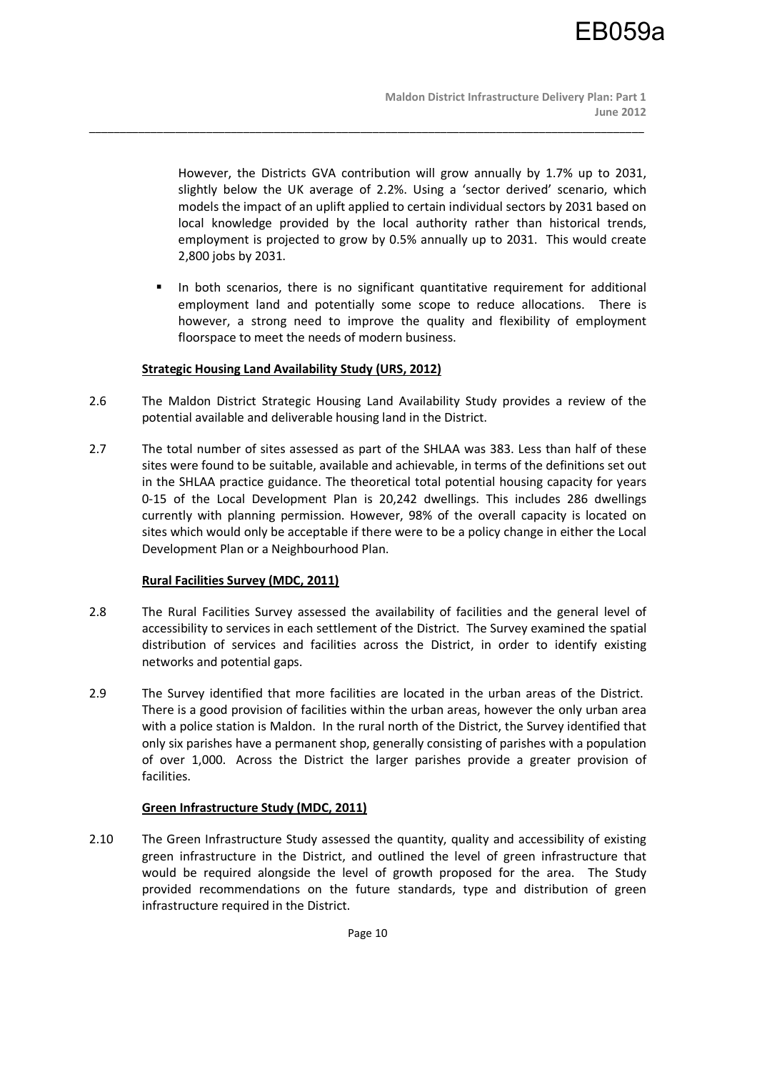However, the Districts GVA contribution will grow annually by 1.7% up to 2031, slightly below the UK average of 2.2%. Using a 'sector derived' scenario, which models the impact of an uplift applied to certain individual sectors by 2031 based on local knowledge provided by the local authority rather than historical trends, employment is projected to grow by 0.5% annually up to 2031. This would create 2,800 jobs by 2031.

- In both scenarios, there is no significant quantitative requirement for additional employment land and potentially some scope to reduce allocations. There is however, a strong need to improve the quality and flexibility of employment floorspace to meet the needs of modern business.

**Strategic Housing Land Availability Study (URS, 2012)**

2.6 The Maldon District Strategic Housing Land Availability Study provides a review of the potential available and deliverable housing land in the District.

2.7 The total number of sites assessed as part of the SHLAA was 383. Less than half of these sites were found to be suitable, available and achievable, in terms of the definitions set out in the SHLAA practice guidance. The theoretical total potential housing capacity for years 0-15 of the Local Development Plan is 20,242 dwellings. This includes 286 dwellings currently with planning permission. However, 98% of the overall capacity is located on sites which would only be acceptable if there were to be a policy change in either the Local Development Plan or a Neighbourhood Plan.

**Rural Facilities Survey (MDC, 2011)**

2.8 The Rural Facilities Survey assessed the availability of facilities and the general level of accessibility to services in each settlement of the District. The Survey examined the spatial distribution of services and facilities across the District, in order to identify existing networks and potential gaps.

2.9 The Survey identified that more facilities are located in the urban areas of the District. There is a good provision of facilities within the urban areas, however the only urban area with a police station is Maldon. In the rural north of the District, the Survey identified that only six parishes have a permanent shop, generally consisting of parishes with a population of over 1,000. Across the District the larger parishes provide a greater provision of facilities.

**Green Infrastructure Study (MDC, 2011)**

2.10 The Green Infrastructure Study assessed the quantity, quality and accessibility of existing green infrastructure in the District, and outlined the level of green infrastructure that would be required alongside the level of growth proposed for the area. The Study provided recommendations on the future standards, type and distribution of green infrastructure required in the District.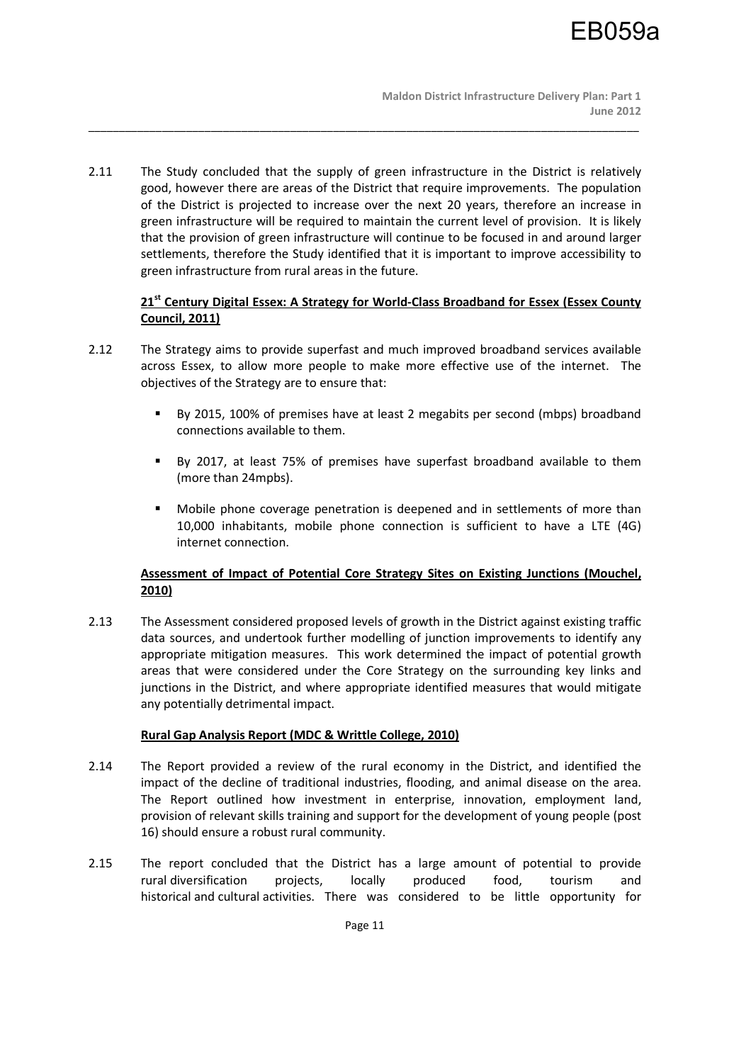2.11 The Study concluded that the supply of green infrastructure in the District is relatively good, however there are areas of the District that require improvements. The population of the District is projected to increase over the next 20 years, therefore an increase in green infrastructure will be required to maintain the current level of provision. It is likely that the provision of green infrastructure will continue to be focused in and around larger settlements, therefore the Study identified that it is important to improve accessibility to green infrastructure from rural areas in the future.

**21st Century Digital Essex: A Strategy for World-Class Broadband for Essex (Essex County Council, 2011)**

2.12 The Strategy aims to provide superfast and much improved broadband services available across Essex, to allow more people to make more effective use of the internet. The objectives of the Strategy are to ensure that:

- By 2015, 100% of premises have at least 2 megabits per second (mbps) broadband connections available to them.
- By 2017, at least 75% of premises have superfast broadband available to them (more than 24mpbs).
- Mobile phone coverage penetration is deepened and in settlements of more than 10,000 inhabitants, mobile phone connection is sufficient to have a LTE (4G) internet connection.

**Assessment of Impact of Potential Core Strategy Sites on Existing Junctions (Mouchel, 2010)**

2.13 The Assessment considered proposed levels of growth in the District against existing traffic data sources, and undertook further modelling of junction improvements to identify any appropriate mitigation measures. This work determined the impact of potential growth areas that were considered under the Core Strategy on the surrounding key links and junctions in the District, and where appropriate identified measures that would mitigate any potentially detrimental impact.

**Rural Gap Analysis Report (MDC & Writtle College, 2010)**

2.14 The Report provided a review of the rural economy in the District, and identified the impact of the decline of traditional industries, flooding, and animal disease on the area. The Report outlined how investment in enterprise, innovation, employment land, provision of relevant skills training and support for the development of young people (post 16) should ensure a robust rural community.

2.15 The report concluded that the District has a large amount of potential to provide rural diversification projects, locally produced food, tourism and historical and cultural activities. There was considered to be little opportunity for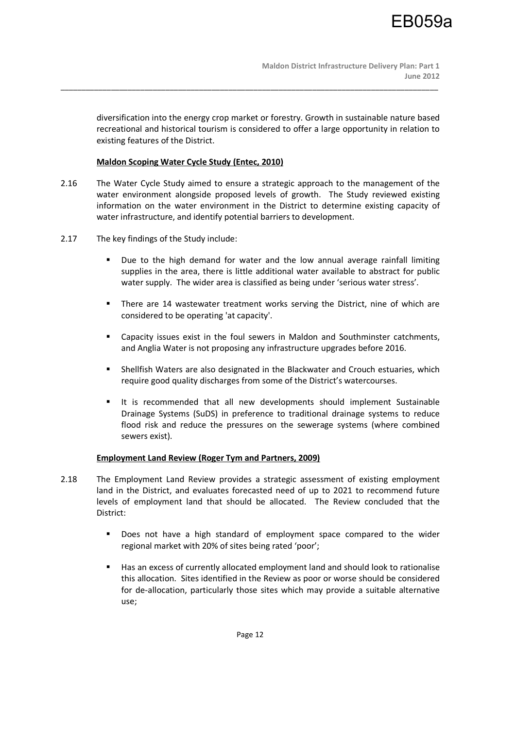diversification into the energy crop market or forestry. Growth in sustainable nature based recreational and historical tourism is considered to offer a large opportunity in relation to existing features of the District.

**Maldon Scoping Water Cycle Study (Entec, 2010)**

2.16 The Water Cycle Study aimed to ensure a strategic approach to the management of the water environment alongside proposed levels of growth. The Study reviewed existing information on the water environment in the District to determine existing capacity of water infrastructure, and identify potential barriers to development.

2.17 The key findings of the Study include:

- Due to the high demand for water and the low annual average rainfall limiting supplies in the area, there is little additional water available to abstract for public water supply. The wider area is classified as being under 'serious water stress'.
- There are 14 wastewater treatment works serving the District, nine of which are considered to be operating 'at capacity'.
- Capacity issues exist in the foul sewers in Maldon and Southminster catchments, and Anglia Water is not proposing any infrastructure upgrades before 2016.
- Shellfish Waters are also designated in the Blackwater and Crouch estuaries, which require good quality discharges from some of the District's watercourses.
- It is recommended that all new developments should implement Sustainable Drainage Systems (SuDS) in preference to traditional drainage systems to reduce flood risk and reduce the pressures on the sewerage systems (where combined sewers exist).

**Employment Land Review (Roger Tym and Partners, 2009)**

2.18 The Employment Land Review provides a strategic assessment of existing employment land in the District, and evaluates forecasted need of up to 2021 to recommend future levels of employment land that should be allocated. The Review concluded that the District:

- Does not have a high standard of employment space compared to the wider regional market with 20% of sites being rated 'poor';
- Has an excess of currently allocated employment land and should look to rationalise this allocation. Sites identified in the Review as poor or worse should be considered for de-allocation, particularly those sites which may provide a suitable alternative use;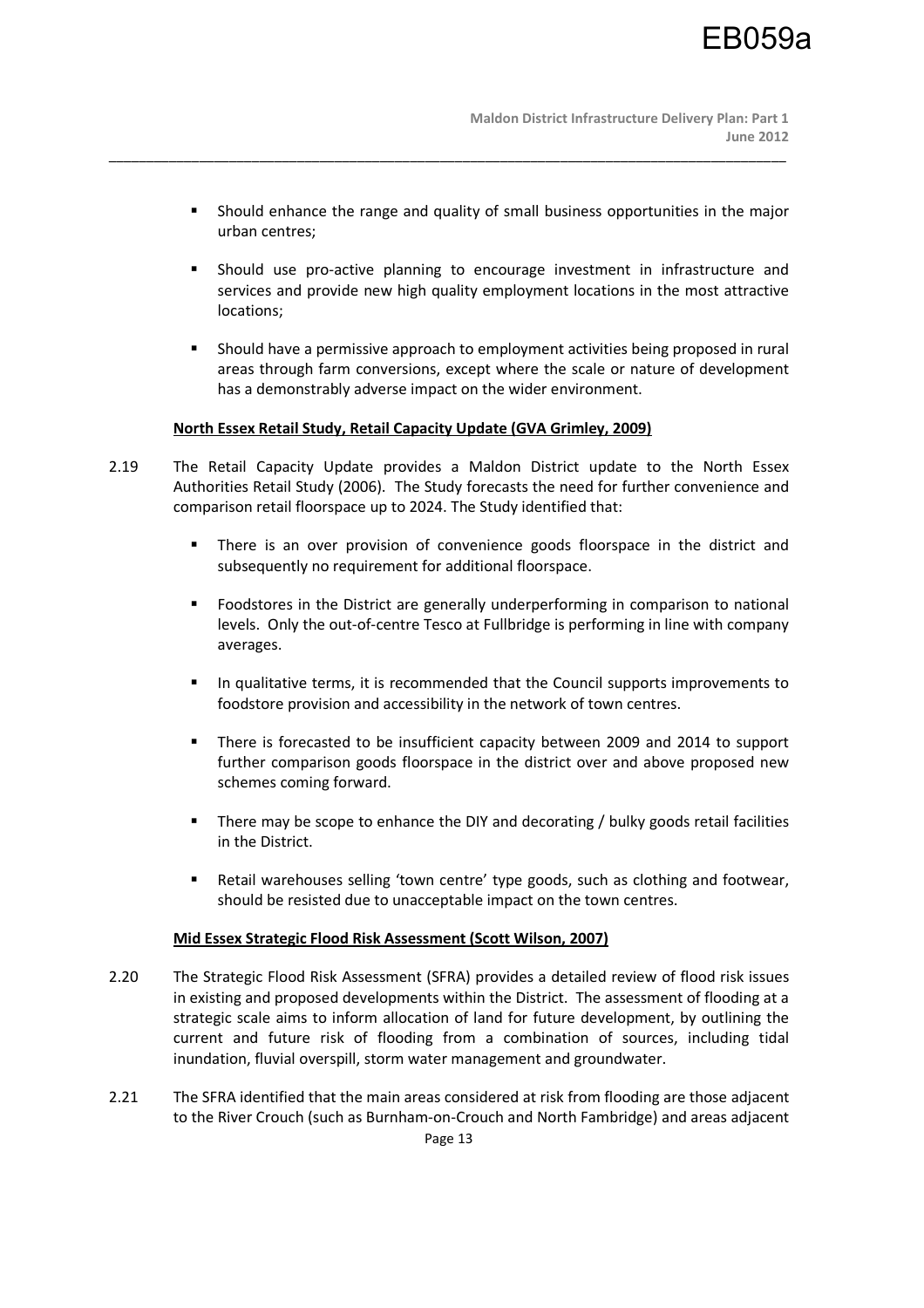- Should enhance the range and quality of small business opportunities in the major urban centres;

- Should use pro-active planning to encourage investment in infrastructure and services and provide new high quality employment locations in the most attractive locations;

- Should have a permissive approach to employment activities being proposed in rural areas through farm conversions, except where the scale or nature of development has a demonstrably adverse impact on the wider environment.

**North Essex Retail Study, Retail Capacity Update (GVA Grimley, 2009)**

2.19 The Retail Capacity Update provides a Maldon District update to the North Essex Authorities Retail Study (2006). The Study forecasts the need for further convenience and comparison retail floorspace up to 2024. The Study identified that:

- There is an over provision of convenience goods floorspace in the district and subsequently no requirement for additional floorspace.

- Foodstores in the District are generally underperforming in comparison to national levels. Only the out-of-centre Tesco at Fullbridge is performing in line with company averages.

- In qualitative terms, it is recommended that the Council supports improvements to foodstore provision and accessibility in the network of town centres.

- There is forecasted to be insufficient capacity between 2009 and 2014 to support further comparison goods floorspace in the district over and above proposed new schemes coming forward.

- There may be scope to enhance the DIY and decorating / bulky goods retail facilities in the District.

- Retail warehouses selling 'town centre' type goods, such as clothing and footwear, should be resisted due to unacceptable impact on the town centres.

**Mid Essex Strategic Flood Risk Assessment (Scott Wilson, 2007)**

2.20 The Strategic Flood Risk Assessment (SFRA) provides a detailed review of flood risk issues in existing and proposed developments within the District. The assessment of flooding at a strategic scale aims to inform allocation of land for future development, by outlining the current and future risk of flooding from a combination of sources, including tidal inundation, fluvial overspill, storm water management and groundwater.

2.21 The SFRA identified that the main areas considered at risk from flooding are those adjacent to the River Crouch (such as Burnham-on-Crouch and North Fambridge) and areas adjacent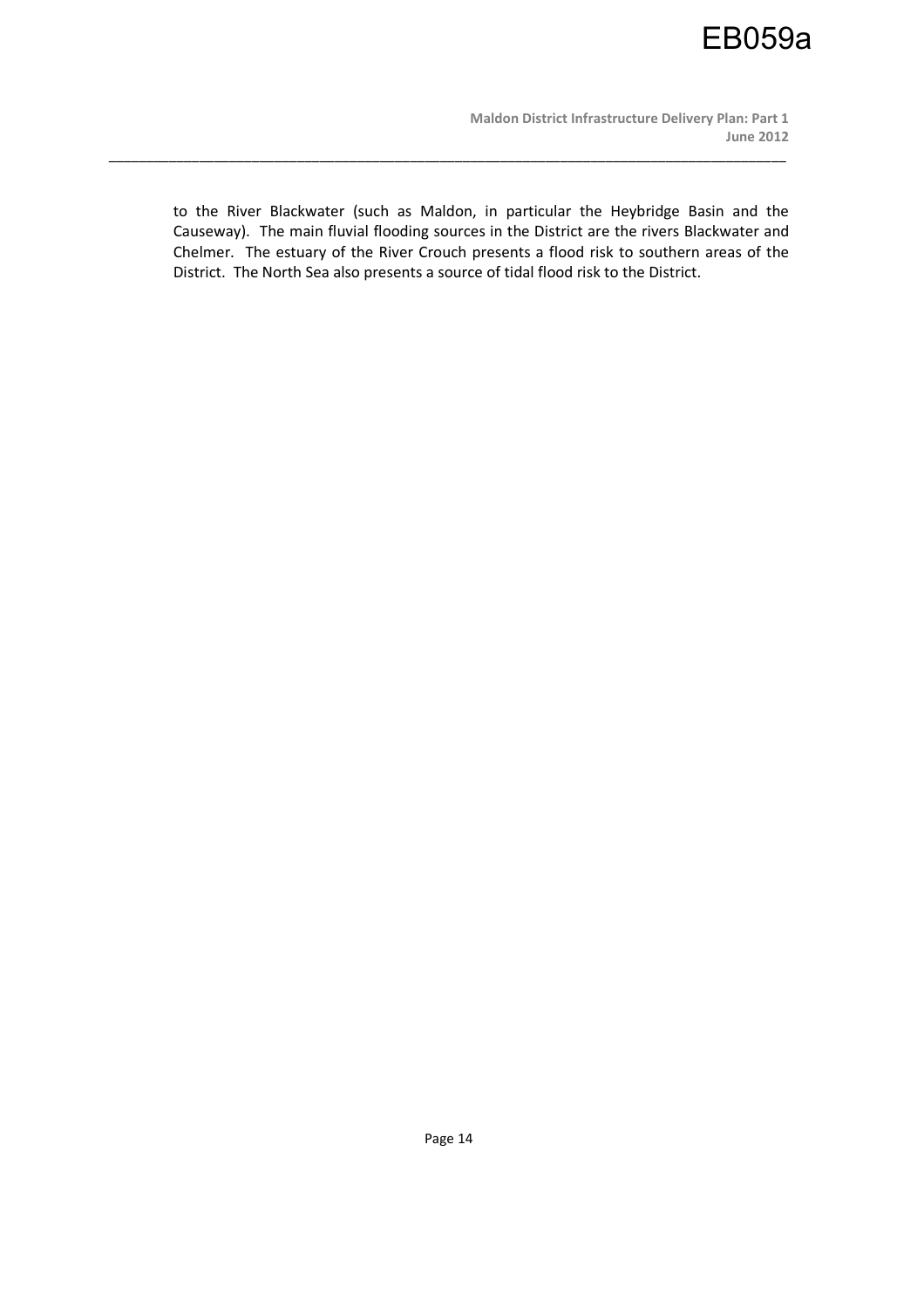to the River Blackwater (such as Maldon, in particular the Heybridge Basin and the Causeway). The main fluvial flooding sources in the District are the rivers Blackwater and Chelmer. The estuary of the River Crouch presents a flood risk to southern areas of the District. The North Sea also presents a source of tidal flood risk to the District.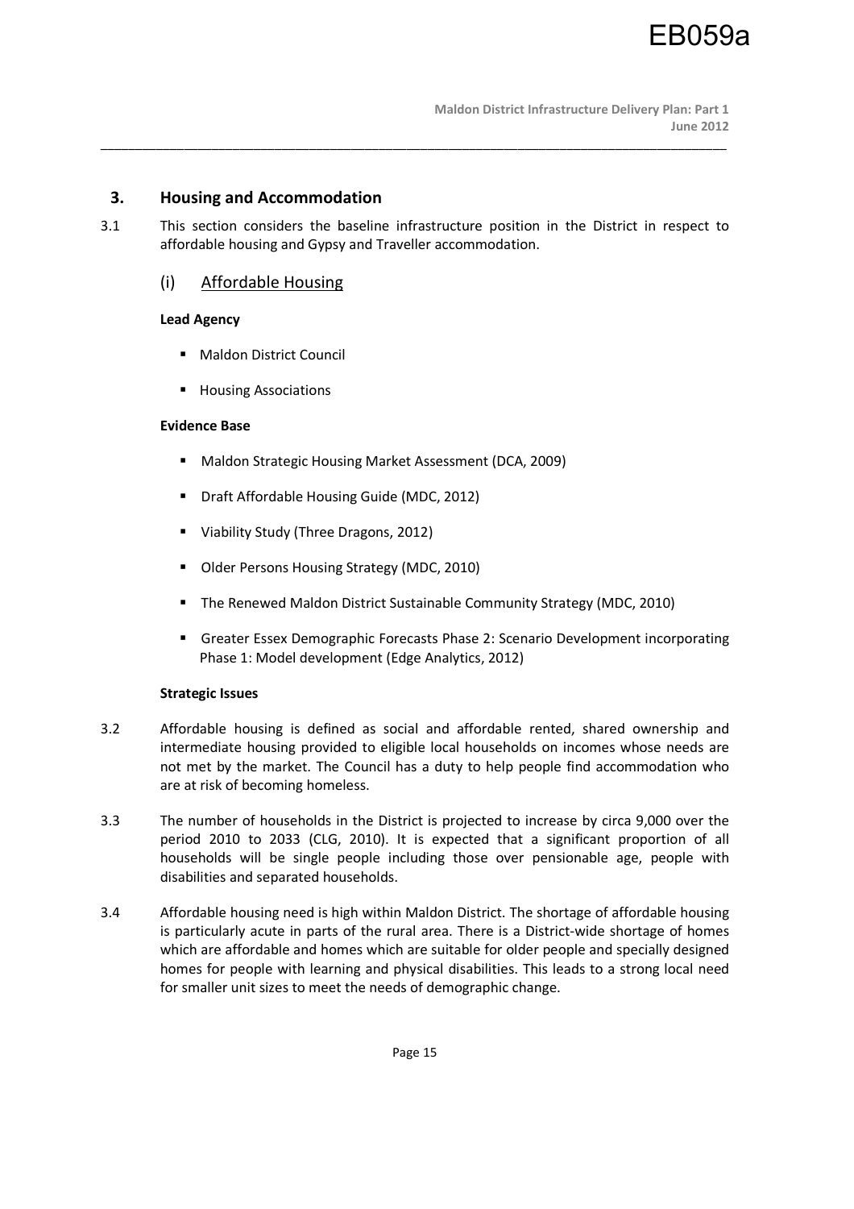## 3. Housing and Accommodation

3.1 This section considers the baseline infrastructure position in the District in respect to affordable housing and Gypsy and Traveller accommodation.

### (i) Affordable Housing

**Lead Agency**

- Maldon District Council
- Housing Associations

**Evidence Base**

- Maldon Strategic Housing Market Assessment (DCA, 2009)
- Draft Affordable Housing Guide (MDC, 2012)
- Viability Study (Three Dragons, 2012)
- Older Persons Housing Strategy (MDC, 2010)
- The Renewed Maldon District Sustainable Community Strategy (MDC, 2010)
- Greater Essex Demographic Forecasts Phase 2: Scenario Development incorporating Phase 1: Model development (Edge Analytics, 2012)

**Strategic Issues**

3.2 Affordable housing is defined as social and affordable rented, shared ownership and intermediate housing provided to eligible local households on incomes whose needs are not met by the market. The Council has a duty to help people find accommodation who are at risk of becoming homeless.

3.3 The number of households in the District is projected to increase by circa 9,000 over the period 2010 to 2033 (CLG, 2010). It is expected that a significant proportion of all households will be single people including those over pensionable age, people with disabilities and separated households.

3.4 Affordable housing need is high within Maldon District. The shortage of affordable housing is particularly acute in parts of the rural area. There is a District-wide shortage of homes which are affordable and homes which are suitable for older people and specially designed homes for people with learning and physical disabilities. This leads to a strong local need for smaller unit sizes to meet the needs of demographic change.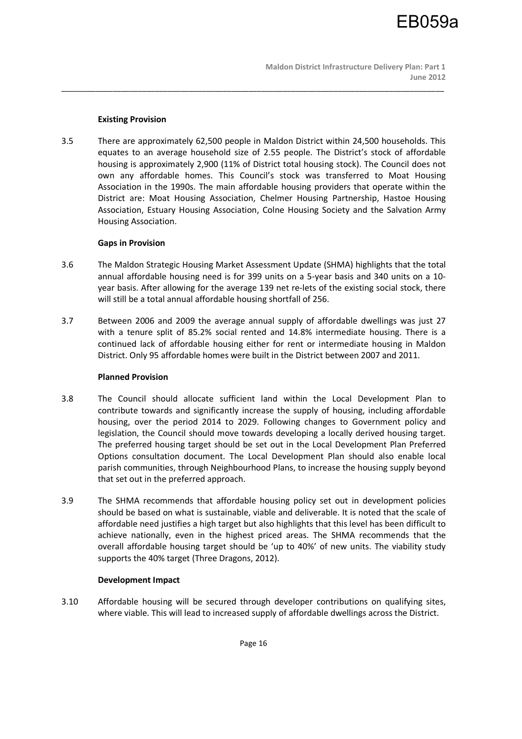**Existing Provision**

3.5 There are approximately 62,500 people in Maldon District within 24,500 households. This equates to an average household size of 2.55 people. The District's stock of affordable housing is approximately 2,900 (11% of District total housing stock). The Council does not own any affordable homes. This Council's stock was transferred to Moat Housing Association in the 1990s. The main affordable housing providers that operate within the District are: Moat Housing Association, Chelmer Housing Partnership, Hastoe Housing Association, Estuary Housing Association, Colne Housing Society and the Salvation Army Housing Association.

**Gaps in Provision**

3.6 The Maldon Strategic Housing Market Assessment Update (SHMA) highlights that the total annual affordable housing need is for 399 units on a 5-year basis and 340 units on a 10-year basis. After allowing for the average 139 net re-lets of the existing social stock, there will still be a total annual affordable housing shortfall of 256.

3.7 Between 2006 and 2009 the average annual supply of affordable dwellings was just 27 with a tenure split of 85.2% social rented and 14.8% intermediate housing. There is a continued lack of affordable housing either for rent or intermediate housing in Maldon District. Only 95 affordable homes were built in the District between 2007 and 2011.

**Planned Provision**

3.8 The Council should allocate sufficient land within the Local Development Plan to contribute towards and significantly increase the supply of housing, including affordable housing, over the period 2014 to 2029. Following changes to Government policy and legislation, the Council should move towards developing a locally derived housing target. The preferred housing target should be set out in the Local Development Plan Preferred Options consultation document. The Local Development Plan should also enable local parish communities, through Neighbourhood Plans, to increase the housing supply beyond that set out in the preferred approach.

3.9 The SHMA recommends that affordable housing policy set out in development policies should be based on what is sustainable, viable and deliverable. It is noted that the scale of affordable need justifies a high target but also highlights that this level has been difficult to achieve nationally, even in the highest priced areas. The SHMA recommends that the overall affordable housing target should be 'up to 40%' of new units. The viability study supports the 40% target (Three Dragons, 2012).

**Development Impact**

3.10 Affordable housing will be secured through developer contributions on qualifying sites, where viable. This will lead to increased supply of affordable dwellings across the District.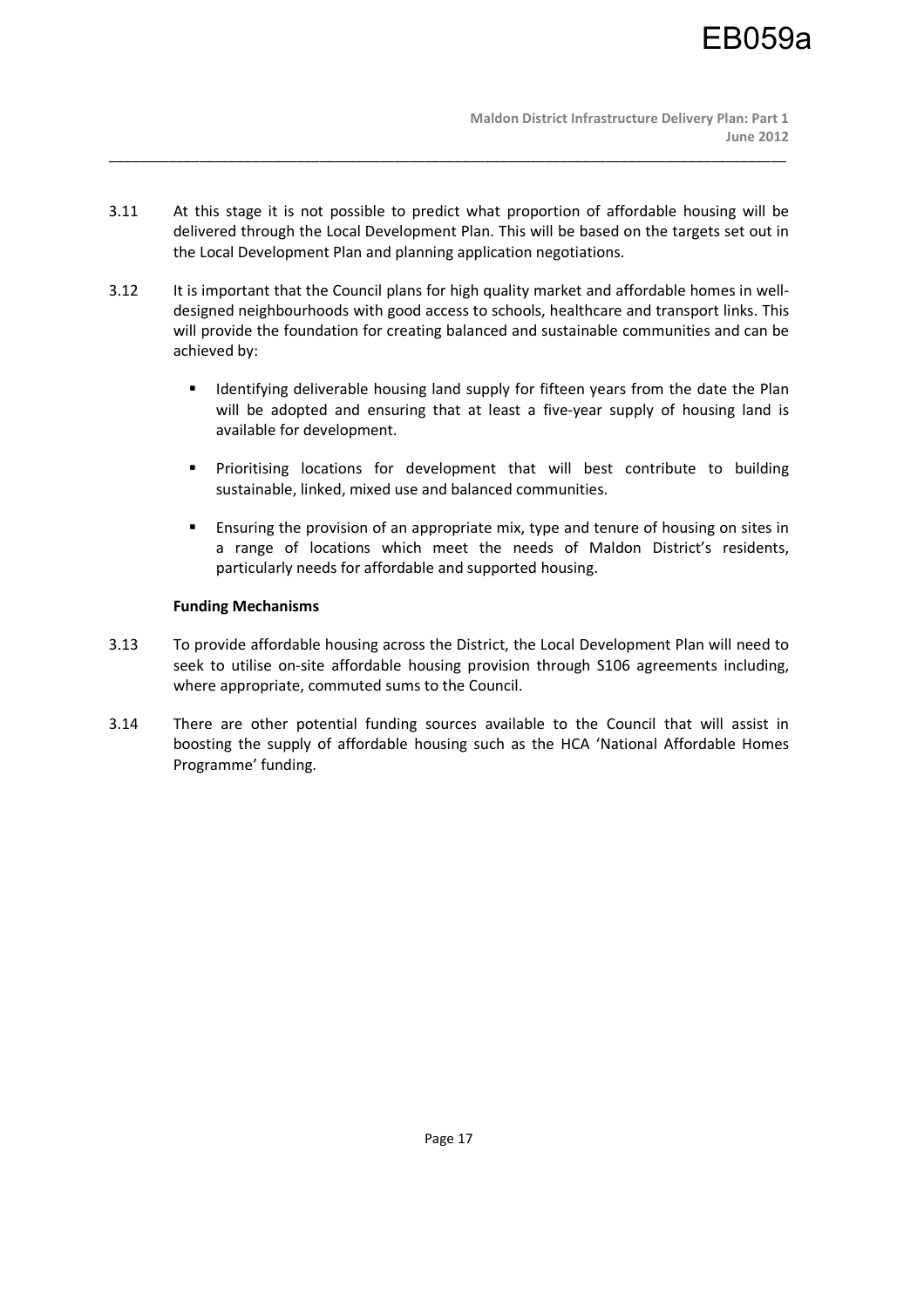3.11 At this stage it is not possible to predict what proportion of affordable housing will be delivered through the Local Development Plan. This will be based on the targets set out in the Local Development Plan and planning application negotiations.

3.12 It is important that the Council plans for high quality market and affordable homes in well-designed neighbourhoods with good access to schools, healthcare and transport links. This will provide the foundation for creating balanced and sustainable communities and can be achieved by:

- Identifying deliverable housing land supply for fifteen years from the date the Plan will be adopted and ensuring that at least a five-year supply of housing land is available for development.
- Prioritising locations for development that will best contribute to building sustainable, linked, mixed use and balanced communities.
- Ensuring the provision of an appropriate mix, type and tenure of housing on sites in a range of locations which meet the needs of Maldon District's residents, particularly needs for affordable and supported housing.

**Funding Mechanisms**

3.13 To provide affordable housing across the District, the Local Development Plan will need to seek to utilise on-site affordable housing provision through S106 agreements including, where appropriate, commuted sums to the Council.

3.14 There are other potential funding sources available to the Council that will assist in boosting the supply of affordable housing such as the HCA 'National Affordable Homes Programme' funding.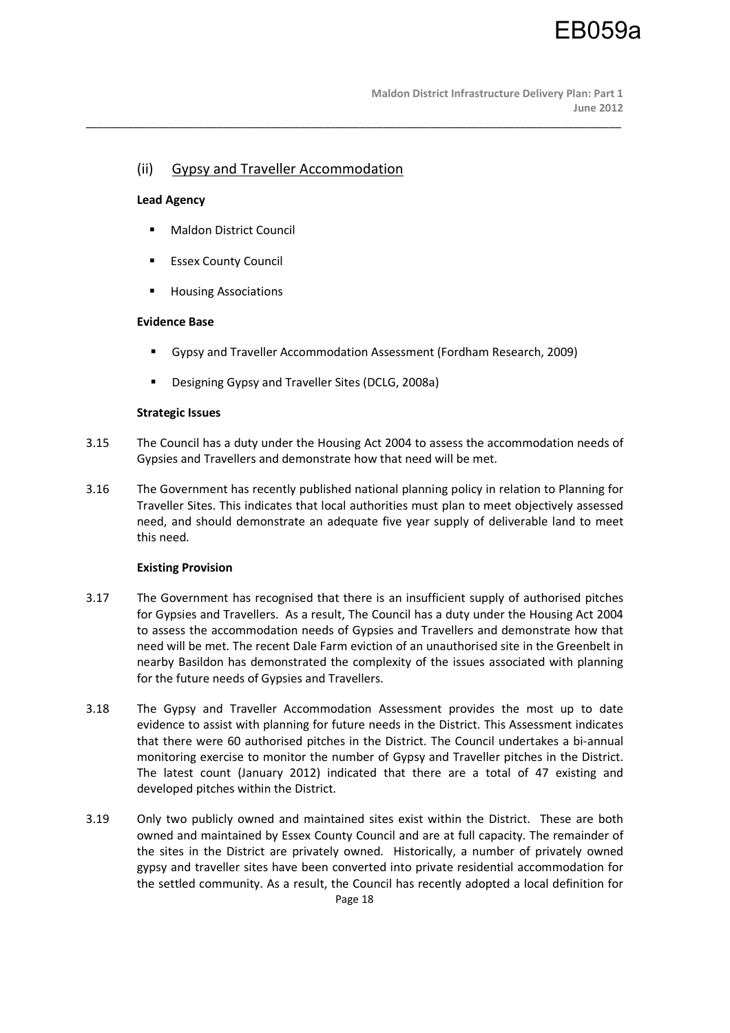## (ii) Gypsy and Traveller Accommodation

**Lead Agency**

- Maldon District Council
- Essex County Council
- Housing Associations

**Evidence Base**

- Gypsy and Traveller Accommodation Assessment (Fordham Research, 2009)
- Designing Gypsy and Traveller Sites (DCLG, 2008a)

**Strategic Issues**

3.15 The Council has a duty under the Housing Act 2004 to assess the accommodation needs of Gypsies and Travellers and demonstrate how that need will be met.

3.16 The Government has recently published national planning policy in relation to Planning for Traveller Sites. This indicates that local authorities must plan to meet objectively assessed need, and should demonstrate an adequate five year supply of deliverable land to meet this need.

**Existing Provision**

3.17 The Government has recognised that there is an insufficient supply of authorised pitches for Gypsies and Travellers. As a result, The Council has a duty under the Housing Act 2004 to assess the accommodation needs of Gypsies and Travellers and demonstrate how that need will be met. The recent Dale Farm eviction of an unauthorised site in the Greenbelt in nearby Basildon has demonstrated the complexity of the issues associated with planning for the future needs of Gypsies and Travellers.

3.18 The Gypsy and Traveller Accommodation Assessment provides the most up to date evidence to assist with planning for future needs in the District. This Assessment indicates that there were 60 authorised pitches in the District. The Council undertakes a bi-annual monitoring exercise to monitor the number of Gypsy and Traveller pitches in the District. The latest count (January 2012) indicated that there are a total of 47 existing and developed pitches within the District.

3.19 Only two publicly owned and maintained sites exist within the District. These are both owned and maintained by Essex County Council and are at full capacity. The remainder of the sites in the District are privately owned. Historically, a number of privately owned gypsy and traveller sites have been converted into private residential accommodation for the settled community. As a result, the Council has recently adopted a local definition for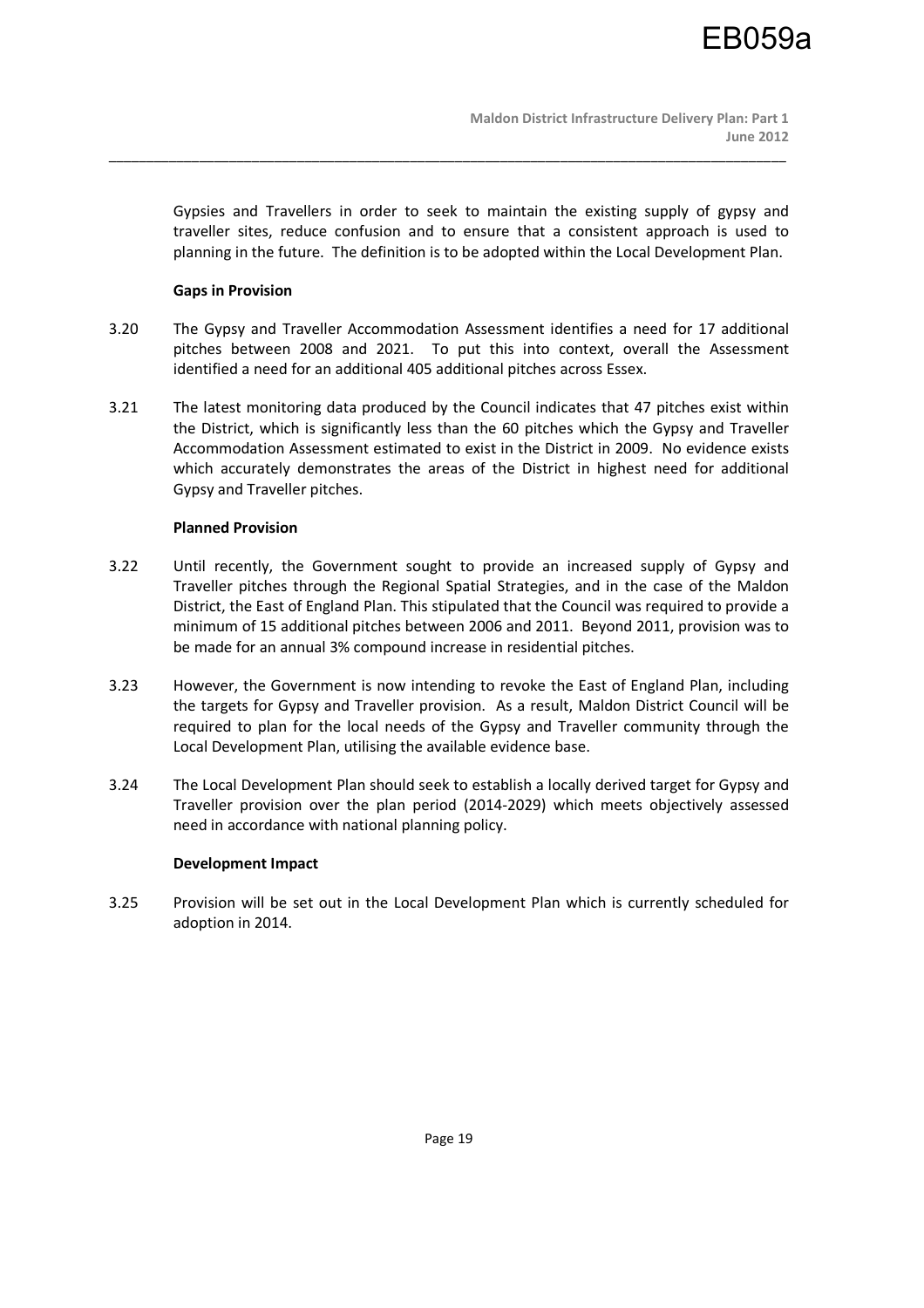Gypsies and Travellers in order to seek to maintain the existing supply of gypsy and traveller sites, reduce confusion and to ensure that a consistent approach is used to planning in the future. The definition is to be adopted within the Local Development Plan.

**Gaps in Provision**

3.20 The Gypsy and Traveller Accommodation Assessment identifies a need for 17 additional pitches between 2008 and 2021. To put this into context, overall the Assessment identified a need for an additional 405 additional pitches across Essex.

3.21 The latest monitoring data produced by the Council indicates that 47 pitches exist within the District, which is significantly less than the 60 pitches which the Gypsy and Traveller Accommodation Assessment estimated to exist in the District in 2009. No evidence exists which accurately demonstrates the areas of the District in highest need for additional Gypsy and Traveller pitches.

**Planned Provision**

3.22 Until recently, the Government sought to provide an increased supply of Gypsy and Traveller pitches through the Regional Spatial Strategies, and in the case of the Maldon District, the East of England Plan. This stipulated that the Council was required to provide a minimum of 15 additional pitches between 2006 and 2011. Beyond 2011, provision was to be made for an annual 3% compound increase in residential pitches.

3.23 However, the Government is now intending to revoke the East of England Plan, including the targets for Gypsy and Traveller provision. As a result, Maldon District Council will be required to plan for the local needs of the Gypsy and Traveller community through the Local Development Plan, utilising the available evidence base.

3.24 The Local Development Plan should seek to establish a locally derived target for Gypsy and Traveller provision over the plan period (2014-2029) which meets objectively assessed need in accordance with national planning policy.

**Development Impact**

3.25 Provision will be set out in the Local Development Plan which is currently scheduled for adoption in 2014.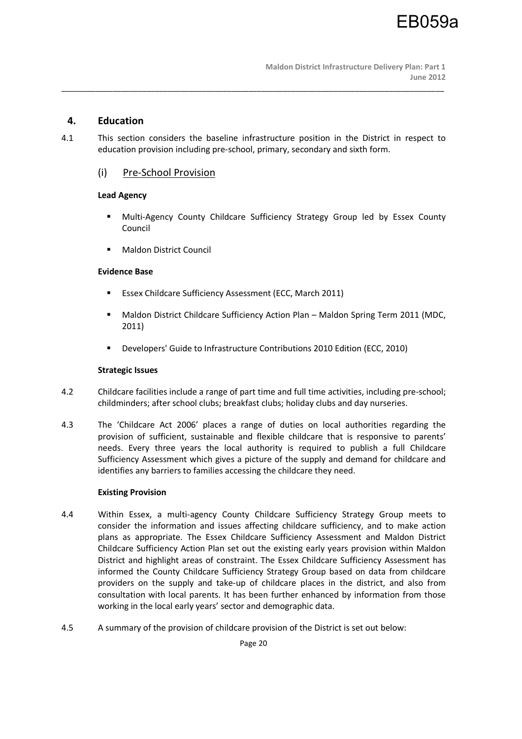## 4. Education

4.1 This section considers the baseline infrastructure position in the District in respect to education provision including pre-school, primary, secondary and sixth form.

### (i) Pre-School Provision

**Lead Agency**

- Multi-Agency County Childcare Sufficiency Strategy Group led by Essex County Council
- Maldon District Council

**Evidence Base**

- Essex Childcare Sufficiency Assessment (ECC, March 2011)
- Maldon District Childcare Sufficiency Action Plan – Maldon Spring Term 2011 (MDC, 2011)
- Developers' Guide to Infrastructure Contributions 2010 Edition (ECC, 2010)

**Strategic Issues**

4.2 Childcare facilities include a range of part time and full time activities, including pre-school; childminders; after school clubs; breakfast clubs; holiday clubs and day nurseries.

4.3 The 'Childcare Act 2006' places a range of duties on local authorities regarding the provision of sufficient, sustainable and flexible childcare that is responsive to parents' needs. Every three years the local authority is required to publish a full Childcare Sufficiency Assessment which gives a picture of the supply and demand for childcare and identifies any barriers to families accessing the childcare they need.

**Existing Provision**

4.4 Within Essex, a multi-agency County Childcare Sufficiency Strategy Group meets to consider the information and issues affecting childcare sufficiency, and to make action plans as appropriate. The Essex Childcare Sufficiency Assessment and Maldon District Childcare Sufficiency Action Plan set out the existing early years provision within Maldon District and highlight areas of constraint. The Essex Childcare Sufficiency Assessment has informed the County Childcare Sufficiency Strategy Group based on data from childcare providers on the supply and take-up of childcare places in the district, and also from consultation with local parents. It has been further enhanced by information from those working in the local early years' sector and demographic data.

4.5 A summary of the provision of childcare provision of the District is set out below: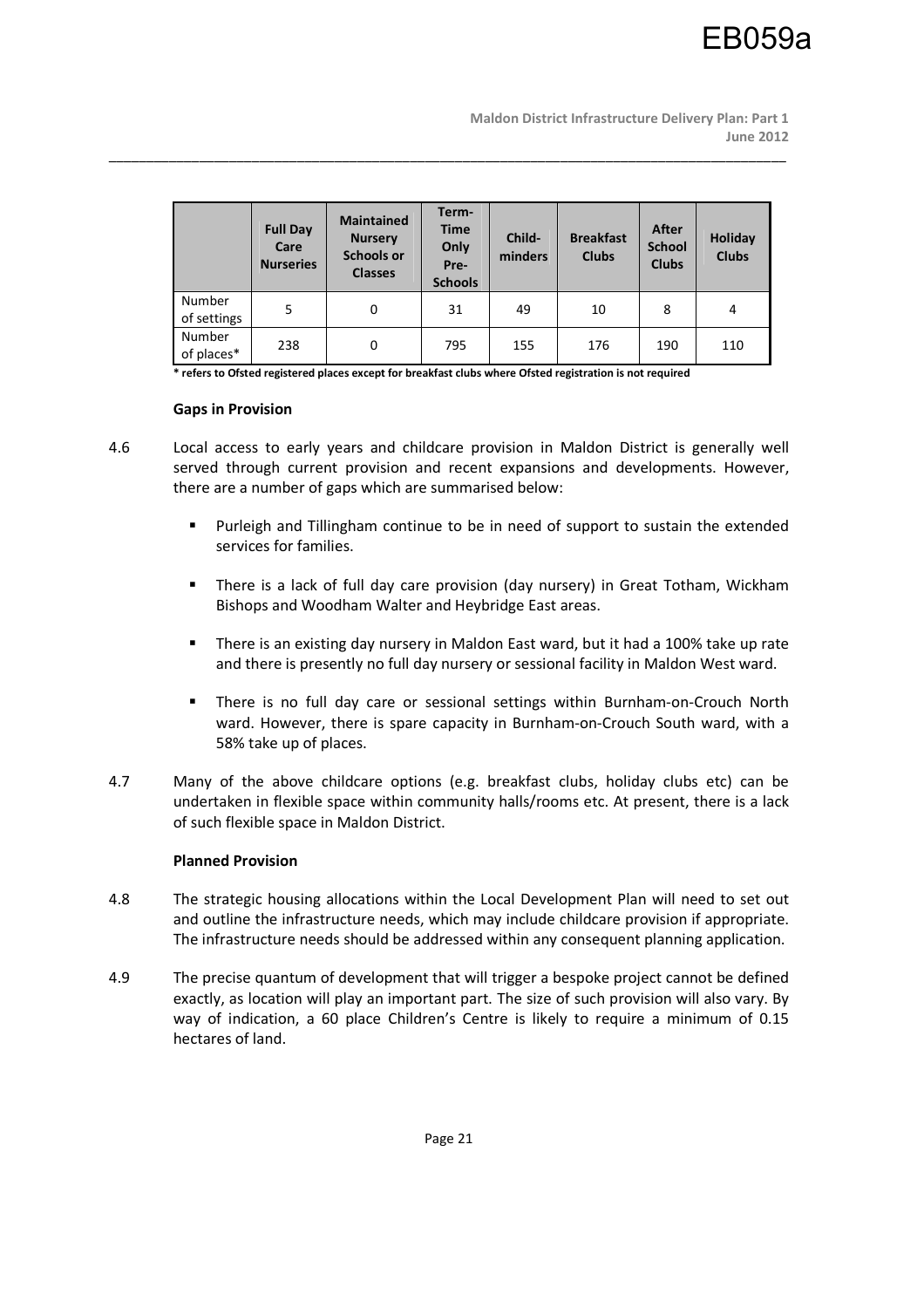| | Full Day Care Nurseries | Maintained Nursery Schools or Classes | Term-Time Only Pre-Schools | Child-minders | Breakfast Clubs | After School Clubs | Holiday Clubs |
|---|---|---|---|---|---|---|---|
| Number of settings | 5 | 0 | 31 | 49 | 10 | 8 | 4 |
| Number of places* | 238 | 0 | 795 | 155 | 176 | 190 | 110 |

**\* refers to Ofsted registered places except for breakfast clubs where Ofsted registration is not required**

#### Gaps in Provision

4.6 Local access to early years and childcare provision in Maldon District is generally well served through current provision and recent expansions and developments. However, there are a number of gaps which are summarised below:

- Purleigh and Tillingham continue to be in need of support to sustain the extended services for families.
- There is a lack of full day care provision (day nursery) in Great Totham, Wickham Bishops and Woodham Walter and Heybridge East areas.
- There is an existing day nursery in Maldon East ward, but it had a 100% take up rate and there is presently no full day nursery or sessional facility in Maldon West ward.
- There is no full day care or sessional settings within Burnham-on-Crouch North ward. However, there is spare capacity in Burnham-on-Crouch South ward, with a 58% take up of places.

4.7 Many of the above childcare options (e.g. breakfast clubs, holiday clubs etc) can be undertaken in flexible space within community halls/rooms etc. At present, there is a lack of such flexible space in Maldon District.

#### Planned Provision

4.8 The strategic housing allocations within the Local Development Plan will need to set out and outline the infrastructure needs, which may include childcare provision if appropriate. The infrastructure needs should be addressed within any consequent planning application.

4.9 The precise quantum of development that will trigger a bespoke project cannot be defined exactly, as location will play an important part. The size of such provision will also vary. By way of indication, a 60 place Children's Centre is likely to require a minimum of 0.15 hectares of land.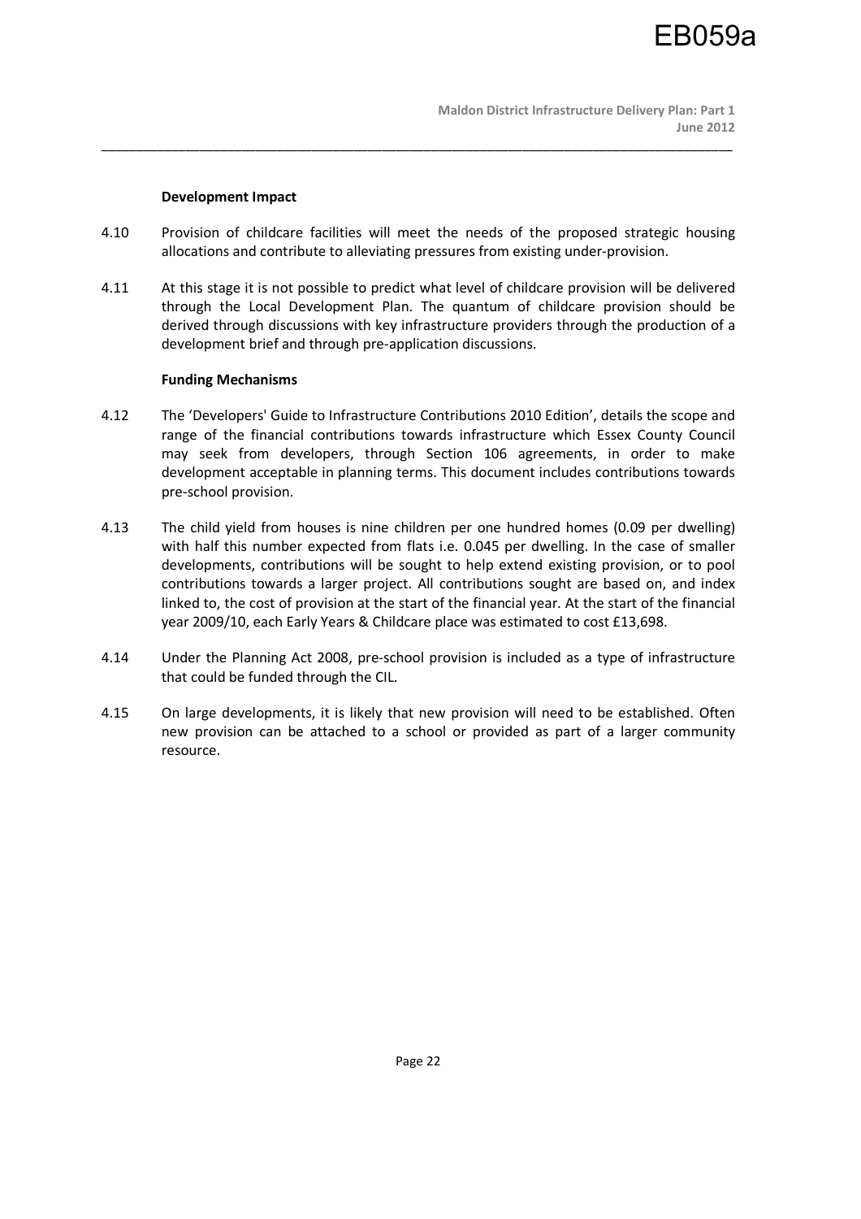**Development Impact**

4.10 Provision of childcare facilities will meet the needs of the proposed strategic housing allocations and contribute to alleviating pressures from existing under-provision.

4.11 At this stage it is not possible to predict what level of childcare provision will be delivered through the Local Development Plan. The quantum of childcare provision should be derived through discussions with key infrastructure providers through the production of a development brief and through pre-application discussions.

**Funding Mechanisms**

4.12 The 'Developers' Guide to Infrastructure Contributions 2010 Edition', details the scope and range of the financial contributions towards infrastructure which Essex County Council may seek from developers, through Section 106 agreements, in order to make development acceptable in planning terms. This document includes contributions towards pre-school provision.

4.13 The child yield from houses is nine children per one hundred homes (0.09 per dwelling) with half this number expected from flats i.e. 0.045 per dwelling. In the case of smaller developments, contributions will be sought to help extend existing provision, or to pool contributions towards a larger project. All contributions sought are based on, and index linked to, the cost of provision at the start of the financial year. At the start of the financial year 2009/10, each Early Years & Childcare place was estimated to cost £13,698.

4.14 Under the Planning Act 2008, pre-school provision is included as a type of infrastructure that could be funded through the CIL.

4.15 On large developments, it is likely that new provision will need to be established. Often new provision can be attached to a school or provided as part of a larger community resource.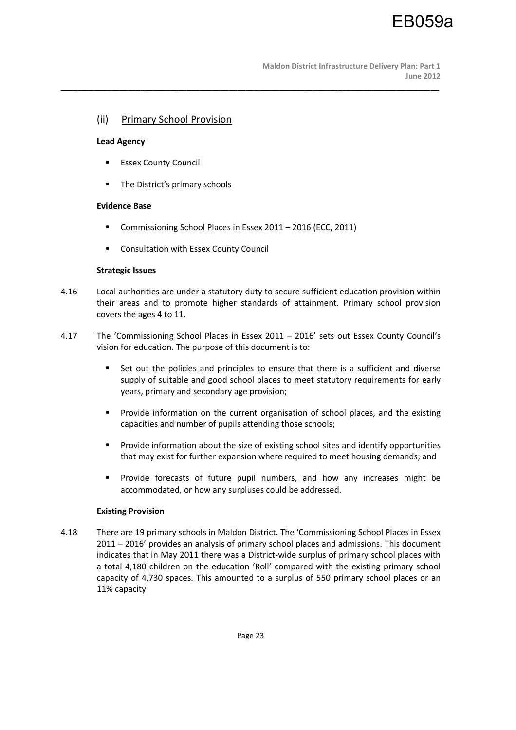## (ii) Primary School Provision

**Lead Agency**

- Essex County Council
- The District's primary schools

**Evidence Base**

- Commissioning School Places in Essex 2011 – 2016 (ECC, 2011)
- Consultation with Essex County Council

**Strategic Issues**

4.16 Local authorities are under a statutory duty to secure sufficient education provision within their areas and to promote higher standards of attainment. Primary school provision covers the ages 4 to 11.

4.17 The 'Commissioning School Places in Essex 2011 – 2016' sets out Essex County Council's vision for education. The purpose of this document is to:

- Set out the policies and principles to ensure that there is a sufficient and diverse supply of suitable and good school places to meet statutory requirements for early years, primary and secondary age provision;
- Provide information on the current organisation of school places, and the existing capacities and number of pupils attending those schools;
- Provide information about the size of existing school sites and identify opportunities that may exist for further expansion where required to meet housing demands; and
- Provide forecasts of future pupil numbers, and how any increases might be accommodated, or how any surpluses could be addressed.

**Existing Provision**

4.18 There are 19 primary schools in Maldon District. The 'Commissioning School Places in Essex 2011 – 2016' provides an analysis of primary school places and admissions. This document indicates that in May 2011 there was a District-wide surplus of primary school places with a total 4,180 children on the education 'Roll' compared with the existing primary school capacity of 4,730 spaces. This amounted to a surplus of 550 primary school places or an 11% capacity.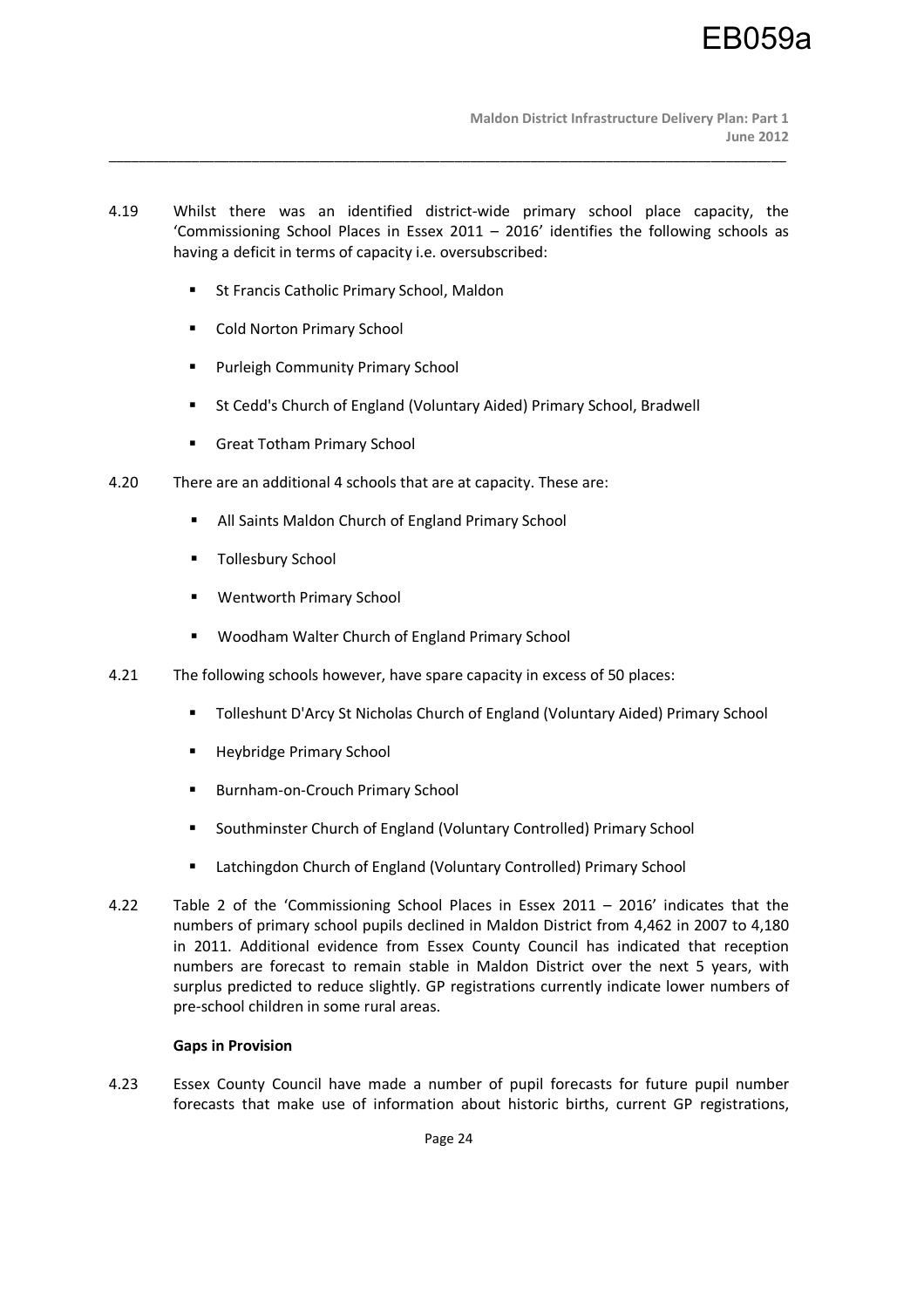4.19 Whilst there was an identified district-wide primary school place capacity, the 'Commissioning School Places in Essex 2011 – 2016' identifies the following schools as having a deficit in terms of capacity i.e. oversubscribed:

- St Francis Catholic Primary School, Maldon
- Cold Norton Primary School
- Purleigh Community Primary School
- St Cedd's Church of England (Voluntary Aided) Primary School, Bradwell
- Great Totham Primary School

4.20 There are an additional 4 schools that are at capacity. These are:

- All Saints Maldon Church of England Primary School
- Tollesbury School
- Wentworth Primary School
- Woodham Walter Church of England Primary School

4.21 The following schools however, have spare capacity in excess of 50 places:

- Tolleshunt D'Arcy St Nicholas Church of England (Voluntary Aided) Primary School
- Heybridge Primary School
- Burnham-on-Crouch Primary School
- Southminster Church of England (Voluntary Controlled) Primary School
- Latchingdon Church of England (Voluntary Controlled) Primary School

4.22 Table 2 of the 'Commissioning School Places in Essex 2011 – 2016' indicates that the numbers of primary school pupils declined in Maldon District from 4,462 in 2007 to 4,180 in 2011. Additional evidence from Essex County Council has indicated that reception numbers are forecast to remain stable in Maldon District over the next 5 years, with surplus predicted to reduce slightly. GP registrations currently indicate lower numbers of pre-school children in some rural areas.

**Gaps in Provision**

4.23 Essex County Council have made a number of pupil forecasts for future pupil number forecasts that make use of information about historic births, current GP registrations,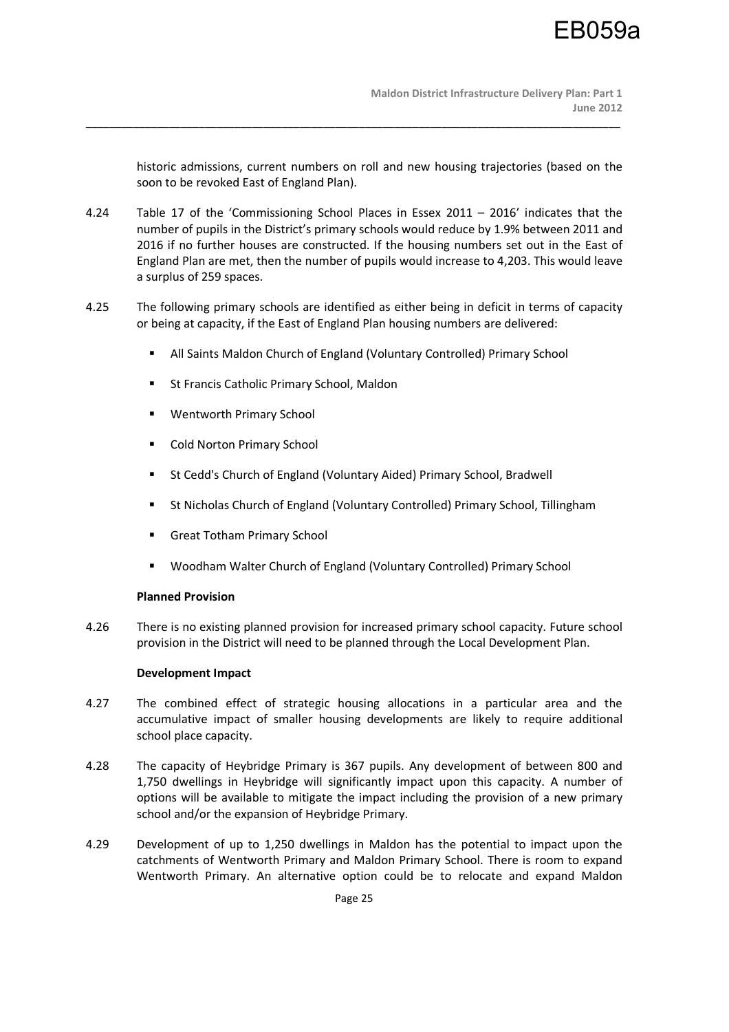historic admissions, current numbers on roll and new housing trajectories (based on the soon to be revoked East of England Plan).

4.24 Table 17 of the 'Commissioning School Places in Essex 2011 – 2016' indicates that the number of pupils in the District's primary schools would reduce by 1.9% between 2011 and 2016 if no further houses are constructed. If the housing numbers set out in the East of England Plan are met, then the number of pupils would increase to 4,203. This would leave a surplus of 259 spaces.

4.25 The following primary schools are identified as either being in deficit in terms of capacity or being at capacity, if the East of England Plan housing numbers are delivered:

- All Saints Maldon Church of England (Voluntary Controlled) Primary School
- St Francis Catholic Primary School, Maldon
- Wentworth Primary School
- Cold Norton Primary School
- St Cedd's Church of England (Voluntary Aided) Primary School, Bradwell
- St Nicholas Church of England (Voluntary Controlled) Primary School, Tillingham
- Great Totham Primary School
- Woodham Walter Church of England (Voluntary Controlled) Primary School

**Planned Provision**

4.26 There is no existing planned provision for increased primary school capacity. Future school provision in the District will need to be planned through the Local Development Plan.

**Development Impact**

4.27 The combined effect of strategic housing allocations in a particular area and the accumulative impact of smaller housing developments are likely to require additional school place capacity.

4.28 The capacity of Heybridge Primary is 367 pupils. Any development of between 800 and 1,750 dwellings in Heybridge will significantly impact upon this capacity. A number of options will be available to mitigate the impact including the provision of a new primary school and/or the expansion of Heybridge Primary.

4.29 Development of up to 1,250 dwellings in Maldon has the potential to impact upon the catchments of Wentworth Primary and Maldon Primary School. There is room to expand Wentworth Primary. An alternative option could be to relocate and expand Maldon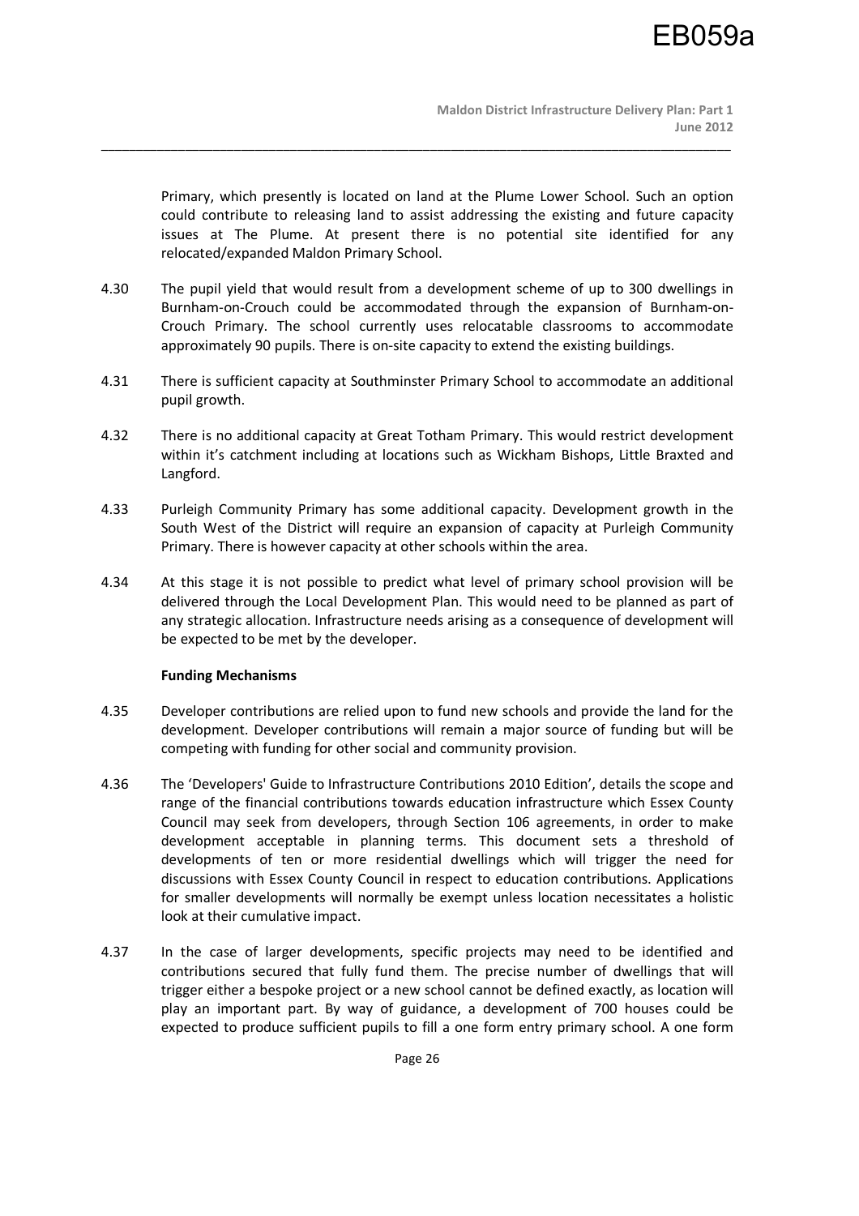Primary, which presently is located on land at the Plume Lower School. Such an option could contribute to releasing land to assist addressing the existing and future capacity issues at The Plume. At present there is no potential site identified for any relocated/expanded Maldon Primary School.

4.30 The pupil yield that would result from a development scheme of up to 300 dwellings in Burnham-on-Crouch could be accommodated through the expansion of Burnham-on-Crouch Primary. The school currently uses relocatable classrooms to accommodate approximately 90 pupils. There is on-site capacity to extend the existing buildings.

4.31 There is sufficient capacity at Southminster Primary School to accommodate an additional pupil growth.

4.32 There is no additional capacity at Great Totham Primary. This would restrict development within it's catchment including at locations such as Wickham Bishops, Little Braxted and Langford.

4.33 Purleigh Community Primary has some additional capacity. Development growth in the South West of the District will require an expansion of capacity at Purleigh Community Primary. There is however capacity at other schools within the area.

4.34 At this stage it is not possible to predict what level of primary school provision will be delivered through the Local Development Plan. This would need to be planned as part of any strategic allocation. Infrastructure needs arising as a consequence of development will be expected to be met by the developer.

**Funding Mechanisms**

4.35 Developer contributions are relied upon to fund new schools and provide the land for the development. Developer contributions will remain a major source of funding but will be competing with funding for other social and community provision.

4.36 The 'Developers' Guide to Infrastructure Contributions 2010 Edition', details the scope and range of the financial contributions towards education infrastructure which Essex County Council may seek from developers, through Section 106 agreements, in order to make development acceptable in planning terms. This document sets a threshold of developments of ten or more residential dwellings which will trigger the need for discussions with Essex County Council in respect to education contributions. Applications for smaller developments will normally be exempt unless location necessitates a holistic look at their cumulative impact.

4.37 In the case of larger developments, specific projects may need to be identified and contributions secured that fully fund them. The precise number of dwellings that will trigger either a bespoke project or a new school cannot be defined exactly, as location will play an important part. By way of guidance, a development of 700 houses could be expected to produce sufficient pupils to fill a one form entry primary school. A one form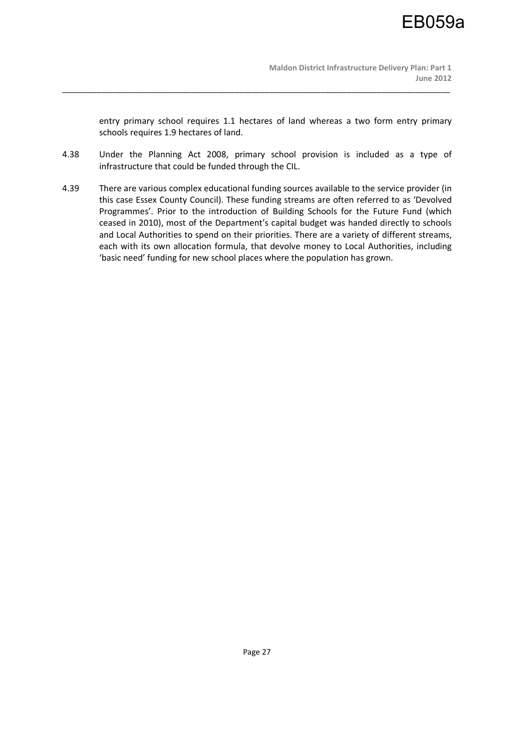entry primary school requires 1.1 hectares of land whereas a two form entry primary schools requires 1.9 hectares of land.

4.38 Under the Planning Act 2008, primary school provision is included as a type of infrastructure that could be funded through the CIL.

4.39 There are various complex educational funding sources available to the service provider (in this case Essex County Council). These funding streams are often referred to as 'Devolved Programmes'. Prior to the introduction of Building Schools for the Future Fund (which ceased in 2010), most of the Department's capital budget was handed directly to schools and Local Authorities to spend on their priorities. There are a variety of different streams, each with its own allocation formula, that devolve money to Local Authorities, including 'basic need' funding for new school places where the population has grown.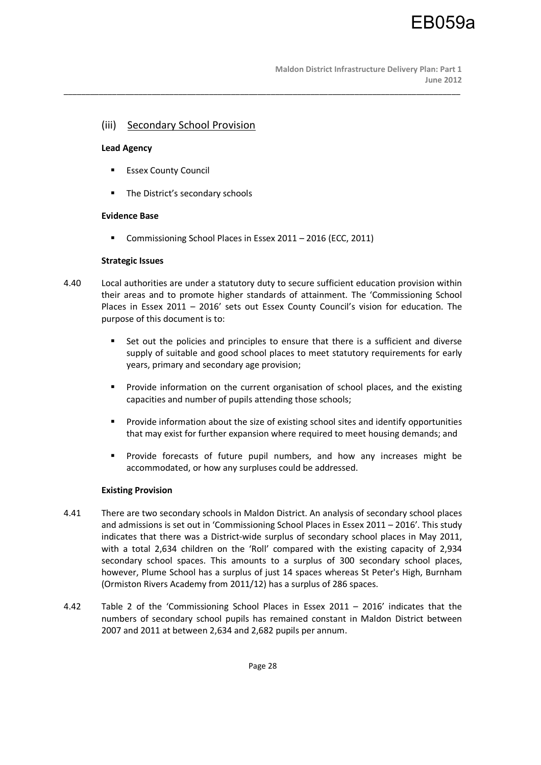### (iii) Secondary School Provision

**Lead Agency**

- Essex County Council
- The District's secondary schools

**Evidence Base**

- Commissioning School Places in Essex 2011 – 2016 (ECC, 2011)

**Strategic Issues**

4.40 Local authorities are under a statutory duty to secure sufficient education provision within their areas and to promote higher standards of attainment. The 'Commissioning School Places in Essex 2011 – 2016' sets out Essex County Council's vision for education. The purpose of this document is to:

- Set out the policies and principles to ensure that there is a sufficient and diverse supply of suitable and good school places to meet statutory requirements for early years, primary and secondary age provision;
- Provide information on the current organisation of school places, and the existing capacities and number of pupils attending those schools;
- Provide information about the size of existing school sites and identify opportunities that may exist for further expansion where required to meet housing demands; and
- Provide forecasts of future pupil numbers, and how any increases might be accommodated, or how any surpluses could be addressed.

**Existing Provision**

4.41 There are two secondary schools in Maldon District. An analysis of secondary school places and admissions is set out in 'Commissioning School Places in Essex 2011 – 2016'. This study indicates that there was a District-wide surplus of secondary school places in May 2011, with a total 2,634 children on the 'Roll' compared with the existing capacity of 2,934 secondary school spaces. This amounts to a surplus of 300 secondary school places, however, Plume School has a surplus of just 14 spaces whereas St Peter's High, Burnham (Ormiston Rivers Academy from 2011/12) has a surplus of 286 spaces.

4.42 Table 2 of the 'Commissioning School Places in Essex 2011 – 2016' indicates that the numbers of secondary school pupils has remained constant in Maldon District between 2007 and 2011 at between 2,634 and 2,682 pupils per annum.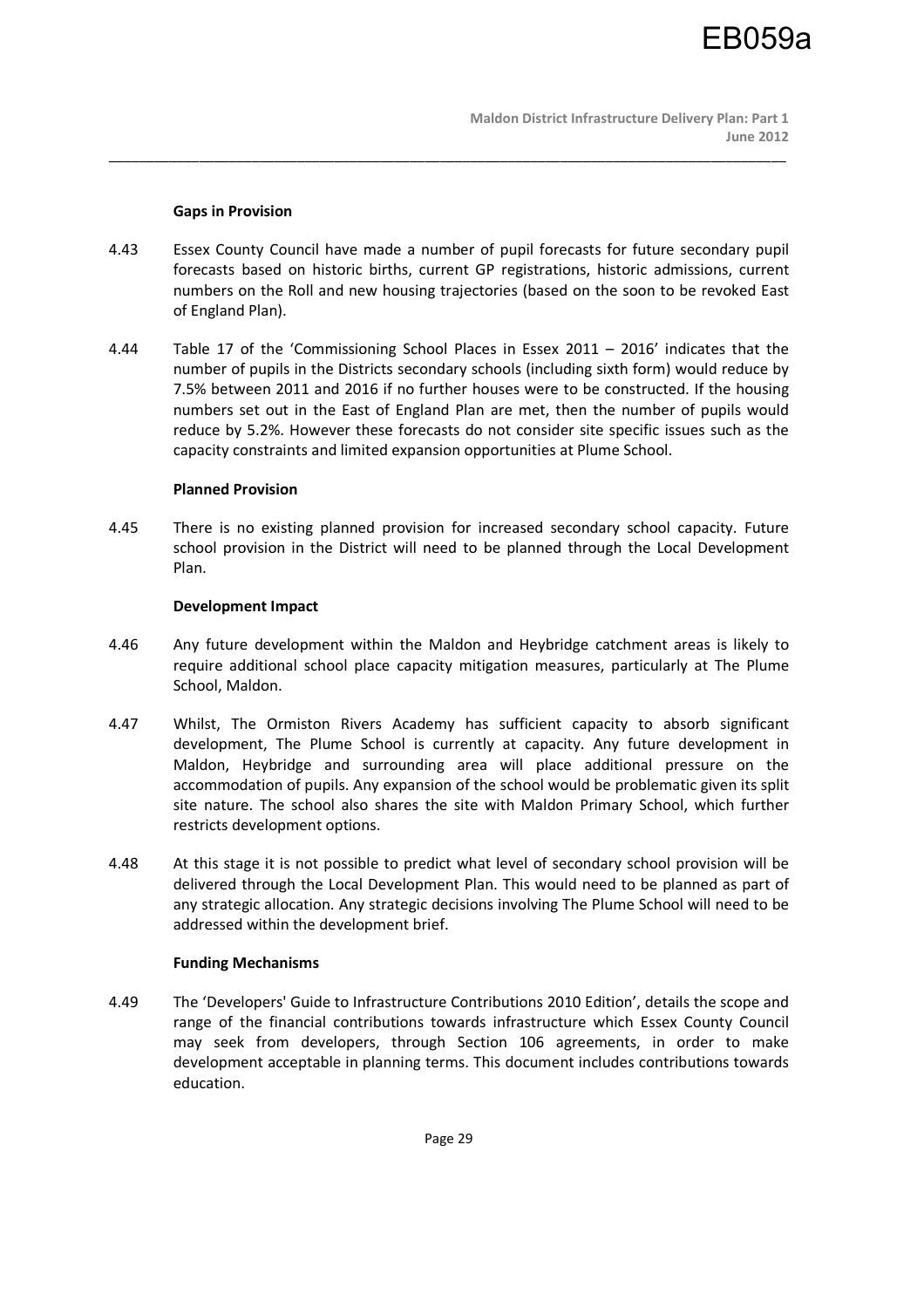**Gaps in Provision**

4.43 Essex County Council have made a number of pupil forecasts for future secondary pupil forecasts based on historic births, current GP registrations, historic admissions, current numbers on the Roll and new housing trajectories (based on the soon to be revoked East of England Plan).

4.44 Table 17 of the 'Commissioning School Places in Essex 2011 – 2016' indicates that the number of pupils in the Districts secondary schools (including sixth form) would reduce by 7.5% between 2011 and 2016 if no further houses were to be constructed. If the housing numbers set out in the East of England Plan are met, then the number of pupils would reduce by 5.2%. However these forecasts do not consider site specific issues such as the capacity constraints and limited expansion opportunities at Plume School.

**Planned Provision**

4.45 There is no existing planned provision for increased secondary school capacity. Future school provision in the District will need to be planned through the Local Development Plan.

**Development Impact**

4.46 Any future development within the Maldon and Heybridge catchment areas is likely to require additional school place capacity mitigation measures, particularly at The Plume School, Maldon.

4.47 Whilst, The Ormiston Rivers Academy has sufficient capacity to absorb significant development, The Plume School is currently at capacity. Any future development in Maldon, Heybridge and surrounding area will place additional pressure on the accommodation of pupils. Any expansion of the school would be problematic given its split site nature. The school also shares the site with Maldon Primary School, which further restricts development options.

4.48 At this stage it is not possible to predict what level of secondary school provision will be delivered through the Local Development Plan. This would need to be planned as part of any strategic allocation. Any strategic decisions involving The Plume School will need to be addressed within the development brief.

**Funding Mechanisms**

4.49 The 'Developers' Guide to Infrastructure Contributions 2010 Edition', details the scope and range of the financial contributions towards infrastructure which Essex County Council may seek from developers, through Section 106 agreements, in order to make development acceptable in planning terms. This document includes contributions towards education.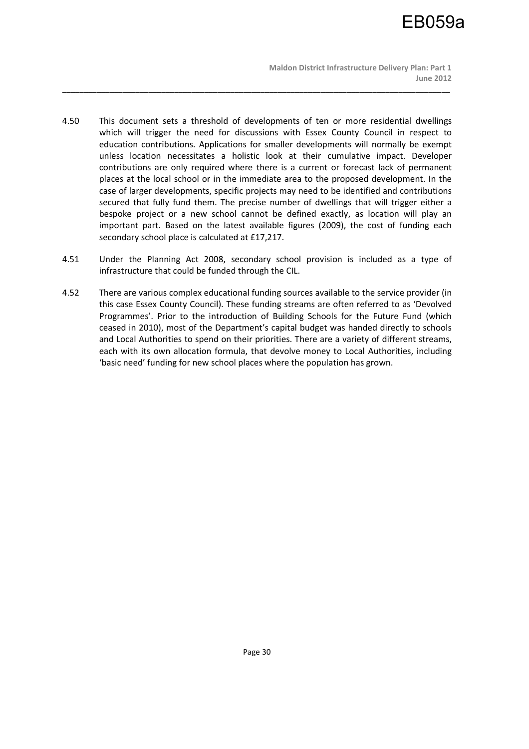4.50 This document sets a threshold of developments of ten or more residential dwellings which will trigger the need for discussions with Essex County Council in respect to education contributions. Applications for smaller developments will normally be exempt unless location necessitates a holistic look at their cumulative impact. Developer contributions are only required where there is a current or forecast lack of permanent places at the local school or in the immediate area to the proposed development. In the case of larger developments, specific projects may need to be identified and contributions secured that fully fund them. The precise number of dwellings that will trigger either a bespoke project or a new school cannot be defined exactly, as location will play an important part. Based on the latest available figures (2009), the cost of funding each secondary school place is calculated at £17,217.

4.51 Under the Planning Act 2008, secondary school provision is included as a type of infrastructure that could be funded through the CIL.

4.52 There are various complex educational funding sources available to the service provider (in this case Essex County Council). These funding streams are often referred to as 'Devolved Programmes'. Prior to the introduction of Building Schools for the Future Fund (which ceased in 2010), most of the Department's capital budget was handed directly to schools and Local Authorities to spend on their priorities. There are a variety of different streams, each with its own allocation formula, that devolve money to Local Authorities, including 'basic need' funding for new school places where the population has grown.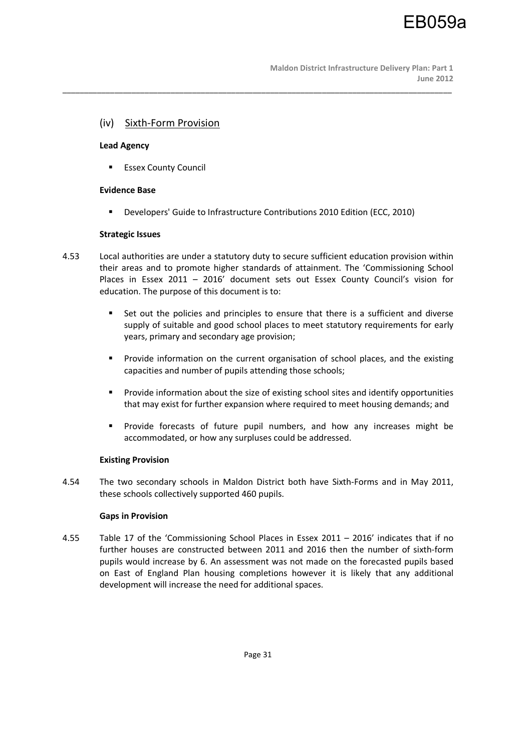### (iv) Sixth-Form Provision

**Lead Agency**

- Essex County Council

**Evidence Base**

- Developers' Guide to Infrastructure Contributions 2010 Edition (ECC, 2010)

**Strategic Issues**

4.53 Local authorities are under a statutory duty to secure sufficient education provision within their areas and to promote higher standards of attainment. The 'Commissioning School Places in Essex 2011 – 2016' document sets out Essex County Council's vision for education. The purpose of this document is to:

- Set out the policies and principles to ensure that there is a sufficient and diverse supply of suitable and good school places to meet statutory requirements for early years, primary and secondary age provision;
- Provide information on the current organisation of school places, and the existing capacities and number of pupils attending those schools;
- Provide information about the size of existing school sites and identify opportunities that may exist for further expansion where required to meet housing demands; and
- Provide forecasts of future pupil numbers, and how any increases might be accommodated, or how any surpluses could be addressed.

**Existing Provision**

4.54 The two secondary schools in Maldon District both have Sixth-Forms and in May 2011, these schools collectively supported 460 pupils.

**Gaps in Provision**

4.55 Table 17 of the 'Commissioning School Places in Essex 2011 – 2016' indicates that if no further houses are constructed between 2011 and 2016 then the number of sixth-form pupils would increase by 6. An assessment was not made on the forecasted pupils based on East of England Plan housing completions however it is likely that any additional development will increase the need for additional spaces.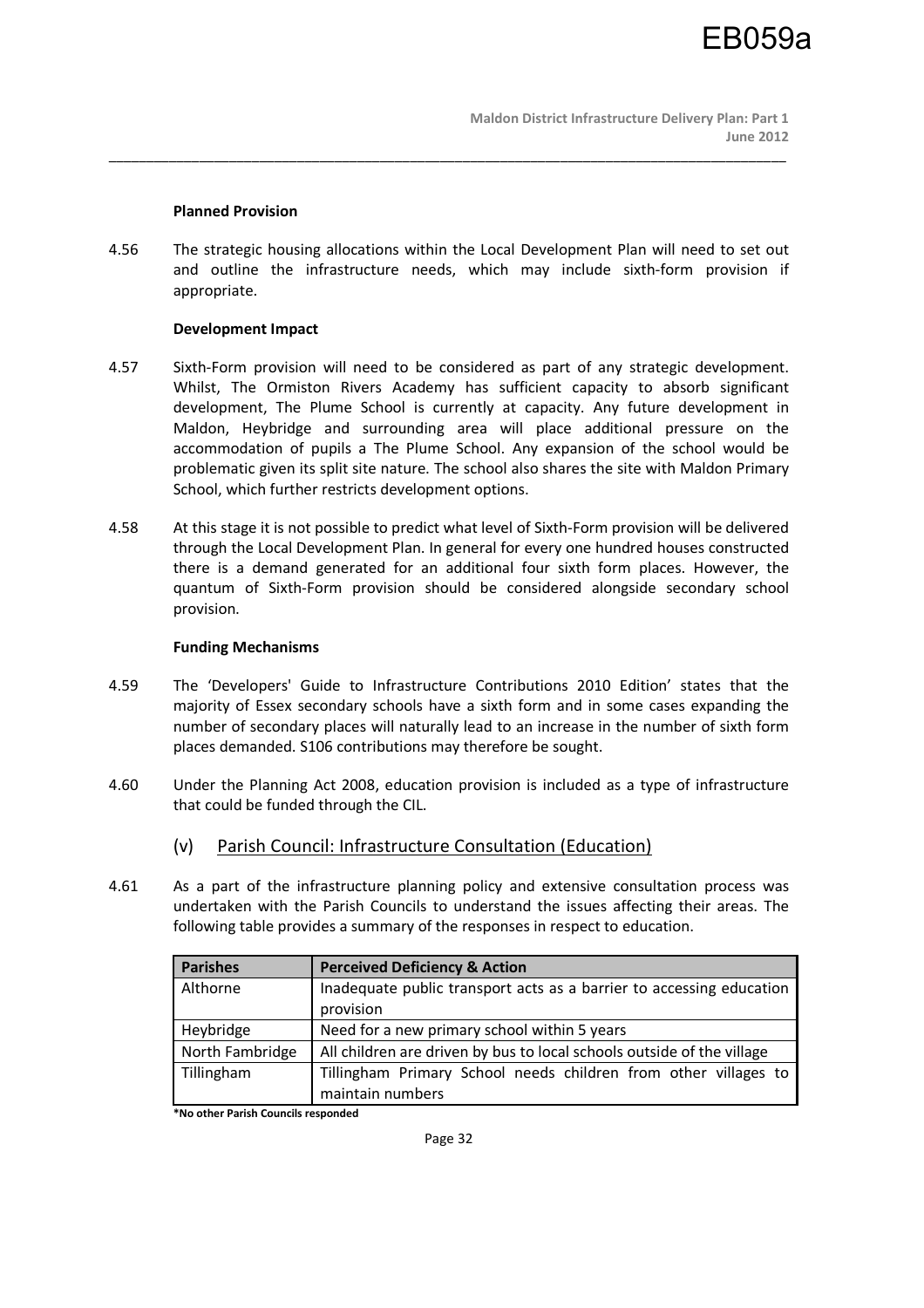**Planned Provision**

4.56 The strategic housing allocations within the Local Development Plan will need to set out and outline the infrastructure needs, which may include sixth-form provision if appropriate.

**Development Impact**

4.57 Sixth-Form provision will need to be considered as part of any strategic development. Whilst, The Ormiston Rivers Academy has sufficient capacity to absorb significant development, The Plume School is currently at capacity. Any future development in Maldon, Heybridge and surrounding area will place additional pressure on the accommodation of pupils a The Plume School. Any expansion of the school would be problematic given its split site nature. The school also shares the site with Maldon Primary School, which further restricts development options.

4.58 At this stage it is not possible to predict what level of Sixth-Form provision will be delivered through the Local Development Plan. In general for every one hundred houses constructed there is a demand generated for an additional four sixth form places. However, the quantum of Sixth-Form provision should be considered alongside secondary school provision.

**Funding Mechanisms**

4.59 The 'Developers' Guide to Infrastructure Contributions 2010 Edition' states that the majority of Essex secondary schools have a sixth form and in some cases expanding the number of secondary places will naturally lead to an increase in the number of sixth form places demanded. S106 contributions may therefore be sought.

4.60 Under the Planning Act 2008, education provision is included as a type of infrastructure that could be funded through the CIL.

### (v) Parish Council: Infrastructure Consultation (Education)

4.61 As a part of the infrastructure planning policy and extensive consultation process was undertaken with the Parish Councils to understand the issues affecting their areas. The following table provides a summary of the responses in respect to education.

| Parishes | Perceived Deficiency & Action |
|---|---|
| Althorne | Inadequate public transport acts as a barrier to accessing education provision |
| Heybridge | Need for a new primary school within 5 years |
| North Fambridge | All children are driven by bus to local schools outside of the village |
| Tillingham | Tillingham Primary School needs children from other villages to maintain numbers |

***No other Parish Councils responded**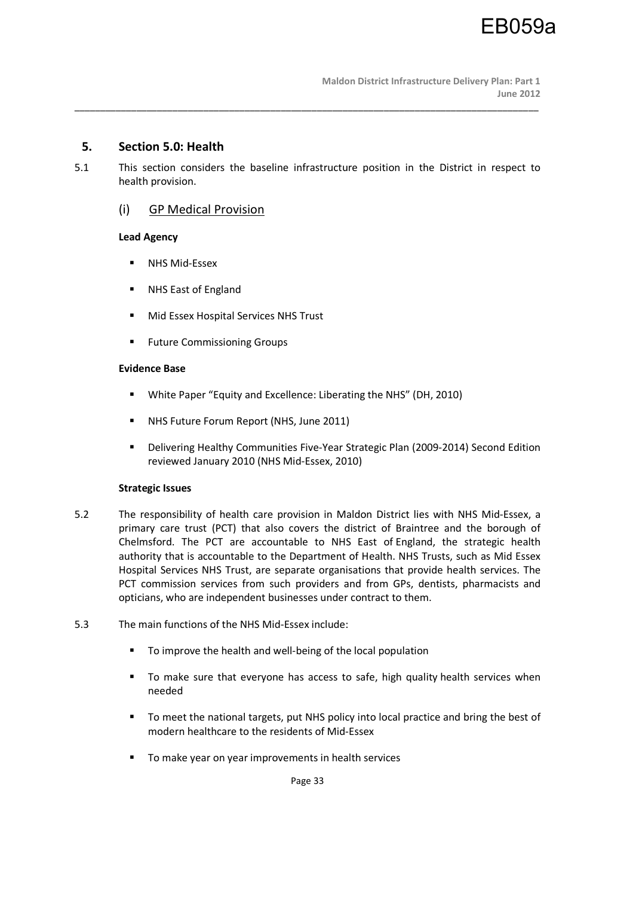## 5. Section 5.0: Health

5.1 This section considers the baseline infrastructure position in the District in respect to health provision.

### (i) GP Medical Provision

**Lead Agency**

- NHS Mid-Essex
- NHS East of England
- Mid Essex Hospital Services NHS Trust
- Future Commissioning Groups

**Evidence Base**

- White Paper "Equity and Excellence: Liberating the NHS" (DH, 2010)
- NHS Future Forum Report (NHS, June 2011)
- Delivering Healthy Communities Five-Year Strategic Plan (2009-2014) Second Edition reviewed January 2010 (NHS Mid-Essex, 2010)

**Strategic Issues**

5.2 The responsibility of health care provision in Maldon District lies with NHS Mid-Essex, a primary care trust (PCT) that also covers the district of Braintree and the borough of Chelmsford. The PCT are accountable to NHS East of England, the strategic health authority that is accountable to the Department of Health. NHS Trusts, such as Mid Essex Hospital Services NHS Trust, are separate organisations that provide health services. The PCT commission services from such providers and from GPs, dentists, pharmacists and opticians, who are independent businesses under contract to them.

5.3 The main functions of the NHS Mid-Essex include:

- To improve the health and well-being of the local population
- To make sure that everyone has access to safe, high quality health services when needed
- To meet the national targets, put NHS policy into local practice and bring the best of modern healthcare to the residents of Mid-Essex
- To make year on year improvements in health services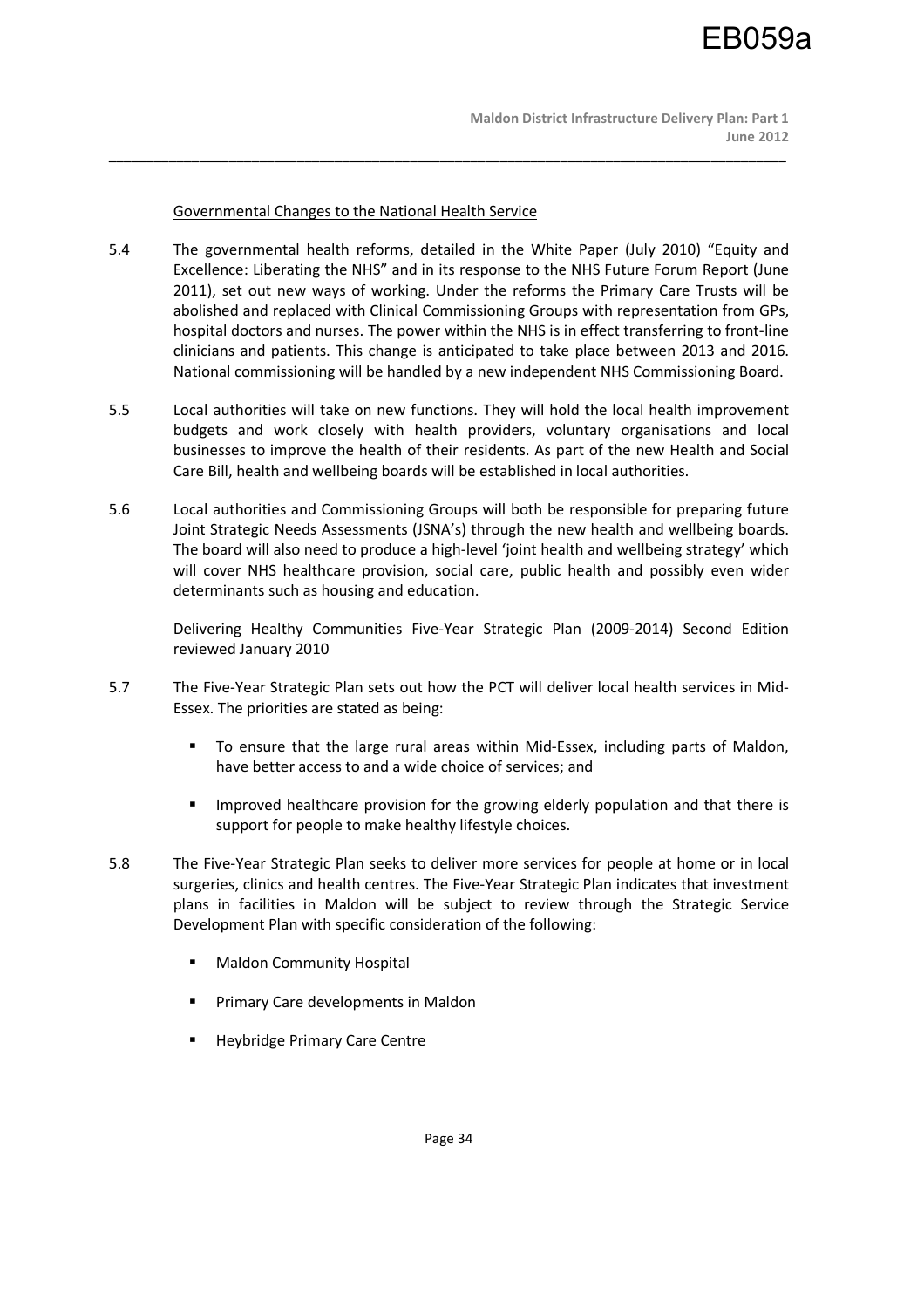Governmental Changes to the National Health Service

5.4 The governmental health reforms, detailed in the White Paper (July 2010) "Equity and Excellence: Liberating the NHS" and in its response to the NHS Future Forum Report (June 2011), set out new ways of working. Under the reforms the Primary Care Trusts will be abolished and replaced with Clinical Commissioning Groups with representation from GPs, hospital doctors and nurses. The power within the NHS is in effect transferring to front-line clinicians and patients. This change is anticipated to take place between 2013 and 2016. National commissioning will be handled by a new independent NHS Commissioning Board.

5.5 Local authorities will take on new functions. They will hold the local health improvement budgets and work closely with health providers, voluntary organisations and local businesses to improve the health of their residents. As part of the new Health and Social Care Bill, health and wellbeing boards will be established in local authorities.

5.6 Local authorities and Commissioning Groups will both be responsible for preparing future Joint Strategic Needs Assessments (JSNA's) through the new health and wellbeing boards. The board will also need to produce a high-level 'joint health and wellbeing strategy' which will cover NHS healthcare provision, social care, public health and possibly even wider determinants such as housing and education.

Delivering Healthy Communities Five-Year Strategic Plan (2009-2014) Second Edition reviewed January 2010

5.7 The Five-Year Strategic Plan sets out how the PCT will deliver local health services in Mid-Essex. The priorities are stated as being:

- To ensure that the large rural areas within Mid-Essex, including parts of Maldon, have better access to and a wide choice of services; and
- Improved healthcare provision for the growing elderly population and that there is support for people to make healthy lifestyle choices.

5.8 The Five-Year Strategic Plan seeks to deliver more services for people at home or in local surgeries, clinics and health centres. The Five-Year Strategic Plan indicates that investment plans in facilities in Maldon will be subject to review through the Strategic Service Development Plan with specific consideration of the following:

- Maldon Community Hospital
- Primary Care developments in Maldon
- Heybridge Primary Care Centre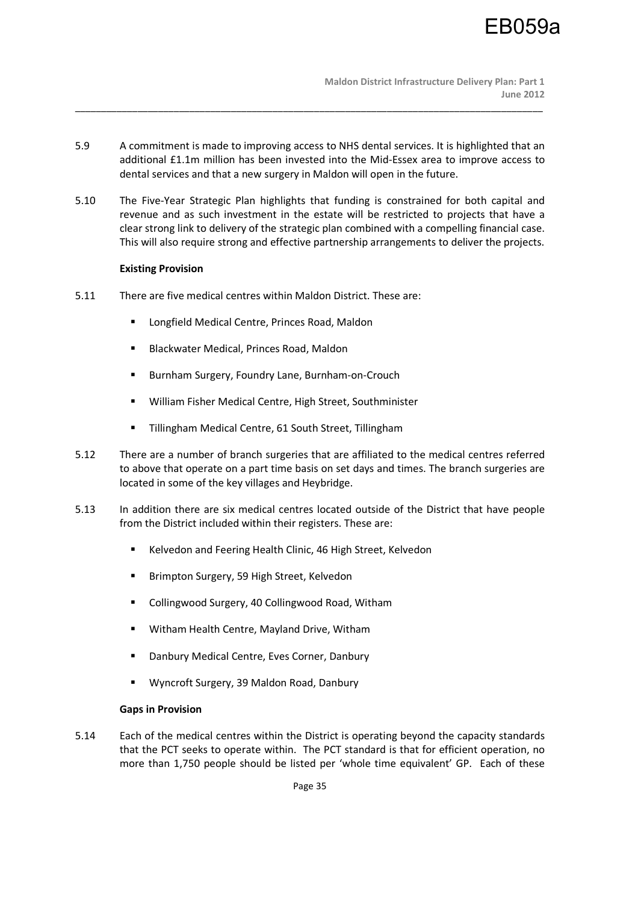5.9 A commitment is made to improving access to NHS dental services. It is highlighted that an additional £1.1m million has been invested into the Mid-Essex area to improve access to dental services and that a new surgery in Maldon will open in the future.

5.10 The Five-Year Strategic Plan highlights that funding is constrained for both capital and revenue and as such investment in the estate will be restricted to projects that have a clear strong link to delivery of the strategic plan combined with a compelling financial case. This will also require strong and effective partnership arrangements to deliver the projects.

**Existing Provision**

5.11 There are five medical centres within Maldon District. These are:

- Longfield Medical Centre, Princes Road, Maldon
- Blackwater Medical, Princes Road, Maldon
- Burnham Surgery, Foundry Lane, Burnham-on-Crouch
- William Fisher Medical Centre, High Street, Southminister
- Tillingham Medical Centre, 61 South Street, Tillingham

5.12 There are a number of branch surgeries that are affiliated to the medical centres referred to above that operate on a part time basis on set days and times. The branch surgeries are located in some of the key villages and Heybridge.

5.13 In addition there are six medical centres located outside of the District that have people from the District included within their registers. These are:

- Kelvedon and Feering Health Clinic, 46 High Street, Kelvedon
- Brimpton Surgery, 59 High Street, Kelvedon
- Collingwood Surgery, 40 Collingwood Road, Witham
- Witham Health Centre, Mayland Drive, Witham
- Danbury Medical Centre, Eves Corner, Danbury
- Wyncroft Surgery, 39 Maldon Road, Danbury

**Gaps in Provision**

5.14 Each of the medical centres within the District is operating beyond the capacity standards that the PCT seeks to operate within. The PCT standard is that for efficient operation, no more than 1,750 people should be listed per 'whole time equivalent' GP. Each of these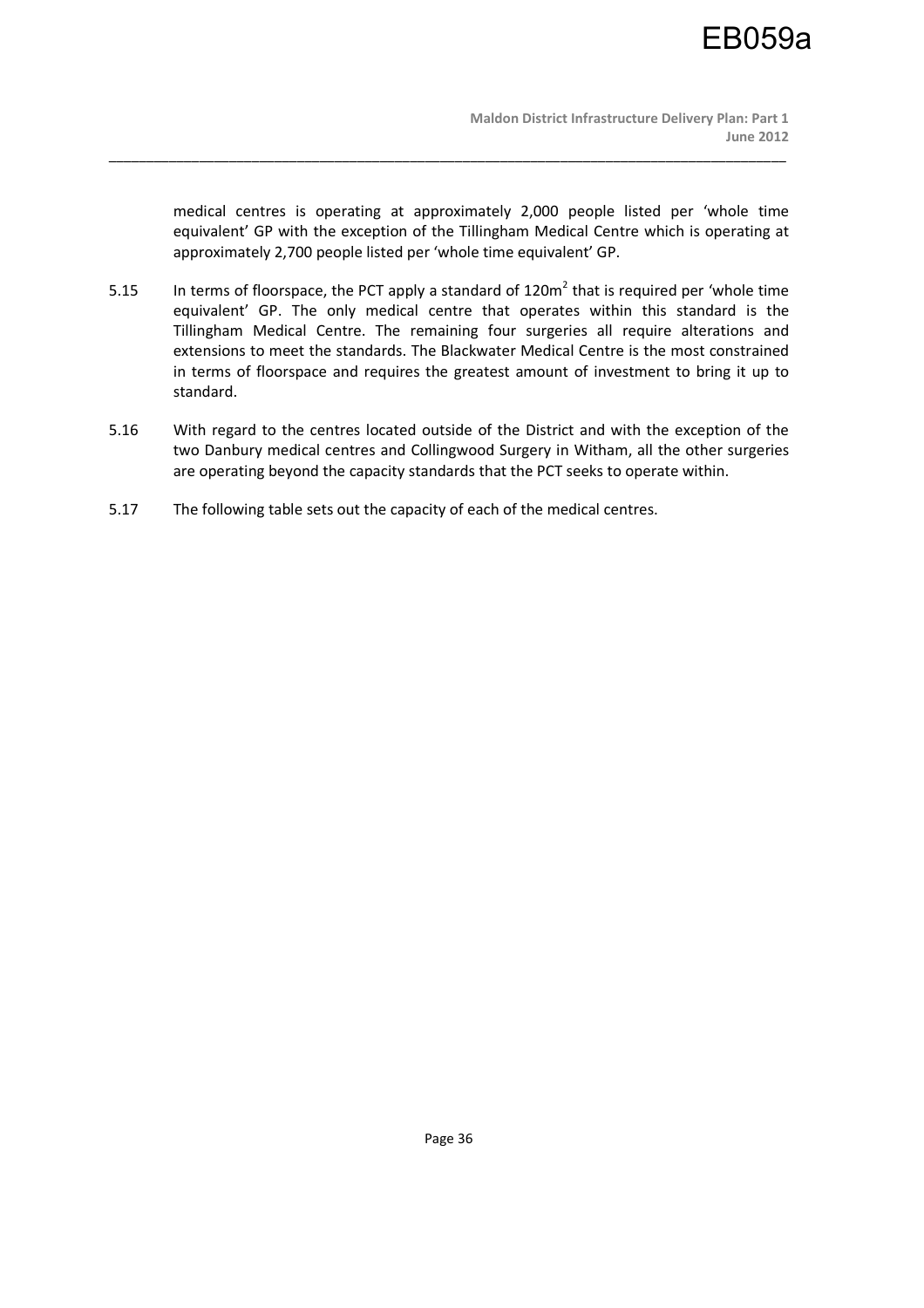medical centres is operating at approximately 2,000 people listed per 'whole time equivalent' GP with the exception of the Tillingham Medical Centre which is operating at approximately 2,700 people listed per 'whole time equivalent' GP.

5.15 In terms of floorspace, the PCT apply a standard of 120m$^2$ that is required per 'whole time equivalent' GP. The only medical centre that operates within this standard is the Tillingham Medical Centre. The remaining four surgeries all require alterations and extensions to meet the standards. The Blackwater Medical Centre is the most constrained in terms of floorspace and requires the greatest amount of investment to bring it up to standard.

5.16 With regard to the centres located outside of the District and with the exception of the two Danbury medical centres and Collingwood Surgery in Witham, all the other surgeries are operating beyond the capacity standards that the PCT seeks to operate within.

5.17 The following table sets out the capacity of each of the medical centres.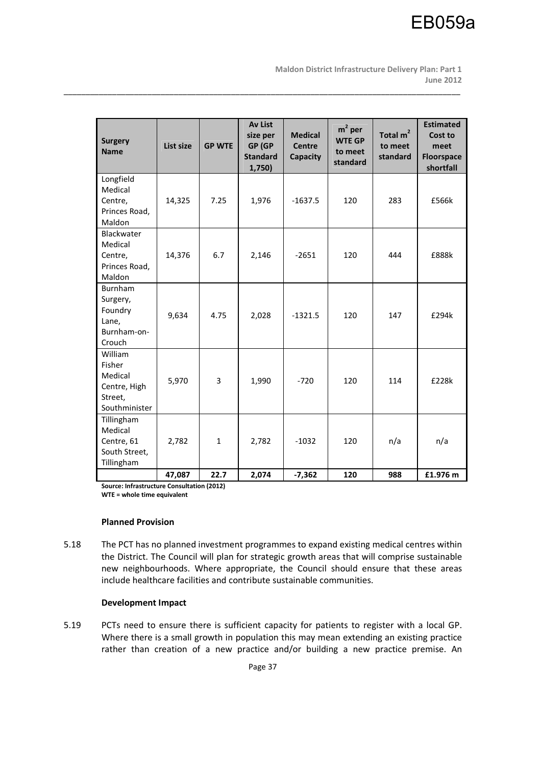| Surgery Name | List size | GP WTE | Av List size per GP (GP Standard 1,750) | Medical Centre Capacity | $m^2$ per WTE GP to meet standard | Total $m^2$ to meet standard | Estimated Cost to meet Floorspace shortfall |
|---|---|---|---|---|---|---|---|
| Longfield Medical Centre, Princes Road, Maldon | 14,325 | 7.25 | 1,976 | -1637.5 | 120 | 283 | £566k |
| Blackwater Medical Centre, Princes Road, Maldon | 14,376 | 6.7 | 2,146 | -2651 | 120 | 444 | £888k |
| Burnham Surgery, Foundry Lane, Burnham-on-Crouch | 9,634 | 4.75 | 2,028 | -1321.5 | 120 | 147 | £294k |
| William Fisher Medical Centre, High Street, Southminister | 5,970 | 3 | 1,990 | -720 | 120 | 114 | £228k |
| Tillingham Medical Centre, 61 South Street, Tillingham | 2,782 | 1 | 2,782 | -1032 | 120 | n/a | n/a |
| | **47,087** | **22.7** | **2,074** | **-7,362** | **120** | **988** | **£1.976 m** |

**Source: Infrastructure Consultation (2012)**
**WTE = whole time equivalent**

**Planned Provision**

5.18 The PCT has no planned investment programmes to expand existing medical centres within the District. The Council will plan for strategic growth areas that will comprise sustainable new neighbourhoods. Where appropriate, the Council should ensure that these areas include healthcare facilities and contribute sustainable communities.

**Development Impact**

5.19 PCTs need to ensure there is sufficient capacity for patients to register with a local GP. Where there is a small growth in population this may mean extending an existing practice rather than creation of a new practice and/or building a new practice premise. An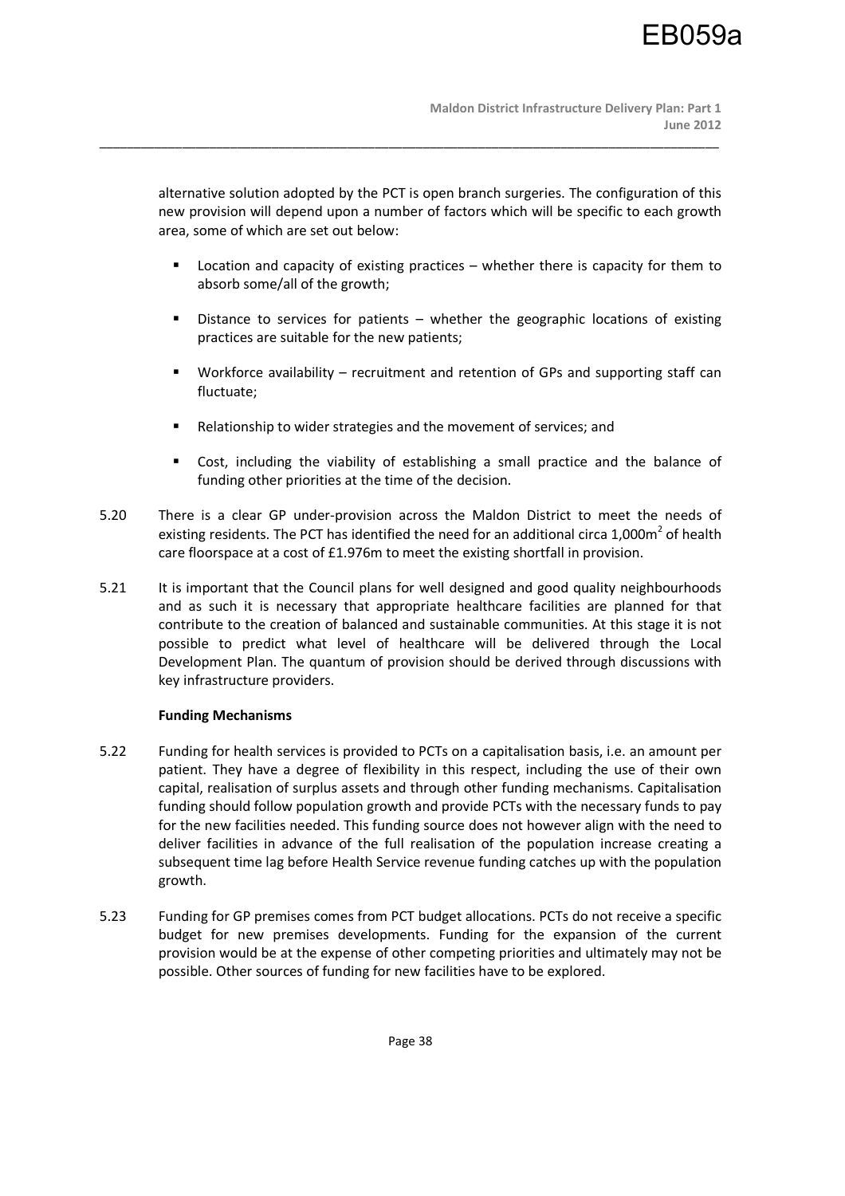alternative solution adopted by the PCT is open branch surgeries. The configuration of this new provision will depend upon a number of factors which will be specific to each growth area, some of which are set out below:

- Location and capacity of existing practices – whether there is capacity for them to absorb some/all of the growth;
- Distance to services for patients – whether the geographic locations of existing practices are suitable for the new patients;
- Workforce availability – recruitment and retention of GPs and supporting staff can fluctuate;
- Relationship to wider strategies and the movement of services; and
- Cost, including the viability of establishing a small practice and the balance of funding other priorities at the time of the decision.

5.20 There is a clear GP under-provision across the Maldon District to meet the needs of existing residents. The PCT has identified the need for an additional circa 1,000m$^2$ of health care floorspace at a cost of £1.976m to meet the existing shortfall in provision.

5.21 It is important that the Council plans for well designed and good quality neighbourhoods and as such it is necessary that appropriate healthcare facilities are planned for that contribute to the creation of balanced and sustainable communities. At this stage it is not possible to predict what level of healthcare will be delivered through the Local Development Plan. The quantum of provision should be derived through discussions with key infrastructure providers.

**Funding Mechanisms**

5.22 Funding for health services is provided to PCTs on a capitalisation basis, i.e. an amount per patient. They have a degree of flexibility in this respect, including the use of their own capital, realisation of surplus assets and through other funding mechanisms. Capitalisation funding should follow population growth and provide PCTs with the necessary funds to pay for the new facilities needed. This funding source does not however align with the need to deliver facilities in advance of the full realisation of the population increase creating a subsequent time lag before Health Service revenue funding catches up with the population growth.

5.23 Funding for GP premises comes from PCT budget allocations. PCTs do not receive a specific budget for new premises developments. Funding for the expansion of the current provision would be at the expense of other competing priorities and ultimately may not be possible. Other sources of funding for new facilities have to be explored.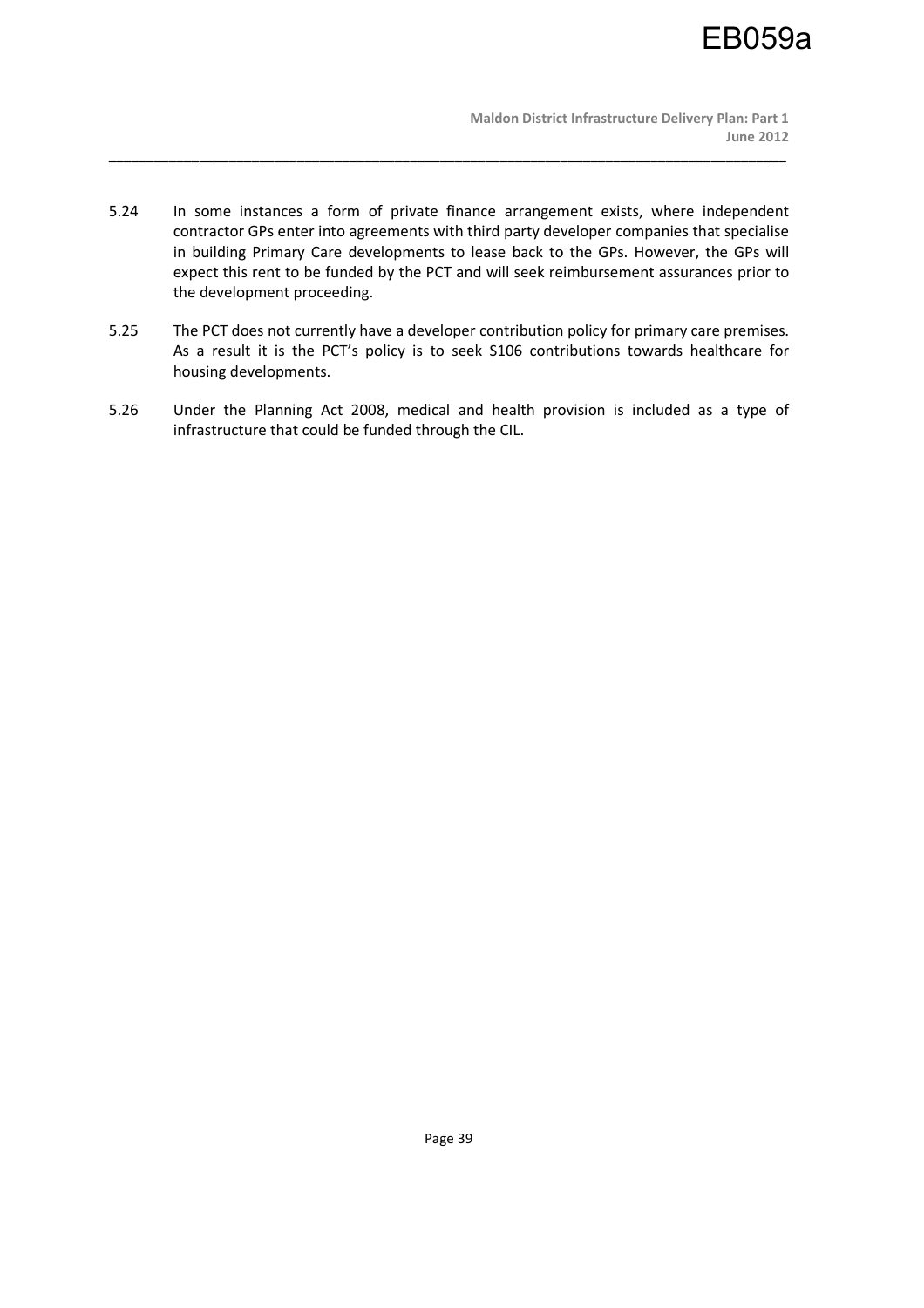5.24 In some instances a form of private finance arrangement exists, where independent contractor GPs enter into agreements with third party developer companies that specialise in building Primary Care developments to lease back to the GPs. However, the GPs will expect this rent to be funded by the PCT and will seek reimbursement assurances prior to the development proceeding.

5.25 The PCT does not currently have a developer contribution policy for primary care premises. As a result it is the PCT's policy is to seek S106 contributions towards healthcare for housing developments.

5.26 Under the Planning Act 2008, medical and health provision is included as a type of infrastructure that could be funded through the CIL.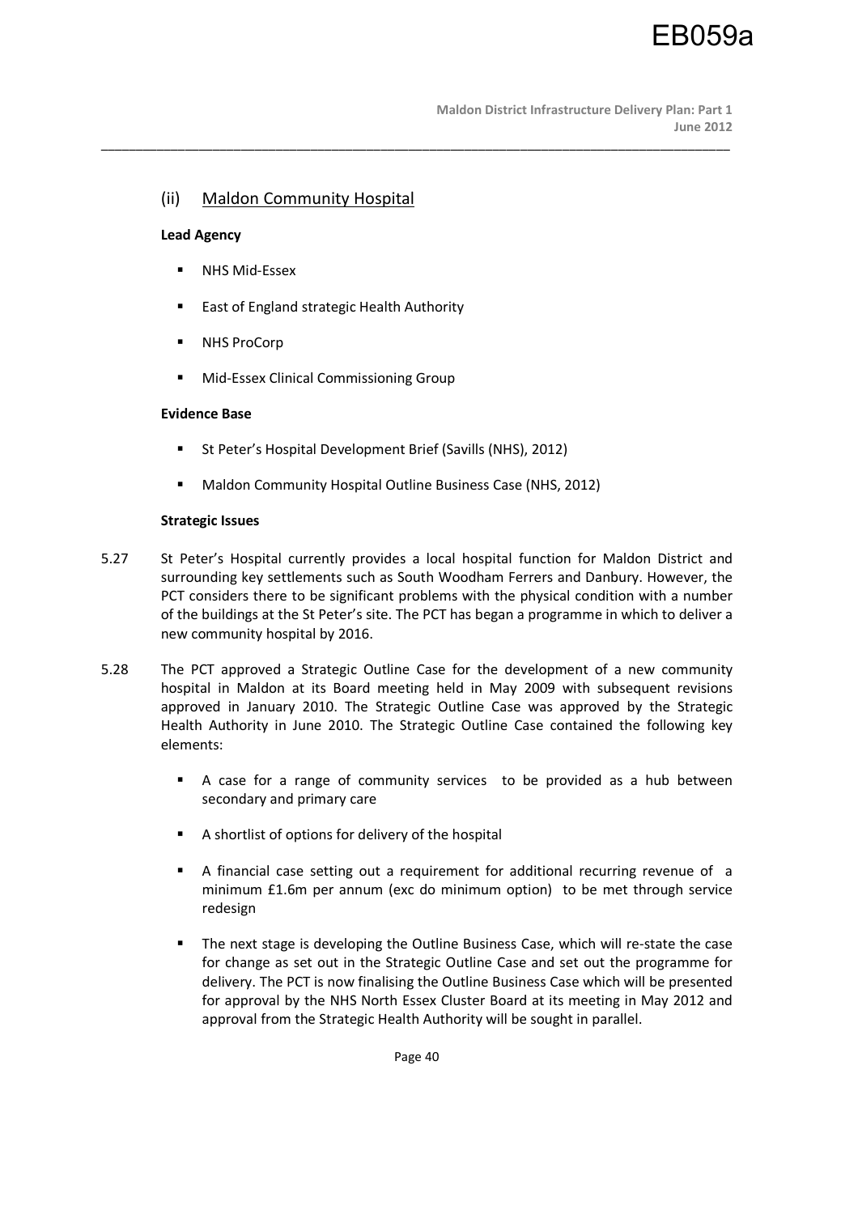## (ii) Maldon Community Hospital

**Lead Agency**

- NHS Mid-Essex
- East of England strategic Health Authority
- NHS ProCorp
- Mid-Essex Clinical Commissioning Group

**Evidence Base**

- St Peter's Hospital Development Brief (Savills (NHS), 2012)
- Maldon Community Hospital Outline Business Case (NHS, 2012)

**Strategic Issues**

5.27 St Peter's Hospital currently provides a local hospital function for Maldon District and surrounding key settlements such as South Woodham Ferrers and Danbury. However, the PCT considers there to be significant problems with the physical condition with a number of the buildings at the St Peter's site. The PCT has began a programme in which to deliver a new community hospital by 2016.

5.28 The PCT approved a Strategic Outline Case for the development of a new community hospital in Maldon at its Board meeting held in May 2009 with subsequent revisions approved in January 2010. The Strategic Outline Case was approved by the Strategic Health Authority in June 2010. The Strategic Outline Case contained the following key elements:

- A case for a range of community services to be provided as a hub between secondary and primary care
- A shortlist of options for delivery of the hospital
- A financial case setting out a requirement for additional recurring revenue of a minimum £1.6m per annum (exc do minimum option) to be met through service redesign
- The next stage is developing the Outline Business Case, which will re-state the case for change as set out in the Strategic Outline Case and set out the programme for delivery. The PCT is now finalising the Outline Business Case which will be presented for approval by the NHS North Essex Cluster Board at its meeting in May 2012 and approval from the Strategic Health Authority will be sought in parallel.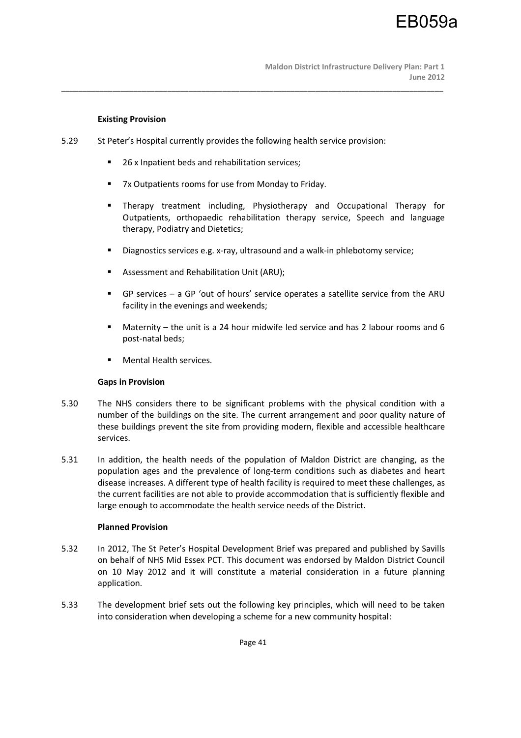#### Existing Provision

5.29 St Peter's Hospital currently provides the following health service provision:

- 26 x Inpatient beds and rehabilitation services;
- 7x Outpatients rooms for use from Monday to Friday.
- Therapy treatment including, Physiotherapy and Occupational Therapy for Outpatients, orthopaedic rehabilitation therapy service, Speech and language therapy, Podiatry and Dietetics;
- Diagnostics services e.g. x-ray, ultrasound and a walk-in phlebotomy service;
- Assessment and Rehabilitation Unit (ARU);
- GP services – a GP 'out of hours' service operates a satellite service from the ARU facility in the evenings and weekends;
- Maternity – the unit is a 24 hour midwife led service and has 2 labour rooms and 6 post-natal beds;
- Mental Health services.

#### Gaps in Provision

5.30 The NHS considers there to be significant problems with the physical condition with a number of the buildings on the site. The current arrangement and poor quality nature of these buildings prevent the site from providing modern, flexible and accessible healthcare services.

5.31 In addition, the health needs of the population of Maldon District are changing, as the population ages and the prevalence of long-term conditions such as diabetes and heart disease increases. A different type of health facility is required to meet these challenges, as the current facilities are not able to provide accommodation that is sufficiently flexible and large enough to accommodate the health service needs of the District.

#### Planned Provision

5.32 In 2012, The St Peter's Hospital Development Brief was prepared and published by Savills on behalf of NHS Mid Essex PCT. This document was endorsed by Maldon District Council on 10 May 2012 and it will constitute a material consideration in a future planning application.

5.33 The development brief sets out the following key principles, which will need to be taken into consideration when developing a scheme for a new community hospital: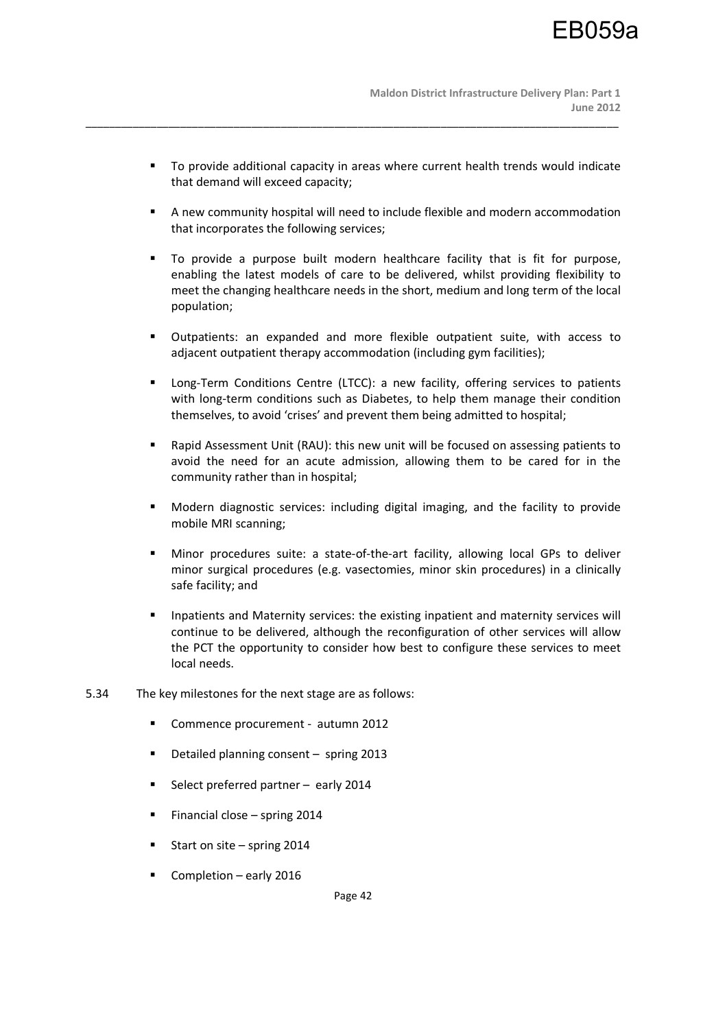- To provide additional capacity in areas where current health trends would indicate that demand will exceed capacity;
- A new community hospital will need to include flexible and modern accommodation that incorporates the following services;
- To provide a purpose built modern healthcare facility that is fit for purpose, enabling the latest models of care to be delivered, whilst providing flexibility to meet the changing healthcare needs in the short, medium and long term of the local population;
- Outpatients: an expanded and more flexible outpatient suite, with access to adjacent outpatient therapy accommodation (including gym facilities);
- Long-Term Conditions Centre (LTCC): a new facility, offering services to patients with long-term conditions such as Diabetes, to help them manage their condition themselves, to avoid 'crises' and prevent them being admitted to hospital;
- Rapid Assessment Unit (RAU): this new unit will be focused on assessing patients to avoid the need for an acute admission, allowing them to be cared for in the community rather than in hospital;
- Modern diagnostic services: including digital imaging, and the facility to provide mobile MRI scanning;
- Minor procedures suite: a state-of-the-art facility, allowing local GPs to deliver minor surgical procedures (e.g. vasectomies, minor skin procedures) in a clinically safe facility; and
- Inpatients and Maternity services: the existing inpatient and maternity services will continue to be delivered, although the reconfiguration of other services will allow the PCT the opportunity to consider how best to configure these services to meet local needs.

5.34 The key milestones for the next stage are as follows:

- Commence procurement - autumn 2012
- Detailed planning consent – spring 2013
- Select preferred partner – early 2014
- Financial close – spring 2014
- Start on site – spring 2014
- Completion – early 2016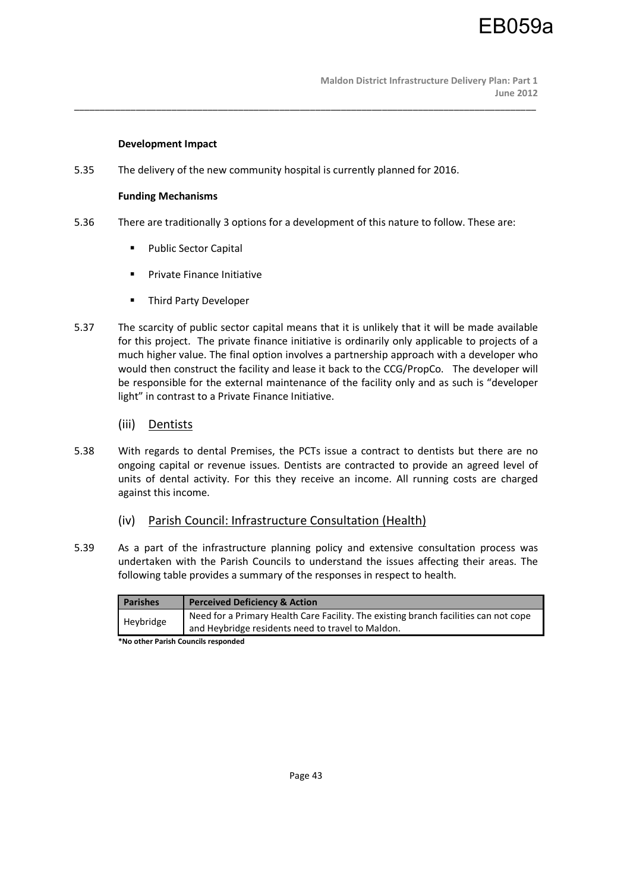**Development Impact**

5.35 The delivery of the new community hospital is currently planned for 2016.

**Funding Mechanisms**

5.36 There are traditionally 3 options for a development of this nature to follow. These are:

- Public Sector Capital
- Private Finance Initiative
- Third Party Developer

5.37 The scarcity of public sector capital means that it is unlikely that it will be made available for this project. The private finance initiative is ordinarily only applicable to projects of a much higher value. The final option involves a partnership approach with a developer who would then construct the facility and lease it back to the CCG/PropCo. The developer will be responsible for the external maintenance of the facility only and as such is "developer light" in contrast to a Private Finance Initiative.

### (iii) Dentists

5.38 With regards to dental Premises, the PCTs issue a contract to dentists but there are no ongoing capital or revenue issues. Dentists are contracted to provide an agreed level of units of dental activity. For this they receive an income. All running costs are charged against this income.

### (iv) Parish Council: Infrastructure Consultation (Health)

5.39 As a part of the infrastructure planning policy and extensive consultation process was undertaken with the Parish Councils to understand the issues affecting their areas. The following table provides a summary of the responses in respect to health.

| Parishes | Perceived Deficiency & Action |
|---|---|
| Heybridge | Need for a Primary Health Care Facility. The existing branch facilities can not cope and Heybridge residents need to travel to Maldon. |

**\*No other Parish Councils responded**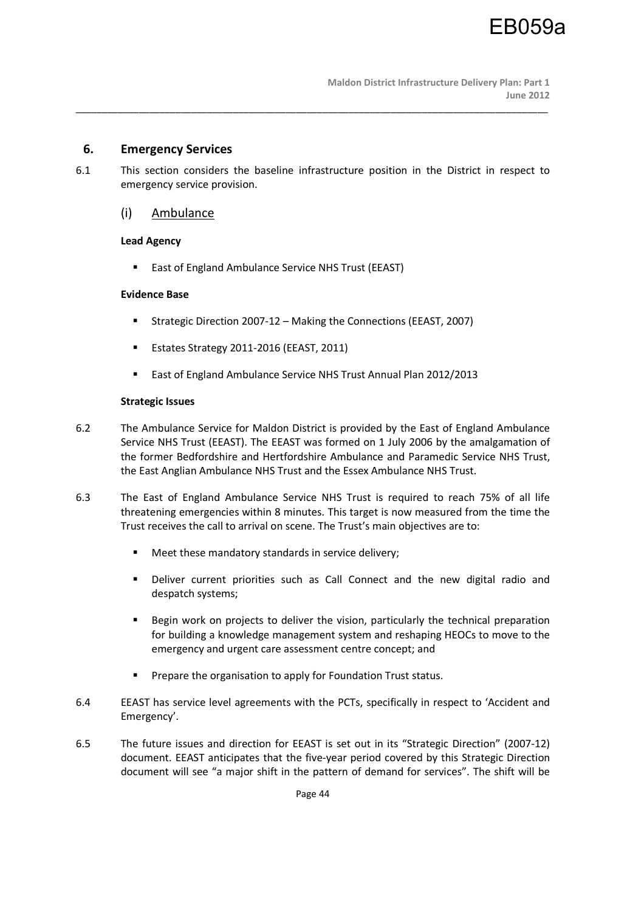## 6. Emergency Services

6.1 This section considers the baseline infrastructure position in the District in respect to emergency service provision.

### (i) Ambulance

**Lead Agency**

- East of England Ambulance Service NHS Trust (EEAST)

**Evidence Base**

- Strategic Direction 2007-12 – Making the Connections (EEAST, 2007)
- Estates Strategy 2011-2016 (EEAST, 2011)
- East of England Ambulance Service NHS Trust Annual Plan 2012/2013

**Strategic Issues**

6.2 The Ambulance Service for Maldon District is provided by the East of England Ambulance Service NHS Trust (EEAST). The EEAST was formed on 1 July 2006 by the amalgamation of the former Bedfordshire and Hertfordshire Ambulance and Paramedic Service NHS Trust, the East Anglian Ambulance NHS Trust and the Essex Ambulance NHS Trust.

6.3 The East of England Ambulance Service NHS Trust is required to reach 75% of all life threatening emergencies within 8 minutes. This target is now measured from the time the Trust receives the call to arrival on scene. The Trust's main objectives are to:

- Meet these mandatory standards in service delivery;
- Deliver current priorities such as Call Connect and the new digital radio and despatch systems;
- Begin work on projects to deliver the vision, particularly the technical preparation for building a knowledge management system and reshaping HEOCs to move to the emergency and urgent care assessment centre concept; and
- Prepare the organisation to apply for Foundation Trust status.

6.4 EEAST has service level agreements with the PCTs, specifically in respect to 'Accident and Emergency'.

6.5 The future issues and direction for EEAST is set out in its "Strategic Direction" (2007-12) document. EEAST anticipates that the five-year period covered by this Strategic Direction document will see "a major shift in the pattern of demand for services". The shift will be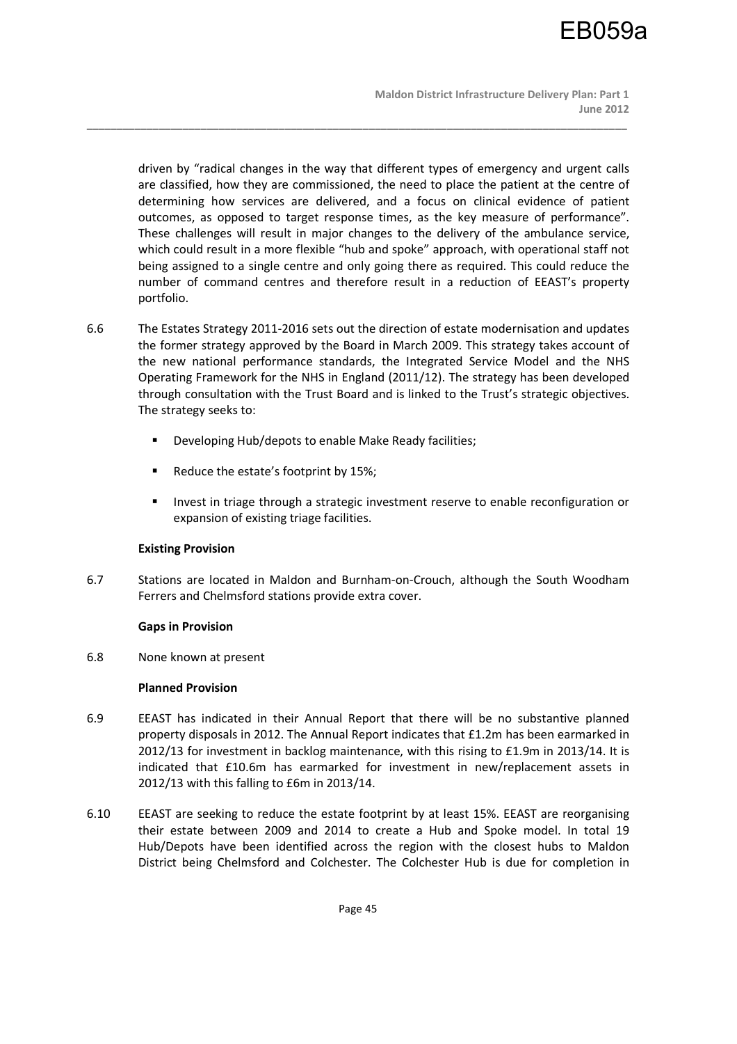driven by "radical changes in the way that different types of emergency and urgent calls are classified, how they are commissioned, the need to place the patient at the centre of determining how services are delivered, and a focus on clinical evidence of patient outcomes, as opposed to target response times, as the key measure of performance". These challenges will result in major changes to the delivery of the ambulance service, which could result in a more flexible "hub and spoke" approach, with operational staff not being assigned to a single centre and only going there as required. This could reduce the number of command centres and therefore result in a reduction of EEAST's property portfolio.

6.6 The Estates Strategy 2011-2016 sets out the direction of estate modernisation and updates the former strategy approved by the Board in March 2009. This strategy takes account of the new national performance standards, the Integrated Service Model and the NHS Operating Framework for the NHS in England (2011/12). The strategy has been developed through consultation with the Trust Board and is linked to the Trust's strategic objectives. The strategy seeks to:

- Developing Hub/depots to enable Make Ready facilities;
- Reduce the estate's footprint by 15%;
- Invest in triage through a strategic investment reserve to enable reconfiguration or expansion of existing triage facilities.

**Existing Provision**

6.7 Stations are located in Maldon and Burnham-on-Crouch, although the South Woodham Ferrers and Chelmsford stations provide extra cover.

**Gaps in Provision**

6.8 None known at present

**Planned Provision**

6.9 EEAST has indicated in their Annual Report that there will be no substantive planned property disposals in 2012. The Annual Report indicates that £1.2m has been earmarked in 2012/13 for investment in backlog maintenance, with this rising to £1.9m in 2013/14. It is indicated that £10.6m has earmarked for investment in new/replacement assets in 2012/13 with this falling to £6m in 2013/14.

6.10 EEAST are seeking to reduce the estate footprint by at least 15%. EEAST are reorganising their estate between 2009 and 2014 to create a Hub and Spoke model. In total 19 Hub/Depots have been identified across the region with the closest hubs to Maldon District being Chelmsford and Colchester. The Colchester Hub is due for completion in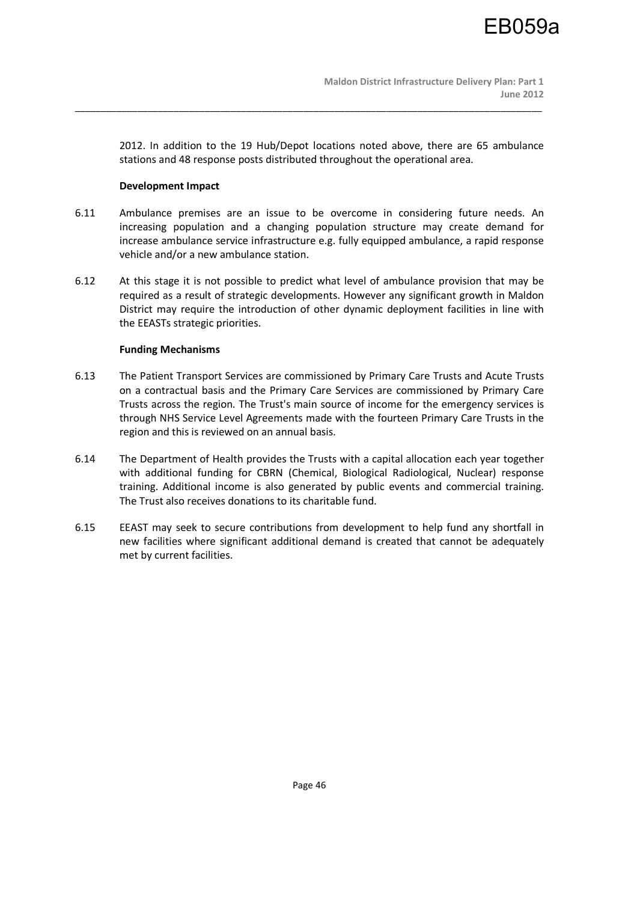2012. In addition to the 19 Hub/Depot locations noted above, there are 65 ambulance stations and 48 response posts distributed throughout the operational area.

**Development Impact**

6.11 Ambulance premises are an issue to be overcome in considering future needs. An increasing population and a changing population structure may create demand for increase ambulance service infrastructure e.g. fully equipped ambulance, a rapid response vehicle and/or a new ambulance station.

6.12 At this stage it is not possible to predict what level of ambulance provision that may be required as a result of strategic developments. However any significant growth in Maldon District may require the introduction of other dynamic deployment facilities in line with the EEASTs strategic priorities.

**Funding Mechanisms**

6.13 The Patient Transport Services are commissioned by Primary Care Trusts and Acute Trusts on a contractual basis and the Primary Care Services are commissioned by Primary Care Trusts across the region. The Trust's main source of income for the emergency services is through NHS Service Level Agreements made with the fourteen Primary Care Trusts in the region and this is reviewed on an annual basis.

6.14 The Department of Health provides the Trusts with a capital allocation each year together with additional funding for CBRN (Chemical, Biological Radiological, Nuclear) response training. Additional income is also generated by public events and commercial training. The Trust also receives donations to its charitable fund.

6.15 EEAST may seek to secure contributions from development to help fund any shortfall in new facilities where significant additional demand is created that cannot be adequately met by current facilities.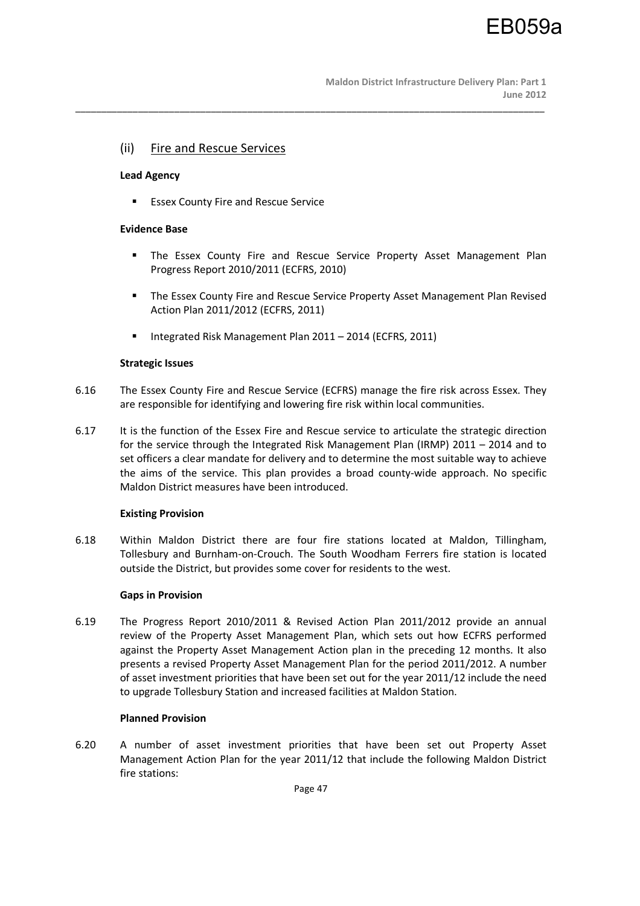## (ii) Fire and Rescue Services

**Lead Agency**

- Essex County Fire and Rescue Service

**Evidence Base**

- The Essex County Fire and Rescue Service Property Asset Management Plan Progress Report 2010/2011 (ECFRS, 2010)
- The Essex County Fire and Rescue Service Property Asset Management Plan Revised Action Plan 2011/2012 (ECFRS, 2011)
- Integrated Risk Management Plan 2011 – 2014 (ECFRS, 2011)

**Strategic Issues**

6.16 The Essex County Fire and Rescue Service (ECFRS) manage the fire risk across Essex. They are responsible for identifying and lowering fire risk within local communities.

6.17 It is the function of the Essex Fire and Rescue service to articulate the strategic direction for the service through the Integrated Risk Management Plan (IRMP) 2011 – 2014 and to set officers a clear mandate for delivery and to determine the most suitable way to achieve the aims of the service. This plan provides a broad county-wide approach. No specific Maldon District measures have been introduced.

**Existing Provision**

6.18 Within Maldon District there are four fire stations located at Maldon, Tillingham, Tollesbury and Burnham-on-Crouch. The South Woodham Ferrers fire station is located outside the District, but provides some cover for residents to the west.

**Gaps in Provision**

6.19 The Progress Report 2010/2011 & Revised Action Plan 2011/2012 provide an annual review of the Property Asset Management Plan, which sets out how ECFRS performed against the Property Asset Management Action plan in the preceding 12 months. It also presents a revised Property Asset Management Plan for the period 2011/2012. A number of asset investment priorities that have been set out for the year 2011/12 include the need to upgrade Tollesbury Station and increased facilities at Maldon Station.

**Planned Provision**

6.20 A number of asset investment priorities that have been set out Property Asset Management Action Plan for the year 2011/12 that include the following Maldon District fire stations: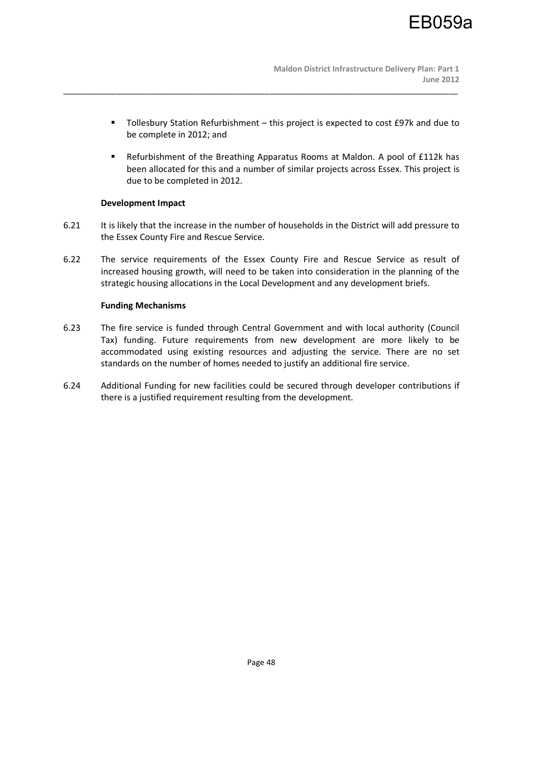- Tollesbury Station Refurbishment – this project is expected to cost £97k and due to be complete in 2012; and
- Refurbishment of the Breathing Apparatus Rooms at Maldon. A pool of £112k has been allocated for this and a number of similar projects across Essex. This project is due to be completed in 2012.

**Development Impact**

6.21 It is likely that the increase in the number of households in the District will add pressure to the Essex County Fire and Rescue Service.

6.22 The service requirements of the Essex County Fire and Rescue Service as result of increased housing growth, will need to be taken into consideration in the planning of the strategic housing allocations in the Local Development and any development briefs.

**Funding Mechanisms**

6.23 The fire service is funded through Central Government and with local authority (Council Tax) funding. Future requirements from new development are more likely to be accommodated using existing resources and adjusting the service. There are no set standards on the number of homes needed to justify an additional fire service.

6.24 Additional Funding for new facilities could be secured through developer contributions if there is a justified requirement resulting from the development.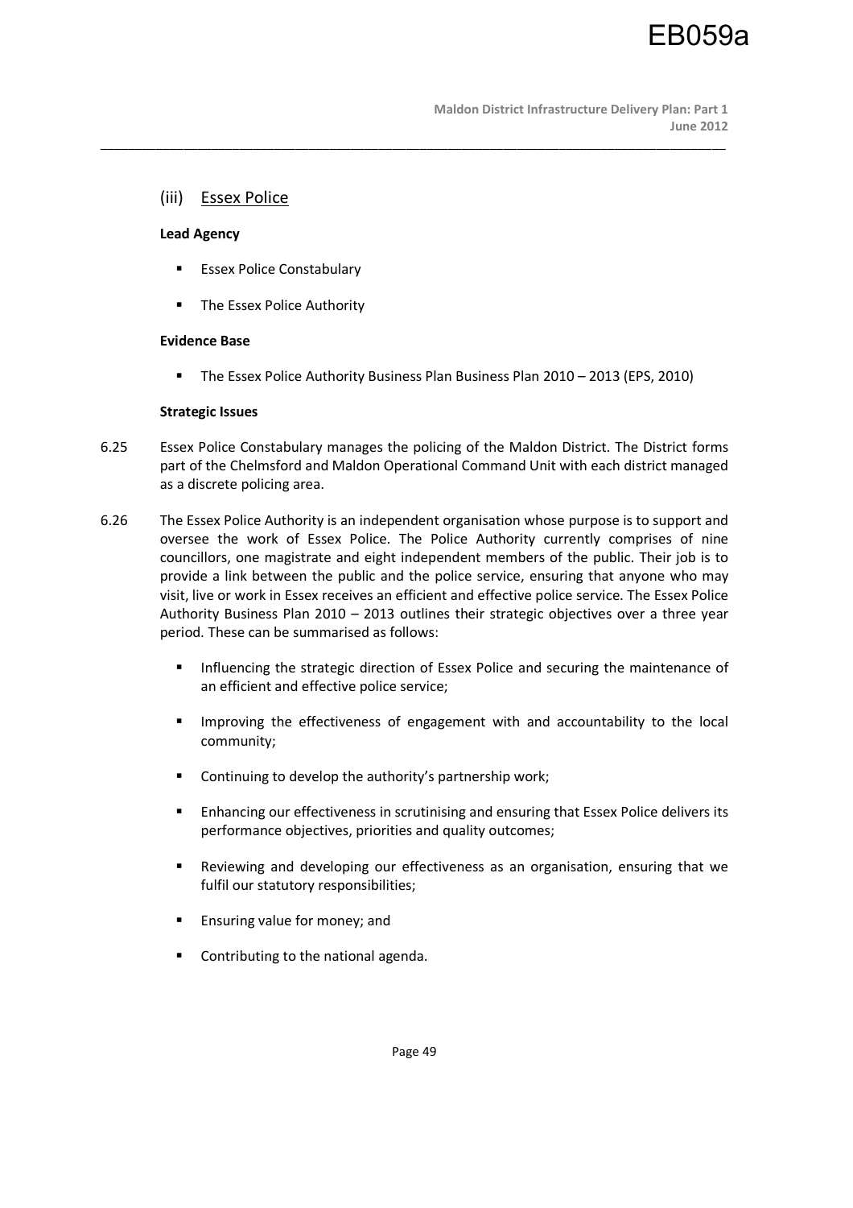### (iii) Essex Police

**Lead Agency**

- Essex Police Constabulary
- The Essex Police Authority

**Evidence Base**

- The Essex Police Authority Business Plan Business Plan 2010 – 2013 (EPS, 2010)

**Strategic Issues**

6.25 Essex Police Constabulary manages the policing of the Maldon District. The District forms part of the Chelmsford and Maldon Operational Command Unit with each district managed as a discrete policing area.

6.26 The Essex Police Authority is an independent organisation whose purpose is to support and oversee the work of Essex Police. The Police Authority currently comprises of nine councillors, one magistrate and eight independent members of the public. Their job is to provide a link between the public and the police service, ensuring that anyone who may visit, live or work in Essex receives an efficient and effective police service. The Essex Police Authority Business Plan 2010 – 2013 outlines their strategic objectives over a three year period. These can be summarised as follows:

- Influencing the strategic direction of Essex Police and securing the maintenance of an efficient and effective police service;
- Improving the effectiveness of engagement with and accountability to the local community;
- Continuing to develop the authority's partnership work;
- Enhancing our effectiveness in scrutinising and ensuring that Essex Police delivers its performance objectives, priorities and quality outcomes;
- Reviewing and developing our effectiveness as an organisation, ensuring that we fulfil our statutory responsibilities;
- Ensuring value for money; and
- Contributing to the national agenda.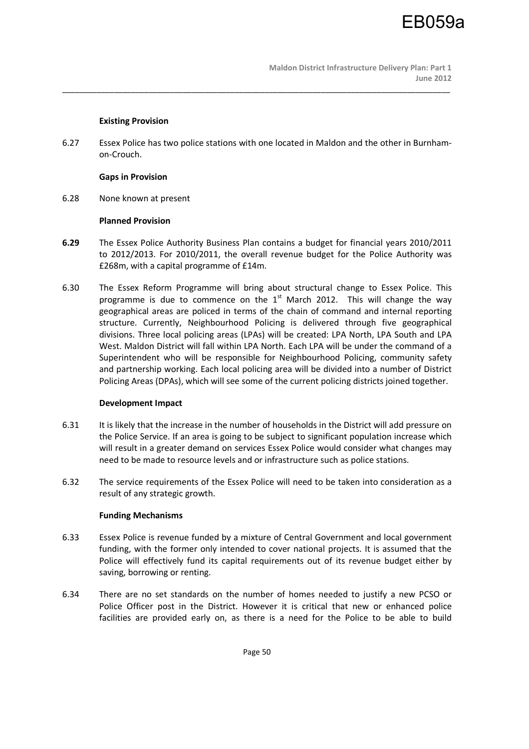**Existing Provision**

6.27 Essex Police has two police stations with one located in Maldon and the other in Burnham-on-Crouch.

**Gaps in Provision**

6.28 None known at present

**Planned Provision**

**6.29** The Essex Police Authority Business Plan contains a budget for financial years 2010/2011 to 2012/2013. For 2010/2011, the overall revenue budget for the Police Authority was £268m, with a capital programme of £14m.

6.30 The Essex Reform Programme will bring about structural change to Essex Police. This programme is due to commence on the 1st March 2012. This will change the way geographical areas are policed in terms of the chain of command and internal reporting structure. Currently, Neighbourhood Policing is delivered through five geographical divisions. Three local policing areas (LPAs) will be created: LPA North, LPA South and LPA West. Maldon District will fall within LPA North. Each LPA will be under the command of a Superintendent who will be responsible for Neighbourhood Policing, community safety and partnership working. Each local policing area will be divided into a number of District Policing Areas (DPAs), which will see some of the current policing districts joined together.

**Development Impact**

6.31 It is likely that the increase in the number of households in the District will add pressure on the Police Service. If an area is going to be subject to significant population increase which will result in a greater demand on services Essex Police would consider what changes may need to be made to resource levels and or infrastructure such as police stations.

6.32 The service requirements of the Essex Police will need to be taken into consideration as a result of any strategic growth.

**Funding Mechanisms**

6.33 Essex Police is revenue funded by a mixture of Central Government and local government funding, with the former only intended to cover national projects. It is assumed that the Police will effectively fund its capital requirements out of its revenue budget either by saving, borrowing or renting.

6.34 There are no set standards on the number of homes needed to justify a new PCSO or Police Officer post in the District. However it is critical that new or enhanced police facilities are provided early on, as there is a need for the Police to be able to build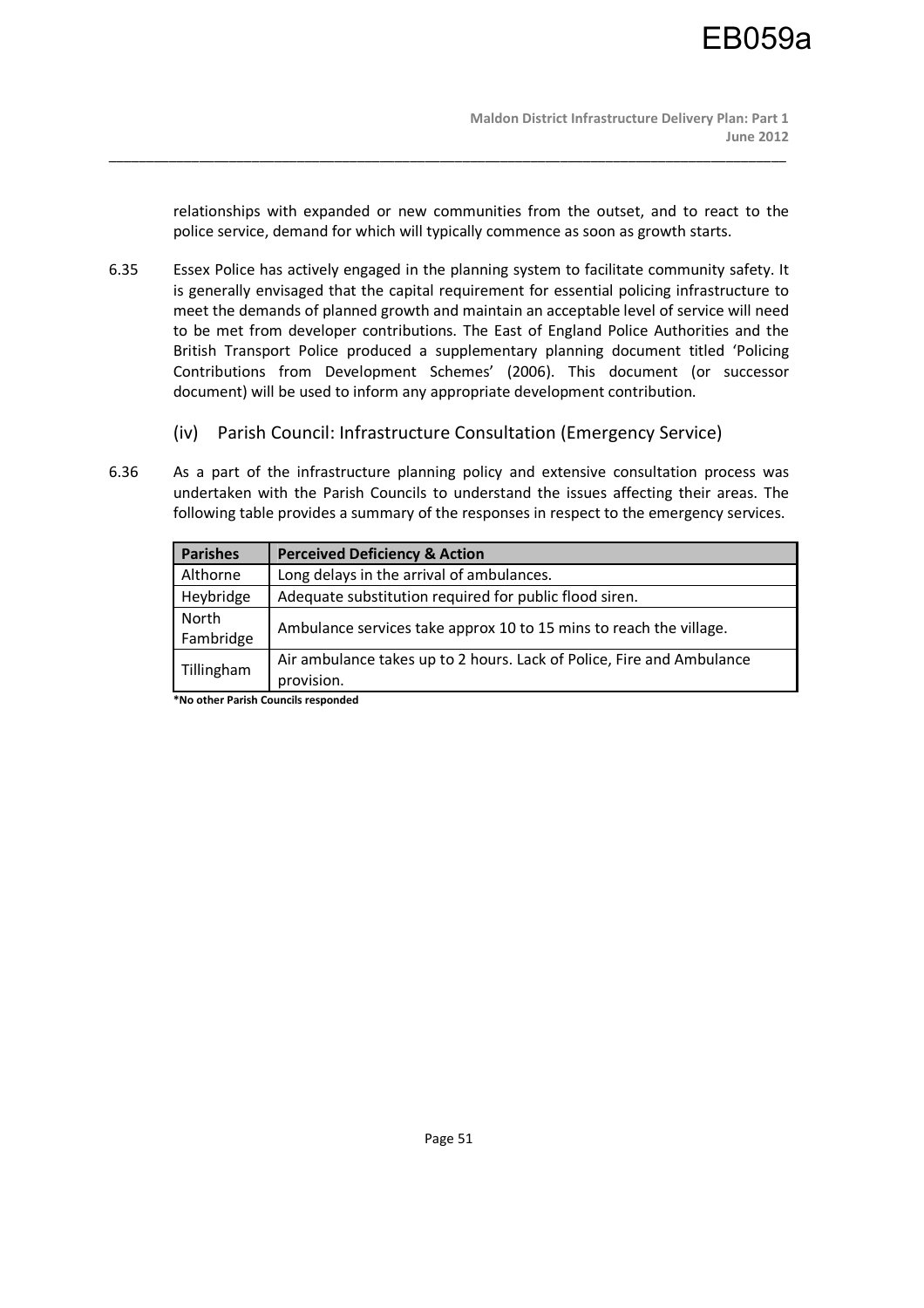relationships with expanded or new communities from the outset, and to react to the police service, demand for which will typically commence as soon as growth starts.

6.35 Essex Police has actively engaged in the planning system to facilitate community safety. It is generally envisaged that the capital requirement for essential policing infrastructure to meet the demands of planned growth and maintain an acceptable level of service will need to be met from developer contributions. The East of England Police Authorities and the British Transport Police produced a supplementary planning document titled 'Policing Contributions from Development Schemes' (2006). This document (or successor document) will be used to inform any appropriate development contribution.

### (iv) Parish Council: Infrastructure Consultation (Emergency Service)

6.36 As a part of the infrastructure planning policy and extensive consultation process was undertaken with the Parish Councils to understand the issues affecting their areas. The following table provides a summary of the responses in respect to the emergency services.

| Parishes | Perceived Deficiency & Action |
|---|---|
| Althorne | Long delays in the arrival of ambulances. |
| Heybridge | Adequate substitution required for public flood siren. |
| North Fambridge | Ambulance services take approx 10 to 15 mins to reach the village. |
| Tillingham | Air ambulance takes up to 2 hours. Lack of Police, Fire and Ambulance provision. |

**\*No other Parish Councils responded**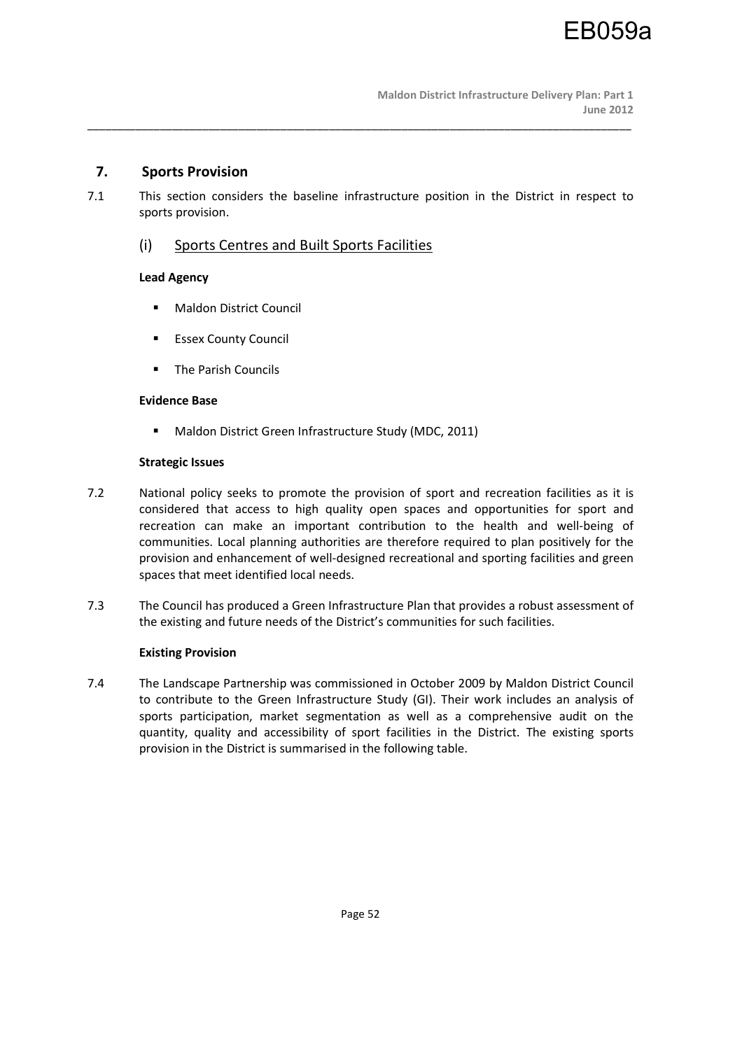## 7. Sports Provision

7.1 This section considers the baseline infrastructure position in the District in respect to sports provision.

### (i) Sports Centres and Built Sports Facilities

**Lead Agency**

- Maldon District Council
- Essex County Council
- The Parish Councils

**Evidence Base**

- Maldon District Green Infrastructure Study (MDC, 2011)

**Strategic Issues**

7.2 National policy seeks to promote the provision of sport and recreation facilities as it is considered that access to high quality open spaces and opportunities for sport and recreation can make an important contribution to the health and well-being of communities. Local planning authorities are therefore required to plan positively for the provision and enhancement of well-designed recreational and sporting facilities and green spaces that meet identified local needs.

7.3 The Council has produced a Green Infrastructure Plan that provides a robust assessment of the existing and future needs of the District's communities for such facilities.

**Existing Provision**

7.4 The Landscape Partnership was commissioned in October 2009 by Maldon District Council to contribute to the Green Infrastructure Study (GI). Their work includes an analysis of sports participation, market segmentation as well as a comprehensive audit on the quantity, quality and accessibility of sport facilities in the District. The existing sports provision in the District is summarised in the following table.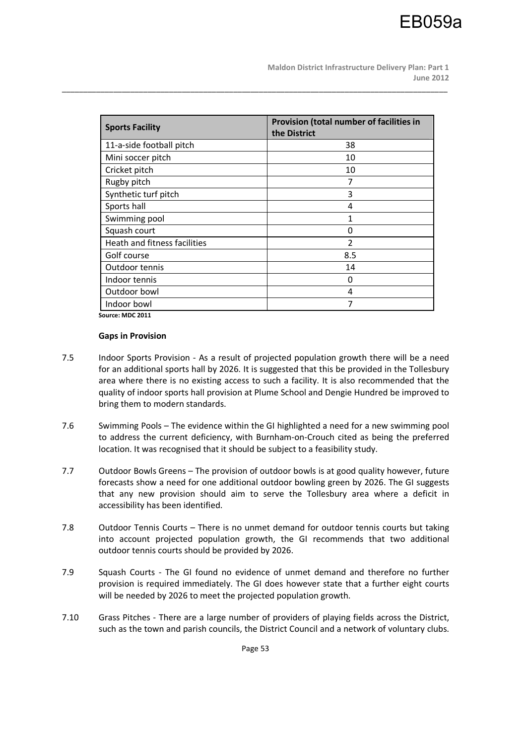| Sports Facility | Provision (total number of facilities in the District |
|---|---|
| 11-a-side football pitch | 38 |
| Mini soccer pitch | 10 |
| Cricket pitch | 10 |
| Rugby pitch | 7 |
| Synthetic turf pitch | 3 |
| Sports hall | 4 |
| Swimming pool | 1 |
| Squash court | 0 |
| Heath and fitness facilities | 2 |
| Golf course | 8.5 |
| Outdoor tennis | 14 |
| Indoor tennis | 0 |
| Outdoor bowl | 4 |
| Indoor bowl | 7 |

**Source: MDC 2011**

**Gaps in Provision**

7.5 Indoor Sports Provision - As a result of projected population growth there will be a need for an additional sports hall by 2026. It is suggested that this be provided in the Tollesbury area where there is no existing access to such a facility. It is also recommended that the quality of indoor sports hall provision at Plume School and Dengie Hundred be improved to bring them to modern standards.

7.6 Swimming Pools – The evidence within the GI highlighted a need for a new swimming pool to address the current deficiency, with Burnham-on-Crouch cited as being the preferred location. It was recognised that it should be subject to a feasibility study.

7.7 Outdoor Bowls Greens – The provision of outdoor bowls is at good quality however, future forecasts show a need for one additional outdoor bowling green by 2026. The GI suggests that any new provision should aim to serve the Tollesbury area where a deficit in accessibility has been identified.

7.8 Outdoor Tennis Courts – There is no unmet demand for outdoor tennis courts but taking into account projected population growth, the GI recommends that two additional outdoor tennis courts should be provided by 2026.

7.9 Squash Courts - The GI found no evidence of unmet demand and therefore no further provision is required immediately. The GI does however state that a further eight courts will be needed by 2026 to meet the projected population growth.

7.10 Grass Pitches - There are a large number of providers of playing fields across the District, such as the town and parish councils, the District Council and a network of voluntary clubs.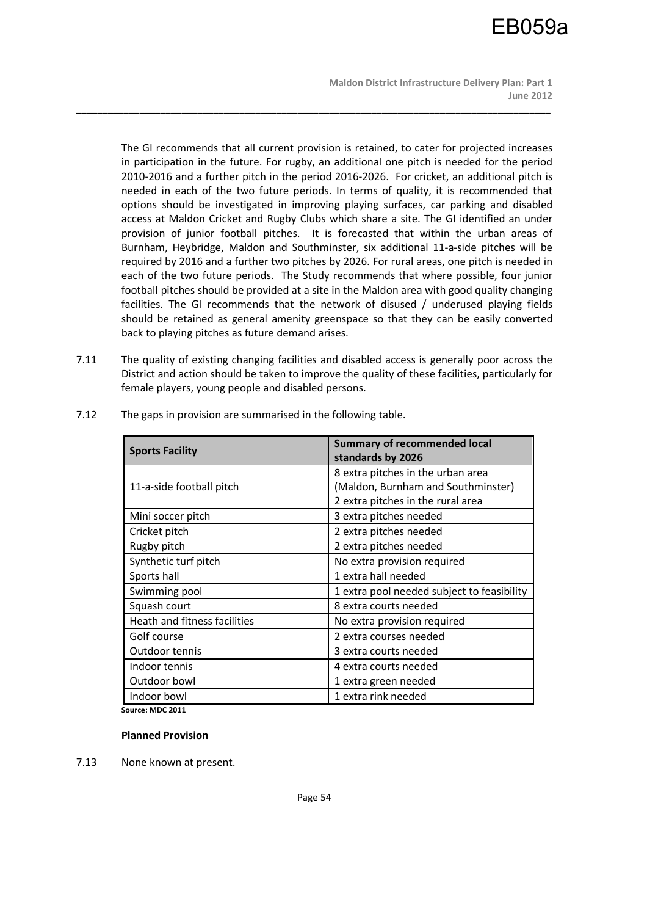The GI recommends that all current provision is retained, to cater for projected increases in participation in the future. For rugby, an additional one pitch is needed for the period 2010-2016 and a further pitch in the period 2016-2026. For cricket, an additional pitch is needed in each of the two future periods. In terms of quality, it is recommended that options should be investigated in improving playing surfaces, car parking and disabled access at Maldon Cricket and Rugby Clubs which share a site. The GI identified an under provision of junior football pitches. It is forecasted that within the urban areas of Burnham, Heybridge, Maldon and Southminster, six additional 11-a-side pitches will be required by 2016 and a further two pitches by 2026. For rural areas, one pitch is needed in each of the two future periods. The Study recommends that where possible, four junior football pitches should be provided at a site in the Maldon area with good quality changing facilities. The GI recommends that the network of disused / underused playing fields should be retained as general amenity greenspace so that they can be easily converted back to playing pitches as future demand arises.

7.11 The quality of existing changing facilities and disabled access is generally poor across the District and action should be taken to improve the quality of these facilities, particularly for female players, young people and disabled persons.

7.12 The gaps in provision are summarised in the following table.

| Sports Facility | Summary of recommended local standards by 2026 |
|---|---|
| 11-a-side football pitch | 8 extra pitches in the urban area (Maldon, Burnham and Southminster) 2 extra pitches in the rural area |
| Mini soccer pitch | 3 extra pitches needed |
| Cricket pitch | 2 extra pitches needed |
| Rugby pitch | 2 extra pitches needed |
| Synthetic turf pitch | No extra provision required |
| Sports hall | 1 extra hall needed |
| Swimming pool | 1 extra pool needed subject to feasibility |
| Squash court | 8 extra courts needed |
| Heath and fitness facilities | No extra provision required |
| Golf course | 2 extra courses needed |
| Outdoor tennis | 3 extra courts needed |
| Indoor tennis | 4 extra courts needed |
| Outdoor bowl | 1 extra green needed |
| Indoor bowl | 1 extra rink needed |

**Source: MDC 2011**

**Planned Provision**

7.13 None known at present.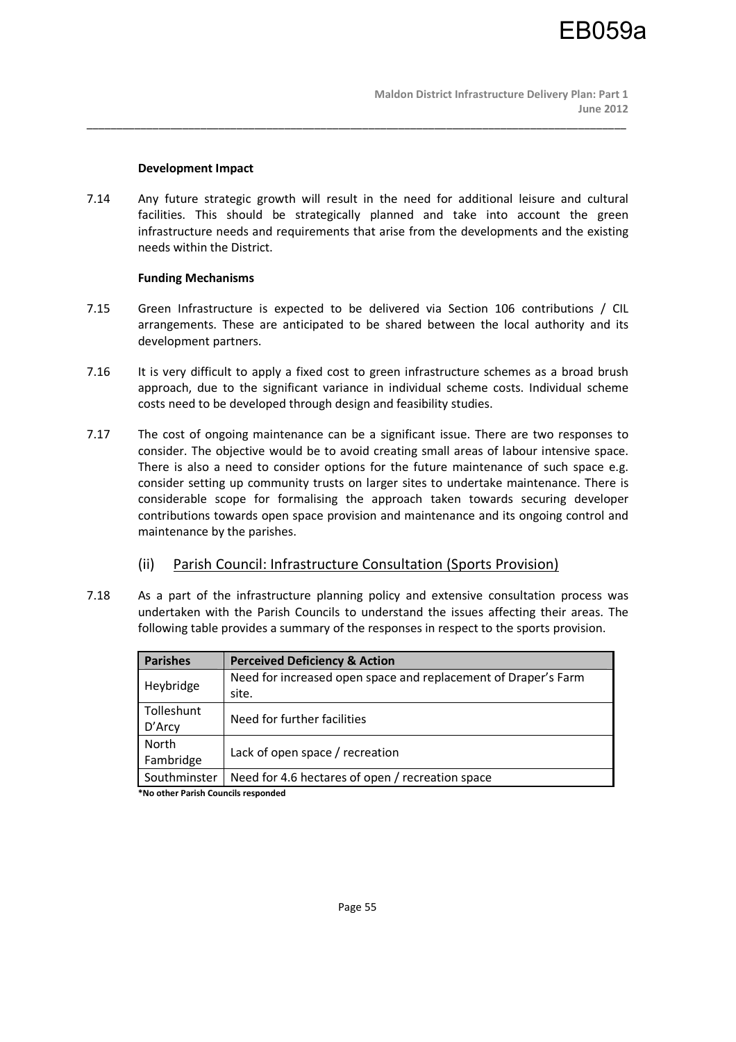**Development Impact**

7.14 Any future strategic growth will result in the need for additional leisure and cultural facilities. This should be strategically planned and take into account the green infrastructure needs and requirements that arise from the developments and the existing needs within the District.

**Funding Mechanisms**

7.15 Green Infrastructure is expected to be delivered via Section 106 contributions / CIL arrangements. These are anticipated to be shared between the local authority and its development partners.

7.16 It is very difficult to apply a fixed cost to green infrastructure schemes as a broad brush approach, due to the significant variance in individual scheme costs. Individual scheme costs need to be developed through design and feasibility studies.

7.17 The cost of ongoing maintenance can be a significant issue. There are two responses to consider. The objective would be to avoid creating small areas of labour intensive space. There is also a need to consider options for the future maintenance of such space e.g. consider setting up community trusts on larger sites to undertake maintenance. There is considerable scope for formalising the approach taken towards securing developer contributions towards open space provision and maintenance and its ongoing control and maintenance by the parishes.

### (ii) Parish Council: Infrastructure Consultation (Sports Provision)

7.18 As a part of the infrastructure planning policy and extensive consultation process was undertaken with the Parish Councils to understand the issues affecting their areas. The following table provides a summary of the responses in respect to the sports provision.

| Parishes | Perceived Deficiency & Action |
|---|---|
| Heybridge | Need for increased open space and replacement of Draper's Farm site. |
| Tolleshunt D'Arcy | Need for further facilities |
| North Fambridge | Lack of open space / recreation |
| Southminster | Need for 4.6 hectares of open / recreation space |

**\*No other Parish Councils responded**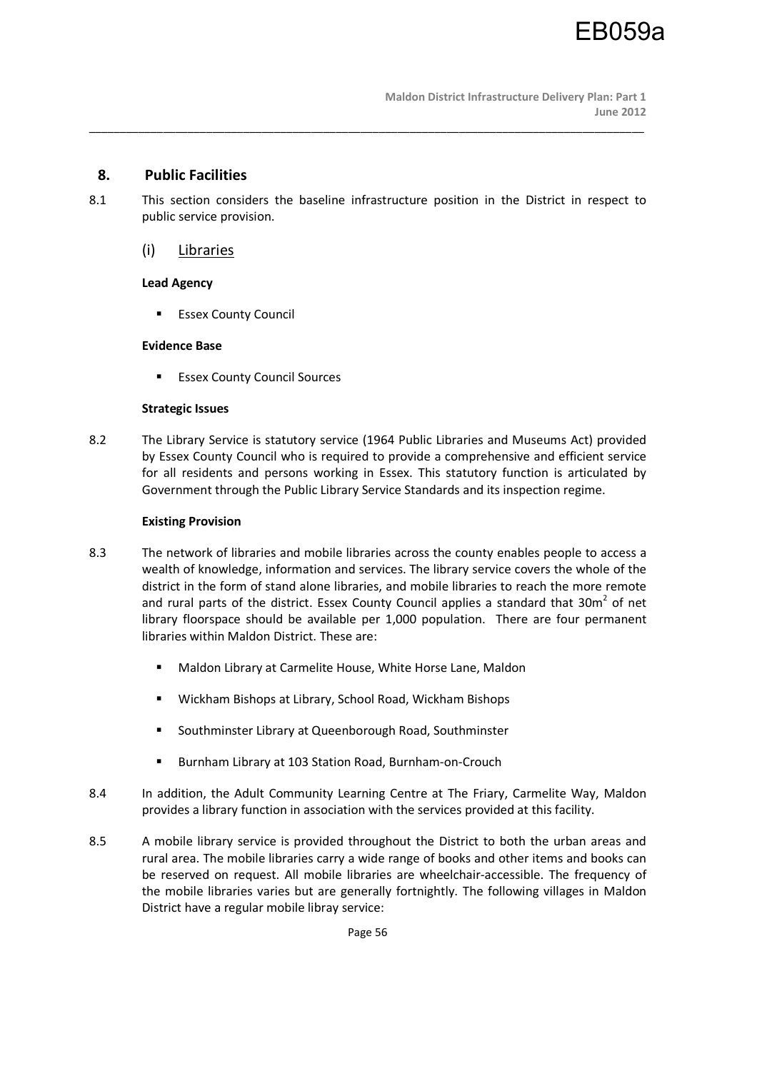## 8. Public Facilities

8.1 This section considers the baseline infrastructure position in the District in respect to public service provision.

### (i) Libraries

**Lead Agency**

- Essex County Council

**Evidence Base**

- Essex County Council Sources

**Strategic Issues**

8.2 The Library Service is statutory service (1964 Public Libraries and Museums Act) provided by Essex County Council who is required to provide a comprehensive and efficient service for all residents and persons working in Essex. This statutory function is articulated by Government through the Public Library Service Standards and its inspection regime.

**Existing Provision**

8.3 The network of libraries and mobile libraries across the county enables people to access a wealth of knowledge, information and services. The library service covers the whole of the district in the form of stand alone libraries, and mobile libraries to reach the more remote and rural parts of the district. Essex County Council applies a standard that $30m^2$ of net library floorspace should be available per 1,000 population. There are four permanent libraries within Maldon District. These are:

- Maldon Library at Carmelite House, White Horse Lane, Maldon
- Wickham Bishops at Library, School Road, Wickham Bishops
- Southminster Library at Queenborough Road, Southminster
- Burnham Library at 103 Station Road, Burnham-on-Crouch

8.4 In addition, the Adult Community Learning Centre at The Friary, Carmelite Way, Maldon provides a library function in association with the services provided at this facility.

8.5 A mobile library service is provided throughout the District to both the urban areas and rural area. The mobile libraries carry a wide range of books and other items and books can be reserved on request. All mobile libraries are wheelchair-accessible. The frequency of the mobile libraries varies but are generally fortnightly. The following villages in Maldon District have a regular mobile libray service: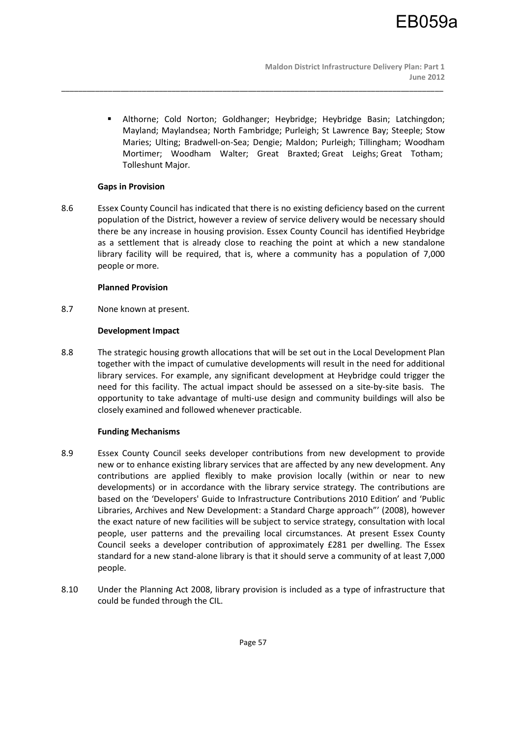- Althorne; Cold Norton; Goldhanger; Heybridge; Heybridge Basin; Latchingdon; Mayland; Maylandsea; North Fambridge; Purleigh; St Lawrence Bay; Steeple; Stow Maries; Ulting; Bradwell-on-Sea; Dengie; Maldon; Purleigh; Tillingham; Woodham Mortimer; Woodham Walter; Great Braxted; Great Leighs; Great Totham; Tolleshunt Major.

**Gaps in Provision**

8.6 Essex County Council has indicated that there is no existing deficiency based on the current population of the District, however a review of service delivery would be necessary should there be any increase in housing provision. Essex County Council has identified Heybridge as a settlement that is already close to reaching the point at which a new standalone library facility will be required, that is, where a community has a population of 7,000 people or more.

**Planned Provision**

8.7 None known at present.

**Development Impact**

8.8 The strategic housing growth allocations that will be set out in the Local Development Plan together with the impact of cumulative developments will result in the need for additional library services. For example, any significant development at Heybridge could trigger the need for this facility. The actual impact should be assessed on a site-by-site basis. The opportunity to take advantage of multi-use design and community buildings will also be closely examined and followed whenever practicable.

**Funding Mechanisms**

8.9 Essex County Council seeks developer contributions from new development to provide new or to enhance existing library services that are affected by any new development. Any contributions are applied flexibly to make provision locally (within or near to new developments) or in accordance with the library service strategy. The contributions are based on the 'Developers' Guide to Infrastructure Contributions 2010 Edition' and 'Public Libraries, Archives and New Development: a Standard Charge approach"' (2008), however the exact nature of new facilities will be subject to service strategy, consultation with local people, user patterns and the prevailing local circumstances. At present Essex County Council seeks a developer contribution of approximately £281 per dwelling. The Essex standard for a new stand-alone library is that it should serve a community of at least 7,000 people.

8.10 Under the Planning Act 2008, library provision is included as a type of infrastructure that could be funded through the CIL.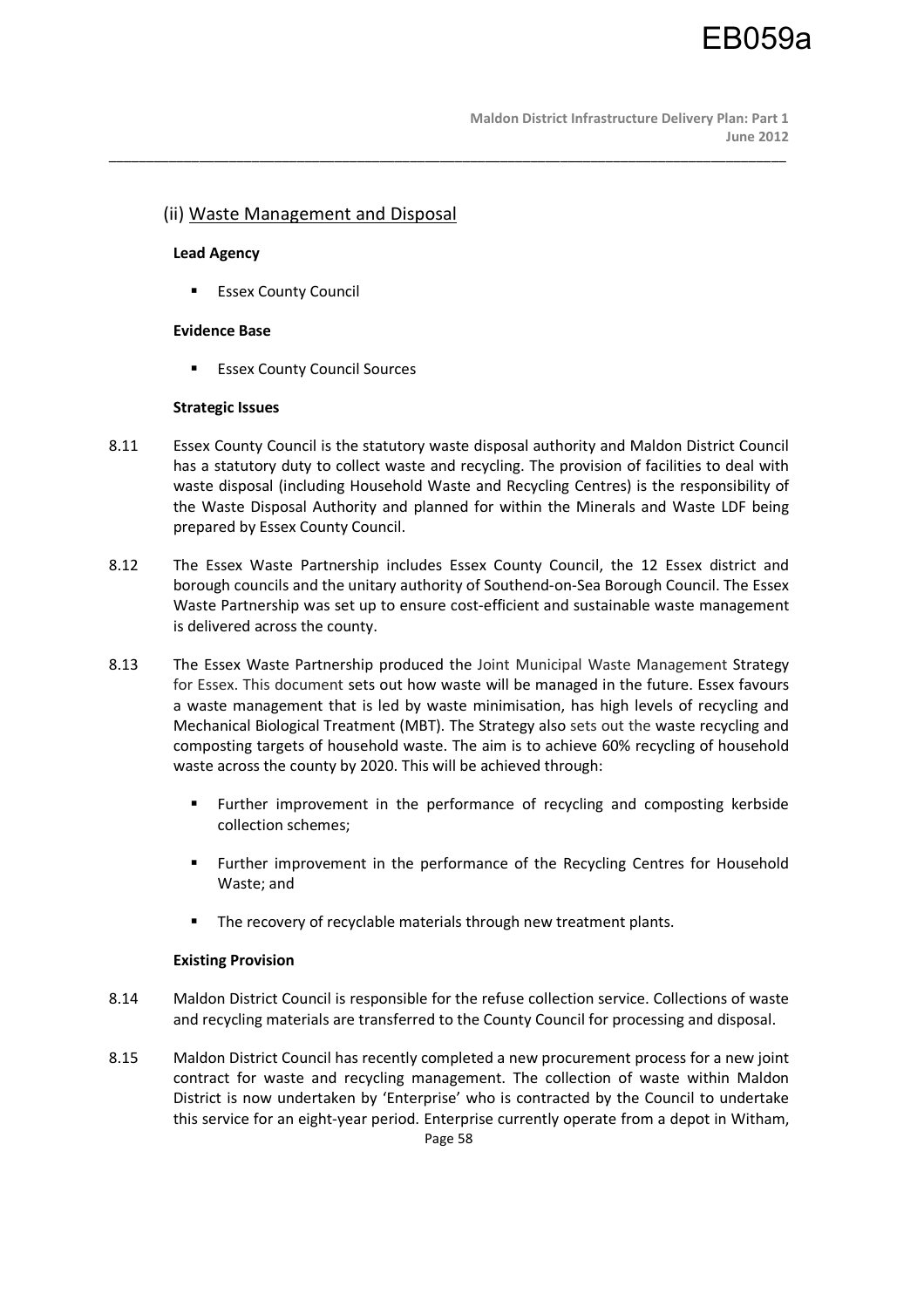## (ii) Waste Management and Disposal

**Lead Agency**

- Essex County Council

**Evidence Base**

- Essex County Council Sources

**Strategic Issues**

8.11 Essex County Council is the statutory waste disposal authority and Maldon District Council has a statutory duty to collect waste and recycling. The provision of facilities to deal with waste disposal (including Household Waste and Recycling Centres) is the responsibility of the Waste Disposal Authority and planned for within the Minerals and Waste LDF being prepared by Essex County Council.

8.12 The Essex Waste Partnership includes Essex County Council, the 12 Essex district and borough councils and the unitary authority of Southend-on-Sea Borough Council. The Essex Waste Partnership was set up to ensure cost-efficient and sustainable waste management is delivered across the county.

8.13 The Essex Waste Partnership produced the Joint Municipal Waste Management Strategy for Essex. This document sets out how waste will be managed in the future. Essex favours a waste management that is led by waste minimisation, has high levels of recycling and Mechanical Biological Treatment (MBT). The Strategy also sets out the waste recycling and composting targets of household waste. The aim is to achieve 60% recycling of household waste across the county by 2020. This will be achieved through:

- Further improvement in the performance of recycling and composting kerbside collection schemes;
- Further improvement in the performance of the Recycling Centres for Household Waste; and
- The recovery of recyclable materials through new treatment plants.

**Existing Provision**

8.14 Maldon District Council is responsible for the refuse collection service. Collections of waste and recycling materials are transferred to the County Council for processing and disposal.

8.15 Maldon District Council has recently completed a new procurement process for a new joint contract for waste and recycling management. The collection of waste within Maldon District is now undertaken by 'Enterprise' who is contracted by the Council to undertake this service for an eight-year period. Enterprise currently operate from a depot in Witham,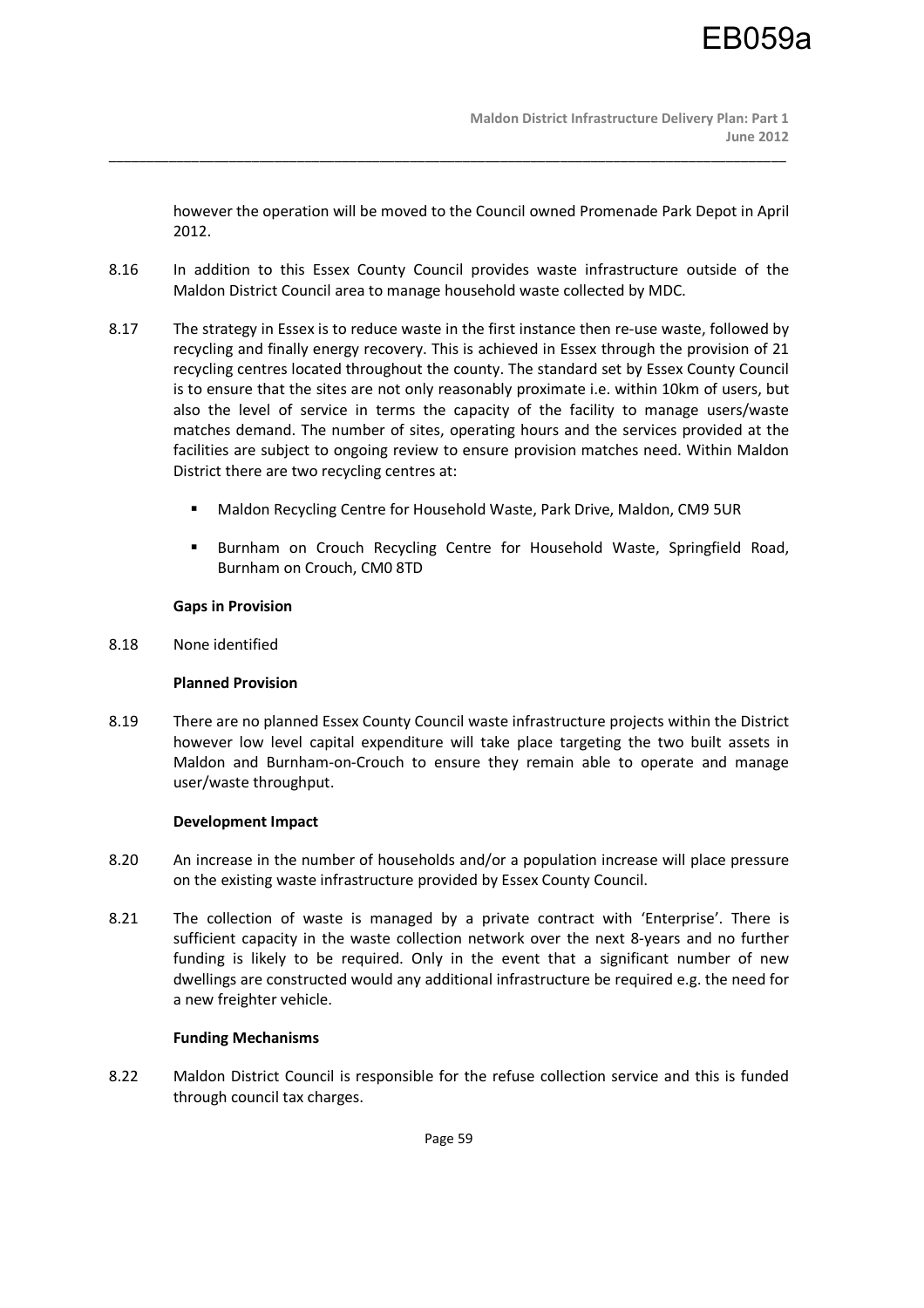however the operation will be moved to the Council owned Promenade Park Depot in April 2012.

8.16 In addition to this Essex County Council provides waste infrastructure outside of the Maldon District Council area to manage household waste collected by MDC.

8.17 The strategy in Essex is to reduce waste in the first instance then re-use waste, followed by recycling and finally energy recovery. This is achieved in Essex through the provision of 21 recycling centres located throughout the county. The standard set by Essex County Council is to ensure that the sites are not only reasonably proximate i.e. within 10km of users, but also the level of service in terms the capacity of the facility to manage users/waste matches demand. The number of sites, operating hours and the services provided at the facilities are subject to ongoing review to ensure provision matches need. Within Maldon District there are two recycling centres at:

- Maldon Recycling Centre for Household Waste, Park Drive, Maldon, CM9 5UR
- Burnham on Crouch Recycling Centre for Household Waste, Springfield Road, Burnham on Crouch, CM0 8TD

**Gaps in Provision**

8.18 None identified

**Planned Provision**

8.19 There are no planned Essex County Council waste infrastructure projects within the District however low level capital expenditure will take place targeting the two built assets in Maldon and Burnham-on-Crouch to ensure they remain able to operate and manage user/waste throughput.

**Development Impact**

8.20 An increase in the number of households and/or a population increase will place pressure on the existing waste infrastructure provided by Essex County Council.

8.21 The collection of waste is managed by a private contract with 'Enterprise'. There is sufficient capacity in the waste collection network over the next 8-years and no further funding is likely to be required. Only in the event that a significant number of new dwellings are constructed would any additional infrastructure be required e.g. the need for a new freighter vehicle.

**Funding Mechanisms**

8.22 Maldon District Council is responsible for the refuse collection service and this is funded through council tax charges.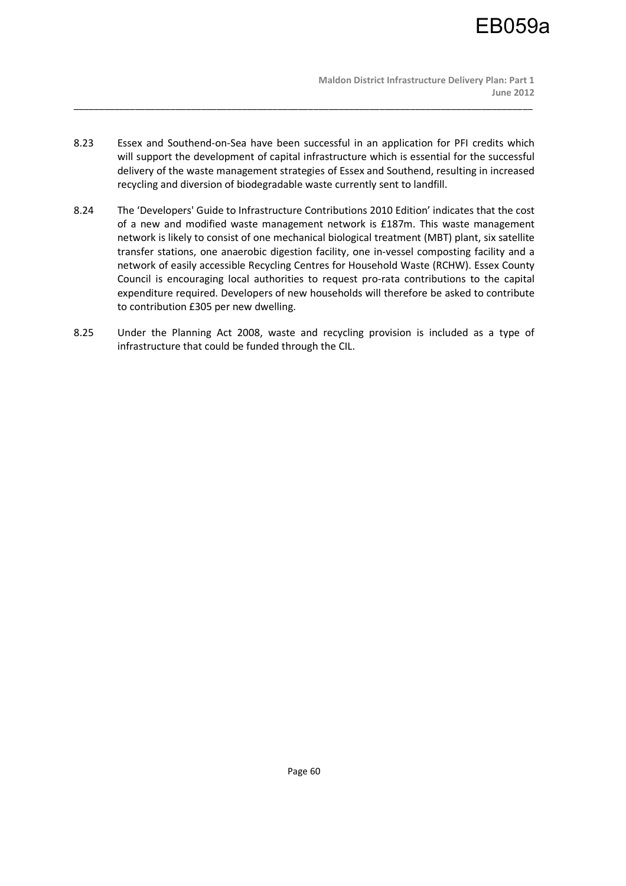8.23 Essex and Southend-on-Sea have been successful in an application for PFI credits which will support the development of capital infrastructure which is essential for the successful delivery of the waste management strategies of Essex and Southend, resulting in increased recycling and diversion of biodegradable waste currently sent to landfill.

8.24 The 'Developers' Guide to Infrastructure Contributions 2010 Edition' indicates that the cost of a new and modified waste management network is £187m. This waste management network is likely to consist of one mechanical biological treatment (MBT) plant, six satellite transfer stations, one anaerobic digestion facility, one in-vessel composting facility and a network of easily accessible Recycling Centres for Household Waste (RCHW). Essex County Council is encouraging local authorities to request pro-rata contributions to the capital expenditure required. Developers of new households will therefore be asked to contribute to contribution £305 per new dwelling.

8.25 Under the Planning Act 2008, waste and recycling provision is included as a type of infrastructure that could be funded through the CIL.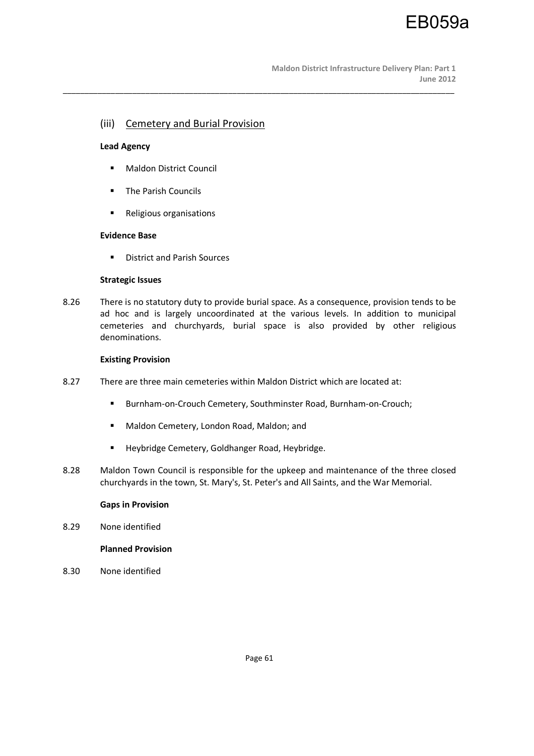## (iii) Cemetery and Burial Provision

**Lead Agency**

- Maldon District Council
- The Parish Councils
- Religious organisations

**Evidence Base**

- District and Parish Sources

**Strategic Issues**

8.26 There is no statutory duty to provide burial space. As a consequence, provision tends to be ad hoc and is largely uncoordinated at the various levels. In addition to municipal cemeteries and churchyards, burial space is also provided by other religious denominations.

**Existing Provision**

8.27 There are three main cemeteries within Maldon District which are located at:

- Burnham-on-Crouch Cemetery, Southminster Road, Burnham-on-Crouch;
- Maldon Cemetery, London Road, Maldon; and
- Heybridge Cemetery, Goldhanger Road, Heybridge.

8.28 Maldon Town Council is responsible for the upkeep and maintenance of the three closed churchyards in the town, St. Mary's, St. Peter's and All Saints, and the War Memorial.

**Gaps in Provision**

8.29 None identified

**Planned Provision**

8.30 None identified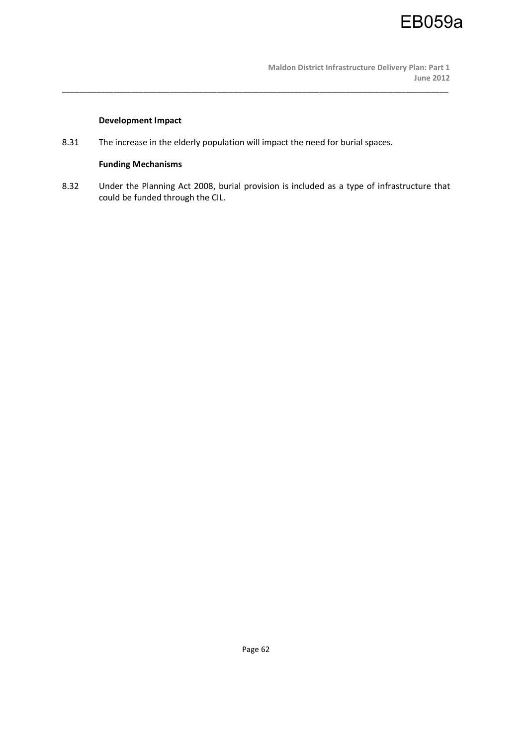**Development Impact**

8.31 The increase in the elderly population will impact the need for burial spaces.

**Funding Mechanisms**

8.32 Under the Planning Act 2008, burial provision is included as a type of infrastructure that could be funded through the CIL.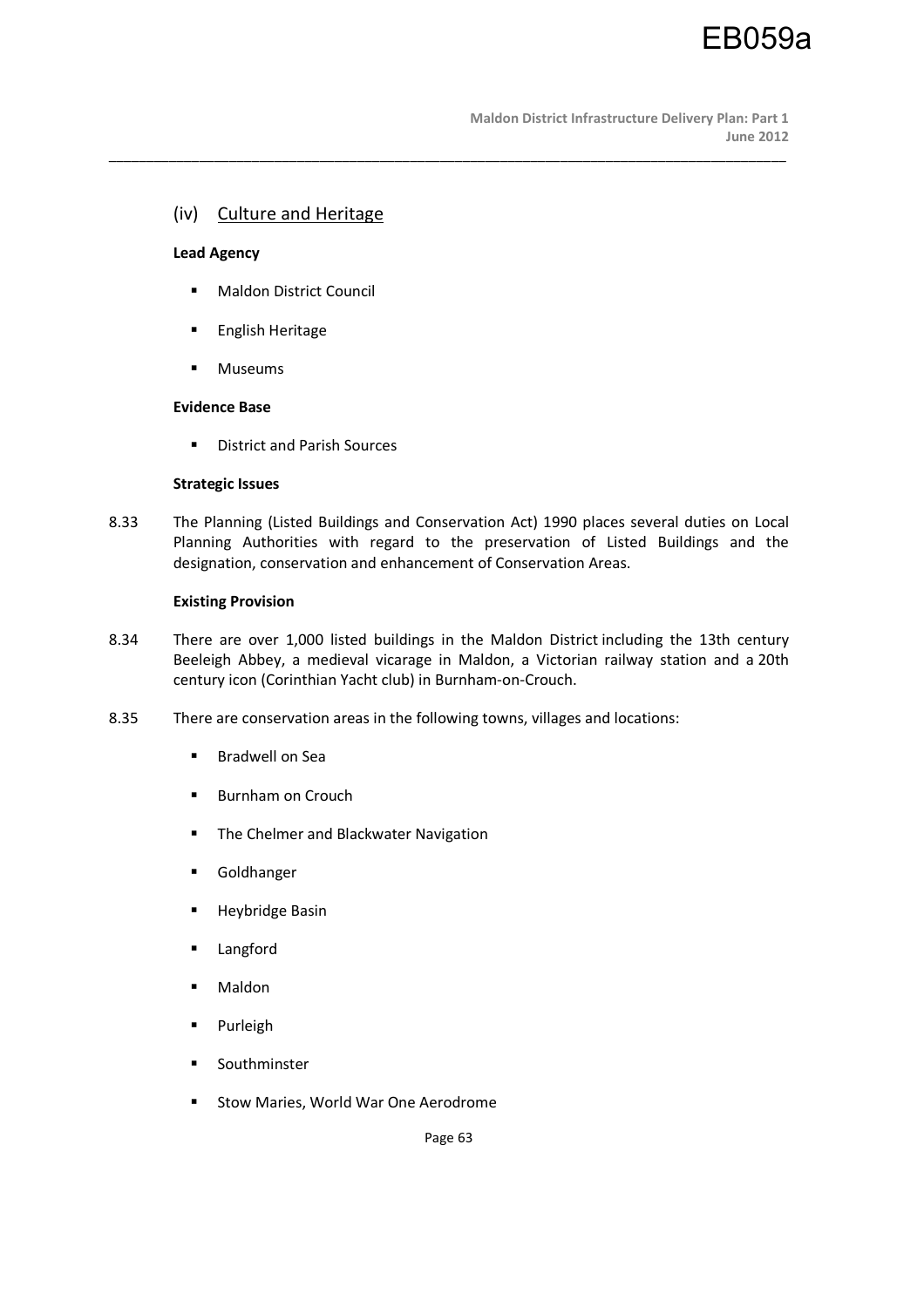## (iv) Culture and Heritage

**Lead Agency**

- Maldon District Council
- English Heritage
- Museums

**Evidence Base**

- District and Parish Sources

**Strategic Issues**

8.33 The Planning (Listed Buildings and Conservation Act) 1990 places several duties on Local Planning Authorities with regard to the preservation of Listed Buildings and the designation, conservation and enhancement of Conservation Areas.

**Existing Provision**

8.34 There are over 1,000 listed buildings in the Maldon District including the 13th century Beeleigh Abbey, a medieval vicarage in Maldon, a Victorian railway station and a 20th century icon (Corinthian Yacht club) in Burnham-on-Crouch.

8.35 There are conservation areas in the following towns, villages and locations:

- Bradwell on Sea
- Burnham on Crouch
- The Chelmer and Blackwater Navigation
- Goldhanger
- Heybridge Basin
- Langford
- Maldon
- Purleigh
- Southminster
- Stow Maries, World War One Aerodrome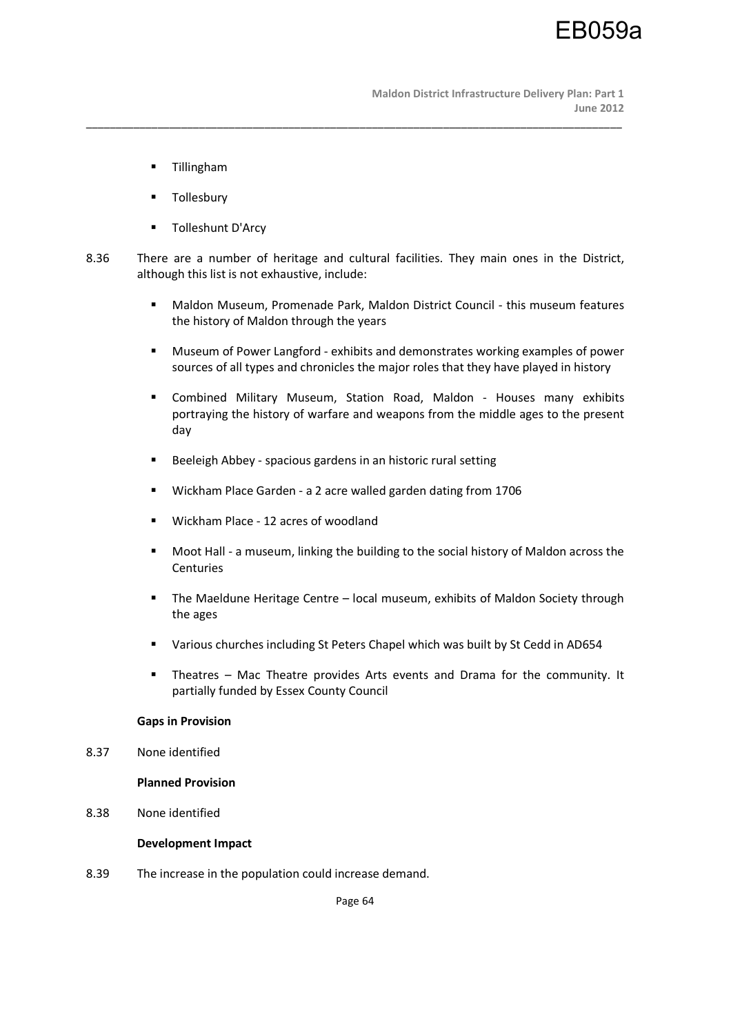- Tillingham
- Tollesbury
- Tolleshunt D'Arcy

8.36 There are a number of heritage and cultural facilities. They main ones in the District, although this list is not exhaustive, include:

- Maldon Museum, Promenade Park, Maldon District Council - this museum features the history of Maldon through the years
- Museum of Power Langford - exhibits and demonstrates working examples of power sources of all types and chronicles the major roles that they have played in history
- Combined Military Museum, Station Road, Maldon - Houses many exhibits portraying the history of warfare and weapons from the middle ages to the present day
- Beeleigh Abbey - spacious gardens in an historic rural setting
- Wickham Place Garden - a 2 acre walled garden dating from 1706
- Wickham Place - 12 acres of woodland
- Moot Hall - a museum, linking the building to the social history of Maldon across the Centuries
- The Maeldune Heritage Centre – local museum, exhibits of Maldon Society through the ages
- Various churches including St Peters Chapel which was built by St Cedd in AD654
- Theatres – Mac Theatre provides Arts events and Drama for the community. It partially funded by Essex County Council

**Gaps in Provision**

8.37 None identified

**Planned Provision**

8.38 None identified

**Development Impact**

8.39 The increase in the population could increase demand.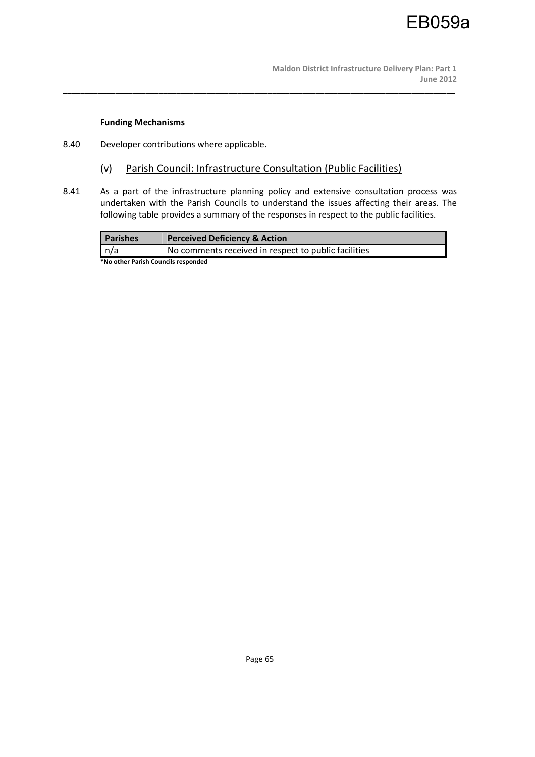**Funding Mechanisms**

8.40 Developer contributions where applicable.

### (v) Parish Council: Infrastructure Consultation (Public Facilities)

8.41 As a part of the infrastructure planning policy and extensive consultation process was undertaken with the Parish Councils to understand the issues affecting their areas. The following table provides a summary of the responses in respect to the public facilities.

| Parishes | Perceived Deficiency & Action |
|---|---|
| n/a | No comments received in respect to public facilities |

**\*No other Parish Councils responded**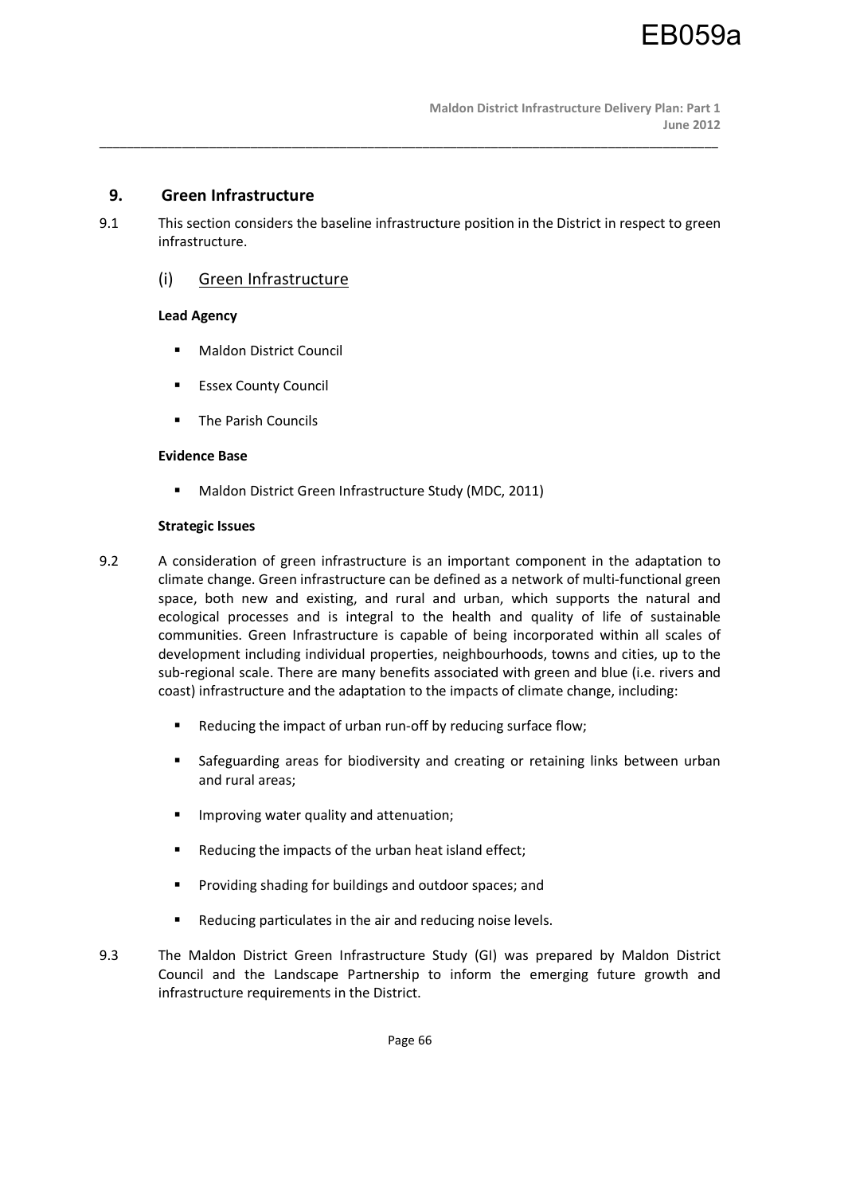## 9. Green Infrastructure

9.1 This section considers the baseline infrastructure position in the District in respect to green infrastructure.

### (i) Green Infrastructure

**Lead Agency**

- Maldon District Council
- Essex County Council
- The Parish Councils

**Evidence Base**

- Maldon District Green Infrastructure Study (MDC, 2011)

**Strategic Issues**

9.2 A consideration of green infrastructure is an important component in the adaptation to climate change. Green infrastructure can be defined as a network of multi-functional green space, both new and existing, and rural and urban, which supports the natural and ecological processes and is integral to the health and quality of life of sustainable communities. Green Infrastructure is capable of being incorporated within all scales of development including individual properties, neighbourhoods, towns and cities, up to the sub-regional scale. There are many benefits associated with green and blue (i.e. rivers and coast) infrastructure and the adaptation to the impacts of climate change, including:

- Reducing the impact of urban run-off by reducing surface flow;
- Safeguarding areas for biodiversity and creating or retaining links between urban and rural areas;
- Improving water quality and attenuation;
- Reducing the impacts of the urban heat island effect;
- Providing shading for buildings and outdoor spaces; and
- Reducing particulates in the air and reducing noise levels.

9.3 The Maldon District Green Infrastructure Study (GI) was prepared by Maldon District Council and the Landscape Partnership to inform the emerging future growth and infrastructure requirements in the District.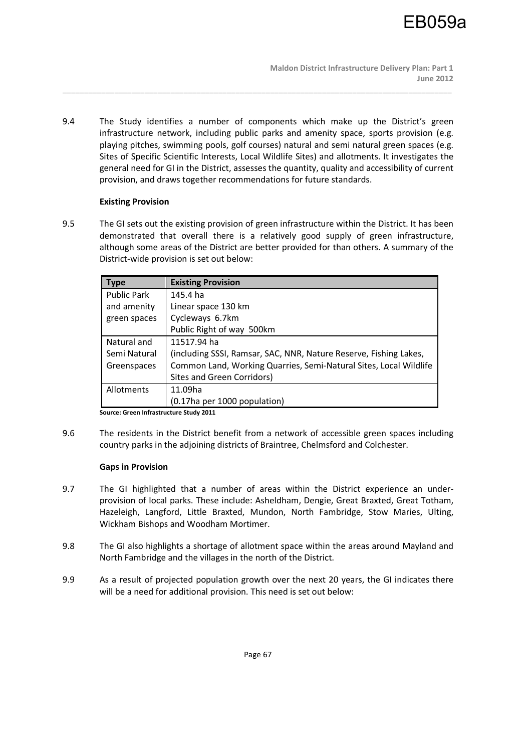9.4 The Study identifies a number of components which make up the District's green infrastructure network, including public parks and amenity space, sports provision (e.g. playing pitches, swimming pools, golf courses) natural and semi natural green spaces (e.g. Sites of Specific Scientific Interests, Local Wildlife Sites) and allotments. It investigates the general need for GI in the District, assesses the quantity, quality and accessibility of current provision, and draws together recommendations for future standards.

**Existing Provision**

9.5 The GI sets out the existing provision of green infrastructure within the District. It has been demonstrated that overall there is a relatively good supply of green infrastructure, although some areas of the District are better provided for than others. A summary of the District-wide provision is set out below:

| Type | Existing Provision |
|---|---|
| Public Park and amenity green spaces | 145.4 ha<br>Linear space 130 km<br>Cycleways 6.7km<br>Public Right of way 500km |
| Natural and Semi Natural Greenspaces | 11517.94 ha<br>(including SSSI, Ramsar, SAC, NNR, Nature Reserve, Fishing Lakes, Common Land, Working Quarries, Semi-Natural Sites, Local Wildlife Sites and Green Corridors) |
| Allotments | 11.09ha<br>(0.17ha per 1000 population) |

**Source: Green Infrastructure Study 2011**

9.6 The residents in the District benefit from a network of accessible green spaces including country parks in the adjoining districts of Braintree, Chelmsford and Colchester.

**Gaps in Provision**

9.7 The GI highlighted that a number of areas within the District experience an under-provision of local parks. These include: Asheldham, Dengie, Great Braxted, Great Totham, Hazeleigh, Langford, Little Braxted, Mundon, North Fambridge, Stow Maries, Ulting, Wickham Bishops and Woodham Mortimer.

9.8 The GI also highlights a shortage of allotment space within the areas around Mayland and North Fambridge and the villages in the north of the District.

9.9 As a result of projected population growth over the next 20 years, the GI indicates there will be a need for additional provision. This need is set out below: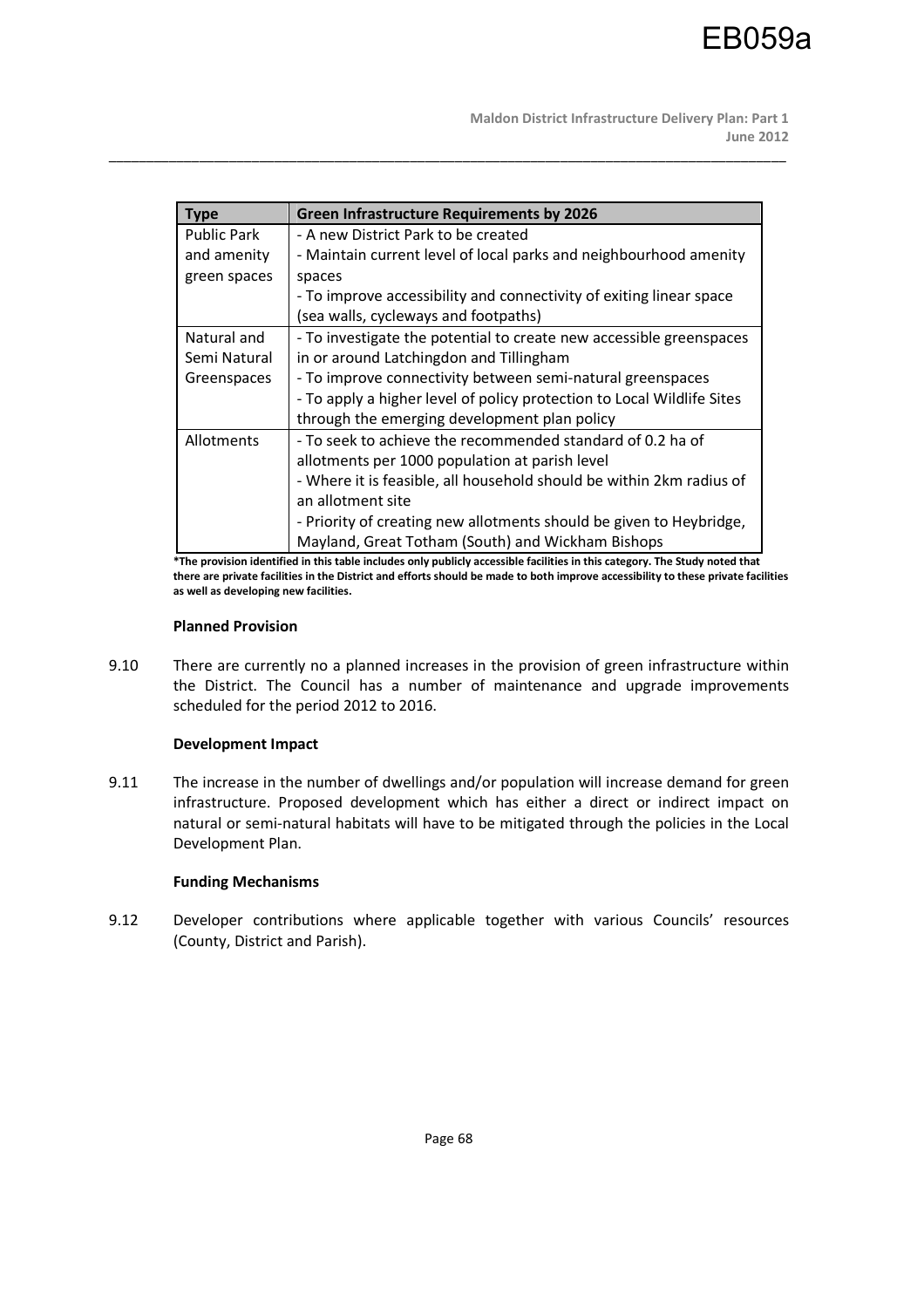| Type | Green Infrastructure Requirements by 2026 |
|---|---|
| Public Park and amenity green spaces | - A new District Park to be created<br>- Maintain current level of local parks and neighbourhood amenity spaces<br>- To improve accessibility and connectivity of exiting linear space (sea walls, cycleways and footpaths) |
| Natural and Semi Natural Greenspaces | - To investigate the potential to create new accessible greenspaces in or around Latchingdon and Tillingham<br>- To improve connectivity between semi-natural greenspaces<br>- To apply a higher level of policy protection to Local Wildlife Sites through the emerging development plan policy |
| Allotments | - To seek to achieve the recommended standard of 0.2 ha of allotments per 1000 population at parish level<br>- Where it is feasible, all household should be within 2km radius of an allotment site<br>- Priority of creating new allotments should be given to Heybridge, Mayland, Great Totham (South) and Wickham Bishops |

**\*The provision identified in this table includes only publicly accessible facilities in this category. The Study noted that there are private facilities in the District and efforts should be made to both improve accessibility to these private facilities as well as developing new facilities.**

#### Planned Provision

9.10 There are currently no a planned increases in the provision of green infrastructure within the District. The Council has a number of maintenance and upgrade improvements scheduled for the period 2012 to 2016.

#### Development Impact

9.11 The increase in the number of dwellings and/or population will increase demand for green infrastructure. Proposed development which has either a direct or indirect impact on natural or semi-natural habitats will have to be mitigated through the policies in the Local Development Plan.

#### Funding Mechanisms

9.12 Developer contributions where applicable together with various Councils' resources (County, District and Parish).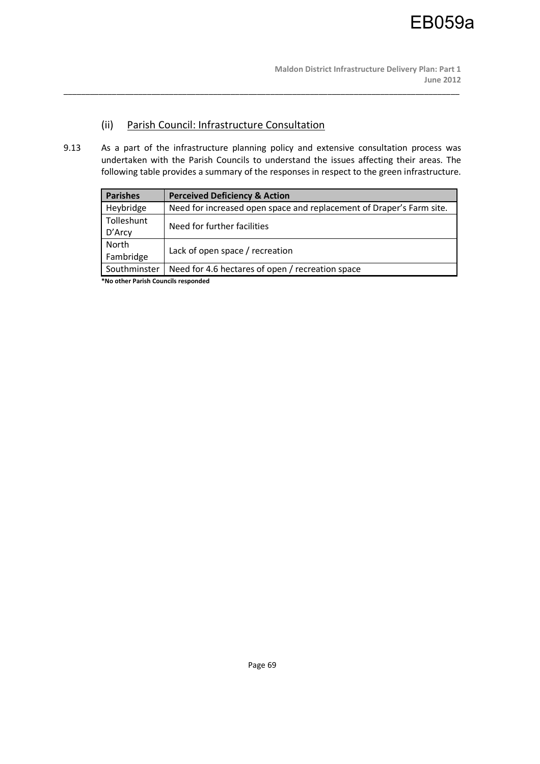### (ii) Parish Council: Infrastructure Consultation

9.13 As a part of the infrastructure planning policy and extensive consultation process was undertaken with the Parish Councils to understand the issues affecting their areas. The following table provides a summary of the responses in respect to the green infrastructure.

| Parishes | Perceived Deficiency & Action |
|---|---|
| Heybridge | Need for increased open space and replacement of Draper's Farm site. |
| Tolleshunt D'Arcy | Need for further facilities |
| North Fambridge | Lack of open space / recreation |
| Southminster | Need for 4.6 hectares of open / recreation space |

**\*No other Parish Councils responded**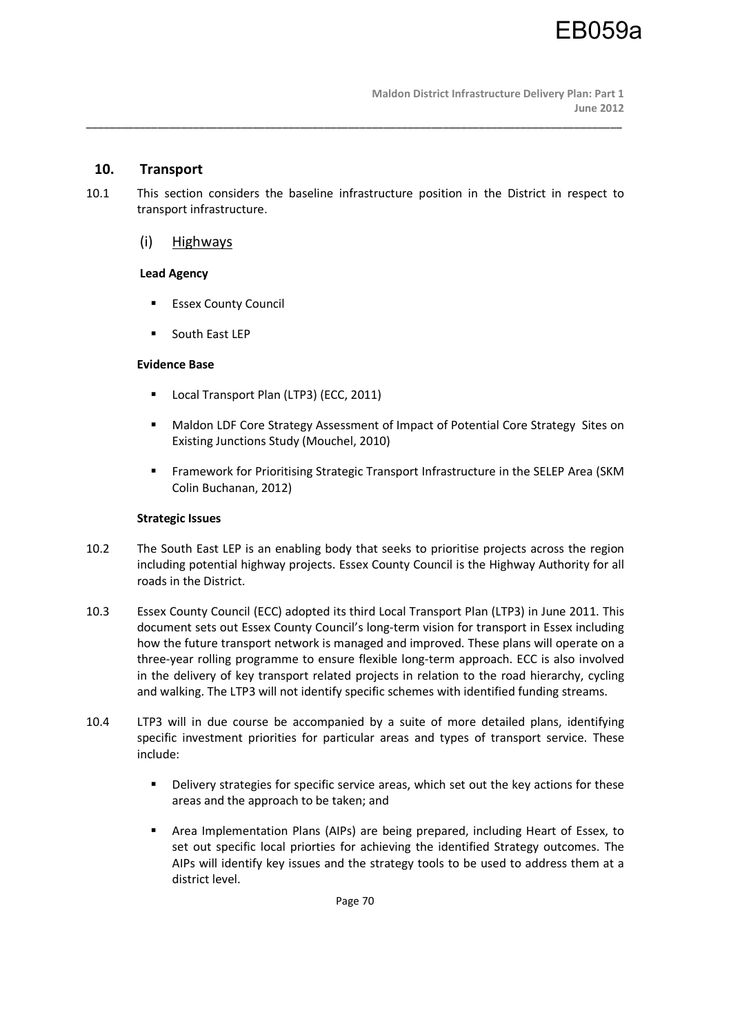## 10. Transport

10.1 This section considers the baseline infrastructure position in the District in respect to transport infrastructure.

### (i) Highways

**Lead Agency**

- Essex County Council
- South East LEP

**Evidence Base**

- Local Transport Plan (LTP3) (ECC, 2011)
- Maldon LDF Core Strategy Assessment of Impact of Potential Core Strategy Sites on Existing Junctions Study (Mouchel, 2010)
- Framework for Prioritising Strategic Transport Infrastructure in the SELEP Area (SKM Colin Buchanan, 2012)

**Strategic Issues**

10.2 The South East LEP is an enabling body that seeks to prioritise projects across the region including potential highway projects. Essex County Council is the Highway Authority for all roads in the District.

10.3 Essex County Council (ECC) adopted its third Local Transport Plan (LTP3) in June 2011. This document sets out Essex County Council's long-term vision for transport in Essex including how the future transport network is managed and improved. These plans will operate on a three-year rolling programme to ensure flexible long-term approach. ECC is also involved in the delivery of key transport related projects in relation to the road hierarchy, cycling and walking. The LTP3 will not identify specific schemes with identified funding streams.

10.4 LTP3 will in due course be accompanied by a suite of more detailed plans, identifying specific investment priorities for particular areas and types of transport service. These include:

- Delivery strategies for specific service areas, which set out the key actions for these areas and the approach to be taken; and
- Area Implementation Plans (AIPs) are being prepared, including Heart of Essex, to set out specific local priorties for achieving the identified Strategy outcomes. The AIPs will identify key issues and the strategy tools to be used to address them at a district level.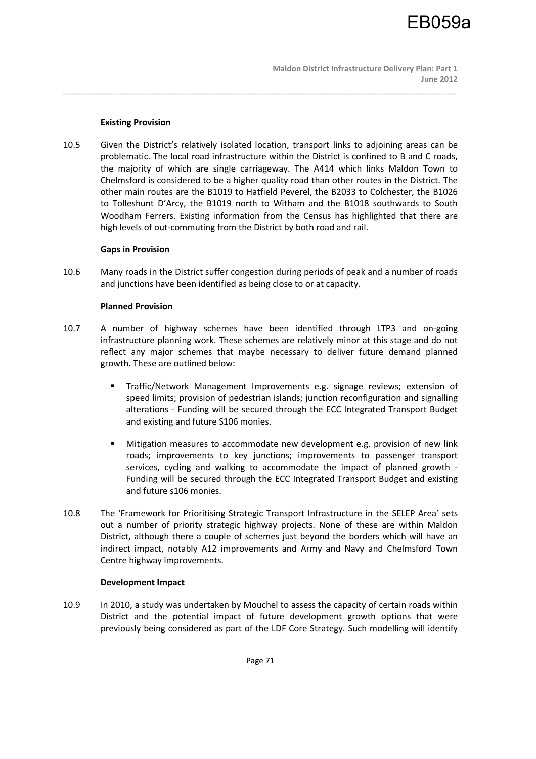**Existing Provision**

10.5 Given the District's relatively isolated location, transport links to adjoining areas can be problematic. The local road infrastructure within the District is confined to B and C roads, the majority of which are single carriageway. The A414 which links Maldon Town to Chelmsford is considered to be a higher quality road than other routes in the District. The other main routes are the B1019 to Hatfield Peverel, the B2033 to Colchester, the B1026 to Tolleshunt D'Arcy, the B1019 north to Witham and the B1018 southwards to South Woodham Ferrers. Existing information from the Census has highlighted that there are high levels of out-commuting from the District by both road and rail.

**Gaps in Provision**

10.6 Many roads in the District suffer congestion during periods of peak and a number of roads and junctions have been identified as being close to or at capacity.

**Planned Provision**

10.7 A number of highway schemes have been identified through LTP3 and on-going infrastructure planning work. These schemes are relatively minor at this stage and do not reflect any major schemes that maybe necessary to deliver future demand planned growth. These are outlined below:

- Traffic/Network Management Improvements e.g. signage reviews; extension of speed limits; provision of pedestrian islands; junction reconfiguration and signalling alterations - Funding will be secured through the ECC Integrated Transport Budget and existing and future S106 monies.

- Mitigation measures to accommodate new development e.g. provision of new link roads; improvements to key junctions; improvements to passenger transport services, cycling and walking to accommodate the impact of planned growth - Funding will be secured through the ECC Integrated Transport Budget and existing and future s106 monies.

10.8 The 'Framework for Prioritising Strategic Transport Infrastructure in the SELEP Area' sets out a number of priority strategic highway projects. None of these are within Maldon District, although there a couple of schemes just beyond the borders which will have an indirect impact, notably A12 improvements and Army and Navy and Chelmsford Town Centre highway improvements.

**Development Impact**

10.9 In 2010, a study was undertaken by Mouchel to assess the capacity of certain roads within District and the potential impact of future development growth options that were previously being considered as part of the LDF Core Strategy. Such modelling will identify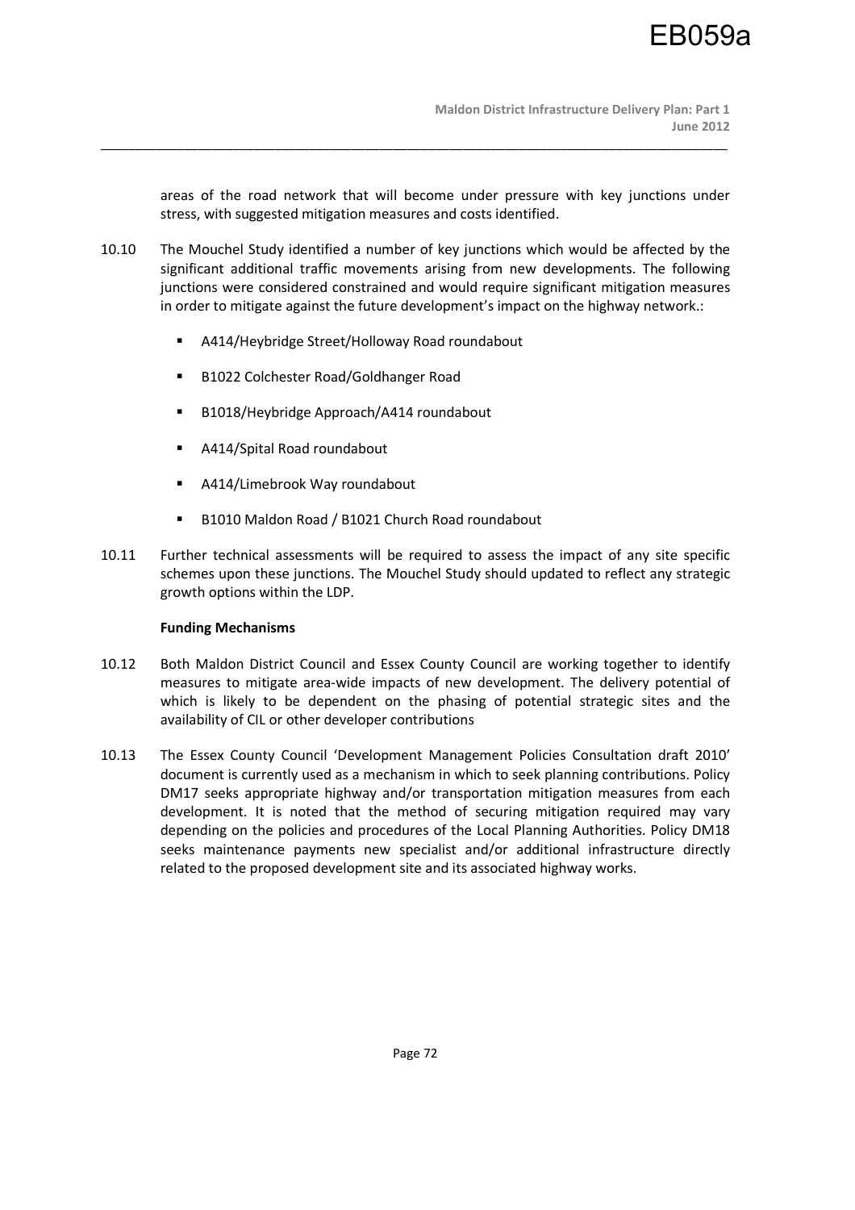areas of the road network that will become under pressure with key junctions under stress, with suggested mitigation measures and costs identified.

10.10 The Mouchel Study identified a number of key junctions which would be affected by the significant additional traffic movements arising from new developments. The following junctions were considered constrained and would require significant mitigation measures in order to mitigate against the future development's impact on the highway network.:

- A414/Heybridge Street/Holloway Road roundabout
- B1022 Colchester Road/Goldhanger Road
- B1018/Heybridge Approach/A414 roundabout
- A414/Spital Road roundabout
- A414/Limebrook Way roundabout
- B1010 Maldon Road / B1021 Church Road roundabout

10.11 Further technical assessments will be required to assess the impact of any site specific schemes upon these junctions. The Mouchel Study should updated to reflect any strategic growth options within the LDP.

**Funding Mechanisms**

10.12 Both Maldon District Council and Essex County Council are working together to identify measures to mitigate area-wide impacts of new development. The delivery potential of which is likely to be dependent on the phasing of potential strategic sites and the availability of CIL or other developer contributions

10.13 The Essex County Council 'Development Management Policies Consultation draft 2010' document is currently used as a mechanism in which to seek planning contributions. Policy DM17 seeks appropriate highway and/or transportation mitigation measures from each development. It is noted that the method of securing mitigation required may vary depending on the policies and procedures of the Local Planning Authorities. Policy DM18 seeks maintenance payments new specialist and/or additional infrastructure directly related to the proposed development site and its associated highway works.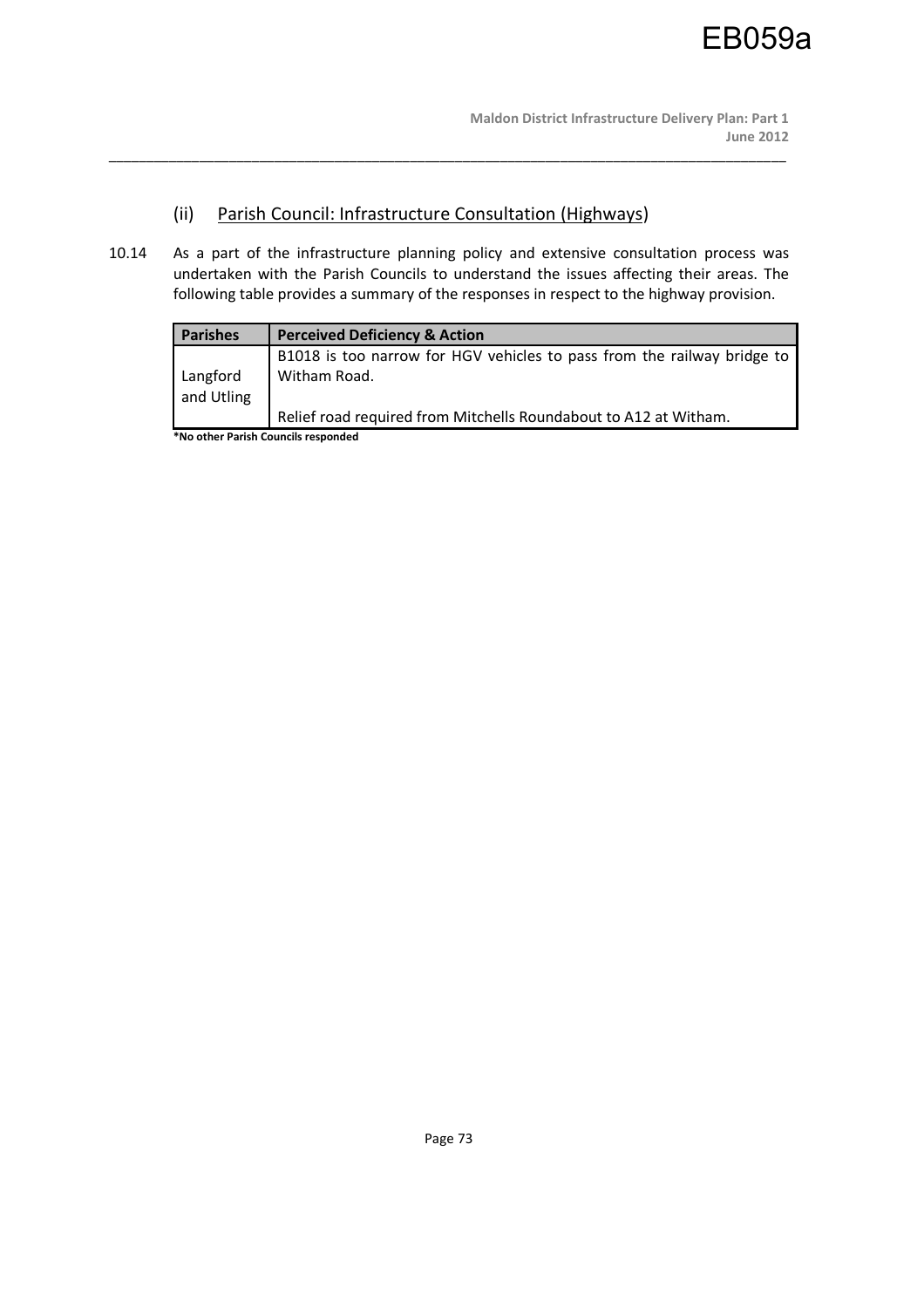### (ii) Parish Council: Infrastructure Consultation (Highways)

10.14 As a part of the infrastructure planning policy and extensive consultation process was undertaken with the Parish Councils to understand the issues affecting their areas. The following table provides a summary of the responses in respect to the highway provision.

| Parishes | Perceived Deficiency & Action |
|---|---|
| Langford and Utling | B1018 is too narrow for HGV vehicles to pass from the railway bridge to Witham Road.<br><br>Relief road required from Mitchells Roundabout to A12 at Witham. |

**\*No other Parish Councils responded**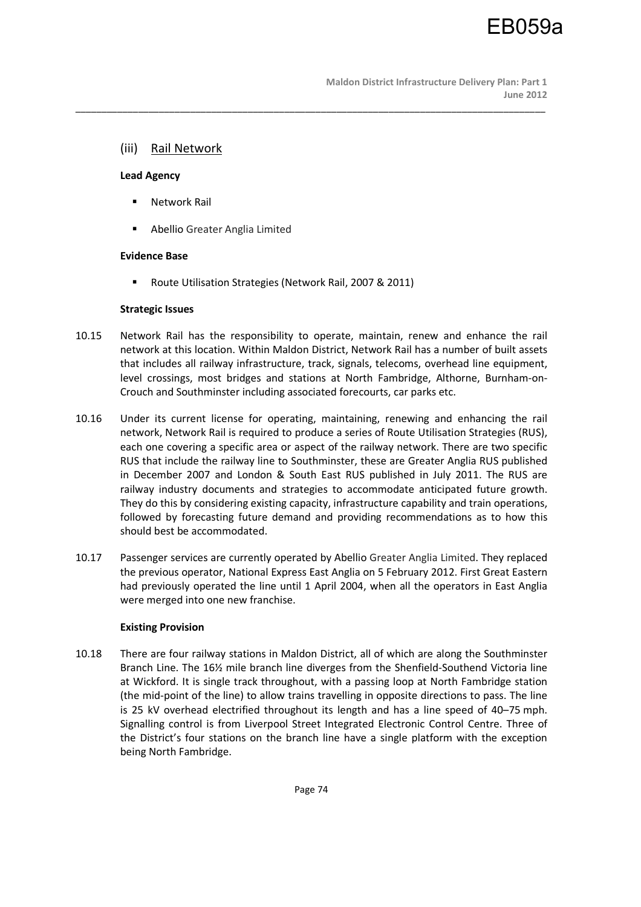### (iii) Rail Network

**Lead Agency**

- Network Rail
- Abellio Greater Anglia Limited

**Evidence Base**

- Route Utilisation Strategies (Network Rail, 2007 & 2011)

**Strategic Issues**

10.15 Network Rail has the responsibility to operate, maintain, renew and enhance the rail network at this location. Within Maldon District, Network Rail has a number of built assets that includes all railway infrastructure, track, signals, telecoms, overhead line equipment, level crossings, most bridges and stations at North Fambridge, Althorne, Burnham-on-Crouch and Southminster including associated forecourts, car parks etc.

10.16 Under its current license for operating, maintaining, renewing and enhancing the rail network, Network Rail is required to produce a series of Route Utilisation Strategies (RUS), each one covering a specific area or aspect of the railway network. There are two specific RUS that include the railway line to Southminster, these are Greater Anglia RUS published in December 2007 and London & South East RUS published in July 2011. The RUS are railway industry documents and strategies to accommodate anticipated future growth. They do this by considering existing capacity, infrastructure capability and train operations, followed by forecasting future demand and providing recommendations as to how this should best be accommodated.

10.17 Passenger services are currently operated by Abellio Greater Anglia Limited. They replaced the previous operator, National Express East Anglia on 5 February 2012. First Great Eastern had previously operated the line until 1 April 2004, when all the operators in East Anglia were merged into one new franchise.

**Existing Provision**

10.18 There are four railway stations in Maldon District, all of which are along the Southminster Branch Line. The 16½ mile branch line diverges from the Shenfield-Southend Victoria line at Wickford. It is single track throughout, with a passing loop at North Fambridge station (the mid-point of the line) to allow trains travelling in opposite directions to pass. The line is 25 kV overhead electrified throughout its length and has a line speed of 40–75 mph. Signalling control is from Liverpool Street Integrated Electronic Control Centre. Three of the District's four stations on the branch line have a single platform with the exception being North Fambridge.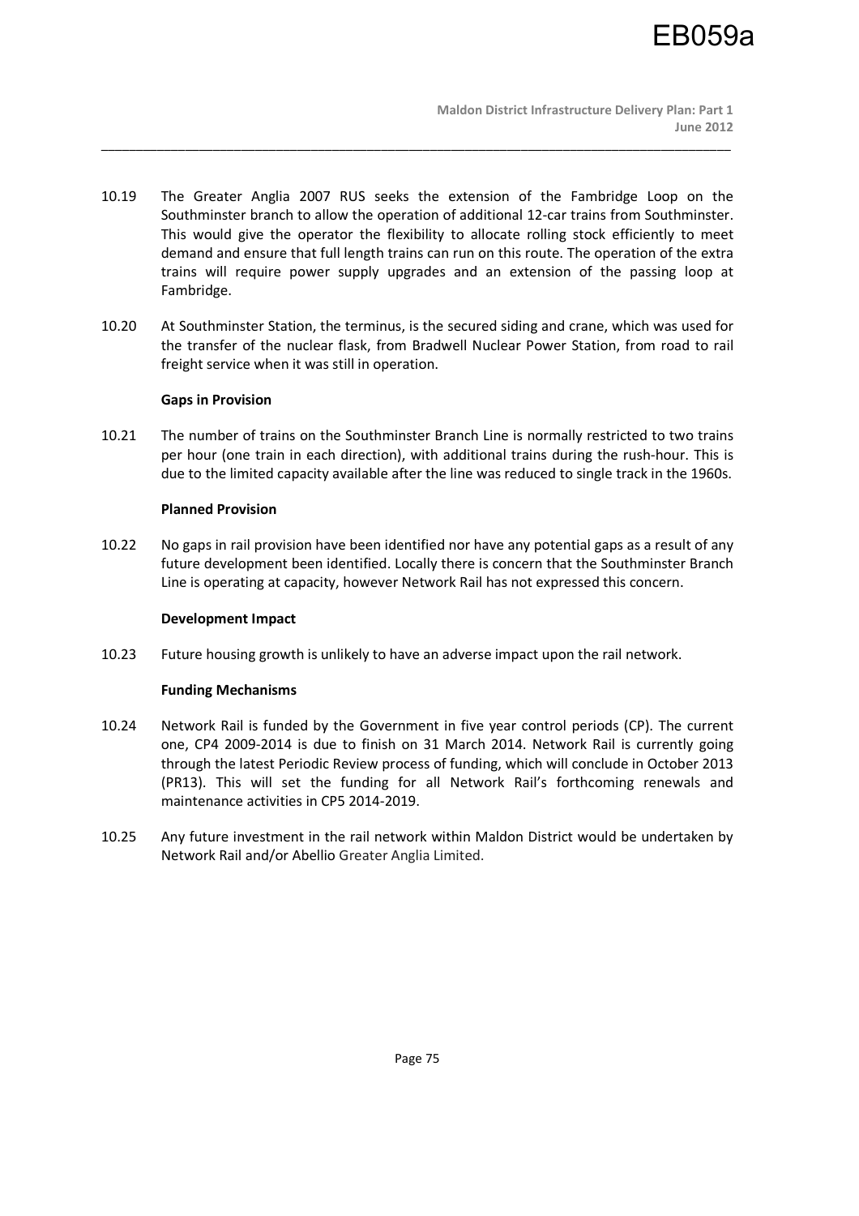10.19 The Greater Anglia 2007 RUS seeks the extension of the Fambridge Loop on the Southminster branch to allow the operation of additional 12-car trains from Southminster. This would give the operator the flexibility to allocate rolling stock efficiently to meet demand and ensure that full length trains can run on this route. The operation of the extra trains will require power supply upgrades and an extension of the passing loop at Fambridge.

10.20 At Southminster Station, the terminus, is the secured siding and crane, which was used for the transfer of the nuclear flask, from Bradwell Nuclear Power Station, from road to rail freight service when it was still in operation.

**Gaps in Provision**

10.21 The number of trains on the Southminster Branch Line is normally restricted to two trains per hour (one train in each direction), with additional trains during the rush-hour. This is due to the limited capacity available after the line was reduced to single track in the 1960s.

**Planned Provision**

10.22 No gaps in rail provision have been identified nor have any potential gaps as a result of any future development been identified. Locally there is concern that the Southminster Branch Line is operating at capacity, however Network Rail has not expressed this concern.

**Development Impact**

10.23 Future housing growth is unlikely to have an adverse impact upon the rail network.

**Funding Mechanisms**

10.24 Network Rail is funded by the Government in five year control periods (CP). The current one, CP4 2009-2014 is due to finish on 31 March 2014. Network Rail is currently going through the latest Periodic Review process of funding, which will conclude in October 2013 (PR13). This will set the funding for all Network Rail's forthcoming renewals and maintenance activities in CP5 2014-2019.

10.25 Any future investment in the rail network within Maldon District would be undertaken by Network Rail and/or Abellio Greater Anglia Limited.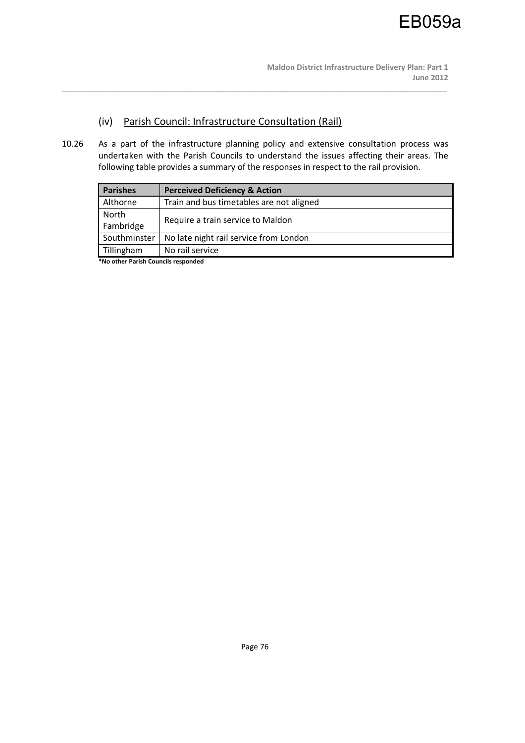### (iv) Parish Council: Infrastructure Consultation (Rail)

10.26 As a part of the infrastructure planning policy and extensive consultation process was undertaken with the Parish Councils to understand the issues affecting their areas. The following table provides a summary of the responses in respect to the rail provision.

| Parishes | Perceived Deficiency & Action |
|---|---|
| Althorne | Train and bus timetables are not aligned |
| North Fambridge | Require a train service to Maldon |
| Southminster | No late night rail service from London |
| Tillingham | No rail service |

**\*No other Parish Councils responded**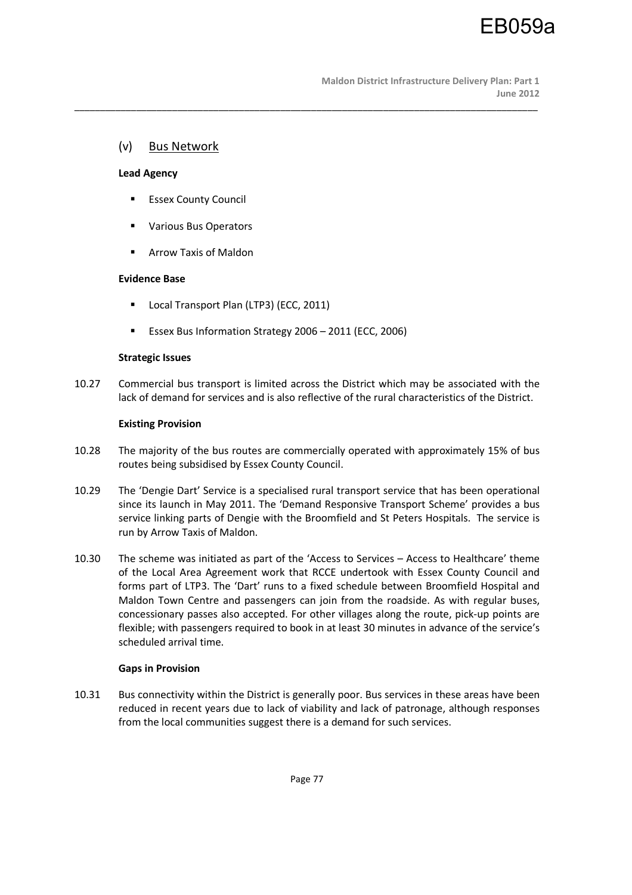## (v) Bus Network

**Lead Agency**

- Essex County Council
- Various Bus Operators
- Arrow Taxis of Maldon

**Evidence Base**

- Local Transport Plan (LTP3) (ECC, 2011)
- Essex Bus Information Strategy 2006 – 2011 (ECC, 2006)

**Strategic Issues**

10.27 Commercial bus transport is limited across the District which may be associated with the lack of demand for services and is also reflective of the rural characteristics of the District.

**Existing Provision**

10.28 The majority of the bus routes are commercially operated with approximately 15% of bus routes being subsidised by Essex County Council.

10.29 The 'Dengie Dart' Service is a specialised rural transport service that has been operational since its launch in May 2011. The 'Demand Responsive Transport Scheme' provides a bus service linking parts of Dengie with the Broomfield and St Peters Hospitals. The service is run by Arrow Taxis of Maldon.

10.30 The scheme was initiated as part of the 'Access to Services – Access to Healthcare' theme of the Local Area Agreement work that RCCE undertook with Essex County Council and forms part of LTP3. The 'Dart' runs to a fixed schedule between Broomfield Hospital and Maldon Town Centre and passengers can join from the roadside. As with regular buses, concessionary passes also accepted. For other villages along the route, pick-up points are flexible; with passengers required to book in at least 30 minutes in advance of the service's scheduled arrival time.

**Gaps in Provision**

10.31 Bus connectivity within the District is generally poor. Bus services in these areas have been reduced in recent years due to lack of viability and lack of patronage, although responses from the local communities suggest there is a demand for such services.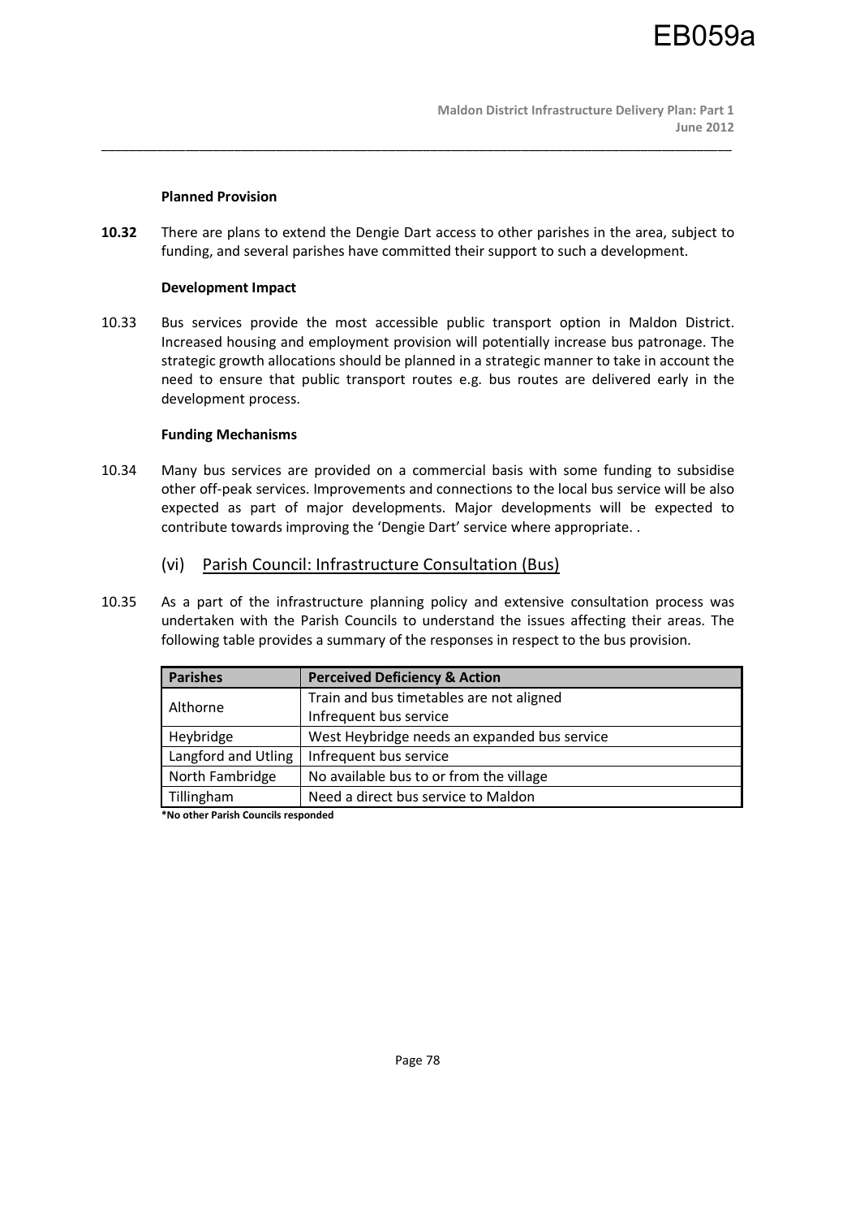**Planned Provision**

**10.32** There are plans to extend the Dengie Dart access to other parishes in the area, subject to funding, and several parishes have committed their support to such a development.

**Development Impact**

10.33 Bus services provide the most accessible public transport option in Maldon District. Increased housing and employment provision will potentially increase bus patronage. The strategic growth allocations should be planned in a strategic manner to take in account the need to ensure that public transport routes e.g. bus routes are delivered early in the development process.

**Funding Mechanisms**

10.34 Many bus services are provided on a commercial basis with some funding to subsidise other off-peak services. Improvements and connections to the local bus service will be also expected as part of major developments. Major developments will be expected to contribute towards improving the 'Dengie Dart' service where appropriate. .

### (vi) Parish Council: Infrastructure Consultation (Bus)

10.35 As a part of the infrastructure planning policy and extensive consultation process was undertaken with the Parish Councils to understand the issues affecting their areas. The following table provides a summary of the responses in respect to the bus provision.

| Parishes | Perceived Deficiency & Action |
|---|---|
| Althorne | Train and bus timetables are not aligned<br>Infrequent bus service |
| Heybridge | West Heybridge needs an expanded bus service |
| Langford and Utling | Infrequent bus service |
| North Fambridge | No available bus to or from the village |
| Tillingham | Need a direct bus service to Maldon |

**\*No other Parish Councils responded**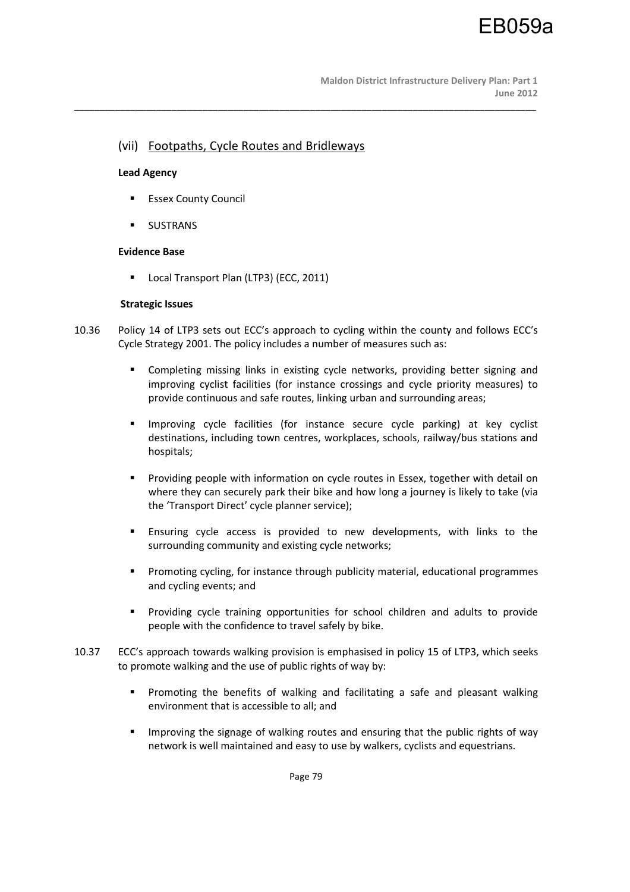## (vii) Footpaths, Cycle Routes and Bridleways

**Lead Agency**

- Essex County Council
- SUSTRANS

**Evidence Base**

- Local Transport Plan (LTP3) (ECC, 2011)

**Strategic Issues**

10.36 Policy 14 of LTP3 sets out ECC's approach to cycling within the county and follows ECC's Cycle Strategy 2001. The policy includes a number of measures such as:

- Completing missing links in existing cycle networks, providing better signing and improving cyclist facilities (for instance crossings and cycle priority measures) to provide continuous and safe routes, linking urban and surrounding areas;
- Improving cycle facilities (for instance secure cycle parking) at key cyclist destinations, including town centres, workplaces, schools, railway/bus stations and hospitals;
- Providing people with information on cycle routes in Essex, together with detail on where they can securely park their bike and how long a journey is likely to take (via the 'Transport Direct' cycle planner service);
- Ensuring cycle access is provided to new developments, with links to the surrounding community and existing cycle networks;
- Promoting cycling, for instance through publicity material, educational programmes and cycling events; and
- Providing cycle training opportunities for school children and adults to provide people with the confidence to travel safely by bike.

10.37 ECC's approach towards walking provision is emphasised in policy 15 of LTP3, which seeks to promote walking and the use of public rights of way by:

- Promoting the benefits of walking and facilitating a safe and pleasant walking environment that is accessible to all; and
- Improving the signage of walking routes and ensuring that the public rights of way network is well maintained and easy to use by walkers, cyclists and equestrians.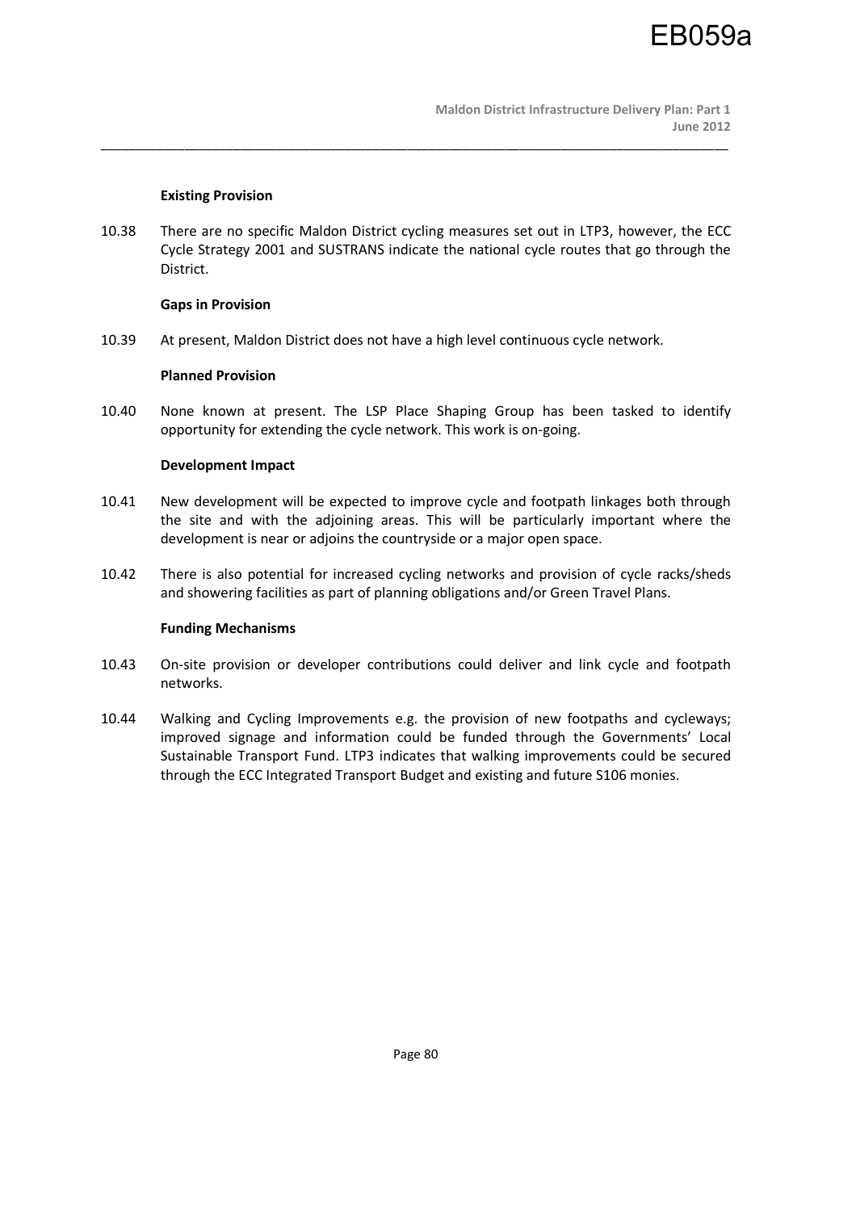**Existing Provision**

10.38 There are no specific Maldon District cycling measures set out in LTP3, however, the ECC Cycle Strategy 2001 and SUSTRANS indicate the national cycle routes that go through the District.

**Gaps in Provision**

10.39 At present, Maldon District does not have a high level continuous cycle network.

**Planned Provision**

10.40 None known at present. The LSP Place Shaping Group has been tasked to identify opportunity for extending the cycle network. This work is on-going.

**Development Impact**

10.41 New development will be expected to improve cycle and footpath linkages both through the site and with the adjoining areas. This will be particularly important where the development is near or adjoins the countryside or a major open space.

10.42 There is also potential for increased cycling networks and provision of cycle racks/sheds and showering facilities as part of planning obligations and/or Green Travel Plans.

**Funding Mechanisms**

10.43 On-site provision or developer contributions could deliver and link cycle and footpath networks.

10.44 Walking and Cycling Improvements e.g. the provision of new footpaths and cycleways; improved signage and information could be funded through the Governments' Local Sustainable Transport Fund. LTP3 indicates that walking improvements could be secured through the ECC Integrated Transport Budget and existing and future S106 monies.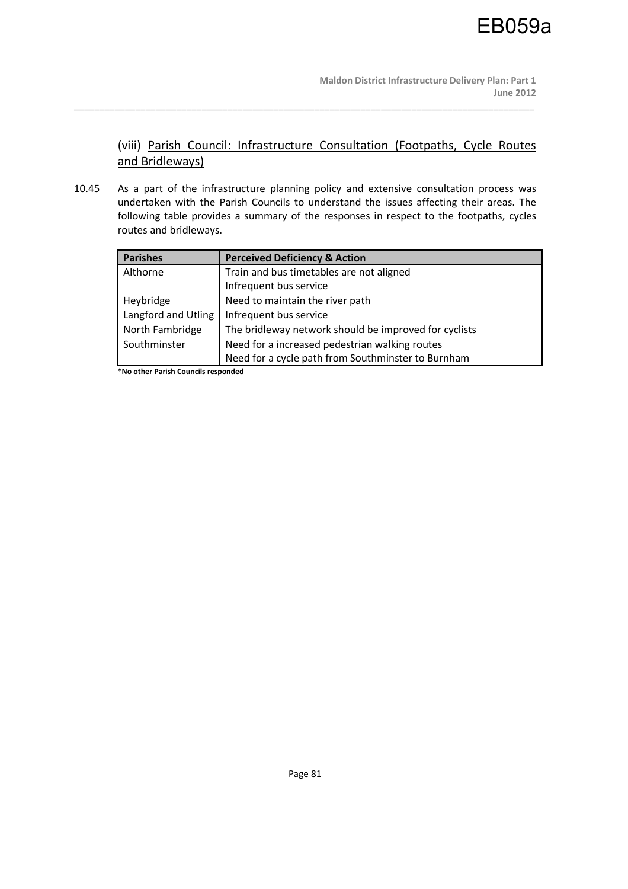### (viii) Parish Council: Infrastructure Consultation (Footpaths, Cycle Routes and Bridleways)

10.45 As a part of the infrastructure planning policy and extensive consultation process was undertaken with the Parish Councils to understand the issues affecting their areas. The following table provides a summary of the responses in respect to the footpaths, cycles routes and bridleways.

| Parishes | Perceived Deficiency & Action |
|---|---|
| Althorne | Train and bus timetables are not aligned<br>Infrequent bus service |
| Heybridge | Need to maintain the river path |
| Langford and Utling | Infrequent bus service |
| North Fambridge | The bridleway network should be improved for cyclists |
| Southminster | Need for a increased pedestrian walking routes<br>Need for a cycle path from Southminster to Burnham |

**\*No other Parish Councils responded**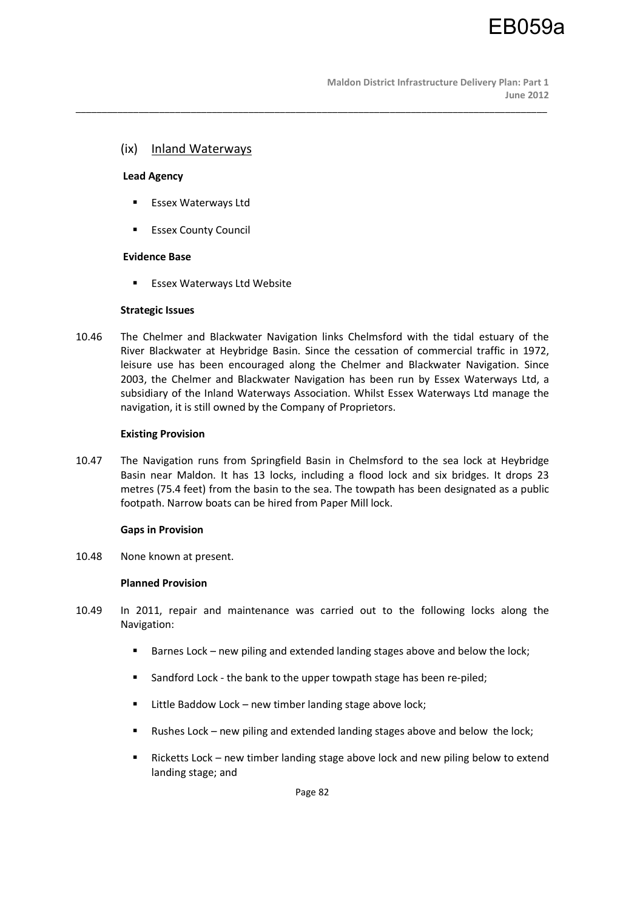## (ix) Inland Waterways

**Lead Agency**

- Essex Waterways Ltd
- Essex County Council

**Evidence Base**

- Essex Waterways Ltd Website

**Strategic Issues**

10.46 The Chelmer and Blackwater Navigation links Chelmsford with the tidal estuary of the River Blackwater at Heybridge Basin. Since the cessation of commercial traffic in 1972, leisure use has been encouraged along the Chelmer and Blackwater Navigation. Since 2003, the Chelmer and Blackwater Navigation has been run by Essex Waterways Ltd, a subsidiary of the Inland Waterways Association. Whilst Essex Waterways Ltd manage the navigation, it is still owned by the Company of Proprietors.

**Existing Provision**

10.47 The Navigation runs from Springfield Basin in Chelmsford to the sea lock at Heybridge Basin near Maldon. It has 13 locks, including a flood lock and six bridges. It drops 23 metres (75.4 feet) from the basin to the sea. The towpath has been designated as a public footpath. Narrow boats can be hired from Paper Mill lock.

**Gaps in Provision**

10.48 None known at present.

**Planned Provision**

10.49 In 2011, repair and maintenance was carried out to the following locks along the Navigation:

- Barnes Lock – new piling and extended landing stages above and below the lock;
- Sandford Lock - the bank to the upper towpath stage has been re-piled;
- Little Baddow Lock – new timber landing stage above lock;
- Rushes Lock – new piling and extended landing stages above and below the lock;
- Ricketts Lock – new timber landing stage above lock and new piling below to extend landing stage; and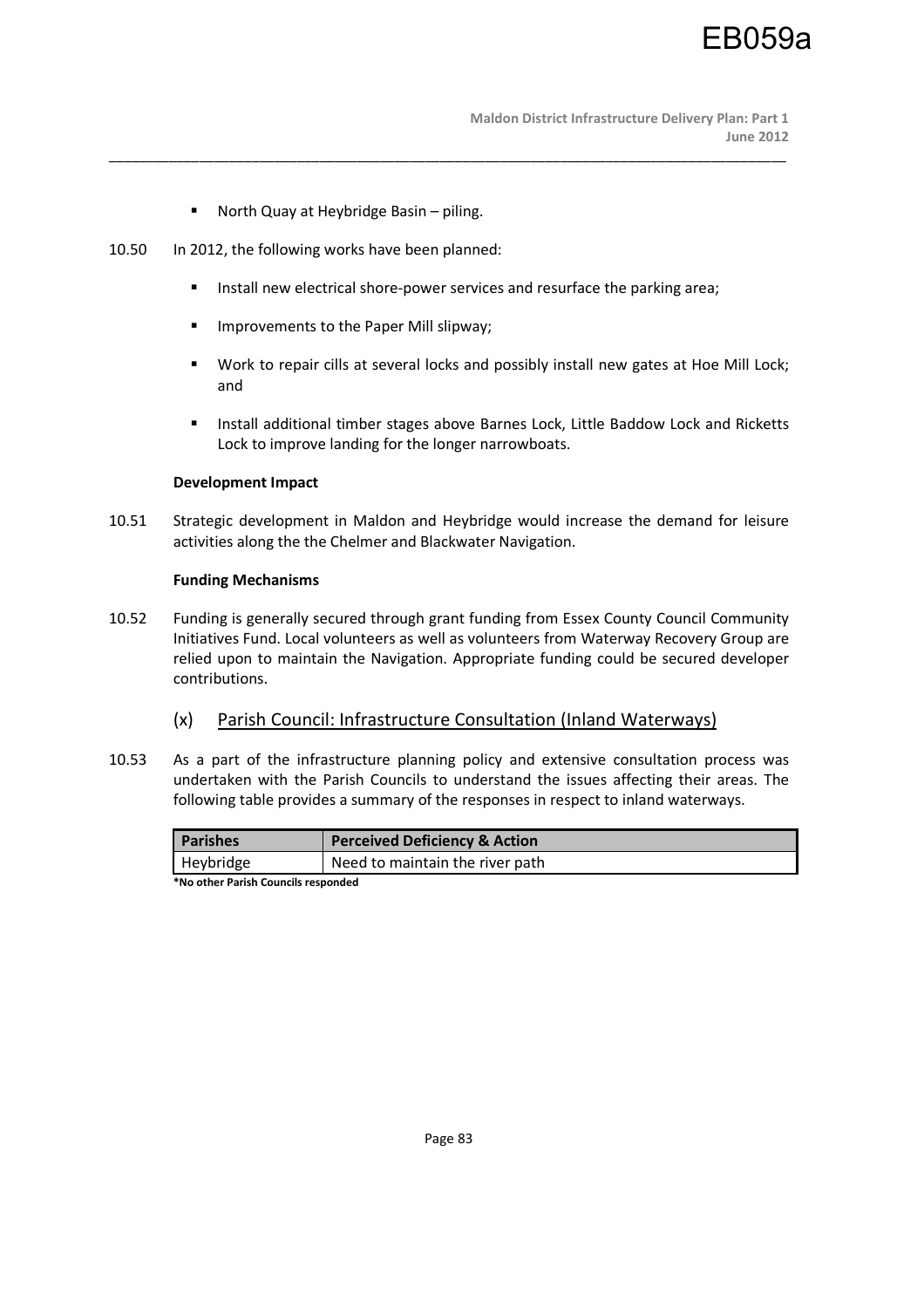- North Quay at Heybridge Basin – piling.

10.50 In 2012, the following works have been planned:

- Install new electrical shore-power services and resurface the parking area;
- Improvements to the Paper Mill slipway;
- Work to repair cills at several locks and possibly install new gates at Hoe Mill Lock; and
- Install additional timber stages above Barnes Lock, Little Baddow Lock and Ricketts Lock to improve landing for the longer narrowboats.

**Development Impact**

10.51 Strategic development in Maldon and Heybridge would increase the demand for leisure activities along the the Chelmer and Blackwater Navigation.

**Funding Mechanisms**

10.52 Funding is generally secured through grant funding from Essex County Council Community Initiatives Fund. Local volunteers as well as volunteers from Waterway Recovery Group are relied upon to maintain the Navigation. Appropriate funding could be secured developer contributions.

### (x) Parish Council: Infrastructure Consultation (Inland Waterways)

10.53 As a part of the infrastructure planning policy and extensive consultation process was undertaken with the Parish Councils to understand the issues affecting their areas. The following table provides a summary of the responses in respect to inland waterways.

| Parishes | Perceived Deficiency & Action |
|---|---|
| Heybridge | Need to maintain the river path |

**\*No other Parish Councils responded**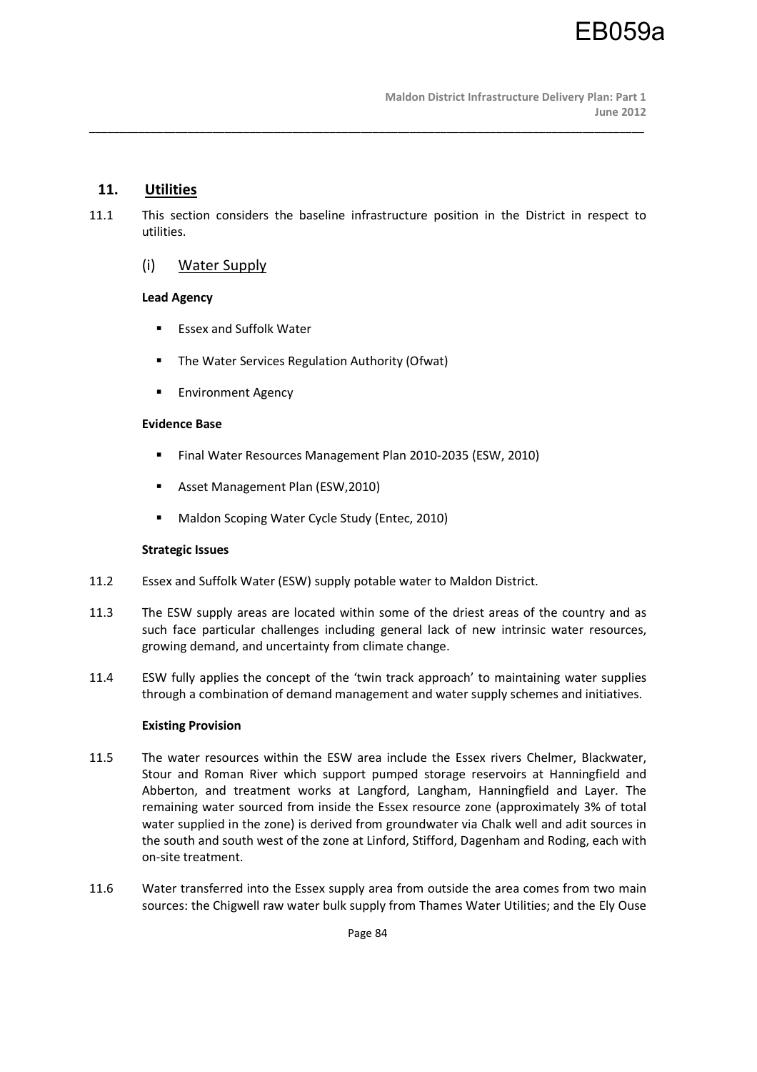## 11. Utilities

11.1 This section considers the baseline infrastructure position in the District in respect to utilities.

### (i) Water Supply

**Lead Agency**

- Essex and Suffolk Water
- The Water Services Regulation Authority (Ofwat)
- Environment Agency

**Evidence Base**

- Final Water Resources Management Plan 2010-2035 (ESW, 2010)
- Asset Management Plan (ESW,2010)
- Maldon Scoping Water Cycle Study (Entec, 2010)

**Strategic Issues**

11.2 Essex and Suffolk Water (ESW) supply potable water to Maldon District.

11.3 The ESW supply areas are located within some of the driest areas of the country and as such face particular challenges including general lack of new intrinsic water resources, growing demand, and uncertainty from climate change.

11.4 ESW fully applies the concept of the 'twin track approach' to maintaining water supplies through a combination of demand management and water supply schemes and initiatives.

**Existing Provision**

11.5 The water resources within the ESW area include the Essex rivers Chelmer, Blackwater, Stour and Roman River which support pumped storage reservoirs at Hanningfield and Abberton, and treatment works at Langford, Langham, Hanningfield and Layer. The remaining water sourced from inside the Essex resource zone (approximately 3% of total water supplied in the zone) is derived from groundwater via Chalk well and adit sources in the south and south west of the zone at Linford, Stifford, Dagenham and Roding, each with on-site treatment.

11.6 Water transferred into the Essex supply area from outside the area comes from two main sources: the Chigwell raw water bulk supply from Thames Water Utilities; and the Ely Ouse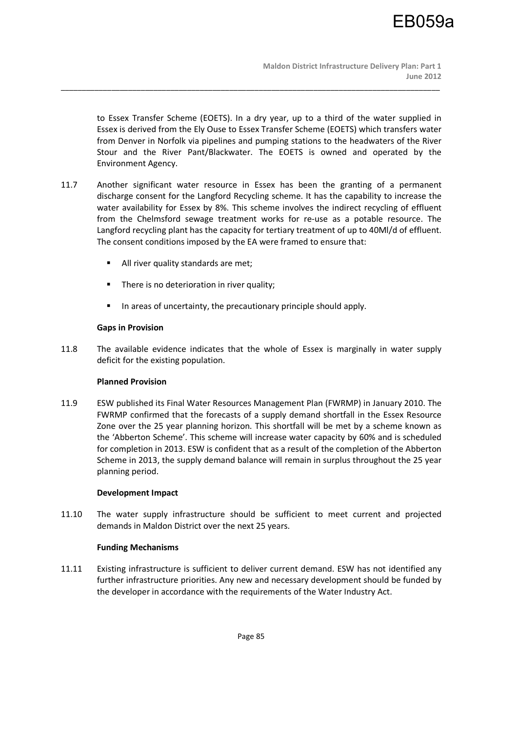to Essex Transfer Scheme (EOETS). In a dry year, up to a third of the water supplied in Essex is derived from the Ely Ouse to Essex Transfer Scheme (EOETS) which transfers water from Denver in Norfolk via pipelines and pumping stations to the headwaters of the River Stour and the River Pant/Blackwater. The EOETS is owned and operated by the Environment Agency.

11.7 Another significant water resource in Essex has been the granting of a permanent discharge consent for the Langford Recycling scheme. It has the capability to increase the water availability for Essex by 8%. This scheme involves the indirect recycling of effluent from the Chelmsford sewage treatment works for re-use as a potable resource. The Langford recycling plant has the capacity for tertiary treatment of up to 40Ml/d of effluent. The consent conditions imposed by the EA were framed to ensure that:

- All river quality standards are met;
- There is no deterioration in river quality;
- In areas of uncertainty, the precautionary principle should apply.

**Gaps in Provision**

11.8 The available evidence indicates that the whole of Essex is marginally in water supply deficit for the existing population.

**Planned Provision**

11.9 ESW published its Final Water Resources Management Plan (FWRMP) in January 2010. The FWRMP confirmed that the forecasts of a supply demand shortfall in the Essex Resource Zone over the 25 year planning horizon. This shortfall will be met by a scheme known as the 'Abberton Scheme'. This scheme will increase water capacity by 60% and is scheduled for completion in 2013. ESW is confident that as a result of the completion of the Abberton Scheme in 2013, the supply demand balance will remain in surplus throughout the 25 year planning period.

**Development Impact**

11.10 The water supply infrastructure should be sufficient to meet current and projected demands in Maldon District over the next 25 years.

**Funding Mechanisms**

11.11 Existing infrastructure is sufficient to deliver current demand. ESW has not identified any further infrastructure priorities. Any new and necessary development should be funded by the developer in accordance with the requirements of the Water Industry Act.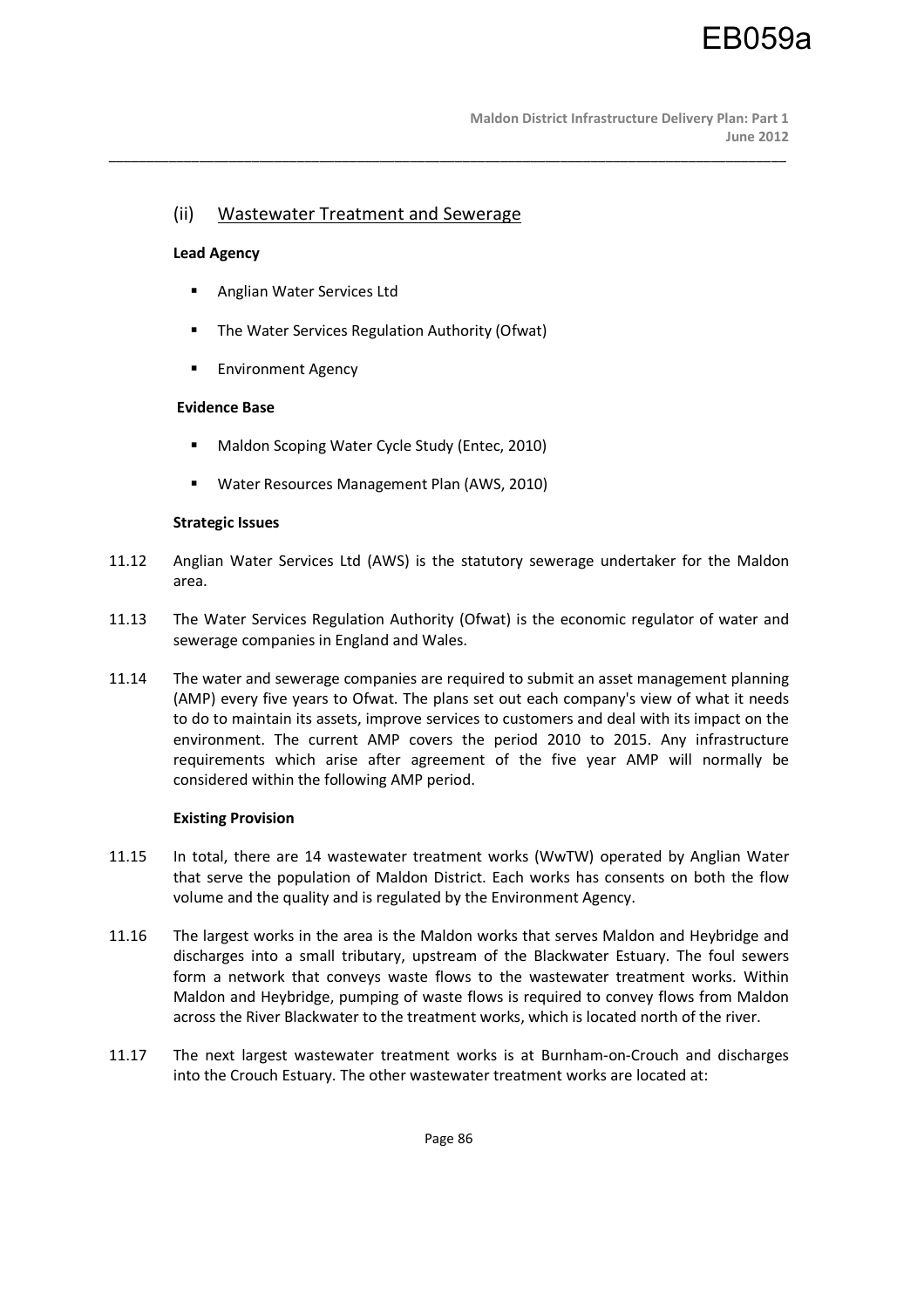## (ii) Wastewater Treatment and Sewerage

**Lead Agency**

- Anglian Water Services Ltd
- The Water Services Regulation Authority (Ofwat)
- Environment Agency

**Evidence Base**

- Maldon Scoping Water Cycle Study (Entec, 2010)
- Water Resources Management Plan (AWS, 2010)

**Strategic Issues**

11.12 Anglian Water Services Ltd (AWS) is the statutory sewerage undertaker for the Maldon area.

11.13 The Water Services Regulation Authority (Ofwat) is the economic regulator of water and sewerage companies in England and Wales.

11.14 The water and sewerage companies are required to submit an asset management planning (AMP) every five years to Ofwat. The plans set out each company's view of what it needs to do to maintain its assets, improve services to customers and deal with its impact on the environment. The current AMP covers the period 2010 to 2015. Any infrastructure requirements which arise after agreement of the five year AMP will normally be considered within the following AMP period.

**Existing Provision**

11.15 In total, there are 14 wastewater treatment works (WwTW) operated by Anglian Water that serve the population of Maldon District. Each works has consents on both the flow volume and the quality and is regulated by the Environment Agency.

11.16 The largest works in the area is the Maldon works that serves Maldon and Heybridge and discharges into a small tributary, upstream of the Blackwater Estuary. The foul sewers form a network that conveys waste flows to the wastewater treatment works. Within Maldon and Heybridge, pumping of waste flows is required to convey flows from Maldon across the River Blackwater to the treatment works, which is located north of the river.

11.17 The next largest wastewater treatment works is at Burnham-on-Crouch and discharges into the Crouch Estuary. The other wastewater treatment works are located at: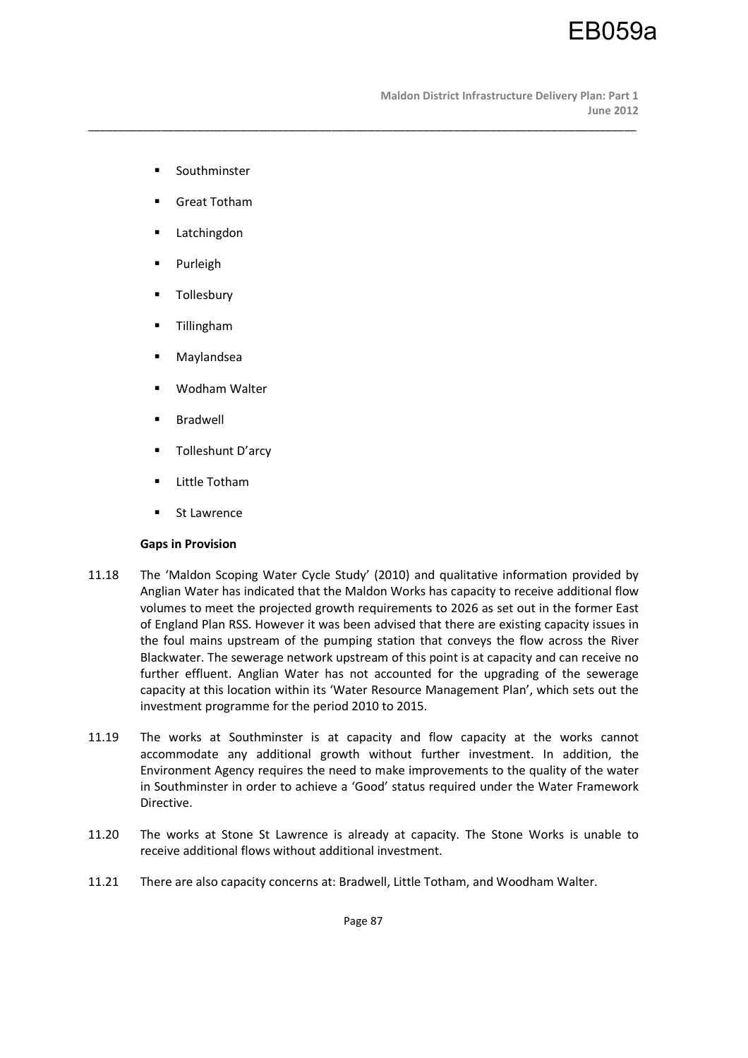- Southminster
- Great Totham
- Latchingdon
- Purleigh
- Tollesbury
- Tillingham
- Maylandsea
- Wodham Walter
- Bradwell
- Tolleshunt D'arcy
- Little Totham
- St Lawrence

**Gaps in Provision**

11.18 The 'Maldon Scoping Water Cycle Study' (2010) and qualitative information provided by Anglian Water has indicated that the Maldon Works has capacity to receive additional flow volumes to meet the projected growth requirements to 2026 as set out in the former East of England Plan RSS. However it was been advised that there are existing capacity issues in the foul mains upstream of the pumping station that conveys the flow across the River Blackwater. The sewerage network upstream of this point is at capacity and can receive no further effluent. Anglian Water has not accounted for the upgrading of the sewerage capacity at this location within its 'Water Resource Management Plan', which sets out the investment programme for the period 2010 to 2015.

11.19 The works at Southminster is at capacity and flow capacity at the works cannot accommodate any additional growth without further investment. In addition, the Environment Agency requires the need to make improvements to the quality of the water in Southminster in order to achieve a 'Good' status required under the Water Framework Directive.

11.20 The works at Stone St Lawrence is already at capacity. The Stone Works is unable to receive additional flows without additional investment.

11.21 There are also capacity concerns at: Bradwell, Little Totham, and Woodham Walter.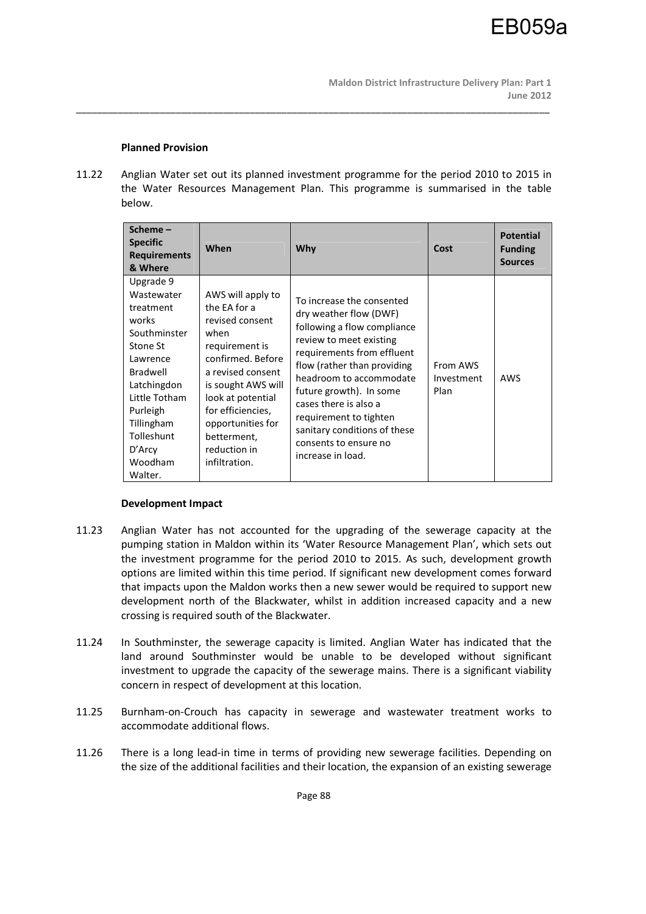**Planned Provision**

11.22 Anglian Water set out its planned investment programme for the period 2010 to 2015 in the Water Resources Management Plan. This programme is summarised in the table below.

| Scheme – Specific Requirements & Where | When | Why | Cost | Potential Funding Sources |
|---|---|---|---|---|
| Upgrade 9 Wastewater treatment works Southminster Stone St Lawrence Bradwell Latchingdon Little Totham Purleigh Tillingham Tolleshunt D'Arcy Woodham Walter. | AWS will apply to the EA for a revised consent when requirement is confirmed. Before a revised consent is sought AWS will look at potential for efficiencies, opportunities for betterment, reduction in infiltration. | To increase the consented dry weather flow (DWF) following a flow compliance review to meet existing requirements from effluent flow (rather than providing headroom to accommodate future growth). In some cases there is also a requirement to tighten sanitary conditions of these consents to ensure no increase in load. | From AWS Investment Plan | AWS |

**Development Impact**

11.23 Anglian Water has not accounted for the upgrading of the sewerage capacity at the pumping station in Maldon within its 'Water Resource Management Plan', which sets out the investment programme for the period 2010 to 2015. As such, development growth options are limited within this time period. If significant new development comes forward that impacts upon the Maldon works then a new sewer would be required to support new development north of the Blackwater, whilst in addition increased capacity and a new crossing is required south of the Blackwater.

11.24 In Southminster, the sewerage capacity is limited. Anglian Water has indicated that the land around Southminster would be unable to be developed without significant investment to upgrade the capacity of the sewerage mains. There is a significant viability concern in respect of development at this location.

11.25 Burnham-on-Crouch has capacity in sewerage and wastewater treatment works to accommodate additional flows.

11.26 There is a long lead-in time in terms of providing new sewerage facilities. Depending on the size of the additional facilities and their location, the expansion of an existing sewerage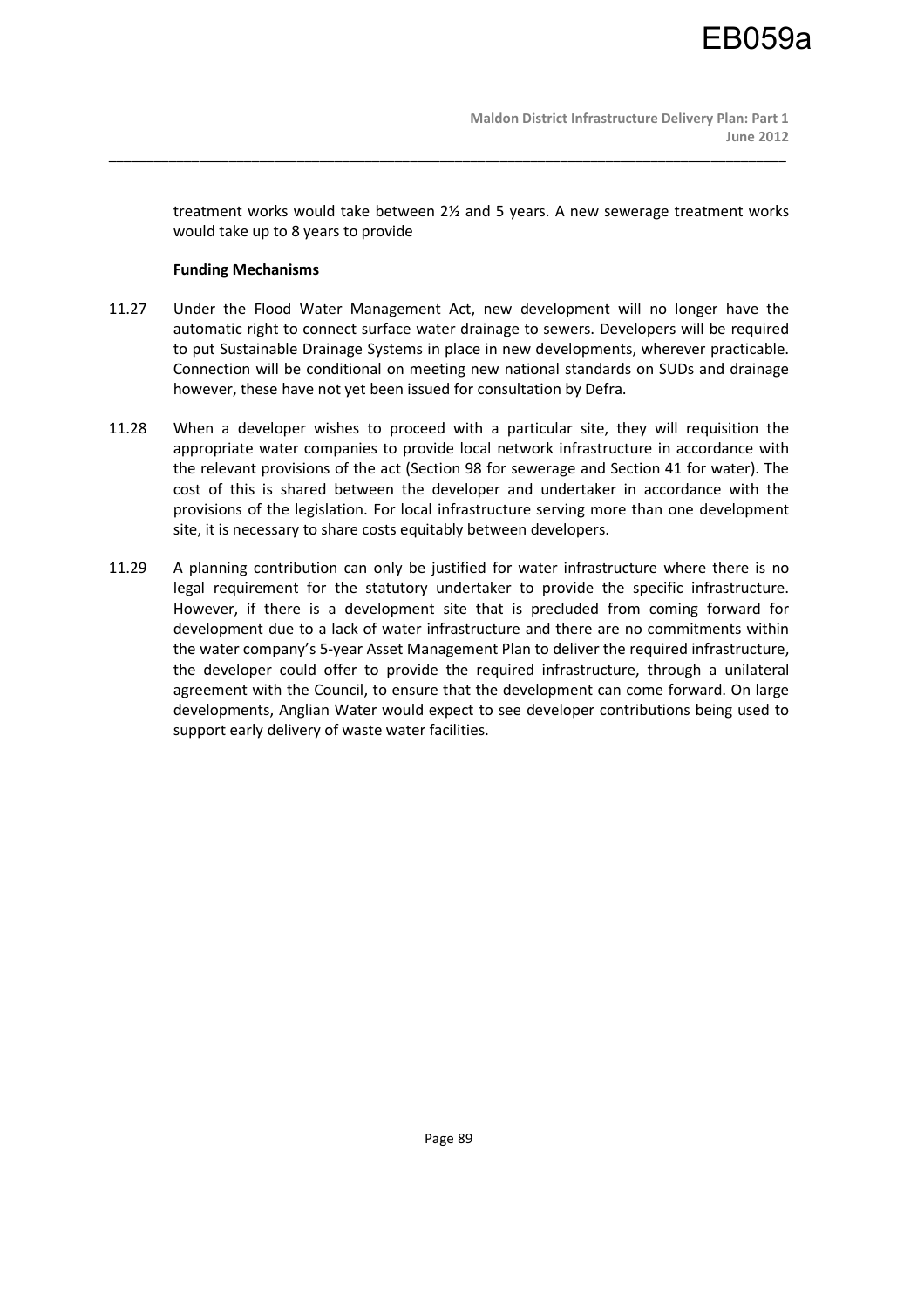treatment works would take between 2½ and 5 years. A new sewerage treatment works would take up to 8 years to provide

**Funding Mechanisms**

11.27 Under the Flood Water Management Act, new development will no longer have the automatic right to connect surface water drainage to sewers. Developers will be required to put Sustainable Drainage Systems in place in new developments, wherever practicable. Connection will be conditional on meeting new national standards on SUDs and drainage however, these have not yet been issued for consultation by Defra.

11.28 When a developer wishes to proceed with a particular site, they will requisition the appropriate water companies to provide local network infrastructure in accordance with the relevant provisions of the act (Section 98 for sewerage and Section 41 for water). The cost of this is shared between the developer and undertaker in accordance with the provisions of the legislation. For local infrastructure serving more than one development site, it is necessary to share costs equitably between developers.

11.29 A planning contribution can only be justified for water infrastructure where there is no legal requirement for the statutory undertaker to provide the specific infrastructure. However, if there is a development site that is precluded from coming forward for development due to a lack of water infrastructure and there are no commitments within the water company's 5-year Asset Management Plan to deliver the required infrastructure, the developer could offer to provide the required infrastructure, through a unilateral agreement with the Council, to ensure that the development can come forward. On large developments, Anglian Water would expect to see developer contributions being used to support early delivery of waste water facilities.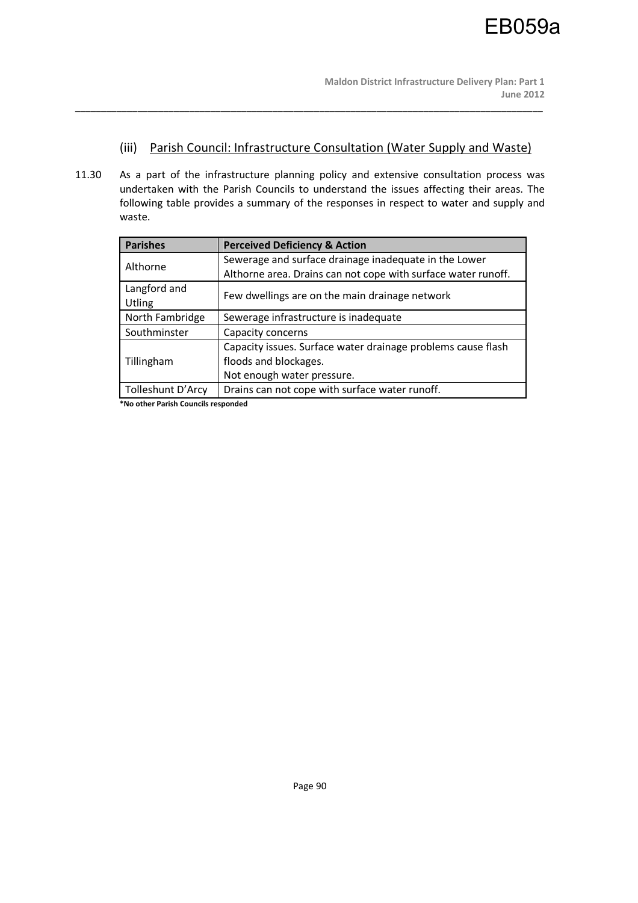### (iii) Parish Council: Infrastructure Consultation (Water Supply and Waste)

11.30 As a part of the infrastructure planning policy and extensive consultation process was undertaken with the Parish Councils to understand the issues affecting their areas. The following table provides a summary of the responses in respect to water and supply and waste.

| Parishes | Perceived Deficiency & Action |
|---|---|
| Althorne | Sewerage and surface drainage inadequate in the Lower Althorne area. Drains can not cope with surface water runoff. |
| Langford and Utling | Few dwellings are on the main drainage network |
| North Fambridge | Sewerage infrastructure is inadequate |
| Southminster | Capacity concerns |
| Tillingham | Capacity issues. Surface water drainage problems cause flash floods and blockages.<br>Not enough water pressure. |
| Tolleshunt D'Arcy | Drains can not cope with surface water runoff. |

**\*No other Parish Councils responded**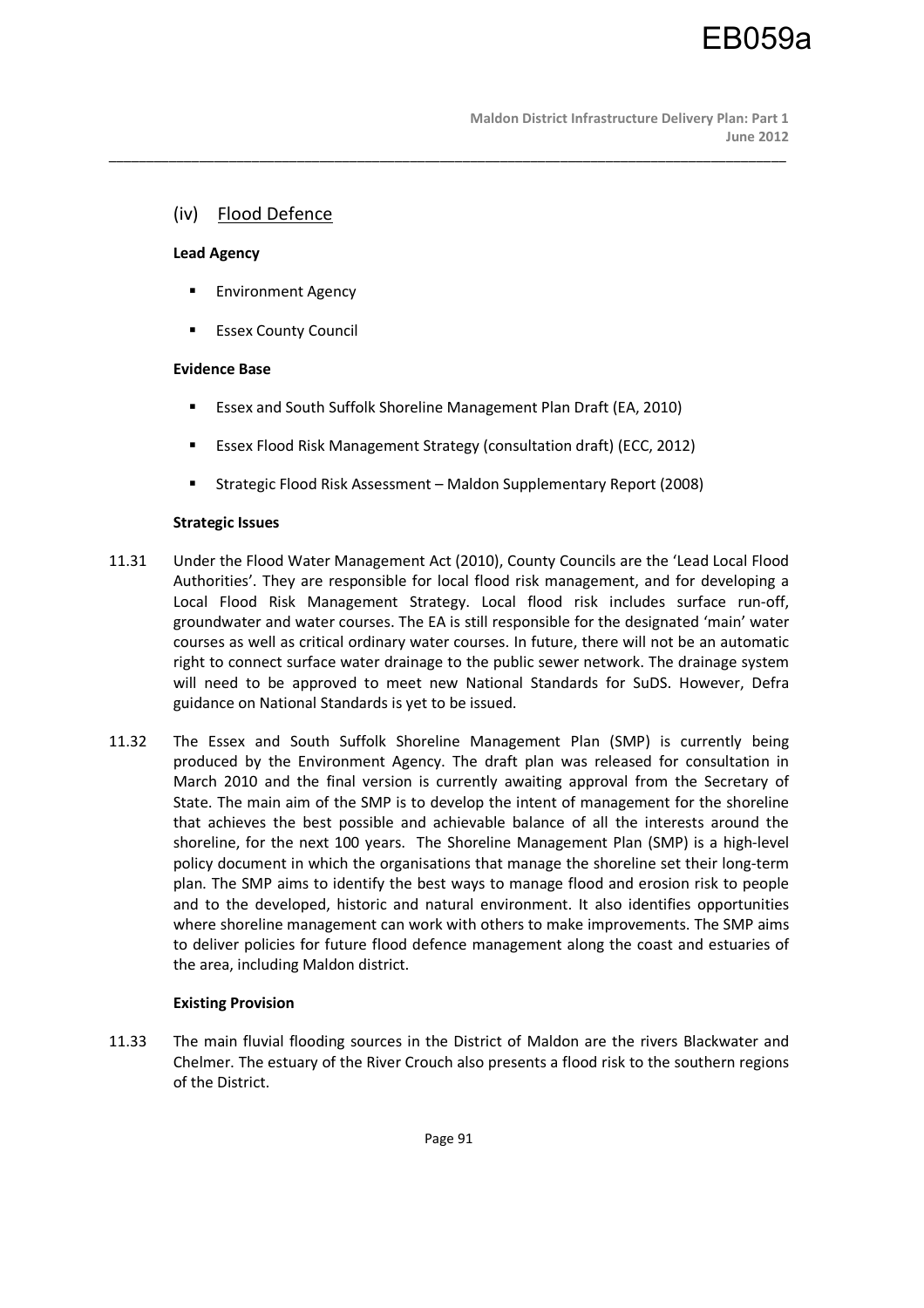## (iv) Flood Defence

**Lead Agency**

- Environment Agency
- Essex County Council

**Evidence Base**

- Essex and South Suffolk Shoreline Management Plan Draft (EA, 2010)
- Essex Flood Risk Management Strategy (consultation draft) (ECC, 2012)
- Strategic Flood Risk Assessment – Maldon Supplementary Report (2008)

**Strategic Issues**

11.31 Under the Flood Water Management Act (2010), County Councils are the 'Lead Local Flood Authorities'. They are responsible for local flood risk management, and for developing a Local Flood Risk Management Strategy. Local flood risk includes surface run-off, groundwater and water courses. The EA is still responsible for the designated 'main' water courses as well as critical ordinary water courses. In future, there will not be an automatic right to connect surface water drainage to the public sewer network. The drainage system will need to be approved to meet new National Standards for SuDS. However, Defra guidance on National Standards is yet to be issued.

11.32 The Essex and South Suffolk Shoreline Management Plan (SMP) is currently being produced by the Environment Agency. The draft plan was released for consultation in March 2010 and the final version is currently awaiting approval from the Secretary of State. The main aim of the SMP is to develop the intent of management for the shoreline that achieves the best possible and achievable balance of all the interests around the shoreline, for the next 100 years. The Shoreline Management Plan (SMP) is a high-level policy document in which the organisations that manage the shoreline set their long-term plan. The SMP aims to identify the best ways to manage flood and erosion risk to people and to the developed, historic and natural environment. It also identifies opportunities where shoreline management can work with others to make improvements. The SMP aims to deliver policies for future flood defence management along the coast and estuaries of the area, including Maldon district.

**Existing Provision**

11.33 The main fluvial flooding sources in the District of Maldon are the rivers Blackwater and Chelmer. The estuary of the River Crouch also presents a flood risk to the southern regions of the District.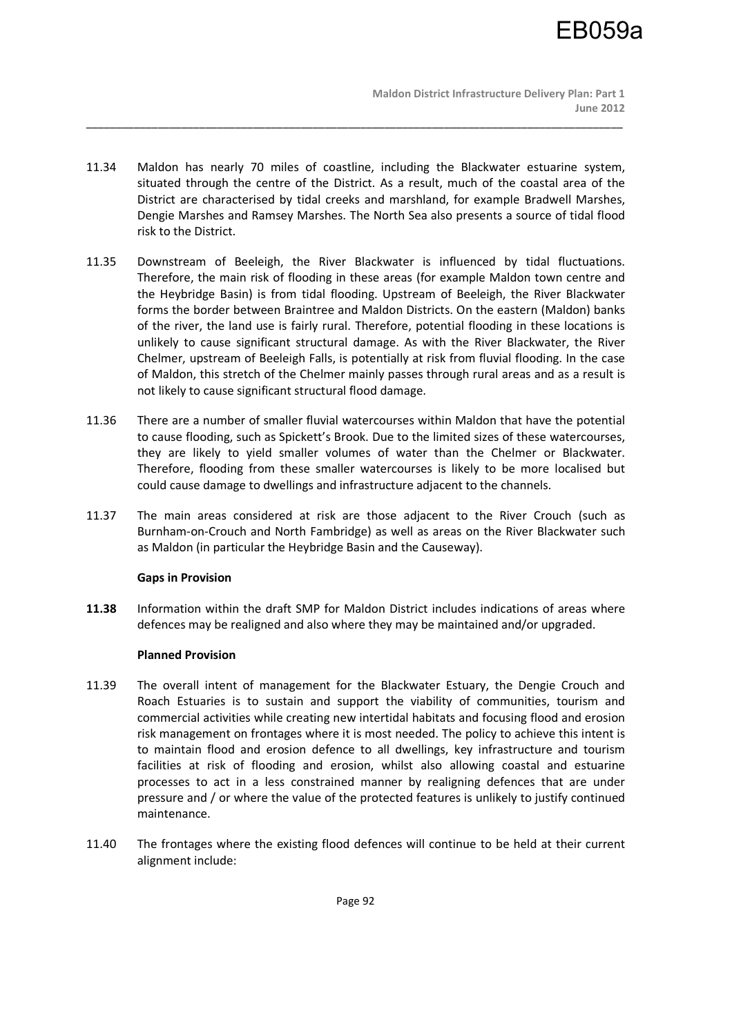11.34 Maldon has nearly 70 miles of coastline, including the Blackwater estuarine system, situated through the centre of the District. As a result, much of the coastal area of the District are characterised by tidal creeks and marshland, for example Bradwell Marshes, Dengie Marshes and Ramsey Marshes. The North Sea also presents a source of tidal flood risk to the District.

11.35 Downstream of Beeleigh, the River Blackwater is influenced by tidal fluctuations. Therefore, the main risk of flooding in these areas (for example Maldon town centre and the Heybridge Basin) is from tidal flooding. Upstream of Beeleigh, the River Blackwater forms the border between Braintree and Maldon Districts. On the eastern (Maldon) banks of the river, the land use is fairly rural. Therefore, potential flooding in these locations is unlikely to cause significant structural damage. As with the River Blackwater, the River Chelmer, upstream of Beeleigh Falls, is potentially at risk from fluvial flooding. In the case of Maldon, this stretch of the Chelmer mainly passes through rural areas and as a result is not likely to cause significant structural flood damage.

11.36 There are a number of smaller fluvial watercourses within Maldon that have the potential to cause flooding, such as Spickett's Brook. Due to the limited sizes of these watercourses, they are likely to yield smaller volumes of water than the Chelmer or Blackwater. Therefore, flooding from these smaller watercourses is likely to be more localised but could cause damage to dwellings and infrastructure adjacent to the channels.

11.37 The main areas considered at risk are those adjacent to the River Crouch (such as Burnham-on-Crouch and North Fambridge) as well as areas on the River Blackwater such as Maldon (in particular the Heybridge Basin and the Causeway).

**Gaps in Provision**

**11.38** Information within the draft SMP for Maldon District includes indications of areas where defences may be realigned and also where they may be maintained and/or upgraded.

**Planned Provision**

11.39 The overall intent of management for the Blackwater Estuary, the Dengie Crouch and Roach Estuaries is to sustain and support the viability of communities, tourism and commercial activities while creating new intertidal habitats and focusing flood and erosion risk management on frontages where it is most needed. The policy to achieve this intent is to maintain flood and erosion defence to all dwellings, key infrastructure and tourism facilities at risk of flooding and erosion, whilst also allowing coastal and estuarine processes to act in a less constrained manner by realigning defences that are under pressure and / or where the value of the protected features is unlikely to justify continued maintenance.

11.40 The frontages where the existing flood defences will continue to be held at their current alignment include: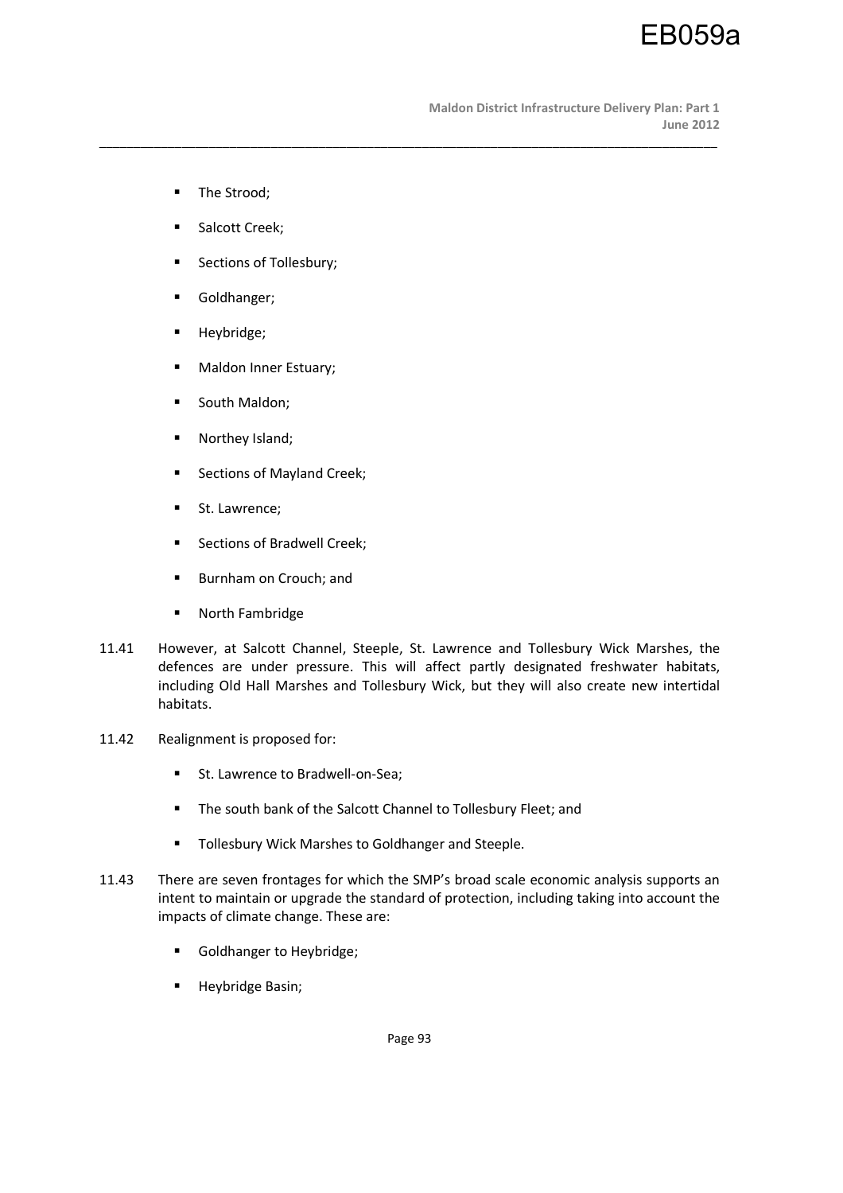- The Strood;
- Salcott Creek;
- Sections of Tollesbury;
- Goldhanger;
- Heybridge;
- Maldon Inner Estuary;
- South Maldon;
- Northey Island;
- Sections of Mayland Creek;
- St. Lawrence;
- Sections of Bradwell Creek;
- Burnham on Crouch; and
- North Fambridge

11.41 However, at Salcott Channel, Steeple, St. Lawrence and Tollesbury Wick Marshes, the defences are under pressure. This will affect partly designated freshwater habitats, including Old Hall Marshes and Tollesbury Wick, but they will also create new intertidal habitats.

11.42 Realignment is proposed for:

- St. Lawrence to Bradwell-on-Sea;
- The south bank of the Salcott Channel to Tollesbury Fleet; and
- Tollesbury Wick Marshes to Goldhanger and Steeple.

11.43 There are seven frontages for which the SMP's broad scale economic analysis supports an intent to maintain or upgrade the standard of protection, including taking into account the impacts of climate change. These are:

- Goldhanger to Heybridge;
- Heybridge Basin;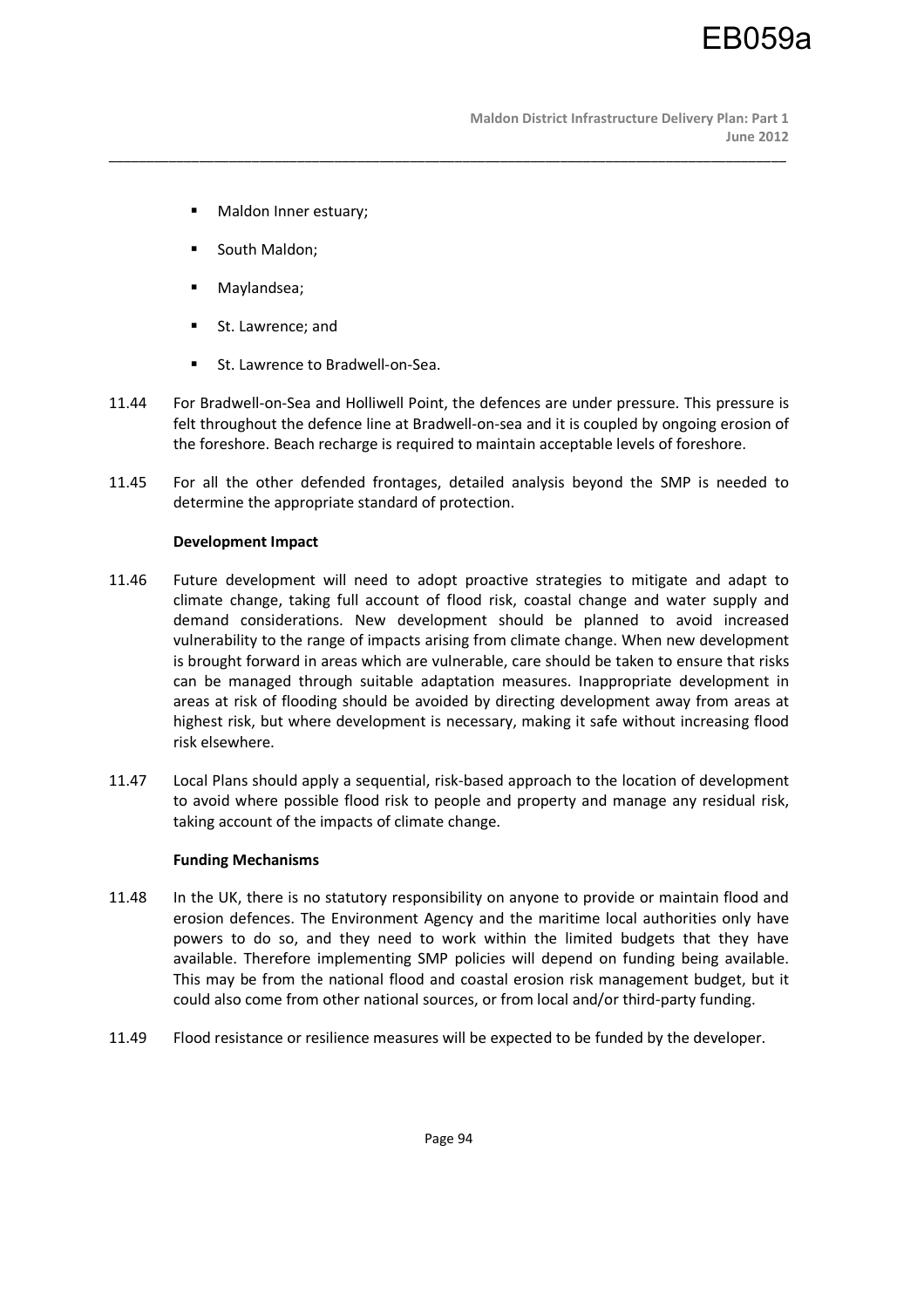- Maldon Inner estuary;
- South Maldon;
- Maylandsea;
- St. Lawrence; and
- St. Lawrence to Bradwell-on-Sea.

11.44 For Bradwell-on-Sea and Holliwell Point, the defences are under pressure. This pressure is felt throughout the defence line at Bradwell-on-sea and it is coupled by ongoing erosion of the foreshore. Beach recharge is required to maintain acceptable levels of foreshore.

11.45 For all the other defended frontages, detailed analysis beyond the SMP is needed to determine the appropriate standard of protection.

**Development Impact**

11.46 Future development will need to adopt proactive strategies to mitigate and adapt to climate change, taking full account of flood risk, coastal change and water supply and demand considerations. New development should be planned to avoid increased vulnerability to the range of impacts arising from climate change. When new development is brought forward in areas which are vulnerable, care should be taken to ensure that risks can be managed through suitable adaptation measures. Inappropriate development in areas at risk of flooding should be avoided by directing development away from areas at highest risk, but where development is necessary, making it safe without increasing flood risk elsewhere.

11.47 Local Plans should apply a sequential, risk-based approach to the location of development to avoid where possible flood risk to people and property and manage any residual risk, taking account of the impacts of climate change.

**Funding Mechanisms**

11.48 In the UK, there is no statutory responsibility on anyone to provide or maintain flood and erosion defences. The Environment Agency and the maritime local authorities only have powers to do so, and they need to work within the limited budgets that they have available. Therefore implementing SMP policies will depend on funding being available. This may be from the national flood and coastal erosion risk management budget, but it could also come from other national sources, or from local and/or third-party funding.

11.49 Flood resistance or resilience measures will be expected to be funded by the developer.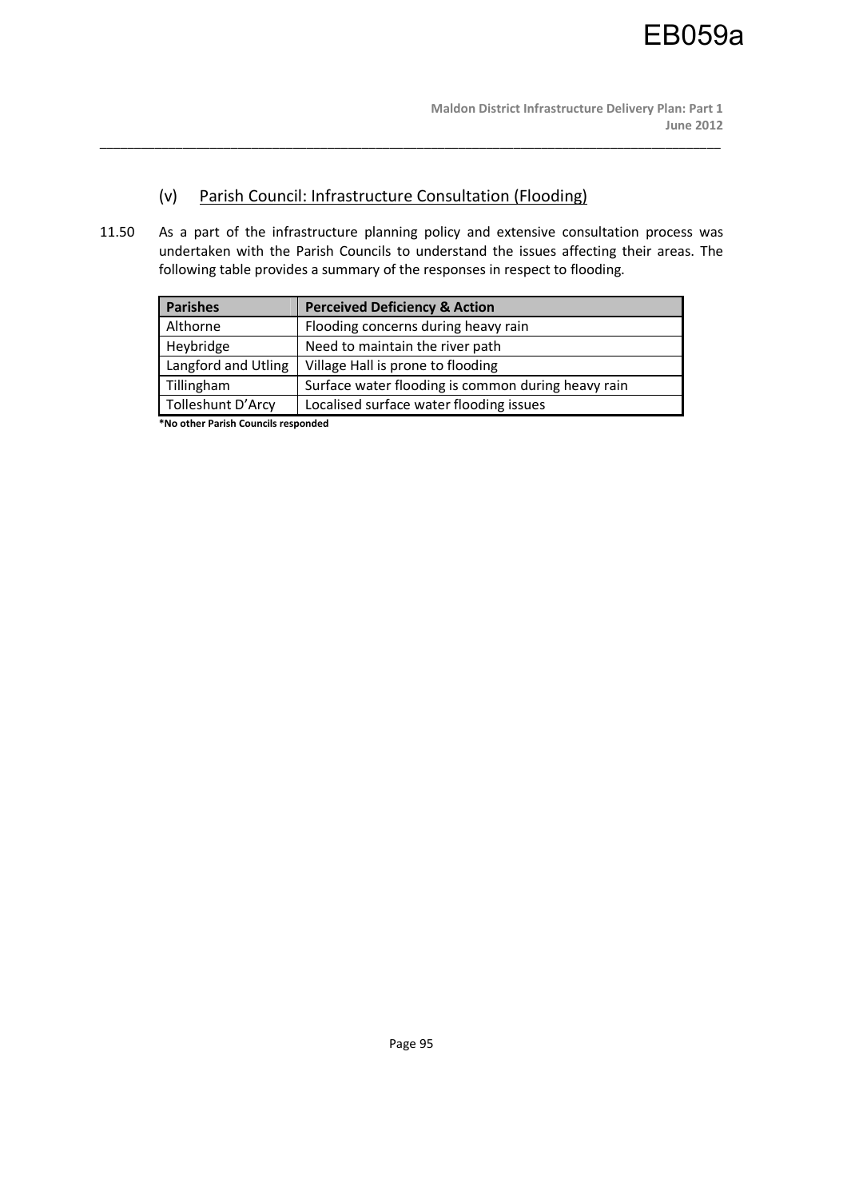### (v) Parish Council: Infrastructure Consultation (Flooding)

11.50 As a part of the infrastructure planning policy and extensive consultation process was undertaken with the Parish Councils to understand the issues affecting their areas. The following table provides a summary of the responses in respect to flooding.

| Parishes | Perceived Deficiency & Action |
|---|---|
| Althorne | Flooding concerns during heavy rain |
| Heybridge | Need to maintain the river path |
| Langford and Utling | Village Hall is prone to flooding |
| Tillingham | Surface water flooding is common during heavy rain |
| Tolleshunt D'Arcy | Localised surface water flooding issues |

**\*No other Parish Councils responded**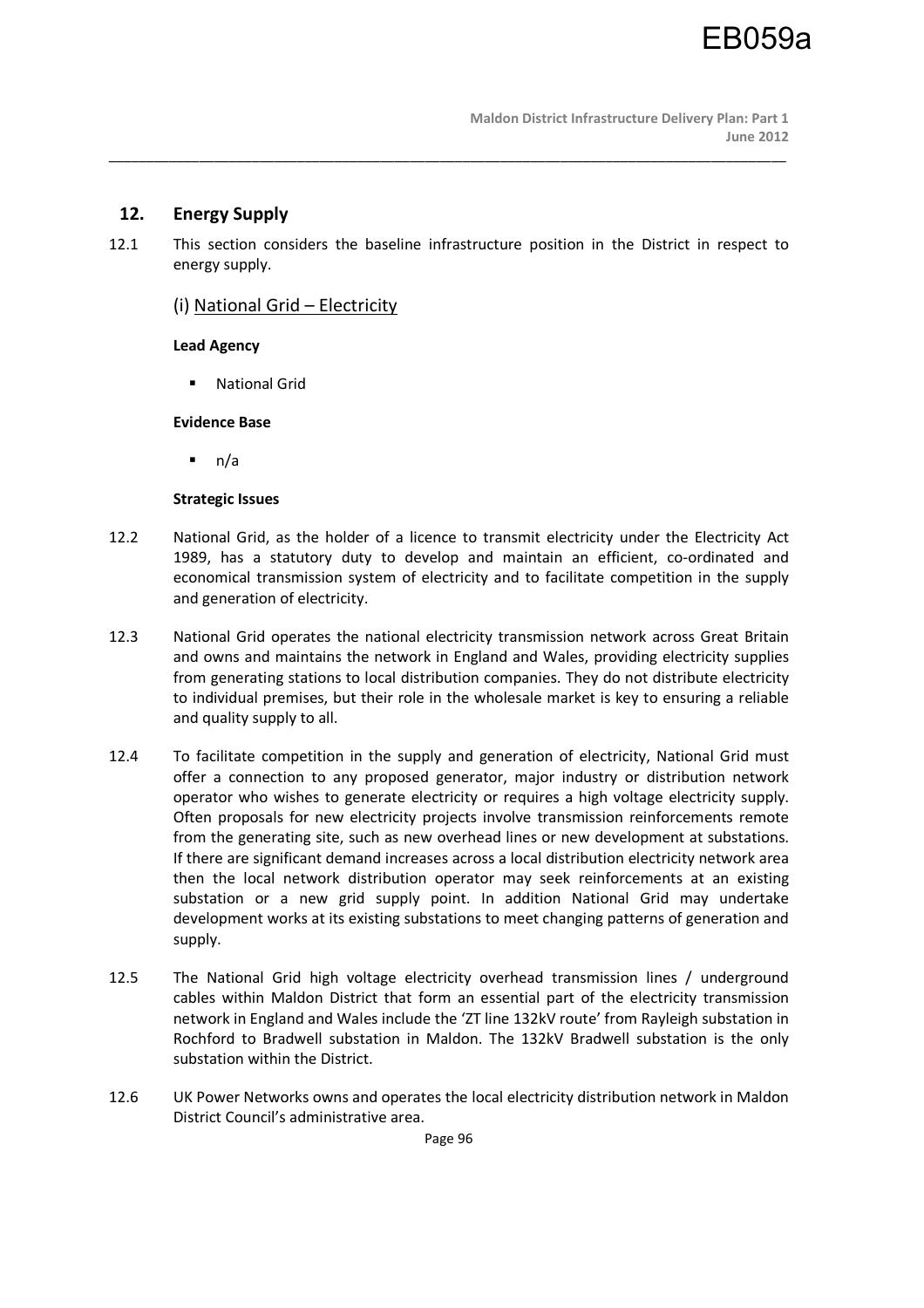## 12. Energy Supply

12.1 This section considers the baseline infrastructure position in the District in respect to energy supply.

### (i) National Grid – Electricity

**Lead Agency**

- National Grid

**Evidence Base**

- n/a

**Strategic Issues**

12.2 National Grid, as the holder of a licence to transmit electricity under the Electricity Act 1989, has a statutory duty to develop and maintain an efficient, co-ordinated and economical transmission system of electricity and to facilitate competition in the supply and generation of electricity.

12.3 National Grid operates the national electricity transmission network across Great Britain and owns and maintains the network in England and Wales, providing electricity supplies from generating stations to local distribution companies. They do not distribute electricity to individual premises, but their role in the wholesale market is key to ensuring a reliable and quality supply to all.

12.4 To facilitate competition in the supply and generation of electricity, National Grid must offer a connection to any proposed generator, major industry or distribution network operator who wishes to generate electricity or requires a high voltage electricity supply. Often proposals for new electricity projects involve transmission reinforcements remote from the generating site, such as new overhead lines or new development at substations. If there are significant demand increases across a local distribution electricity network area then the local network distribution operator may seek reinforcements at an existing substation or a new grid supply point. In addition National Grid may undertake development works at its existing substations to meet changing patterns of generation and supply.

12.5 The National Grid high voltage electricity overhead transmission lines / underground cables within Maldon District that form an essential part of the electricity transmission network in England and Wales include the 'ZT line 132kV route' from Rayleigh substation in Rochford to Bradwell substation in Maldon. The 132kV Bradwell substation is the only substation within the District.

12.6 UK Power Networks owns and operates the local electricity distribution network in Maldon District Council's administrative area.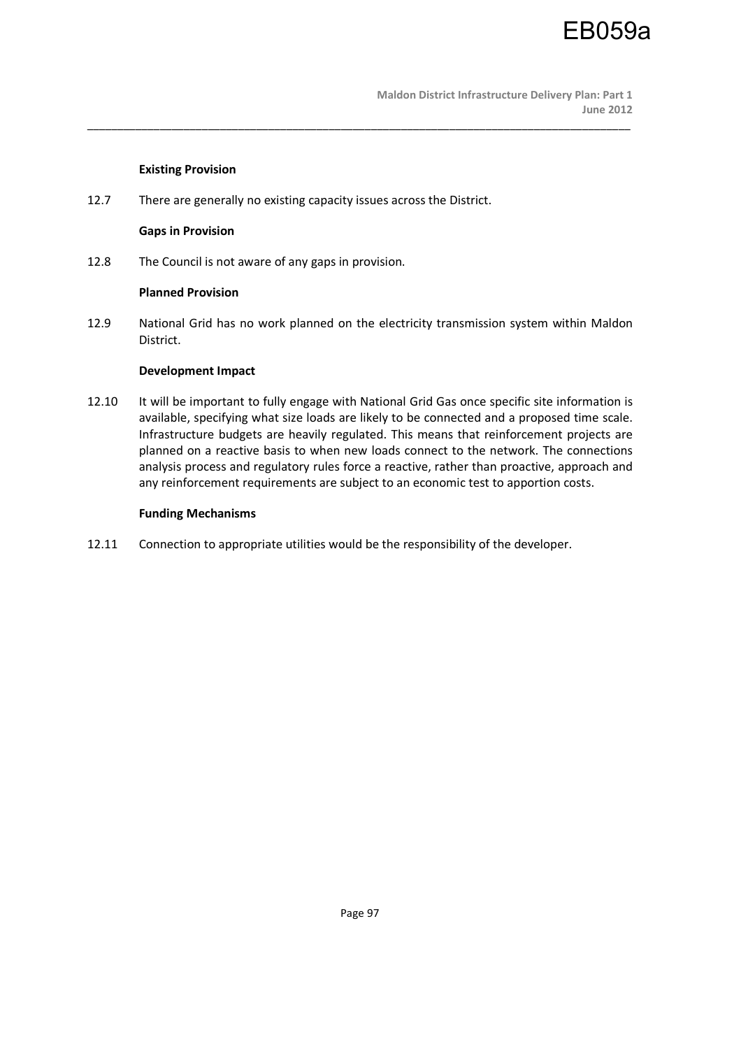**Existing Provision**

12.7 There are generally no existing capacity issues across the District.

**Gaps in Provision**

12.8 The Council is not aware of any gaps in provision.

**Planned Provision**

12.9 National Grid has no work planned on the electricity transmission system within Maldon District.

**Development Impact**

12.10 It will be important to fully engage with National Grid Gas once specific site information is available, specifying what size loads are likely to be connected and a proposed time scale. Infrastructure budgets are heavily regulated. This means that reinforcement projects are planned on a reactive basis to when new loads connect to the network. The connections analysis process and regulatory rules force a reactive, rather than proactive, approach and any reinforcement requirements are subject to an economic test to apportion costs.

**Funding Mechanisms**

12.11 Connection to appropriate utilities would be the responsibility of the developer.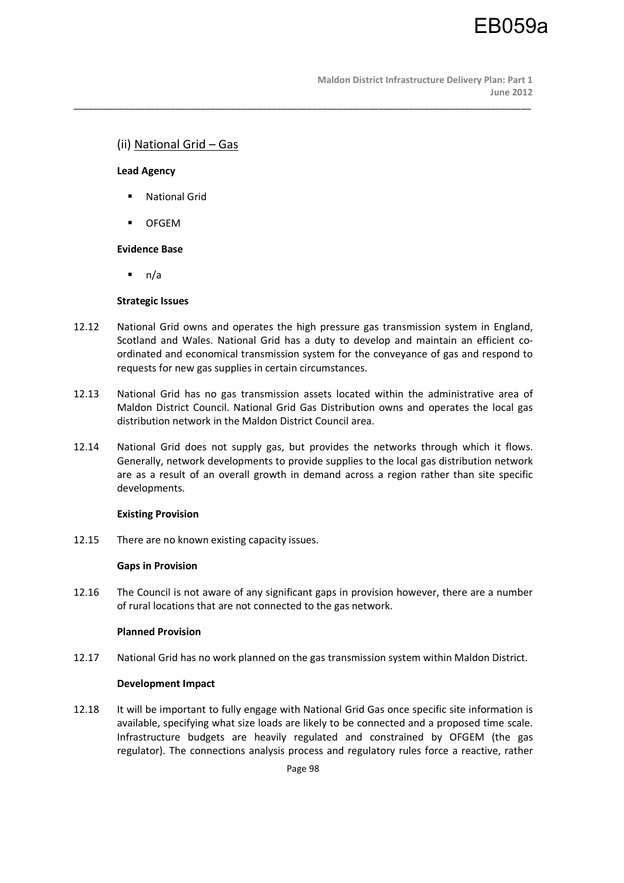### (ii) National Grid – Gas

**Lead Agency**

- National Grid
- OFGEM

**Evidence Base**

- n/a

**Strategic Issues**

12.12 National Grid owns and operates the high pressure gas transmission system in England, Scotland and Wales. National Grid has a duty to develop and maintain an efficient co-ordinated and economical transmission system for the conveyance of gas and respond to requests for new gas supplies in certain circumstances.

12.13 National Grid has no gas transmission assets located within the administrative area of Maldon District Council. National Grid Gas Distribution owns and operates the local gas distribution network in the Maldon District Council area.

12.14 National Grid does not supply gas, but provides the networks through which it flows. Generally, network developments to provide supplies to the local gas distribution network are as a result of an overall growth in demand across a region rather than site specific developments.

**Existing Provision**

12.15 There are no known existing capacity issues.

**Gaps in Provision**

12.16 The Council is not aware of any significant gaps in provision however, there are a number of rural locations that are not connected to the gas network.

**Planned Provision**

12.17 National Grid has no work planned on the gas transmission system within Maldon District.

**Development Impact**

12.18 It will be important to fully engage with National Grid Gas once specific site information is available, specifying what size loads are likely to be connected and a proposed time scale. Infrastructure budgets are heavily regulated and constrained by OFGEM (the gas regulator). The connections analysis process and regulatory rules force a reactive, rather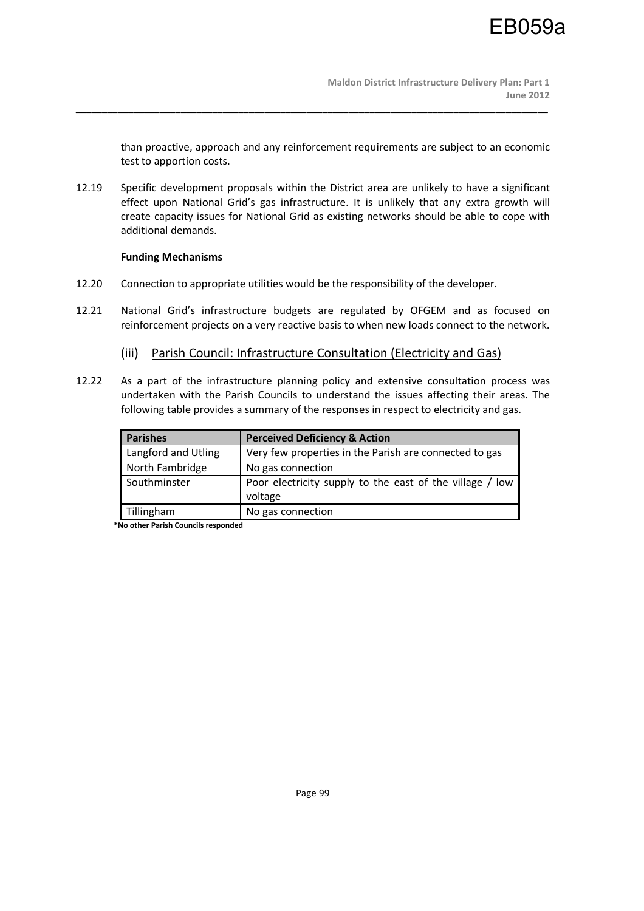than proactive, approach and any reinforcement requirements are subject to an economic test to apportion costs.

12.19 Specific development proposals within the District area are unlikely to have a significant effect upon National Grid's gas infrastructure. It is unlikely that any extra growth will create capacity issues for National Grid as existing networks should be able to cope with additional demands.

**Funding Mechanisms**

12.20 Connection to appropriate utilities would be the responsibility of the developer.

12.21 National Grid's infrastructure budgets are regulated by OFGEM and as focused on reinforcement projects on a very reactive basis to when new loads connect to the network.

### (iii) Parish Council: Infrastructure Consultation (Electricity and Gas)

12.22 As a part of the infrastructure planning policy and extensive consultation process was undertaken with the Parish Councils to understand the issues affecting their areas. The following table provides a summary of the responses in respect to electricity and gas.

| Parishes | Perceived Deficiency & Action |
|---|---|
| Langford and Utling | Very few properties in the Parish are connected to gas |
| North Fambridge | No gas connection |
| Southminster | Poor electricity supply to the east of the village / low voltage |
| Tillingham | No gas connection |

**\*No other Parish Councils responded**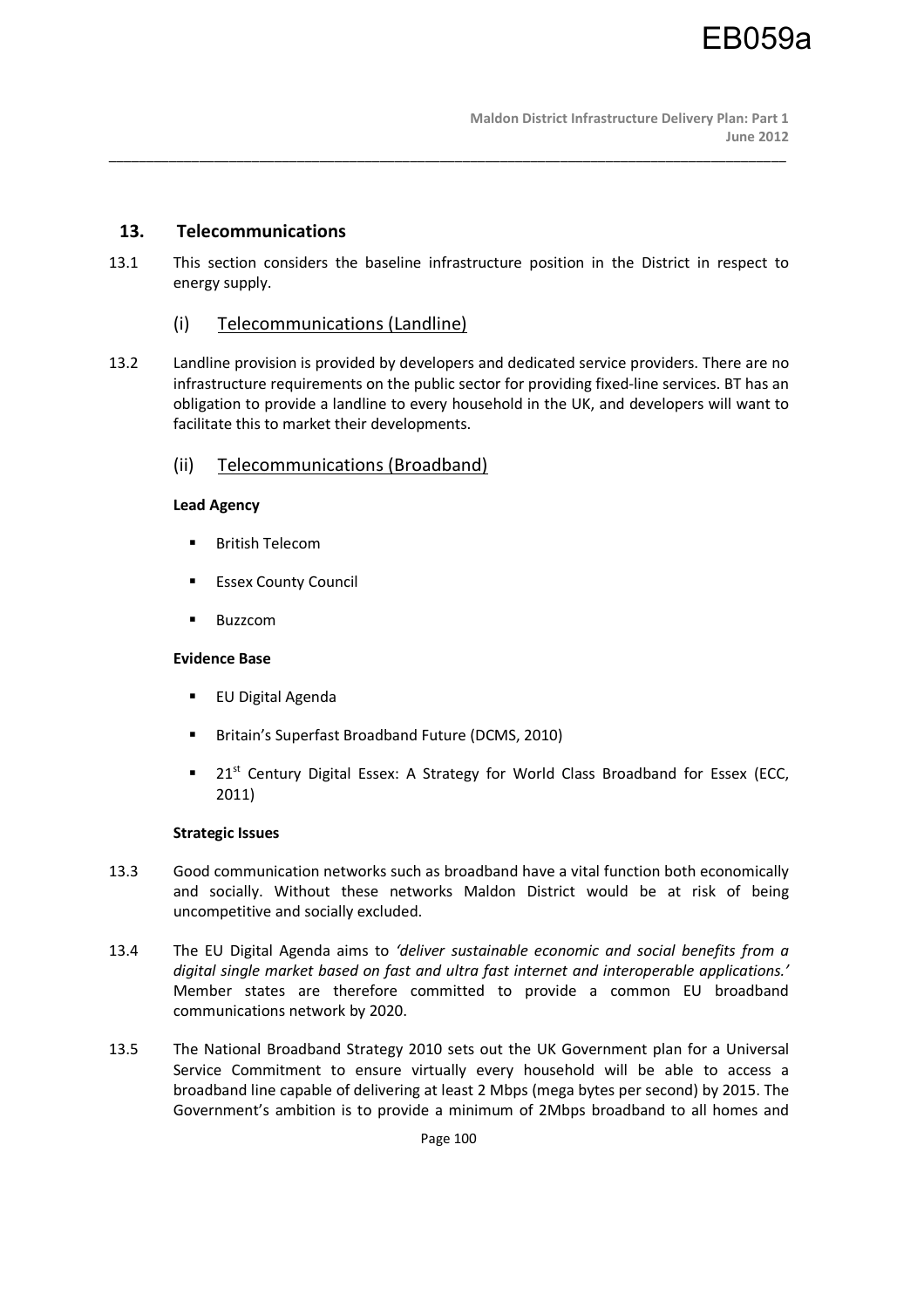## 13. Telecommunications

13.1 This section considers the baseline infrastructure position in the District in respect to energy supply.

### (i) Telecommunications (Landline)

13.2 Landline provision is provided by developers and dedicated service providers. There are no infrastructure requirements on the public sector for providing fixed-line services. BT has an obligation to provide a landline to every household in the UK, and developers will want to facilitate this to market their developments.

### (ii) Telecommunications (Broadband)

**Lead Agency**

- British Telecom
- Essex County Council
- Buzzcom

**Evidence Base**

- EU Digital Agenda
- Britain's Superfast Broadband Future (DCMS, 2010)
- 21st Century Digital Essex: A Strategy for World Class Broadband for Essex (ECC, 2011)

**Strategic Issues**

13.3 Good communication networks such as broadband have a vital function both economically and socially. Without these networks Maldon District would be at risk of being uncompetitive and socially excluded.

13.4 The EU Digital Agenda aims to *'deliver sustainable economic and social benefits from a digital single market based on fast and ultra fast internet and interoperable applications.'* Member states are therefore committed to provide a common EU broadband communications network by 2020.

13.5 The National Broadband Strategy 2010 sets out the UK Government plan for a Universal Service Commitment to ensure virtually every household will be able to access a broadband line capable of delivering at least 2 Mbps (mega bytes per second) by 2015. The Government's ambition is to provide a minimum of 2Mbps broadband to all homes and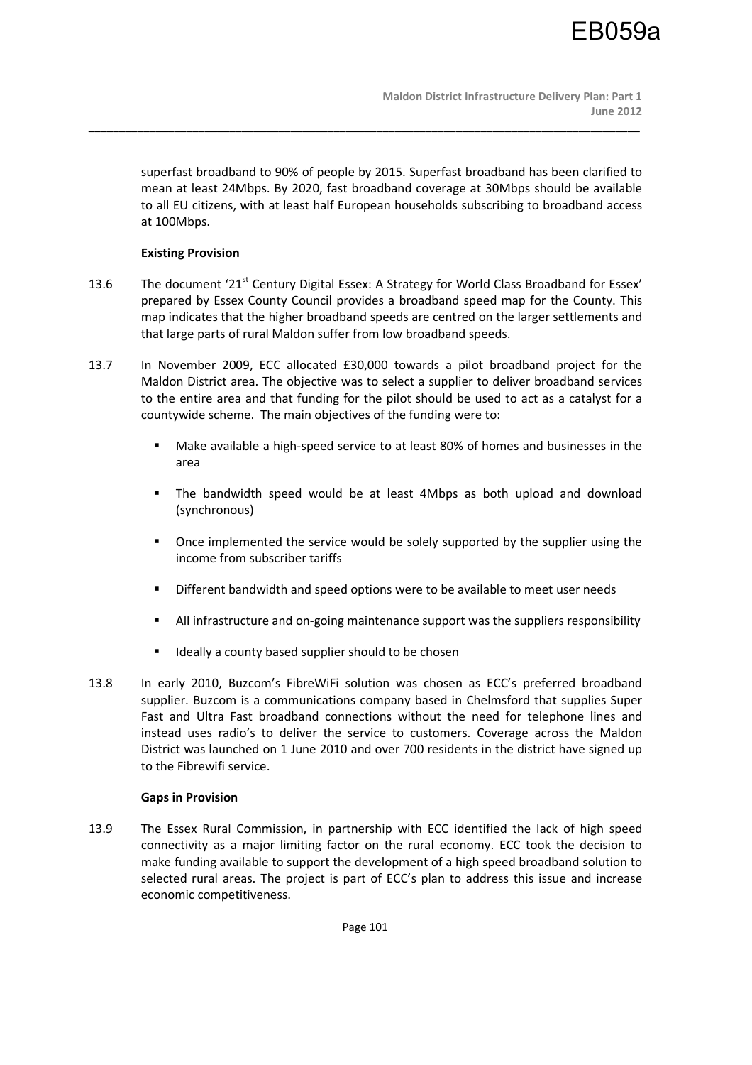superfast broadband to 90% of people by 2015. Superfast broadband has been clarified to mean at least 24Mbps. By 2020, fast broadband coverage at 30Mbps should be available to all EU citizens, with at least half European households subscribing to broadband access at 100Mbps.

**Existing Provision**

13.6 The document '21st Century Digital Essex: A Strategy for World Class Broadband for Essex' prepared by Essex County Council provides a broadband speed map for the County. This map indicates that the higher broadband speeds are centred on the larger settlements and that large parts of rural Maldon suffer from low broadband speeds.

13.7 In November 2009, ECC allocated £30,000 towards a pilot broadband project for the Maldon District area. The objective was to select a supplier to deliver broadband services to the entire area and that funding for the pilot should be used to act as a catalyst for a countywide scheme. The main objectives of the funding were to:

- Make available a high-speed service to at least 80% of homes and businesses in the area
- The bandwidth speed would be at least 4Mbps as both upload and download (synchronous)
- Once implemented the service would be solely supported by the supplier using the income from subscriber tariffs
- Different bandwidth and speed options were to be available to meet user needs
- All infrastructure and on-going maintenance support was the suppliers responsibility
- Ideally a county based supplier should to be chosen

13.8 In early 2010, Buzcom's FibreWiFi solution was chosen as ECC's preferred broadband supplier. Buzcom is a communications company based in Chelmsford that supplies Super Fast and Ultra Fast broadband connections without the need for telephone lines and instead uses radio's to deliver the service to customers. Coverage across the Maldon District was launched on 1 June 2010 and over 700 residents in the district have signed up to the Fibrewifi service.

**Gaps in Provision**

13.9 The Essex Rural Commission, in partnership with ECC identified the lack of high speed connectivity as a major limiting factor on the rural economy. ECC took the decision to make funding available to support the development of a high speed broadband solution to selected rural areas. The project is part of ECC's plan to address this issue and increase economic competitiveness.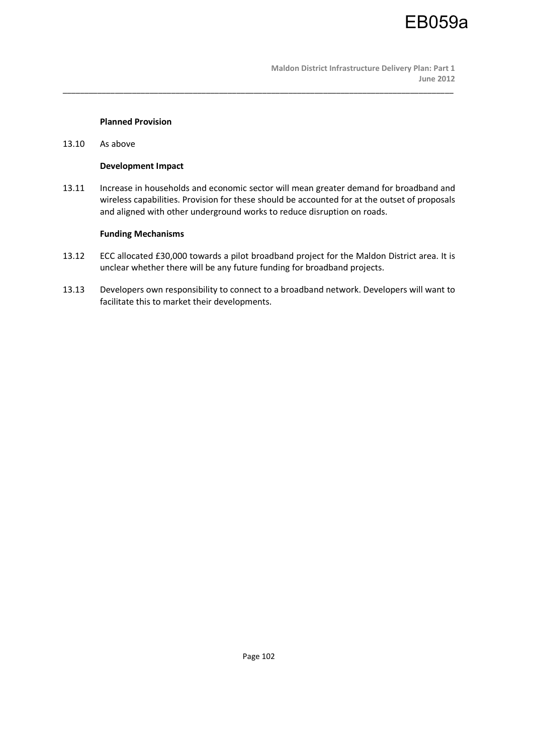**Planned Provision**

13.10 As above

**Development Impact**

13.11 Increase in households and economic sector will mean greater demand for broadband and wireless capabilities. Provision for these should be accounted for at the outset of proposals and aligned with other underground works to reduce disruption on roads.

**Funding Mechanisms**

13.12 ECC allocated £30,000 towards a pilot broadband project for the Maldon District area. It is unclear whether there will be any future funding for broadband projects.

13.13 Developers own responsibility to connect to a broadband network. Developers will want to facilitate this to market their developments.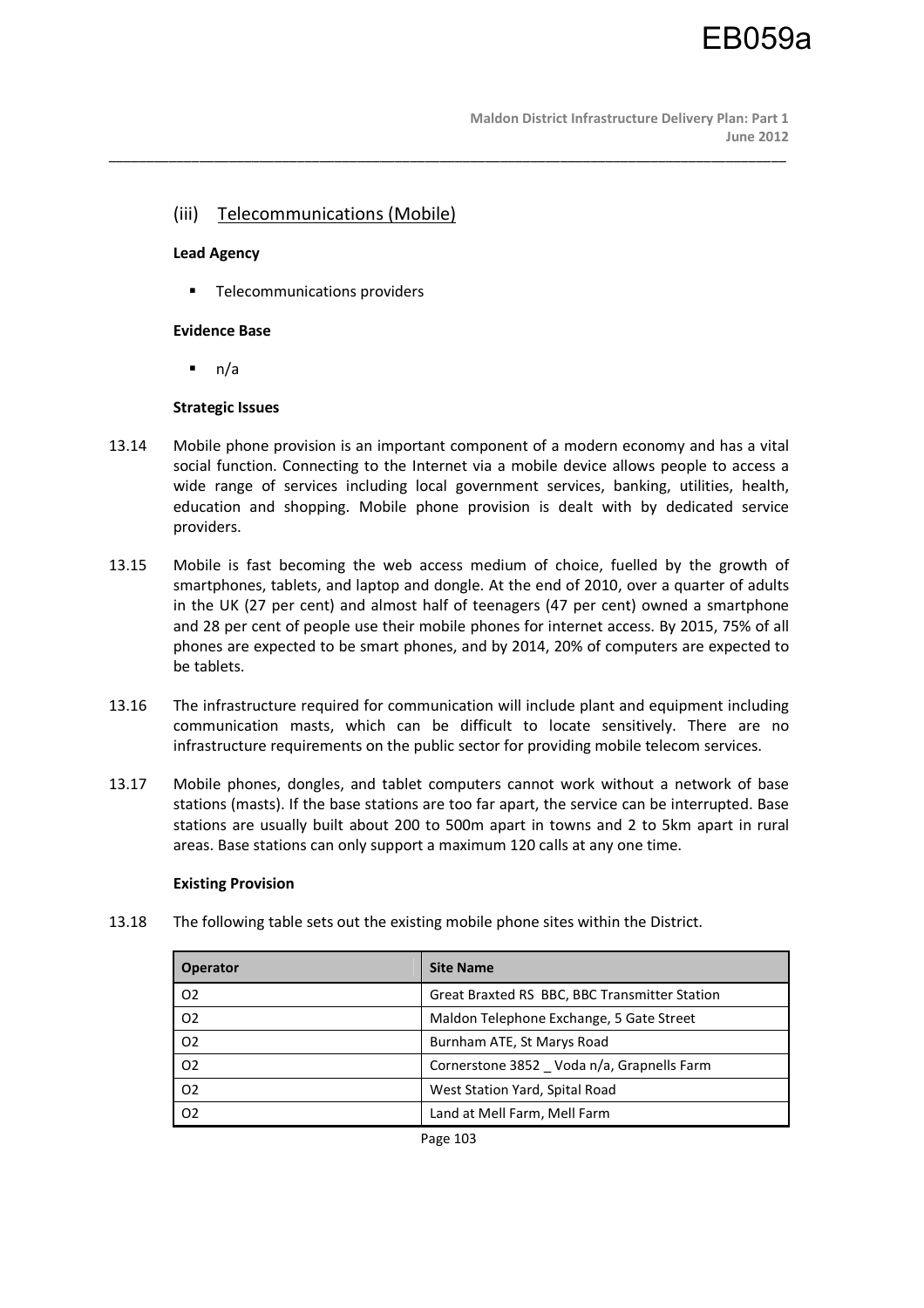## (iii) Telecommunications (Mobile)

**Lead Agency**

- Telecommunications providers

**Evidence Base**

- n/a

**Strategic Issues**

13.14 Mobile phone provision is an important component of a modern economy and has a vital social function. Connecting to the Internet via a mobile device allows people to access a wide range of services including local government services, banking, utilities, health, education and shopping. Mobile phone provision is dealt with by dedicated service providers.

13.15 Mobile is fast becoming the web access medium of choice, fuelled by the growth of smartphones, tablets, and laptop and dongle. At the end of 2010, over a quarter of adults in the UK (27 per cent) and almost half of teenagers (47 per cent) owned a smartphone and 28 per cent of people use their mobile phones for internet access. By 2015, 75% of all phones are expected to be smart phones, and by 2014, 20% of computers are expected to be tablets.

13.16 The infrastructure required for communication will include plant and equipment including communication masts, which can be difficult to locate sensitively. There are no infrastructure requirements on the public sector for providing mobile telecom services.

13.17 Mobile phones, dongles, and tablet computers cannot work without a network of base stations (masts). If the base stations are too far apart, the service can be interrupted. Base stations are usually built about 200 to 500m apart in towns and 2 to 5km apart in rural areas. Base stations can only support a maximum 120 calls at any one time.

**Existing Provision**

13.18 The following table sets out the existing mobile phone sites within the District.

| Operator | Site Name |
|---|---|
| O2 | Great Braxted RS BBC, BBC Transmitter Station |
| O2 | Maldon Telephone Exchange, 5 Gate Street |
| O2 | Burnham ATE, St Marys Road |
| O2 | Cornerstone 3852 _ Voda n/a, Grapnells Farm |
| O2 | West Station Yard, Spital Road |
| O2 | Land at Mell Farm, Mell Farm |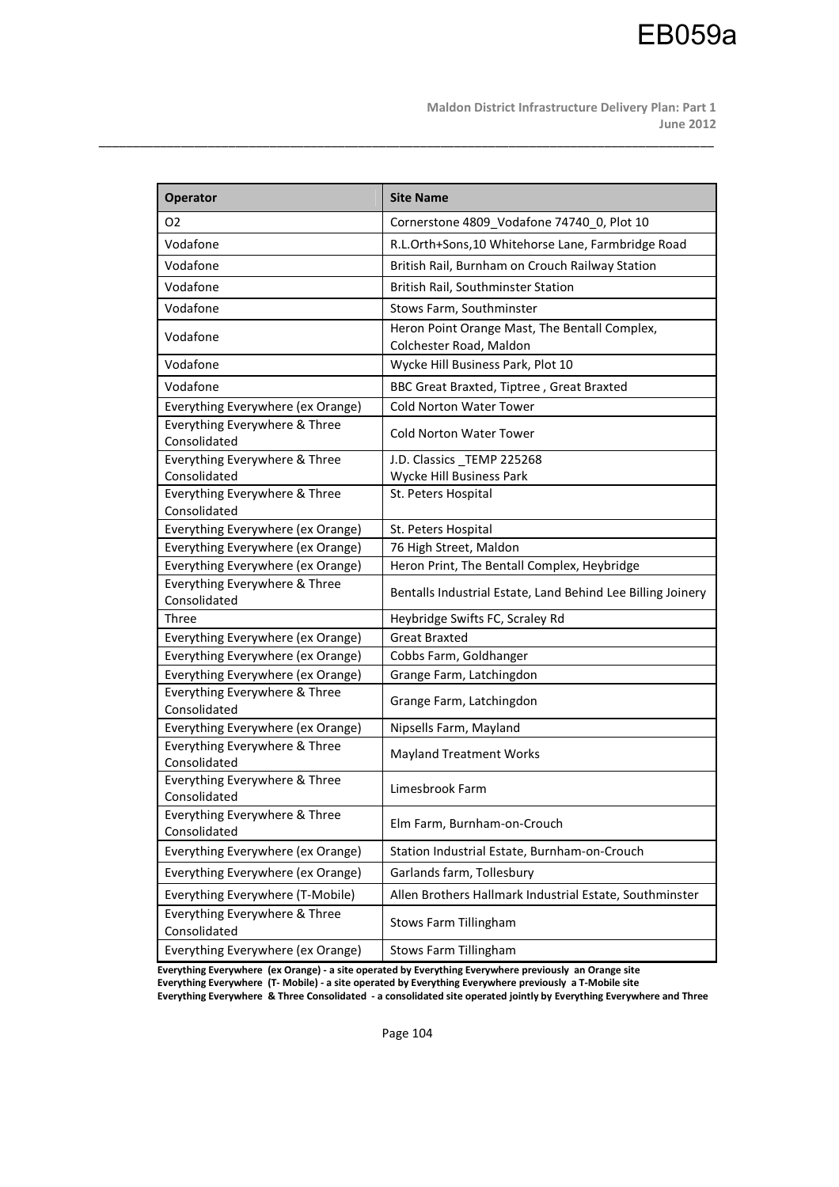| Operator | Site Name |
|---|---|
| O2 | Cornerstone 4809_Vodafone 74740_0, Plot 10 |
| Vodafone | R.L.Orth+Sons,10 Whitehorse Lane, Farmbridge Road |
| Vodafone | British Rail, Burnham on Crouch Railway Station |
| Vodafone | British Rail, Southminster Station |
| Vodafone | Stows Farm, Southminster |
| Vodafone | Heron Point Orange Mast, The Bentall Complex, Colchester Road, Maldon |
| Vodafone | Wycke Hill Business Park, Plot 10 |
| Vodafone | BBC Great Braxted, Tiptree , Great Braxted |
| Everything Everywhere (ex Orange) | Cold Norton Water Tower |
| Everything Everywhere & Three Consolidated | Cold Norton Water Tower |
| Everything Everywhere & Three Consolidated | J.D. Classics _TEMP 225268 Wycke Hill Business Park |
| Everything Everywhere & Three Consolidated | St. Peters Hospital |
| Everything Everywhere (ex Orange) | St. Peters Hospital |
| Everything Everywhere (ex Orange) | 76 High Street, Maldon |
| Everything Everywhere (ex Orange) | Heron Print, The Bentall Complex, Heybridge |
| Everything Everywhere & Three Consolidated | Bentalls Industrial Estate, Land Behind Lee Billing Joinery |
| Three | Heybridge Swifts FC, Scraley Rd |
| Everything Everywhere (ex Orange) | Great Braxted |
| Everything Everywhere (ex Orange) | Cobbs Farm, Goldhanger |
| Everything Everywhere (ex Orange) | Grange Farm, Latchingdon |
| Everything Everywhere & Three Consolidated | Grange Farm, Latchingdon |
| Everything Everywhere (ex Orange) | Nipsells Farm, Mayland |
| Everything Everywhere & Three Consolidated | Mayland Treatment Works |
| Everything Everywhere & Three Consolidated | Limesbrook Farm |
| Everything Everywhere & Three Consolidated | Elm Farm, Burnham-on-Crouch |
| Everything Everywhere (ex Orange) | Station Industrial Estate, Burnham-on-Crouch |
| Everything Everywhere (ex Orange) | Garlands farm, Tollesbury |
| Everything Everywhere (T-Mobile) | Allen Brothers Hallmark Industrial Estate, Southminster |
| Everything Everywhere & Three Consolidated | Stows Farm Tillingham |
| Everything Everywhere (ex Orange) | Stows Farm Tillingham |

**Everything Everywhere (ex Orange) - a site operated by Everything Everywhere previously an Orange site**
**Everything Everywhere (T- Mobile) - a site operated by Everything Everywhere previously a T-Mobile site**
**Everything Everywhere & Three Consolidated - a consolidated site operated jointly by Everything Everywhere and Three**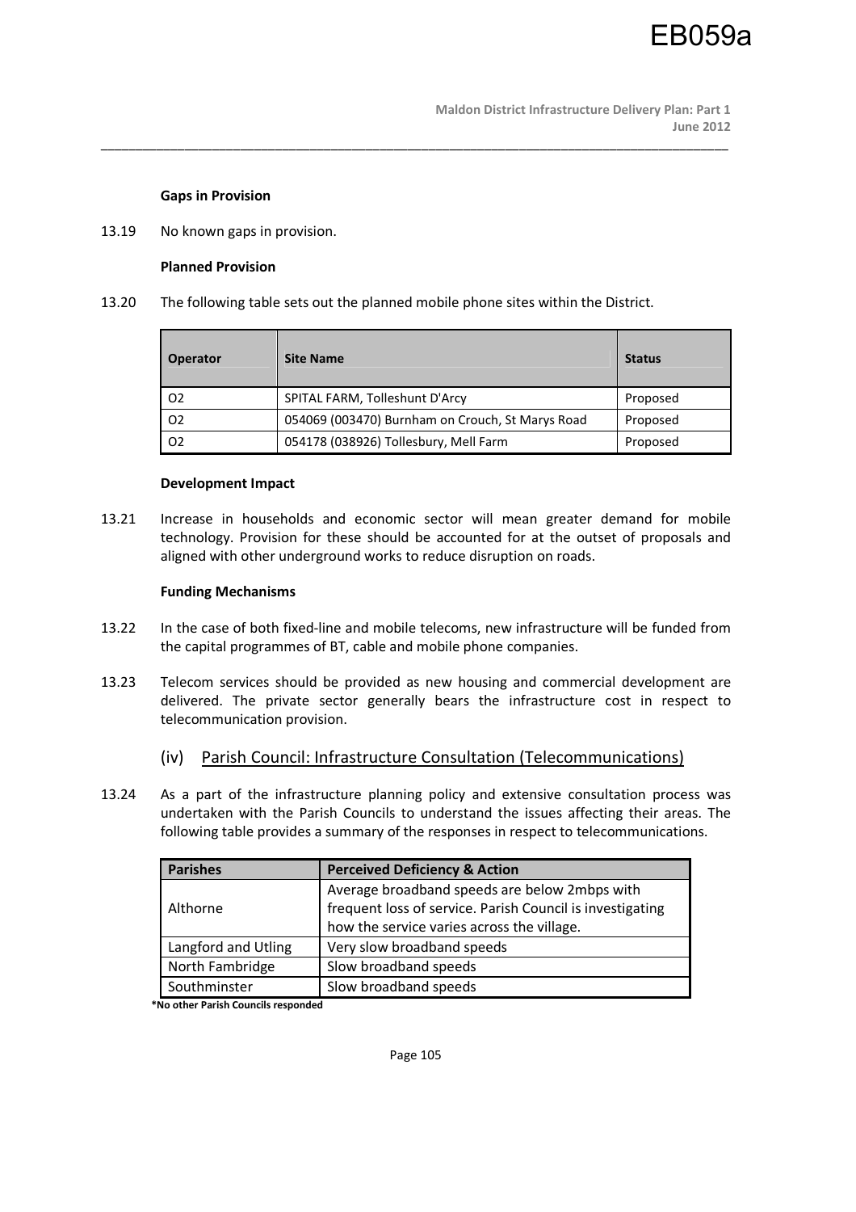**Gaps in Provision**

13.19 No known gaps in provision.

**Planned Provision**

13.20 The following table sets out the planned mobile phone sites within the District.

| Operator | Site Name | Status |
|---|---|---|
| O2 | SPITAL FARM, Tolleshunt D'Arcy | Proposed |
| O2 | 054069 (003470) Burnham on Crouch, St Marys Road | Proposed |
| O2 | 054178 (038926) Tollesbury, Mell Farm | Proposed |

**Development Impact**

13.21 Increase in households and economic sector will mean greater demand for mobile technology. Provision for these should be accounted for at the outset of proposals and aligned with other underground works to reduce disruption on roads.

**Funding Mechanisms**

13.22 In the case of both fixed-line and mobile telecoms, new infrastructure will be funded from the capital programmes of BT, cable and mobile phone companies.

13.23 Telecom services should be provided as new housing and commercial development are delivered. The private sector generally bears the infrastructure cost in respect to telecommunication provision.

## (iv) Parish Council: Infrastructure Consultation (Telecommunications)

13.24 As a part of the infrastructure planning policy and extensive consultation process was undertaken with the Parish Councils to understand the issues affecting their areas. The following table provides a summary of the responses in respect to telecommunications.

| Parishes | Perceived Deficiency & Action |
|---|---|
| Althorne | Average broadband speeds are below 2mbps with frequent loss of service. Parish Council is investigating how the service varies across the village. |
| Langford and Utling | Very slow broadband speeds |
| North Fambridge | Slow broadband speeds |
| Southminster | Slow broadband speeds |

**\*No other Parish Councils responded**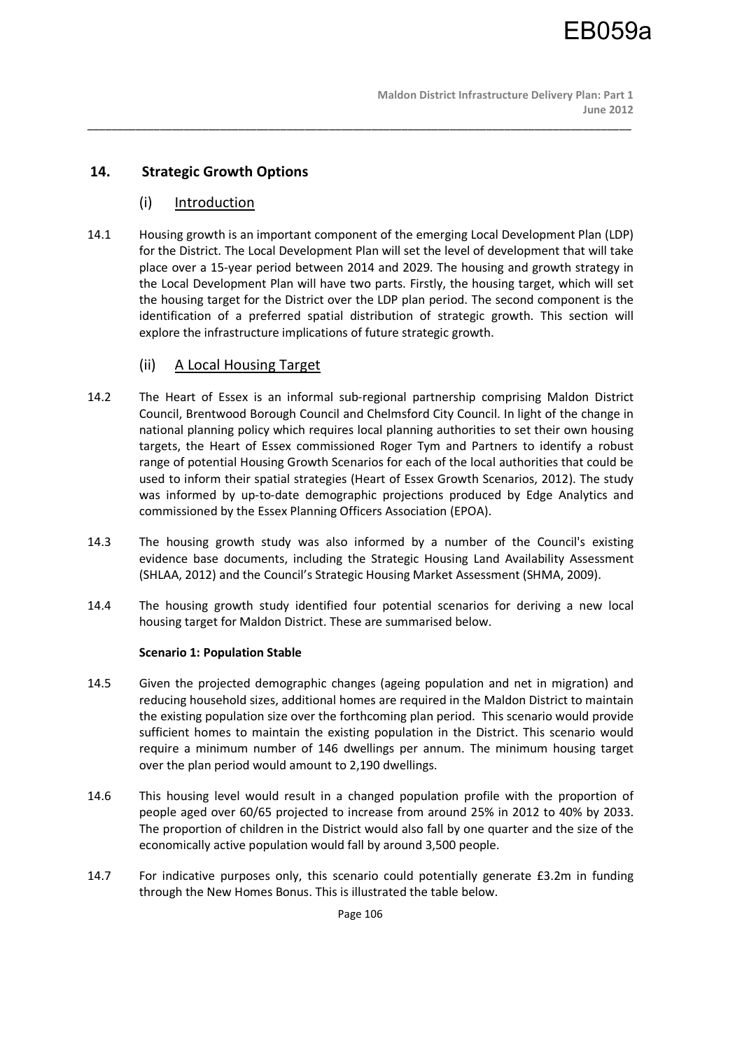## 14. Strategic Growth Options

### (i) Introduction

14.1 Housing growth is an important component of the emerging Local Development Plan (LDP) for the District. The Local Development Plan will set the level of development that will take place over a 15-year period between 2014 and 2029. The housing and growth strategy in the Local Development Plan will have two parts. Firstly, the housing target, which will set the housing target for the District over the LDP plan period. The second component is the identification of a preferred spatial distribution of strategic growth. This section will explore the infrastructure implications of future strategic growth.

### (ii) A Local Housing Target

14.2 The Heart of Essex is an informal sub-regional partnership comprising Maldon District Council, Brentwood Borough Council and Chelmsford City Council. In light of the change in national planning policy which requires local planning authorities to set their own housing targets, the Heart of Essex commissioned Roger Tym and Partners to identify a robust range of potential Housing Growth Scenarios for each of the local authorities that could be used to inform their spatial strategies (Heart of Essex Growth Scenarios, 2012). The study was informed by up-to-date demographic projections produced by Edge Analytics and commissioned by the Essex Planning Officers Association (EPOA).

14.3 The housing growth study was also informed by a number of the Council's existing evidence base documents, including the Strategic Housing Land Availability Assessment (SHLAA, 2012) and the Council's Strategic Housing Market Assessment (SHMA, 2009).

14.4 The housing growth study identified four potential scenarios for deriving a new local housing target for Maldon District. These are summarised below.

**Scenario 1: Population Stable**

14.5 Given the projected demographic changes (ageing population and net in migration) and reducing household sizes, additional homes are required in the Maldon District to maintain the existing population size over the forthcoming plan period. This scenario would provide sufficient homes to maintain the existing population in the District. This scenario would require a minimum number of 146 dwellings per annum. The minimum housing target over the plan period would amount to 2,190 dwellings.

14.6 This housing level would result in a changed population profile with the proportion of people aged over 60/65 projected to increase from around 25% in 2012 to 40% by 2033. The proportion of children in the District would also fall by one quarter and the size of the economically active population would fall by around 3,500 people.

14.7 For indicative purposes only, this scenario could potentially generate £3.2m in funding through the New Homes Bonus. This is illustrated the table below.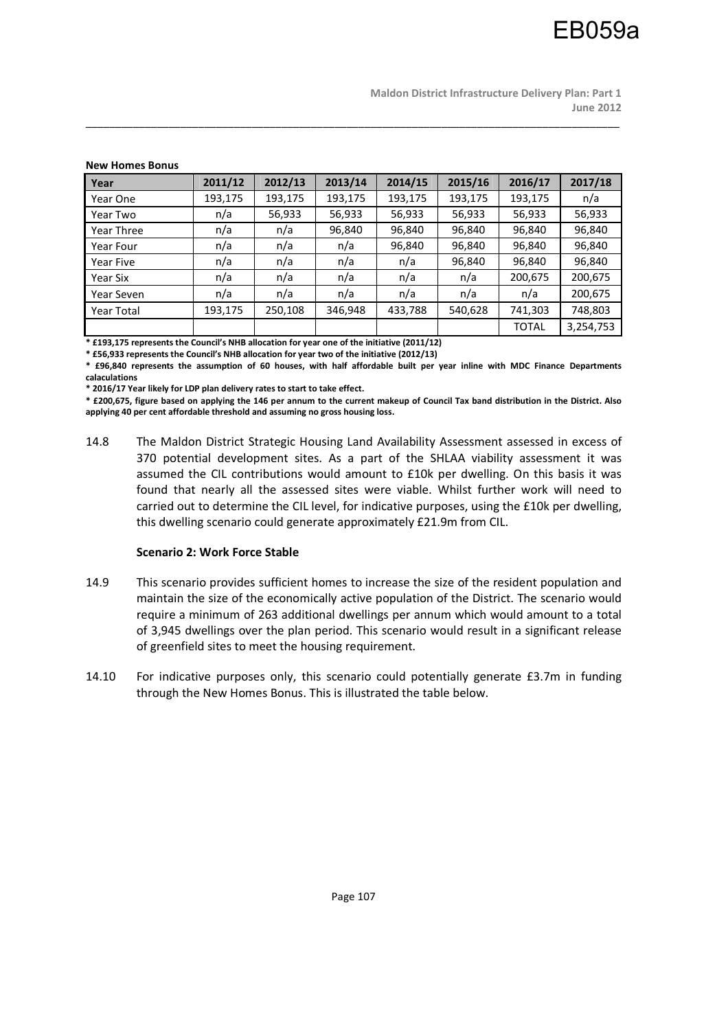**New Homes Bonus**

| Year | 2011/12 | 2012/13 | 2013/14 | 2014/15 | 2015/16 | 2016/17 | 2017/18 |
|---|---|---|---|---|---|---|---|
| Year One | 193,175 | 193,175 | 193,175 | 193,175 | 193,175 | 193,175 | n/a |
| Year Two | n/a | 56,933 | 56,933 | 56,933 | 56,933 | 56,933 | 56,933 |
| Year Three | n/a | n/a | 96,840 | 96,840 | 96,840 | 96,840 | 96,840 |
| Year Four | n/a | n/a | n/a | 96,840 | 96,840 | 96,840 | 96,840 |
| Year Five | n/a | n/a | n/a | n/a | 96,840 | 96,840 | 96,840 |
| Year Six | n/a | n/a | n/a | n/a | n/a | 200,675 | 200,675 |
| Year Seven | n/a | n/a | n/a | n/a | n/a | n/a | 200,675 |
| Year Total | 193,175 | 250,108 | 346,948 | 433,788 | 540,628 | 741,303 | 748,803 |
| | | | | | | TOTAL | 3,254,753 |

**\* £193,175 represents the Council's NHB allocation for year one of the initiative (2011/12)**

**\* £56,933 represents the Council's NHB allocation for year two of the initiative (2012/13)**

**\* £96,840 represents the assumption of 60 houses, with half affordable built per year inline with MDC Finance Departments calaculations**

**\* 2016/17 Year likely for LDP plan delivery rates to start to take effect.**

**\* £200,675, figure based on applying the 146 per annum to the current makeup of Council Tax band distribution in the District. Also applying 40 per cent affordable threshold and assuming no gross housing loss.**

14.8 The Maldon District Strategic Housing Land Availability Assessment assessed in excess of 370 potential development sites. As a part of the SHLAA viability assessment it was assumed the CIL contributions would amount to £10k per dwelling. On this basis it was found that nearly all the assessed sites were viable. Whilst further work will need to carried out to determine the CIL level, for indicative purposes, using the £10k per dwelling, this dwelling scenario could generate approximately £21.9m from CIL.

**Scenario 2: Work Force Stable**

14.9 This scenario provides sufficient homes to increase the size of the resident population and maintain the size of the economically active population of the District. The scenario would require a minimum of 263 additional dwellings per annum which would amount to a total of 3,945 dwellings over the plan period. This scenario would result in a significant release of greenfield sites to meet the housing requirement.

14.10 For indicative purposes only, this scenario could potentially generate £3.7m in funding through the New Homes Bonus. This is illustrated the table below.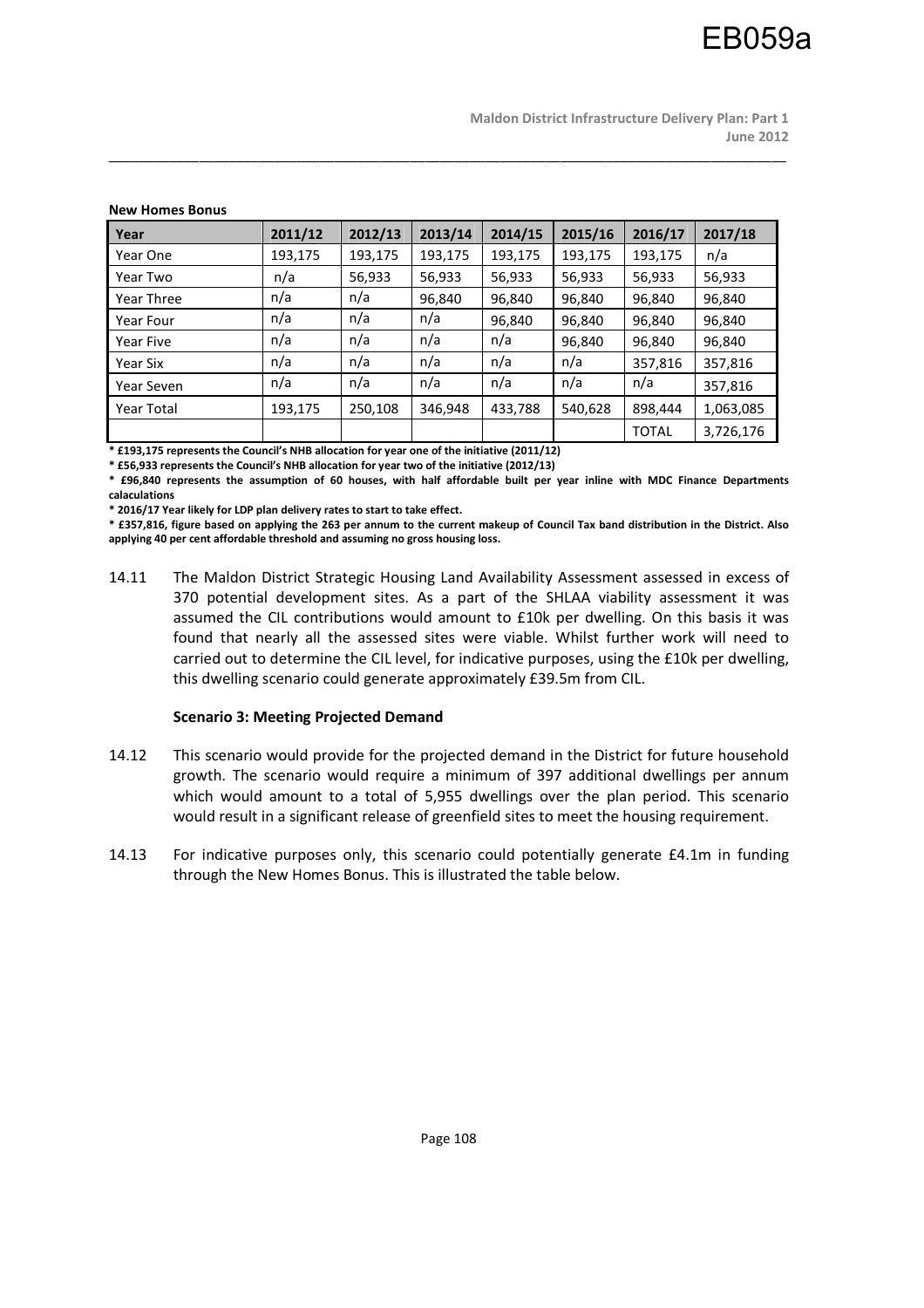**New Homes Bonus**

| Year | 2011/12 | 2012/13 | 2013/14 | 2014/15 | 2015/16 | 2016/17 | 2017/18 |
|---|---|---|---|---|---|---|---|
| Year One | 193,175 | 193,175 | 193,175 | 193,175 | 193,175 | 193,175 | n/a |
| Year Two | n/a | 56,933 | 56,933 | 56,933 | 56,933 | 56,933 | 56,933 |
| Year Three | n/a | n/a | 96,840 | 96,840 | 96,840 | 96,840 | 96,840 |
| Year Four | n/a | n/a | n/a | 96,840 | 96,840 | 96,840 | 96,840 |
| Year Five | n/a | n/a | n/a | n/a | 96,840 | 96,840 | 96,840 |
| Year Six | n/a | n/a | n/a | n/a | n/a | 357,816 | 357,816 |
| Year Seven | n/a | n/a | n/a | n/a | n/a | n/a | 357,816 |
| Year Total | 193,175 | 250,108 | 346,948 | 433,788 | 540,628 | 898,444 | 1,063,085 |
| | | | | | | TOTAL | 3,726,176 |

**\* £193,175 represents the Council's NHB allocation for year one of the initiative (2011/12)**

**\* £56,933 represents the Council's NHB allocation for year two of the initiative (2012/13)**

**\* £96,840 represents the assumption of 60 houses, with half affordable built per year inline with MDC Finance Departments calaculations**

**\* 2016/17 Year likely for LDP plan delivery rates to start to take effect.**

**\* £357,816, figure based on applying the 263 per annum to the current makeup of Council Tax band distribution in the District. Also applying 40 per cent affordable threshold and assuming no gross housing loss.**

14.11 The Maldon District Strategic Housing Land Availability Assessment assessed in excess of 370 potential development sites. As a part of the SHLAA viability assessment it was assumed the CIL contributions would amount to £10k per dwelling. On this basis it was found that nearly all the assessed sites were viable. Whilst further work will need to carried out to determine the CIL level, for indicative purposes, using the £10k per dwelling, this dwelling scenario could generate approximately £39.5m from CIL.

**Scenario 3: Meeting Projected Demand**

14.12 This scenario would provide for the projected demand in the District for future household growth. The scenario would require a minimum of 397 additional dwellings per annum which would amount to a total of 5,955 dwellings over the plan period. This scenario would result in a significant release of greenfield sites to meet the housing requirement.

14.13 For indicative purposes only, this scenario could potentially generate £4.1m in funding through the New Homes Bonus. This is illustrated the table below.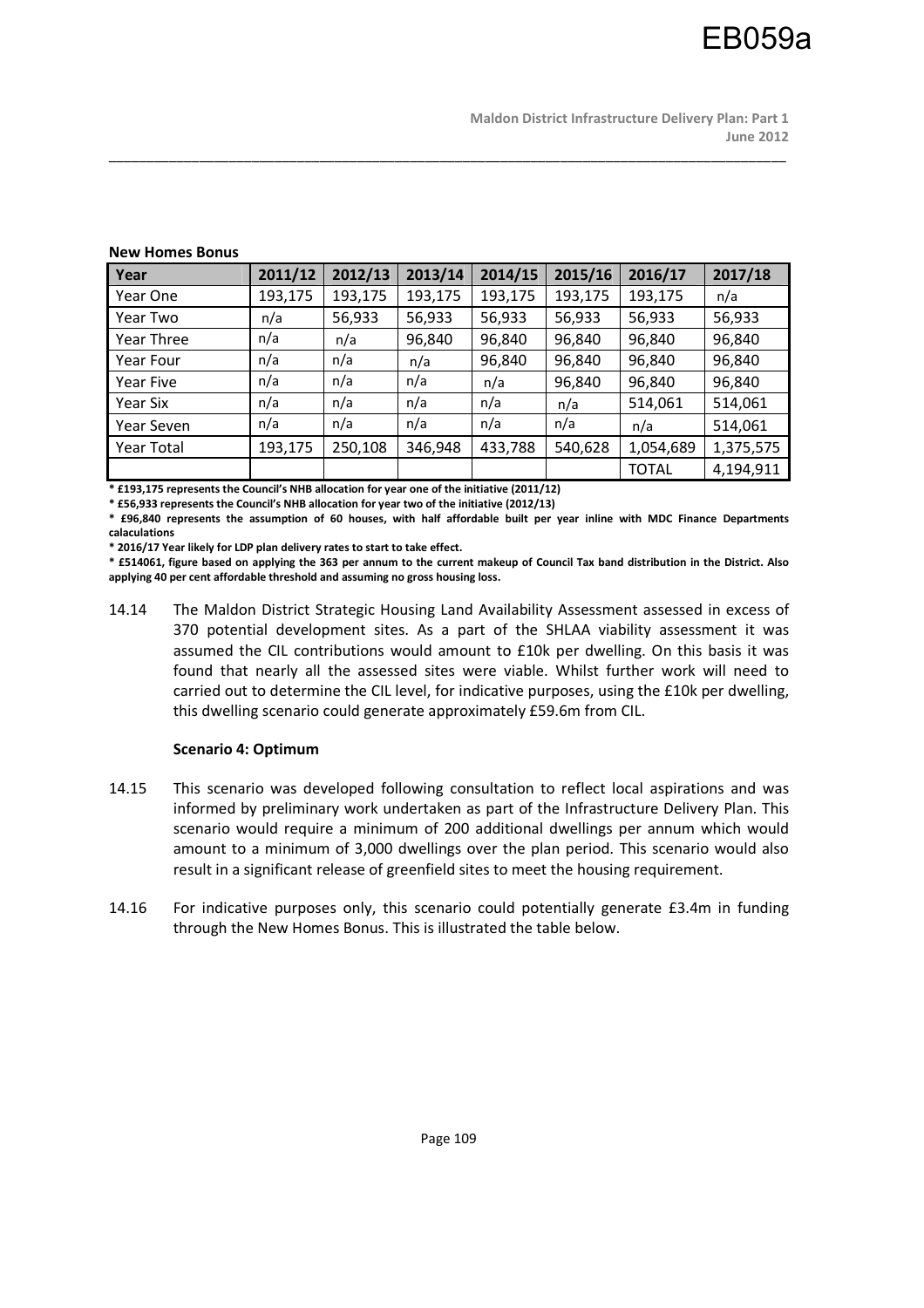**New Homes Bonus**

| Year | 2011/12 | 2012/13 | 2013/14 | 2014/15 | 2015/16 | 2016/17 | 2017/18 |
|---|---|---|---|---|---|---|---|
| Year One | 193,175 | 193,175 | 193,175 | 193,175 | 193,175 | 193,175 | n/a |
| Year Two | n/a | 56,933 | 56,933 | 56,933 | 56,933 | 56,933 | 56,933 |
| Year Three | n/a | n/a | 96,840 | 96,840 | 96,840 | 96,840 | 96,840 |
| Year Four | n/a | n/a | n/a | 96,840 | 96,840 | 96,840 | 96,840 |
| Year Five | n/a | n/a | n/a | n/a | 96,840 | 96,840 | 96,840 |
| Year Six | n/a | n/a | n/a | n/a | n/a | 514,061 | 514,061 |
| Year Seven | n/a | n/a | n/a | n/a | n/a | n/a | 514,061 |
| Year Total | 193,175 | 250,108 | 346,948 | 433,788 | 540,628 | 1,054,689 | 1,375,575 |
| | | | | | | TOTAL | 4,194,911 |

**\* £193,175 represents the Council's NHB allocation for year one of the initiative (2011/12)**

**\* £56,933 represents the Council's NHB allocation for year two of the initiative (2012/13)**

**\* £96,840 represents the assumption of 60 houses, with half affordable built per year inline with MDC Finance Departments calaculations**

**\* 2016/17 Year likely for LDP plan delivery rates to start to take effect.**

**\* £514061, figure based on applying the 363 per annum to the current makeup of Council Tax band distribution in the District. Also applying 40 per cent affordable threshold and assuming no gross housing loss.**

14.14 The Maldon District Strategic Housing Land Availability Assessment assessed in excess of 370 potential development sites. As a part of the SHLAA viability assessment it was assumed the CIL contributions would amount to £10k per dwelling. On this basis it was found that nearly all the assessed sites were viable. Whilst further work will need to carried out to determine the CIL level, for indicative purposes, using the £10k per dwelling, this dwelling scenario could generate approximately £59.6m from CIL.

**Scenario 4: Optimum**

14.15 This scenario was developed following consultation to reflect local aspirations and was informed by preliminary work undertaken as part of the Infrastructure Delivery Plan. This scenario would require a minimum of 200 additional dwellings per annum which would amount to a minimum of 3,000 dwellings over the plan period. This scenario would also result in a significant release of greenfield sites to meet the housing requirement.

14.16 For indicative purposes only, this scenario could potentially generate £3.4m in funding through the New Homes Bonus. This is illustrated the table below.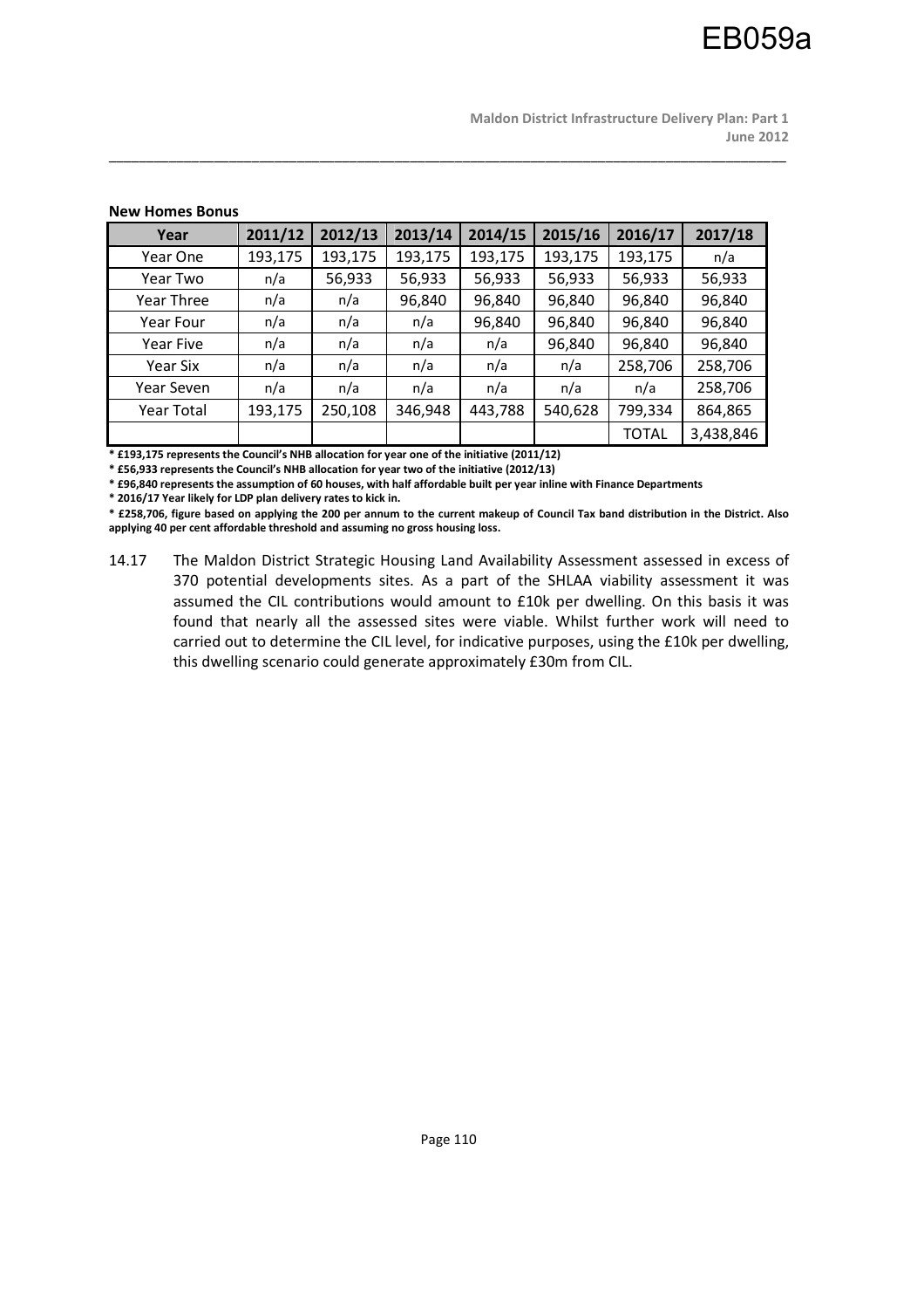**New Homes Bonus**

| Year | 2011/12 | 2012/13 | 2013/14 | 2014/15 | 2015/16 | 2016/17 | 2017/18 |
|---|---|---|---|---|---|---|---|
| Year One | 193,175 | 193,175 | 193,175 | 193,175 | 193,175 | 193,175 | n/a |
| Year Two | n/a | 56,933 | 56,933 | 56,933 | 56,933 | 56,933 | 56,933 |
| Year Three | n/a | n/a | 96,840 | 96,840 | 96,840 | 96,840 | 96,840 |
| Year Four | n/a | n/a | n/a | 96,840 | 96,840 | 96,840 | 96,840 |
| Year Five | n/a | n/a | n/a | n/a | 96,840 | 96,840 | 96,840 |
| Year Six | n/a | n/a | n/a | n/a | n/a | 258,706 | 258,706 |
| Year Seven | n/a | n/a | n/a | n/a | n/a | n/a | 258,706 |
| Year Total | 193,175 | 250,108 | 346,948 | 443,788 | 540,628 | 799,334 | 864,865 |
| | | | | | | TOTAL | 3,438,846 |

**\* £193,175 represents the Council's NHB allocation for year one of the initiative (2011/12)**

**\* £56,933 represents the Council's NHB allocation for year two of the initiative (2012/13)**

**\* £96,840 represents the assumption of 60 houses, with half affordable built per year inline with Finance Departments**

**\* 2016/17 Year likely for LDP plan delivery rates to kick in.**

**\* £258,706, figure based on applying the 200 per annum to the current makeup of Council Tax band distribution in the District. Also applying 40 per cent affordable threshold and assuming no gross housing loss.**

14.17 The Maldon District Strategic Housing Land Availability Assessment assessed in excess of 370 potential developments sites. As a part of the SHLAA viability assessment it was assumed the CIL contributions would amount to £10k per dwelling. On this basis it was found that nearly all the assessed sites were viable. Whilst further work will need to carried out to determine the CIL level, for indicative purposes, using the £10k per dwelling, this dwelling scenario could generate approximately £30m from CIL.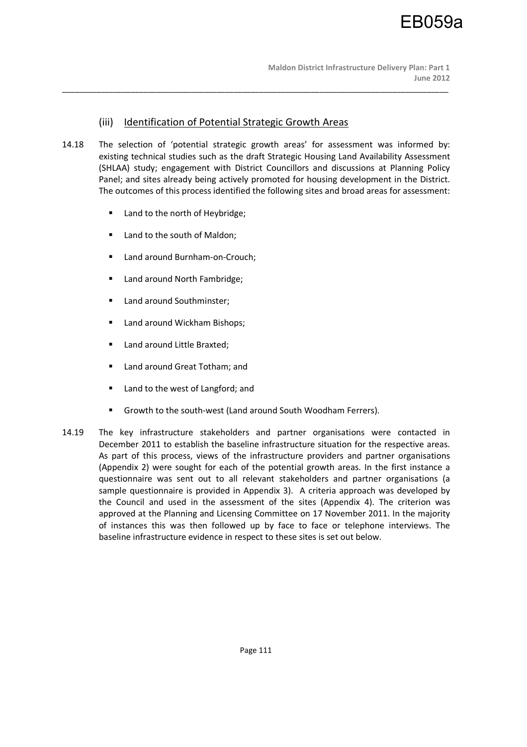### (iii) Identification of Potential Strategic Growth Areas

14.18 The selection of 'potential strategic growth areas' for assessment was informed by: existing technical studies such as the draft Strategic Housing Land Availability Assessment (SHLAA) study; engagement with District Councillors and discussions at Planning Policy Panel; and sites already being actively promoted for housing development in the District. The outcomes of this process identified the following sites and broad areas for assessment:

- Land to the north of Heybridge;
- Land to the south of Maldon;
- Land around Burnham-on-Crouch;
- Land around North Fambridge;
- Land around Southminster;
- Land around Wickham Bishops;
- Land around Little Braxted;
- Land around Great Totham; and
- Land to the west of Langford; and
- Growth to the south-west (Land around South Woodham Ferrers).

14.19 The key infrastructure stakeholders and partner organisations were contacted in December 2011 to establish the baseline infrastructure situation for the respective areas. As part of this process, views of the infrastructure providers and partner organisations (Appendix 2) were sought for each of the potential growth areas. In the first instance a questionnaire was sent out to all relevant stakeholders and partner organisations (a sample questionnaire is provided in Appendix 3). A criteria approach was developed by the Council and used in the assessment of the sites (Appendix 4). The criterion was approved at the Planning and Licensing Committee on 17 November 2011. In the majority of instances this was then followed up by face to face or telephone interviews. The baseline infrastructure evidence in respect to these sites is set out below.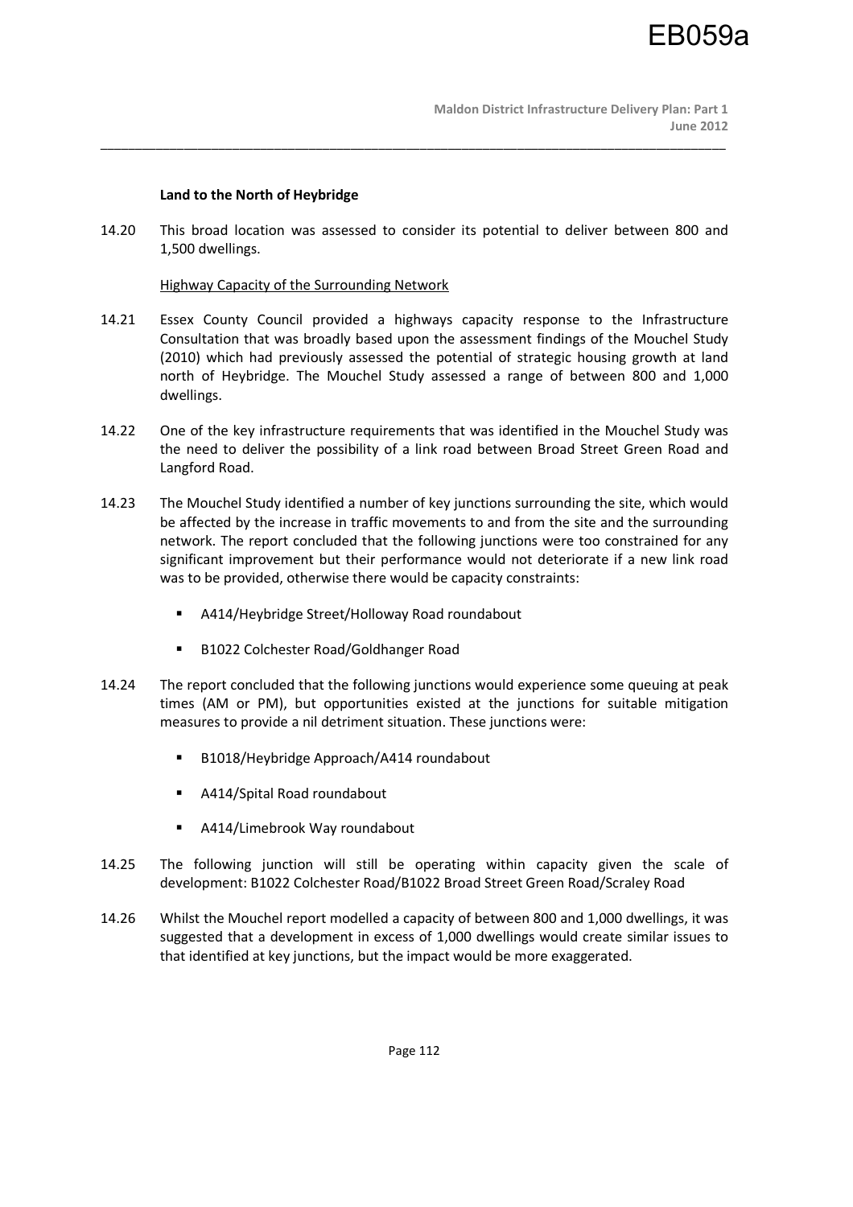**Land to the North of Heybridge**

14.20 This broad location was assessed to consider its potential to deliver between 800 and 1,500 dwellings.

Highway Capacity of the Surrounding Network

14.21 Essex County Council provided a highways capacity response to the Infrastructure Consultation that was broadly based upon the assessment findings of the Mouchel Study (2010) which had previously assessed the potential of strategic housing growth at land north of Heybridge. The Mouchel Study assessed a range of between 800 and 1,000 dwellings.

14.22 One of the key infrastructure requirements that was identified in the Mouchel Study was the need to deliver the possibility of a link road between Broad Street Green Road and Langford Road.

14.23 The Mouchel Study identified a number of key junctions surrounding the site, which would be affected by the increase in traffic movements to and from the site and the surrounding network. The report concluded that the following junctions were too constrained for any significant improvement but their performance would not deteriorate if a new link road was to be provided, otherwise there would be capacity constraints:

- A414/Heybridge Street/Holloway Road roundabout
- B1022 Colchester Road/Goldhanger Road

14.24 The report concluded that the following junctions would experience some queuing at peak times (AM or PM), but opportunities existed at the junctions for suitable mitigation measures to provide a nil detriment situation. These junctions were:

- B1018/Heybridge Approach/A414 roundabout
- A414/Spital Road roundabout
- A414/Limebrook Way roundabout

14.25 The following junction will still be operating within capacity given the scale of development: B1022 Colchester Road/B1022 Broad Street Green Road/Scraley Road

14.26 Whilst the Mouchel report modelled a capacity of between 800 and 1,000 dwellings, it was suggested that a development in excess of 1,000 dwellings would create similar issues to that identified at key junctions, but the impact would be more exaggerated.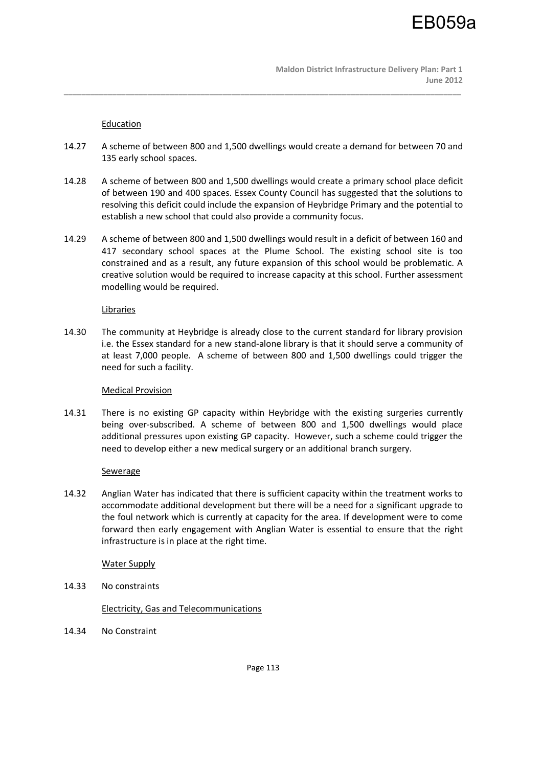### Education

14.27 A scheme of between 800 and 1,500 dwellings would create a demand for between 70 and 135 early school spaces.

14.28 A scheme of between 800 and 1,500 dwellings would create a primary school place deficit of between 190 and 400 spaces. Essex County Council has suggested that the solutions to resolving this deficit could include the expansion of Heybridge Primary and the potential to establish a new school that could also provide a community focus.

14.29 A scheme of between 800 and 1,500 dwellings would result in a deficit of between 160 and 417 secondary school spaces at the Plume School. The existing school site is too constrained and as a result, any future expansion of this school would be problematic. A creative solution would be required to increase capacity at this school. Further assessment modelling would be required.

### Libraries

14.30 The community at Heybridge is already close to the current standard for library provision i.e. the Essex standard for a new stand-alone library is that it should serve a community of at least 7,000 people. A scheme of between 800 and 1,500 dwellings could trigger the need for such a facility.

### Medical Provision

14.31 There is no existing GP capacity within Heybridge with the existing surgeries currently being over-subscribed. A scheme of between 800 and 1,500 dwellings would place additional pressures upon existing GP capacity. However, such a scheme could trigger the need to develop either a new medical surgery or an additional branch surgery.

### Sewerage

14.32 Anglian Water has indicated that there is sufficient capacity within the treatment works to accommodate additional development but there will be a need for a significant upgrade to the foul network which is currently at capacity for the area. If development were to come forward then early engagement with Anglian Water is essential to ensure that the right infrastructure is in place at the right time.

### Water Supply

14.33 No constraints

### Electricity, Gas and Telecommunications

14.34 No Constraint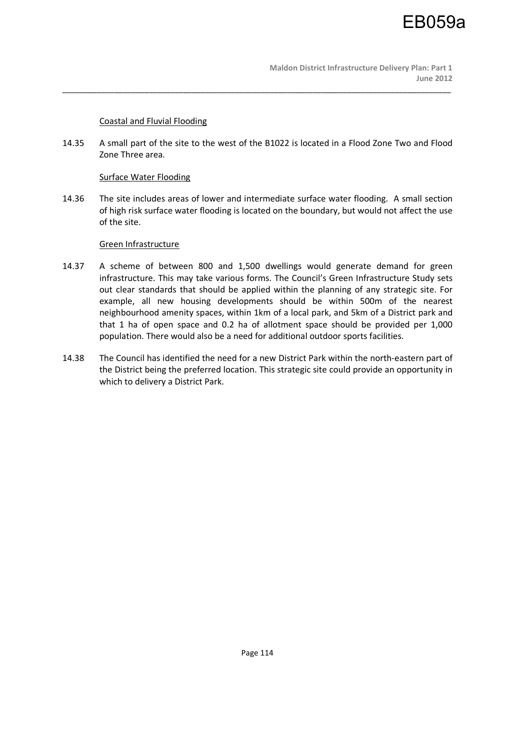Coastal and Fluvial Flooding

14.35 A small part of the site to the west of the B1022 is located in a Flood Zone Two and Flood Zone Three area.

Surface Water Flooding

14.36 The site includes areas of lower and intermediate surface water flooding. A small section of high risk surface water flooding is located on the boundary, but would not affect the use of the site.

Green Infrastructure

14.37 A scheme of between 800 and 1,500 dwellings would generate demand for green infrastructure. This may take various forms. The Council's Green Infrastructure Study sets out clear standards that should be applied within the planning of any strategic site. For example, all new housing developments should be within 500m of the nearest neighbourhood amenity spaces, within 1km of a local park, and 5km of a District park and that 1 ha of open space and 0.2 ha of allotment space should be provided per 1,000 population. There would also be a need for additional outdoor sports facilities.

14.38 The Council has identified the need for a new District Park within the north-eastern part of the District being the preferred location. This strategic site could provide an opportunity in which to delivery a District Park.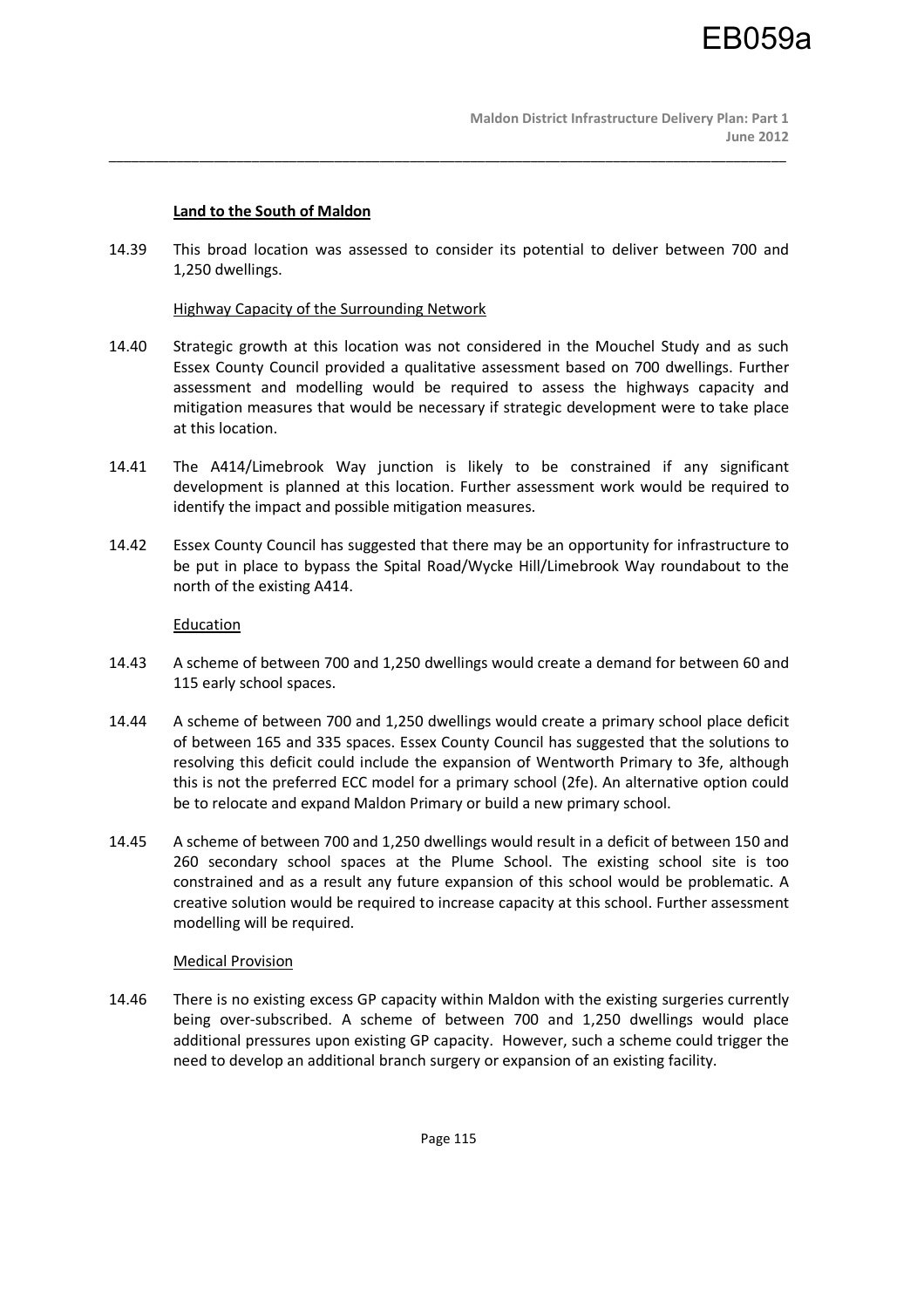## Land to the South of Maldon

14.39 This broad location was assessed to consider its potential to deliver between 700 and 1,250 dwellings.

### Highway Capacity of the Surrounding Network

14.40 Strategic growth at this location was not considered in the Mouchel Study and as such Essex County Council provided a qualitative assessment based on 700 dwellings. Further assessment and modelling would be required to assess the highways capacity and mitigation measures that would be necessary if strategic development were to take place at this location.

14.41 The A414/Limebrook Way junction is likely to be constrained if any significant development is planned at this location. Further assessment work would be required to identify the impact and possible mitigation measures.

14.42 Essex County Council has suggested that there may be an opportunity for infrastructure to be put in place to bypass the Spital Road/Wycke Hill/Limebrook Way roundabout to the north of the existing A414.

### Education

14.43 A scheme of between 700 and 1,250 dwellings would create a demand for between 60 and 115 early school spaces.

14.44 A scheme of between 700 and 1,250 dwellings would create a primary school place deficit of between 165 and 335 spaces. Essex County Council has suggested that the solutions to resolving this deficit could include the expansion of Wentworth Primary to 3fe, although this is not the preferred ECC model for a primary school (2fe). An alternative option could be to relocate and expand Maldon Primary or build a new primary school.

14.45 A scheme of between 700 and 1,250 dwellings would result in a deficit of between 150 and 260 secondary school spaces at the Plume School. The existing school site is too constrained and as a result any future expansion of this school would be problematic. A creative solution would be required to increase capacity at this school. Further assessment modelling will be required.

### Medical Provision

14.46 There is no existing excess GP capacity within Maldon with the existing surgeries currently being over-subscribed. A scheme of between 700 and 1,250 dwellings would place additional pressures upon existing GP capacity. However, such a scheme could trigger the need to develop an additional branch surgery or expansion of an existing facility.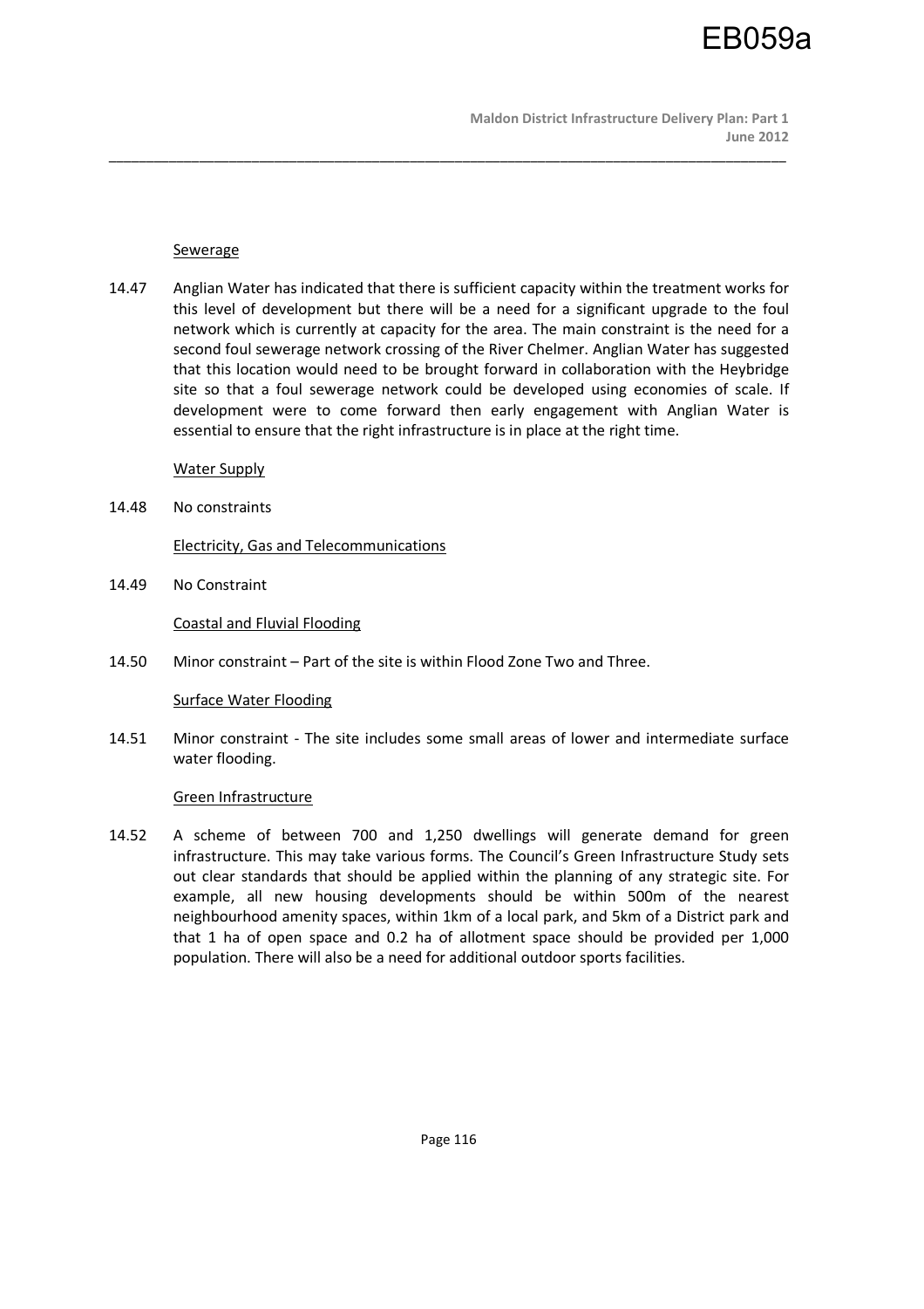Sewerage

14.47 Anglian Water has indicated that there is sufficient capacity within the treatment works for this level of development but there will be a need for a significant upgrade to the foul network which is currently at capacity for the area. The main constraint is the need for a second foul sewerage network crossing of the River Chelmer. Anglian Water has suggested that this location would need to be brought forward in collaboration with the Heybridge site so that a foul sewerage network could be developed using economies of scale. If development were to come forward then early engagement with Anglian Water is essential to ensure that the right infrastructure is in place at the right time.

Water Supply

14.48 No constraints

Electricity, Gas and Telecommunications

14.49 No Constraint

Coastal and Fluvial Flooding

14.50 Minor constraint – Part of the site is within Flood Zone Two and Three.

Surface Water Flooding

14.51 Minor constraint - The site includes some small areas of lower and intermediate surface water flooding.

Green Infrastructure

14.52 A scheme of between 700 and 1,250 dwellings will generate demand for green infrastructure. This may take various forms. The Council's Green Infrastructure Study sets out clear standards that should be applied within the planning of any strategic site. For example, all new housing developments should be within 500m of the nearest neighbourhood amenity spaces, within 1km of a local park, and 5km of a District park and that 1 ha of open space and 0.2 ha of allotment space should be provided per 1,000 population. There will also be a need for additional outdoor sports facilities.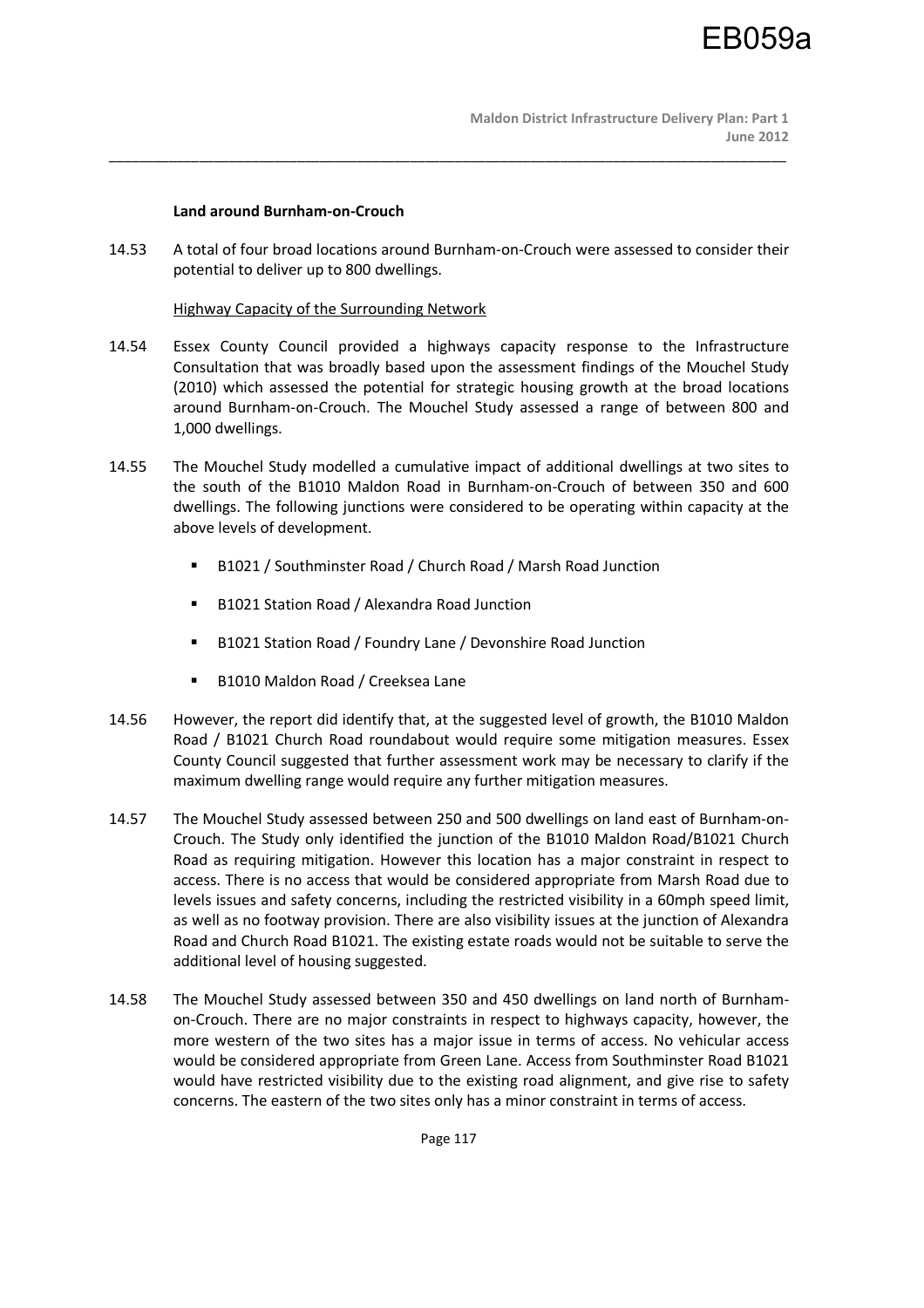**Land around Burnham-on-Crouch**

14.53 A total of four broad locations around Burnham-on-Crouch were assessed to consider their potential to deliver up to 800 dwellings.

Highway Capacity of the Surrounding Network

14.54 Essex County Council provided a highways capacity response to the Infrastructure Consultation that was broadly based upon the assessment findings of the Mouchel Study (2010) which assessed the potential for strategic housing growth at the broad locations around Burnham-on-Crouch. The Mouchel Study assessed a range of between 800 and 1,000 dwellings.

14.55 The Mouchel Study modelled a cumulative impact of additional dwellings at two sites to the south of the B1010 Maldon Road in Burnham-on-Crouch of between 350 and 600 dwellings. The following junctions were considered to be operating within capacity at the above levels of development.

- B1021 / Southminster Road / Church Road / Marsh Road Junction
- B1021 Station Road / Alexandra Road Junction
- B1021 Station Road / Foundry Lane / Devonshire Road Junction
- B1010 Maldon Road / Creeksea Lane

14.56 However, the report did identify that, at the suggested level of growth, the B1010 Maldon Road / B1021 Church Road roundabout would require some mitigation measures. Essex County Council suggested that further assessment work may be necessary to clarify if the maximum dwelling range would require any further mitigation measures.

14.57 The Mouchel Study assessed between 250 and 500 dwellings on land east of Burnham-on-Crouch. The Study only identified the junction of the B1010 Maldon Road/B1021 Church Road as requiring mitigation. However this location has a major constraint in respect to access. There is no access that would be considered appropriate from Marsh Road due to levels issues and safety concerns, including the restricted visibility in a 60mph speed limit, as well as no footway provision. There are also visibility issues at the junction of Alexandra Road and Church Road B1021. The existing estate roads would not be suitable to serve the additional level of housing suggested.

14.58 The Mouchel Study assessed between 350 and 450 dwellings on land north of Burnham-on-Crouch. There are no major constraints in respect to highways capacity, however, the more western of the two sites has a major issue in terms of access. No vehicular access would be considered appropriate from Green Lane. Access from Southminster Road B1021 would have restricted visibility due to the existing road alignment, and give rise to safety concerns. The eastern of the two sites only has a minor constraint in terms of access.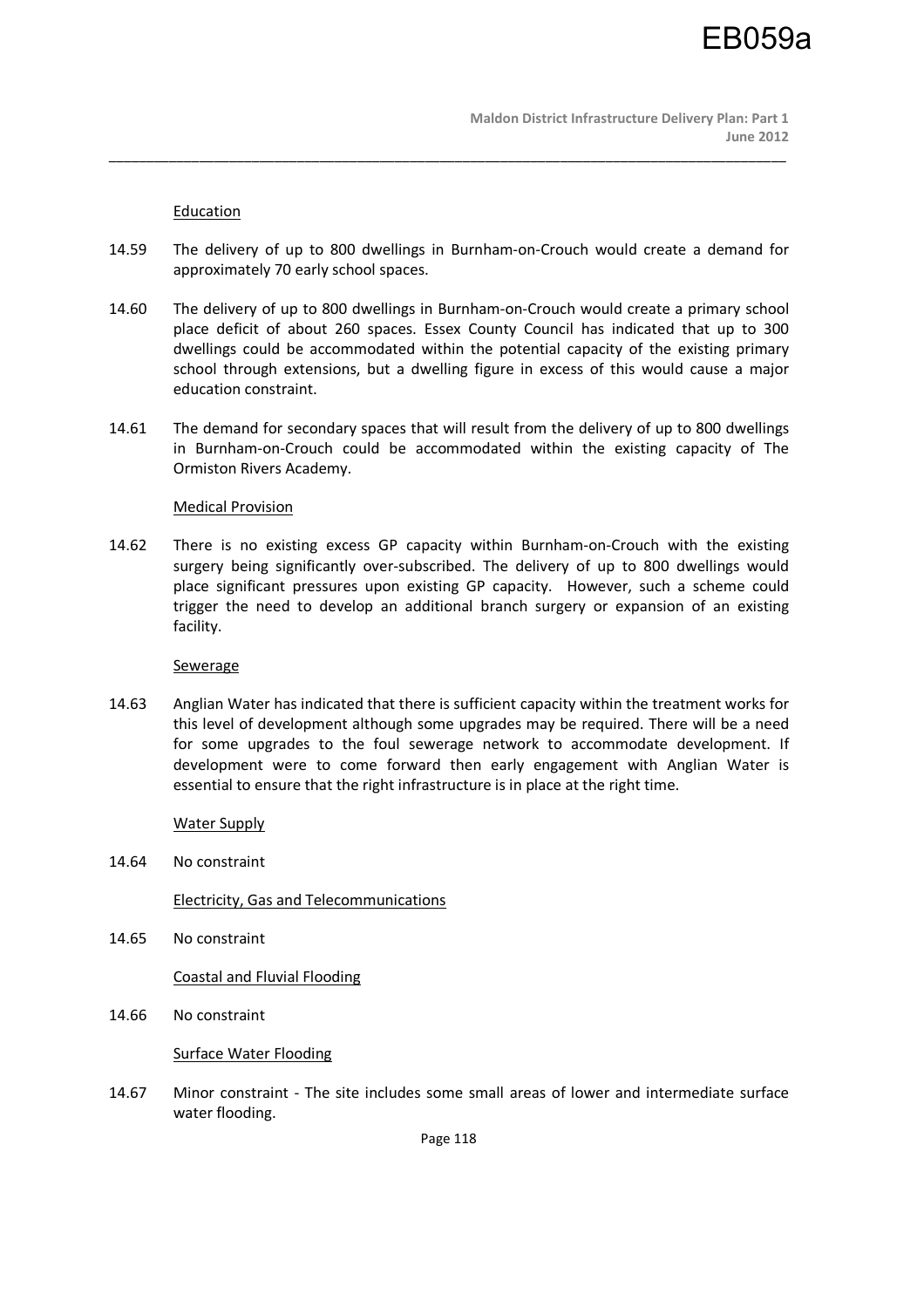Education

14.59 The delivery of up to 800 dwellings in Burnham-on-Crouch would create a demand for approximately 70 early school spaces.

14.60 The delivery of up to 800 dwellings in Burnham-on-Crouch would create a primary school place deficit of about 260 spaces. Essex County Council has indicated that up to 300 dwellings could be accommodated within the potential capacity of the existing primary school through extensions, but a dwelling figure in excess of this would cause a major education constraint.

14.61 The demand for secondary spaces that will result from the delivery of up to 800 dwellings in Burnham-on-Crouch could be accommodated within the existing capacity of The Ormiston Rivers Academy.

Medical Provision

14.62 There is no existing excess GP capacity within Burnham-on-Crouch with the existing surgery being significantly over-subscribed. The delivery of up to 800 dwellings would place significant pressures upon existing GP capacity. However, such a scheme could trigger the need to develop an additional branch surgery or expansion of an existing facility.

Sewerage

14.63 Anglian Water has indicated that there is sufficient capacity within the treatment works for this level of development although some upgrades may be required. There will be a need for some upgrades to the foul sewerage network to accommodate development. If development were to come forward then early engagement with Anglian Water is essential to ensure that the right infrastructure is in place at the right time.

Water Supply

14.64 No constraint

Electricity, Gas and Telecommunications

14.65 No constraint

Coastal and Fluvial Flooding

14.66 No constraint

Surface Water Flooding

14.67 Minor constraint - The site includes some small areas of lower and intermediate surface water flooding.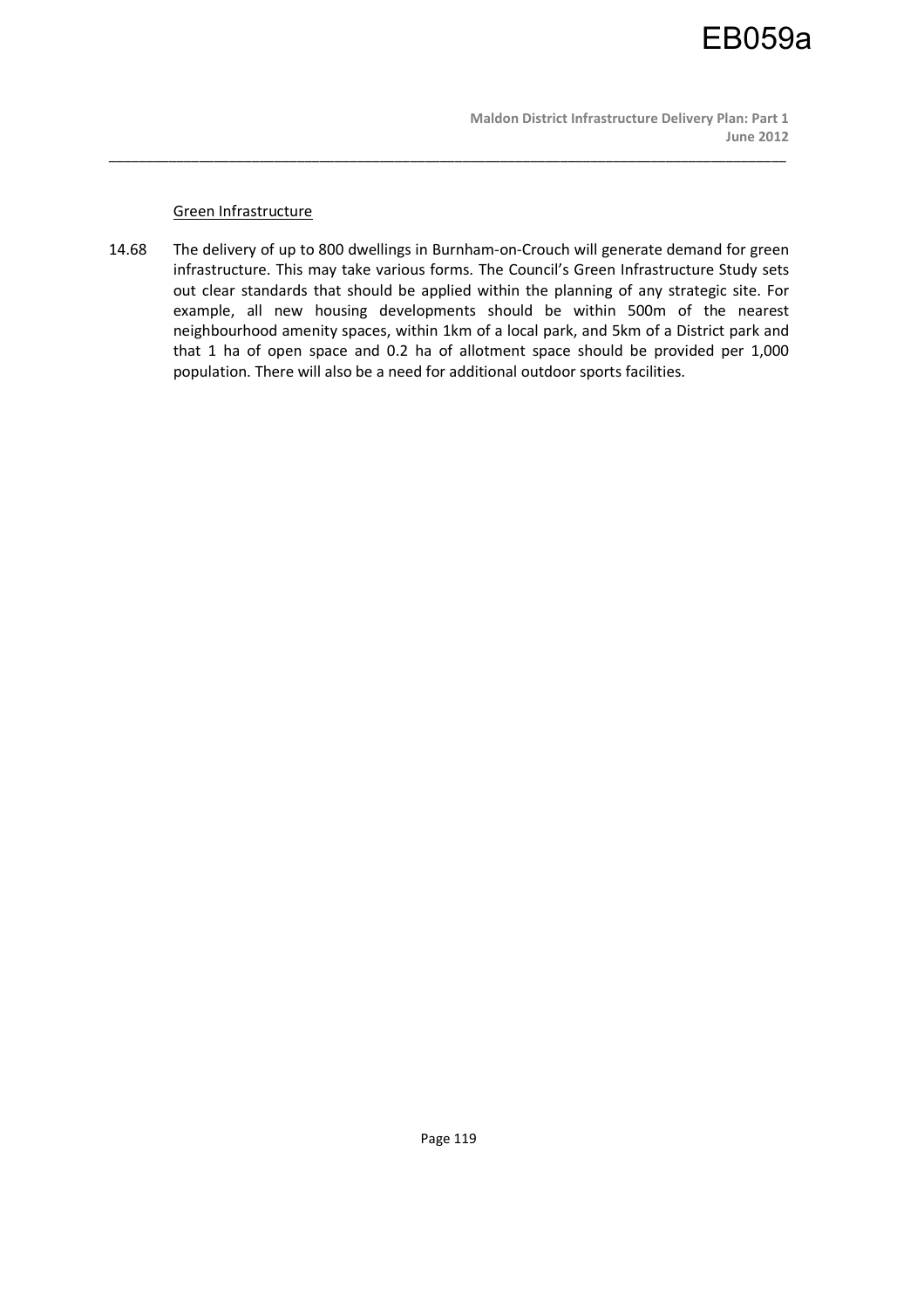Green Infrastructure

14.68 The delivery of up to 800 dwellings in Burnham-on-Crouch will generate demand for green infrastructure. This may take various forms. The Council's Green Infrastructure Study sets out clear standards that should be applied within the planning of any strategic site. For example, all new housing developments should be within 500m of the nearest neighbourhood amenity spaces, within 1km of a local park, and 5km of a District park and that 1 ha of open space and 0.2 ha of allotment space should be provided per 1,000 population. There will also be a need for additional outdoor sports facilities.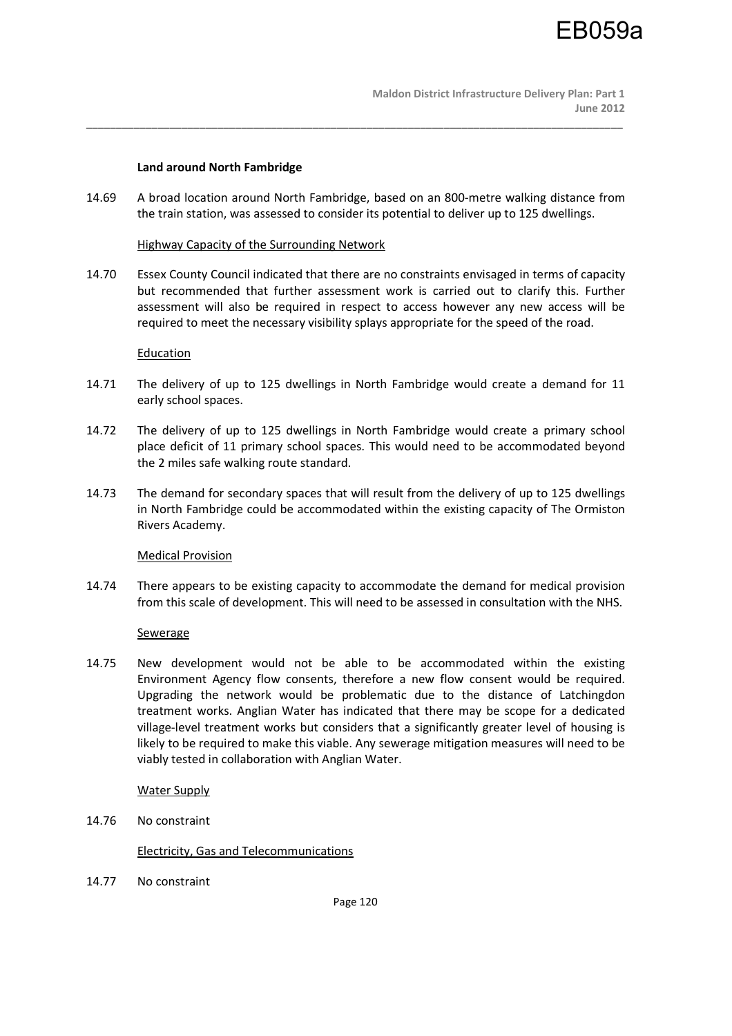**Land around North Fambridge**

14.69 A broad location around North Fambridge, based on an 800-metre walking distance from the train station, was assessed to consider its potential to deliver up to 125 dwellings.

Highway Capacity of the Surrounding Network

14.70 Essex County Council indicated that there are no constraints envisaged in terms of capacity but recommended that further assessment work is carried out to clarify this. Further assessment will also be required in respect to access however any new access will be required to meet the necessary visibility splays appropriate for the speed of the road.

Education

14.71 The delivery of up to 125 dwellings in North Fambridge would create a demand for 11 early school spaces.

14.72 The delivery of up to 125 dwellings in North Fambridge would create a primary school place deficit of 11 primary school spaces. This would need to be accommodated beyond the 2 miles safe walking route standard.

14.73 The demand for secondary spaces that will result from the delivery of up to 125 dwellings in North Fambridge could be accommodated within the existing capacity of The Ormiston Rivers Academy.

Medical Provision

14.74 There appears to be existing capacity to accommodate the demand for medical provision from this scale of development. This will need to be assessed in consultation with the NHS.

Sewerage

14.75 New development would not be able to be accommodated within the existing Environment Agency flow consents, therefore a new flow consent would be required. Upgrading the network would be problematic due to the distance of Latchingdon treatment works. Anglian Water has indicated that there may be scope for a dedicated village-level treatment works but considers that a significantly greater level of housing is likely to be required to make this viable. Any sewerage mitigation measures will need to be viably tested in collaboration with Anglian Water.

Water Supply

14.76 No constraint

Electricity, Gas and Telecommunications

14.77 No constraint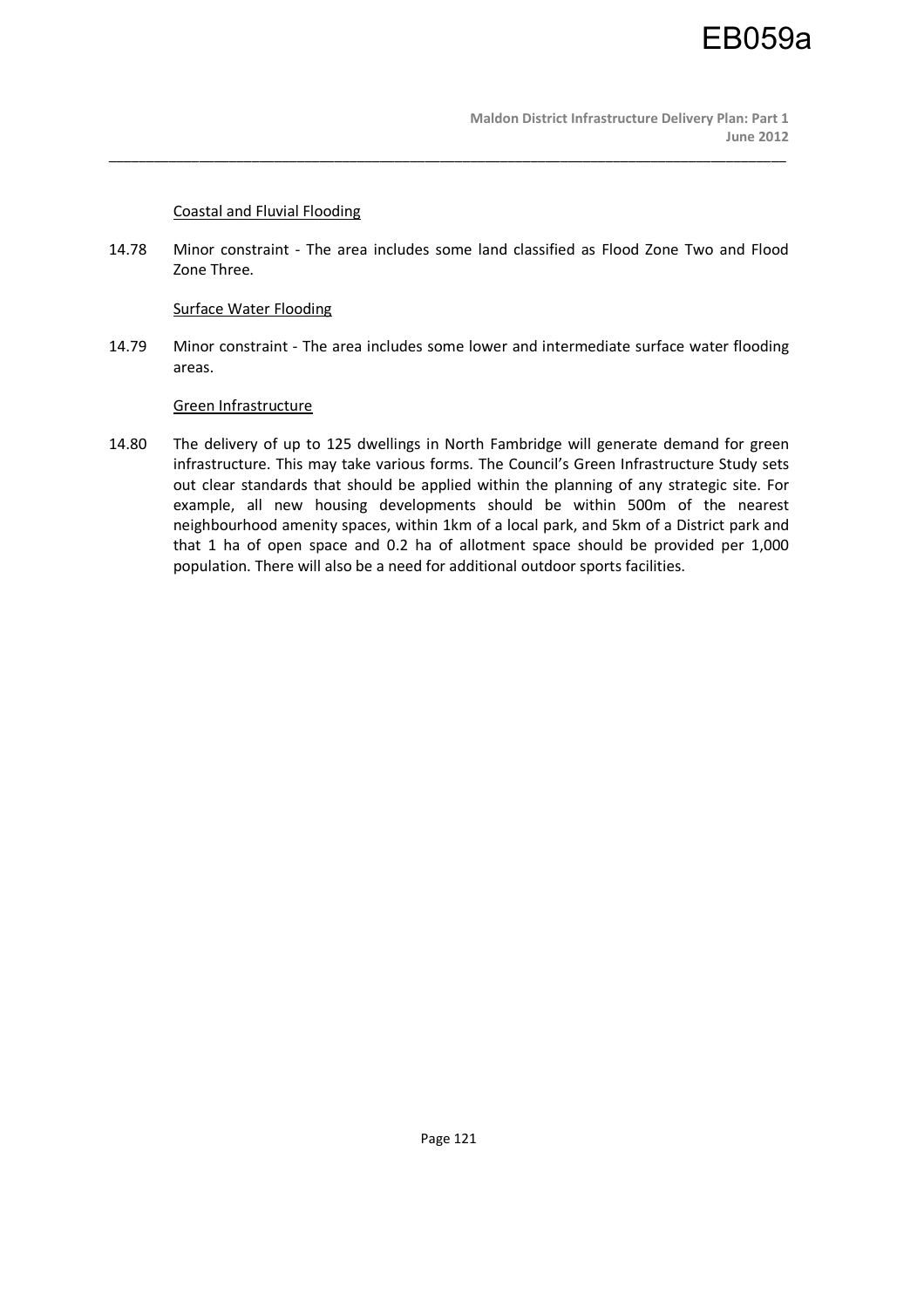Coastal and Fluvial Flooding

14.78 Minor constraint - The area includes some land classified as Flood Zone Two and Flood Zone Three.

Surface Water Flooding

14.79 Minor constraint - The area includes some lower and intermediate surface water flooding areas.

Green Infrastructure

14.80 The delivery of up to 125 dwellings in North Fambridge will generate demand for green infrastructure. This may take various forms. The Council's Green Infrastructure Study sets out clear standards that should be applied within the planning of any strategic site. For example, all new housing developments should be within 500m of the nearest neighbourhood amenity spaces, within 1km of a local park, and 5km of a District park and that 1 ha of open space and 0.2 ha of allotment space should be provided per 1,000 population. There will also be a need for additional outdoor sports facilities.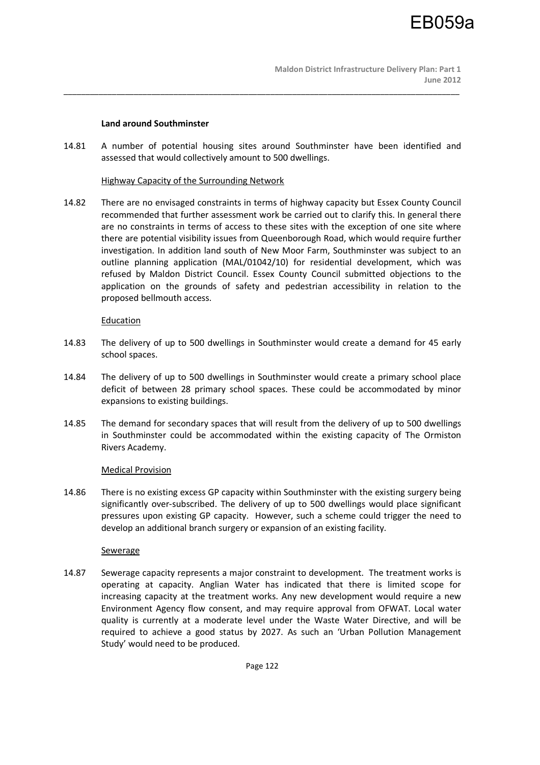**Land around Southminster**

14.81 A number of potential housing sites around Southminster have been identified and assessed that would collectively amount to 500 dwellings.

Highway Capacity of the Surrounding Network

14.82 There are no envisaged constraints in terms of highway capacity but Essex County Council recommended that further assessment work be carried out to clarify this. In general there are no constraints in terms of access to these sites with the exception of one site where there are potential visibility issues from Queenborough Road, which would require further investigation. In addition land south of New Moor Farm, Southminster was subject to an outline planning application (MAL/01042/10) for residential development, which was refused by Maldon District Council. Essex County Council submitted objections to the application on the grounds of safety and pedestrian accessibility in relation to the proposed bellmouth access.

Education

14.83 The delivery of up to 500 dwellings in Southminster would create a demand for 45 early school spaces.

14.84 The delivery of up to 500 dwellings in Southminster would create a primary school place deficit of between 28 primary school spaces. These could be accommodated by minor expansions to existing buildings.

14.85 The demand for secondary spaces that will result from the delivery of up to 500 dwellings in Southminster could be accommodated within the existing capacity of The Ormiston Rivers Academy.

Medical Provision

14.86 There is no existing excess GP capacity within Southminster with the existing surgery being significantly over-subscribed. The delivery of up to 500 dwellings would place significant pressures upon existing GP capacity. However, such a scheme could trigger the need to develop an additional branch surgery or expansion of an existing facility.

Sewerage

14.87 Sewerage capacity represents a major constraint to development. The treatment works is operating at capacity. Anglian Water has indicated that there is limited scope for increasing capacity at the treatment works. Any new development would require a new Environment Agency flow consent, and may require approval from OFWAT. Local water quality is currently at a moderate level under the Waste Water Directive, and will be required to achieve a good status by 2027. As such an 'Urban Pollution Management Study' would need to be produced.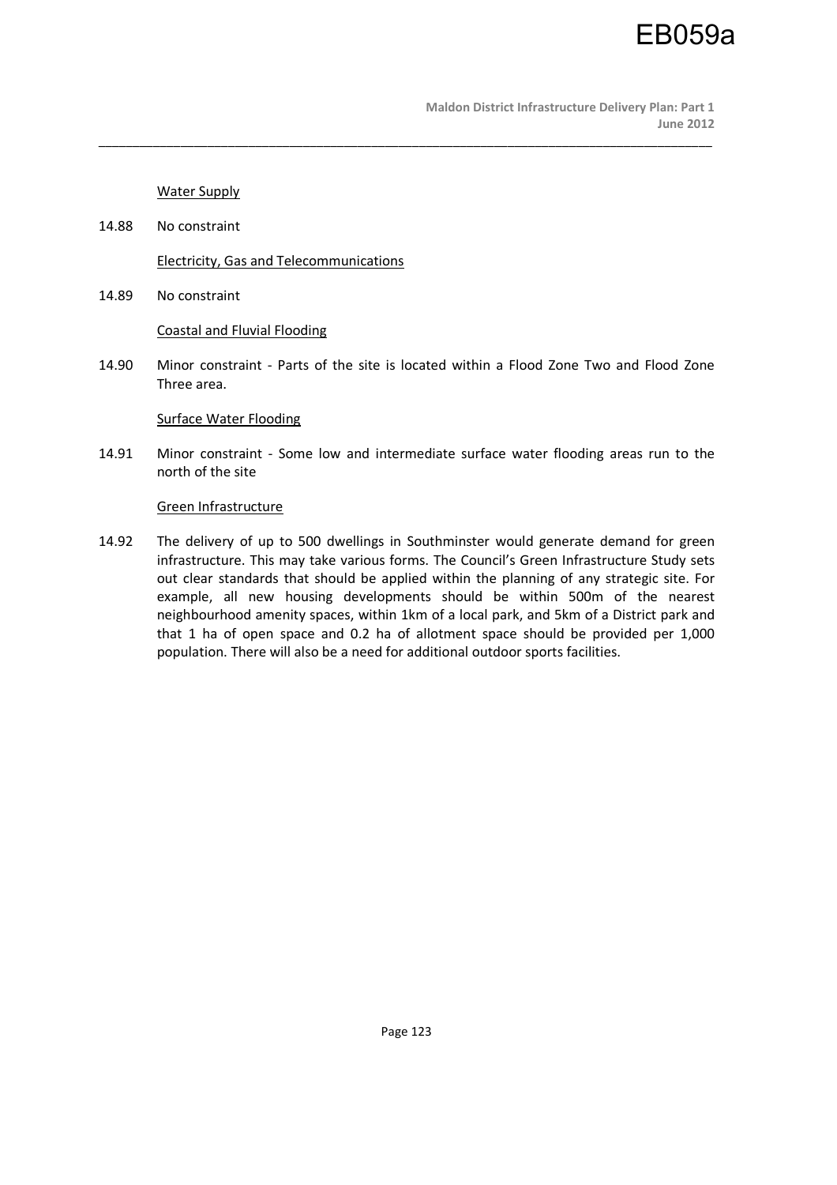Water Supply

14.88 No constraint

Electricity, Gas and Telecommunications

14.89 No constraint

Coastal and Fluvial Flooding

14.90 Minor constraint - Parts of the site is located within a Flood Zone Two and Flood Zone Three area.

Surface Water Flooding

14.91 Minor constraint - Some low and intermediate surface water flooding areas run to the north of the site

Green Infrastructure

14.92 The delivery of up to 500 dwellings in Southminster would generate demand for green infrastructure. This may take various forms. The Council's Green Infrastructure Study sets out clear standards that should be applied within the planning of any strategic site. For example, all new housing developments should be within 500m of the nearest neighbourhood amenity spaces, within 1km of a local park, and 5km of a District park and that 1 ha of open space and 0.2 ha of allotment space should be provided per 1,000 population. There will also be a need for additional outdoor sports facilities.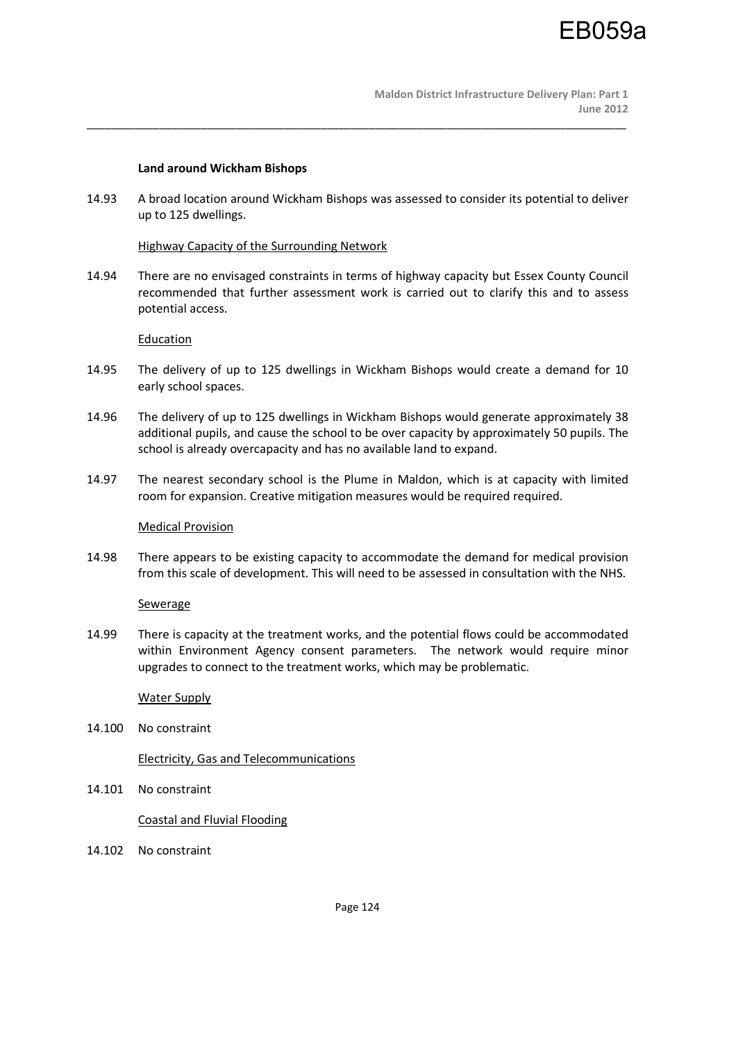### Land around Wickham Bishops

14.93 A broad location around Wickham Bishops was assessed to consider its potential to deliver up to 125 dwellings.

Highway Capacity of the Surrounding Network

14.94 There are no envisaged constraints in terms of highway capacity but Essex County Council recommended that further assessment work is carried out to clarify this and to assess potential access.

Education

14.95 The delivery of up to 125 dwellings in Wickham Bishops would create a demand for 10 early school spaces.

14.96 The delivery of up to 125 dwellings in Wickham Bishops would generate approximately 38 additional pupils, and cause the school to be over capacity by approximately 50 pupils. The school is already overcapacity and has no available land to expand.

14.97 The nearest secondary school is the Plume in Maldon, which is at capacity with limited room for expansion. Creative mitigation measures would be required required.

Medical Provision

14.98 There appears to be existing capacity to accommodate the demand for medical provision from this scale of development. This will need to be assessed in consultation with the NHS.

Sewerage

14.99 There is capacity at the treatment works, and the potential flows could be accommodated within Environment Agency consent parameters. The network would require minor upgrades to connect to the treatment works, which may be problematic.

Water Supply

14.100 No constraint

Electricity, Gas and Telecommunications

14.101 No constraint

Coastal and Fluvial Flooding

14.102 No constraint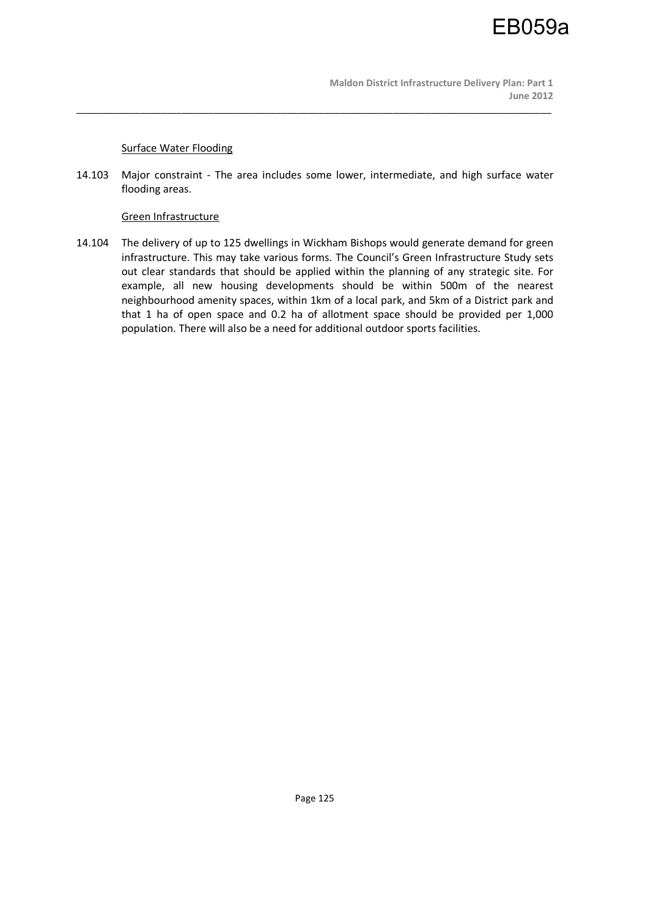Surface Water Flooding

14.103 Major constraint - The area includes some lower, intermediate, and high surface water flooding areas.

Green Infrastructure

14.104 The delivery of up to 125 dwellings in Wickham Bishops would generate demand for green infrastructure. This may take various forms. The Council's Green Infrastructure Study sets out clear standards that should be applied within the planning of any strategic site. For example, all new housing developments should be within 500m of the nearest neighbourhood amenity spaces, within 1km of a local park, and 5km of a District park and that 1 ha of open space and 0.2 ha of allotment space should be provided per 1,000 population. There will also be a need for additional outdoor sports facilities.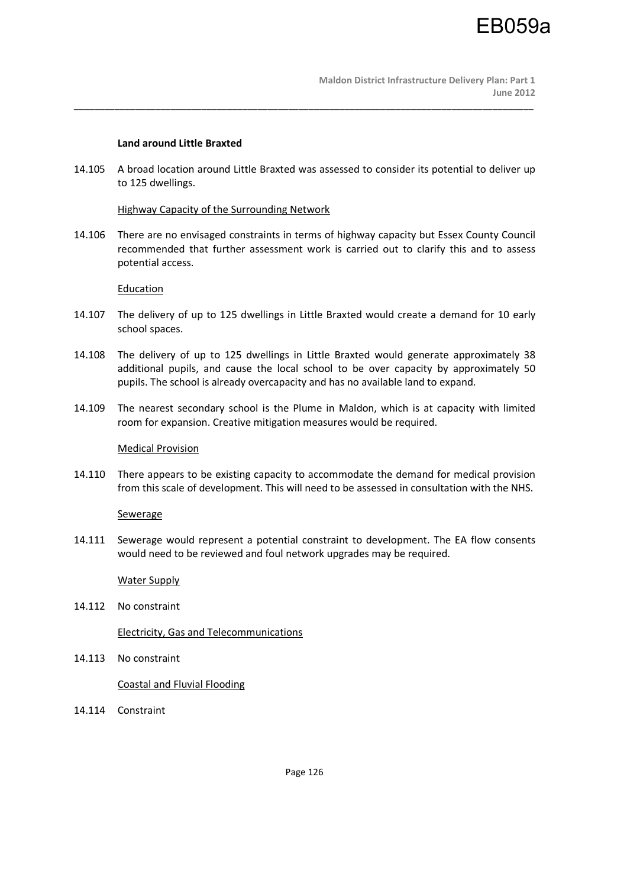**Land around Little Braxted**

14.105 A broad location around Little Braxted was assessed to consider its potential to deliver up to 125 dwellings.

Highway Capacity of the Surrounding Network

14.106 There are no envisaged constraints in terms of highway capacity but Essex County Council recommended that further assessment work is carried out to clarify this and to assess potential access.

Education

14.107 The delivery of up to 125 dwellings in Little Braxted would create a demand for 10 early school spaces.

14.108 The delivery of up to 125 dwellings in Little Braxted would generate approximately 38 additional pupils, and cause the local school to be over capacity by approximately 50 pupils. The school is already overcapacity and has no available land to expand.

14.109 The nearest secondary school is the Plume in Maldon, which is at capacity with limited room for expansion. Creative mitigation measures would be required.

Medical Provision

14.110 There appears to be existing capacity to accommodate the demand for medical provision from this scale of development. This will need to be assessed in consultation with the NHS.

Sewerage

14.111 Sewerage would represent a potential constraint to development. The EA flow consents would need to be reviewed and foul network upgrades may be required.

Water Supply

14.112 No constraint

Electricity, Gas and Telecommunications

14.113 No constraint

Coastal and Fluvial Flooding

14.114 Constraint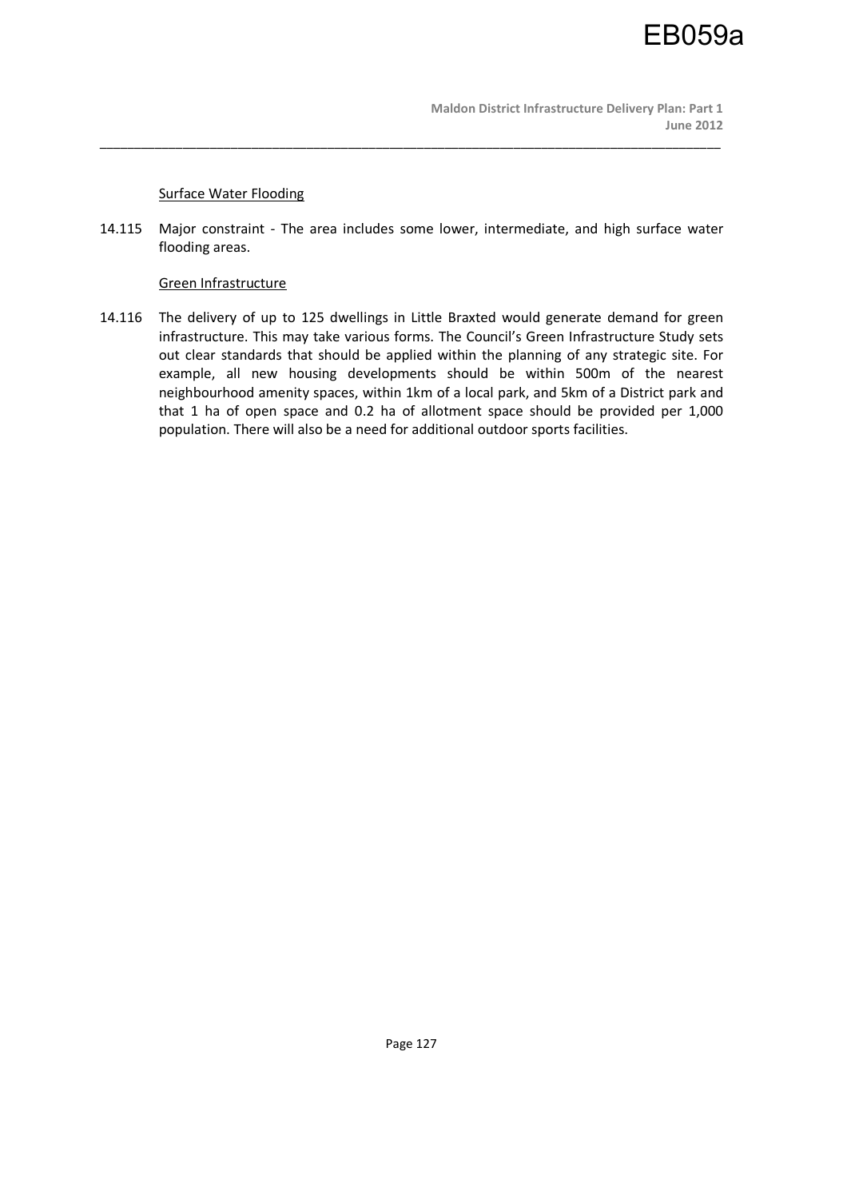Surface Water Flooding

14.115 Major constraint - The area includes some lower, intermediate, and high surface water flooding areas.

Green Infrastructure

14.116 The delivery of up to 125 dwellings in Little Braxted would generate demand for green infrastructure. This may take various forms. The Council's Green Infrastructure Study sets out clear standards that should be applied within the planning of any strategic site. For example, all new housing developments should be within 500m of the nearest neighbourhood amenity spaces, within 1km of a local park, and 5km of a District park and that 1 ha of open space and 0.2 ha of allotment space should be provided per 1,000 population. There will also be a need for additional outdoor sports facilities.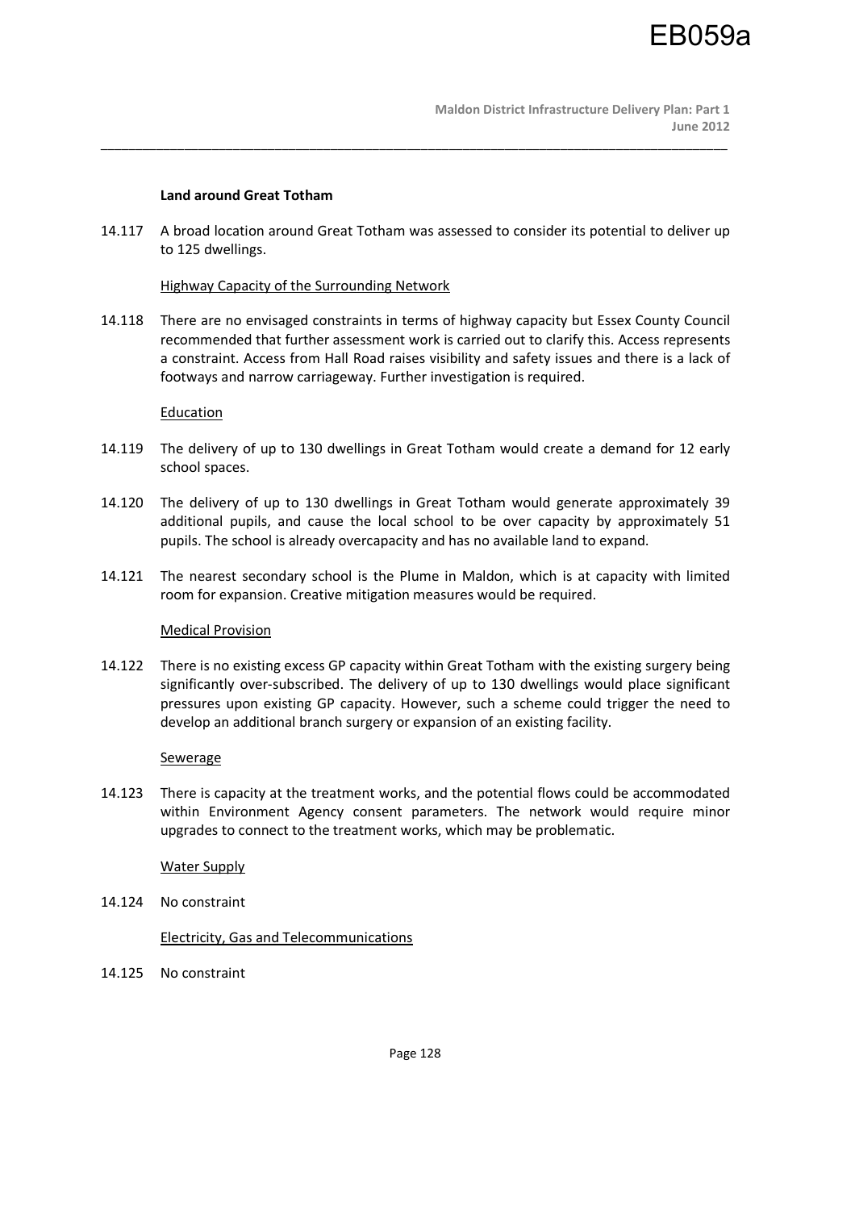**Land around Great Totham**

14.117 A broad location around Great Totham was assessed to consider its potential to deliver up to 125 dwellings.

Highway Capacity of the Surrounding Network

14.118 There are no envisaged constraints in terms of highway capacity but Essex County Council recommended that further assessment work is carried out to clarify this. Access represents a constraint. Access from Hall Road raises visibility and safety issues and there is a lack of footways and narrow carriageway. Further investigation is required.

Education

14.119 The delivery of up to 130 dwellings in Great Totham would create a demand for 12 early school spaces.

14.120 The delivery of up to 130 dwellings in Great Totham would generate approximately 39 additional pupils, and cause the local school to be over capacity by approximately 51 pupils. The school is already overcapacity and has no available land to expand.

14.121 The nearest secondary school is the Plume in Maldon, which is at capacity with limited room for expansion. Creative mitigation measures would be required.

Medical Provision

14.122 There is no existing excess GP capacity within Great Totham with the existing surgery being significantly over-subscribed. The delivery of up to 130 dwellings would place significant pressures upon existing GP capacity. However, such a scheme could trigger the need to develop an additional branch surgery or expansion of an existing facility.

Sewerage

14.123 There is capacity at the treatment works, and the potential flows could be accommodated within Environment Agency consent parameters. The network would require minor upgrades to connect to the treatment works, which may be problematic.

Water Supply

14.124 No constraint

Electricity, Gas and Telecommunications

14.125 No constraint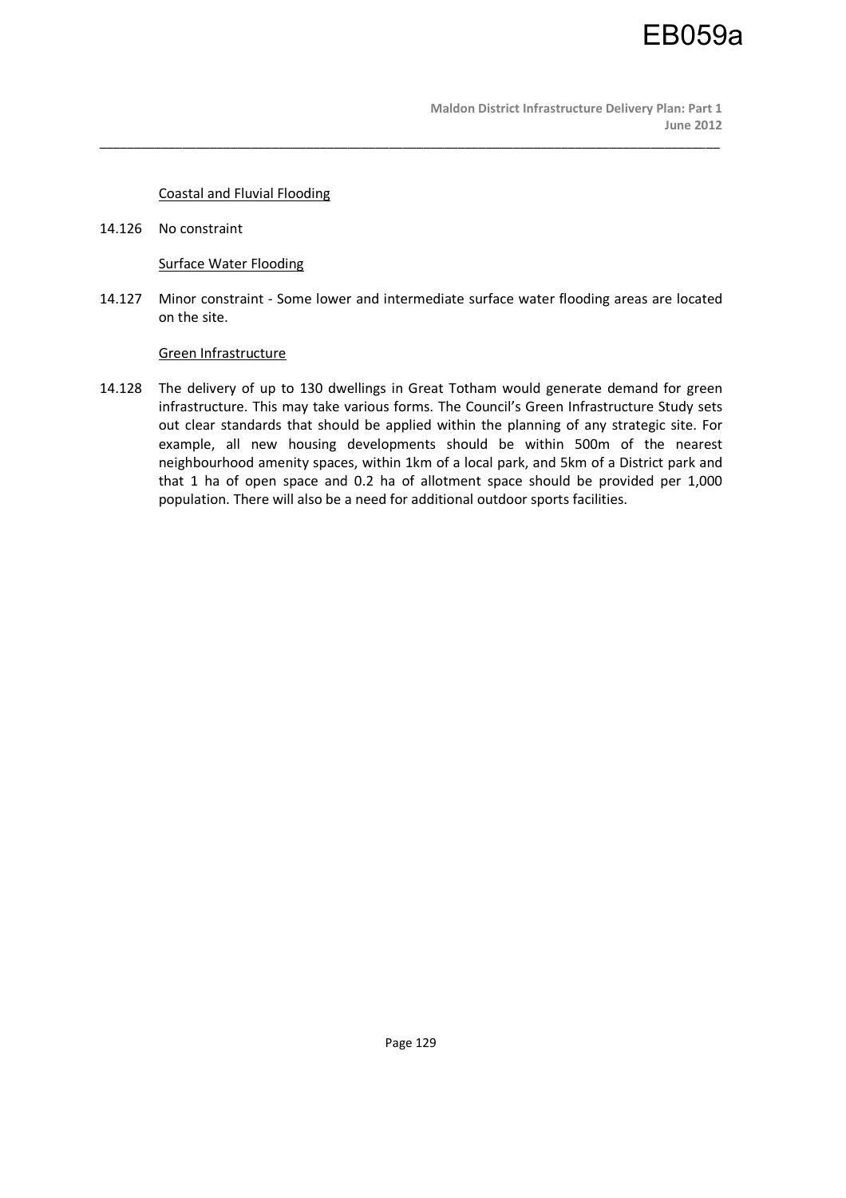Coastal and Fluvial Flooding

14.126 No constraint

Surface Water Flooding

14.127 Minor constraint - Some lower and intermediate surface water flooding areas are located on the site.

Green Infrastructure

14.128 The delivery of up to 130 dwellings in Great Totham would generate demand for green infrastructure. This may take various forms. The Council's Green Infrastructure Study sets out clear standards that should be applied within the planning of any strategic site. For example, all new housing developments should be within 500m of the nearest neighbourhood amenity spaces, within 1km of a local park, and 5km of a District park and that 1 ha of open space and 0.2 ha of allotment space should be provided per 1,000 population. There will also be a need for additional outdoor sports facilities.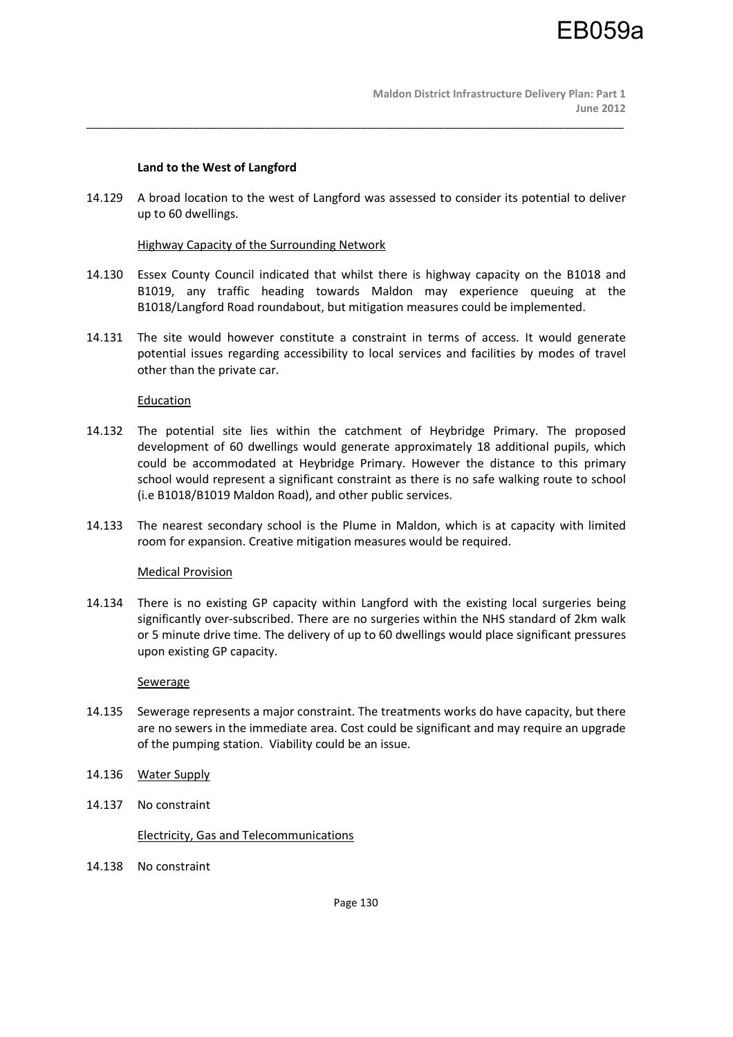**Land to the West of Langford**

14.129 A broad location to the west of Langford was assessed to consider its potential to deliver up to 60 dwellings.

Highway Capacity of the Surrounding Network

14.130 Essex County Council indicated that whilst there is highway capacity on the B1018 and B1019, any traffic heading towards Maldon may experience queuing at the B1018/Langford Road roundabout, but mitigation measures could be implemented.

14.131 The site would however constitute a constraint in terms of access. It would generate potential issues regarding accessibility to local services and facilities by modes of travel other than the private car.

Education

14.132 The potential site lies within the catchment of Heybridge Primary. The proposed development of 60 dwellings would generate approximately 18 additional pupils, which could be accommodated at Heybridge Primary. However the distance to this primary school would represent a significant constraint as there is no safe walking route to school (i.e B1018/B1019 Maldon Road), and other public services.

14.133 The nearest secondary school is the Plume in Maldon, which is at capacity with limited room for expansion. Creative mitigation measures would be required.

Medical Provision

14.134 There is no existing GP capacity within Langford with the existing local surgeries being significantly over-subscribed. There are no surgeries within the NHS standard of 2km walk or 5 minute drive time. The delivery of up to 60 dwellings would place significant pressures upon existing GP capacity.

Sewerage

14.135 Sewerage represents a major constraint. The treatments works do have capacity, but there are no sewers in the immediate area. Cost could be significant and may require an upgrade of the pumping station. Viability could be an issue.

14.136 Water Supply

14.137 No constraint

Electricity, Gas and Telecommunications

14.138 No constraint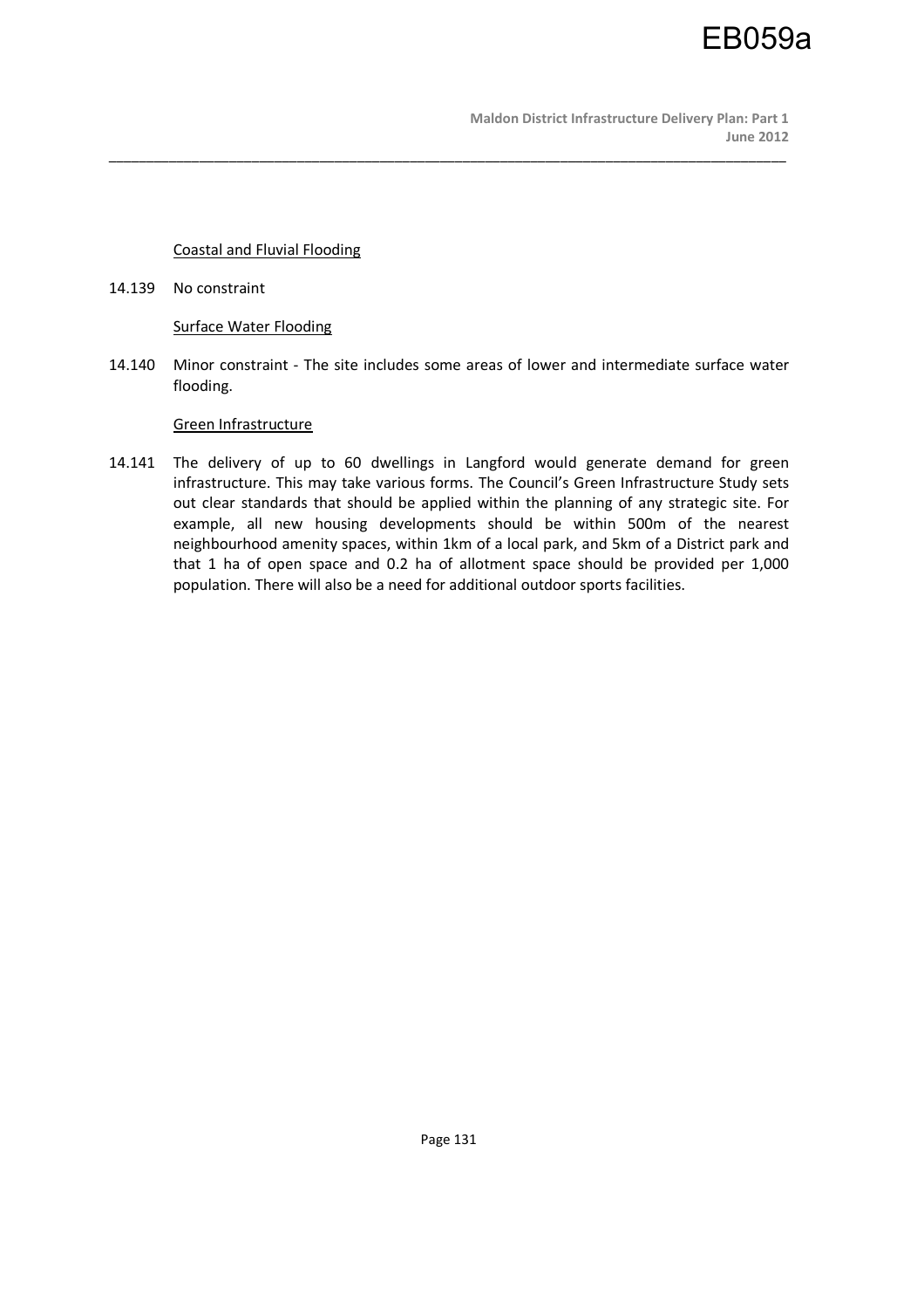Coastal and Fluvial Flooding

14.139 No constraint

Surface Water Flooding

14.140 Minor constraint - The site includes some areas of lower and intermediate surface water flooding.

Green Infrastructure

14.141 The delivery of up to 60 dwellings in Langford would generate demand for green infrastructure. This may take various forms. The Council's Green Infrastructure Study sets out clear standards that should be applied within the planning of any strategic site. For example, all new housing developments should be within 500m of the nearest neighbourhood amenity spaces, within 1km of a local park, and 5km of a District park and that 1 ha of open space and 0.2 ha of allotment space should be provided per 1,000 population. There will also be a need for additional outdoor sports facilities.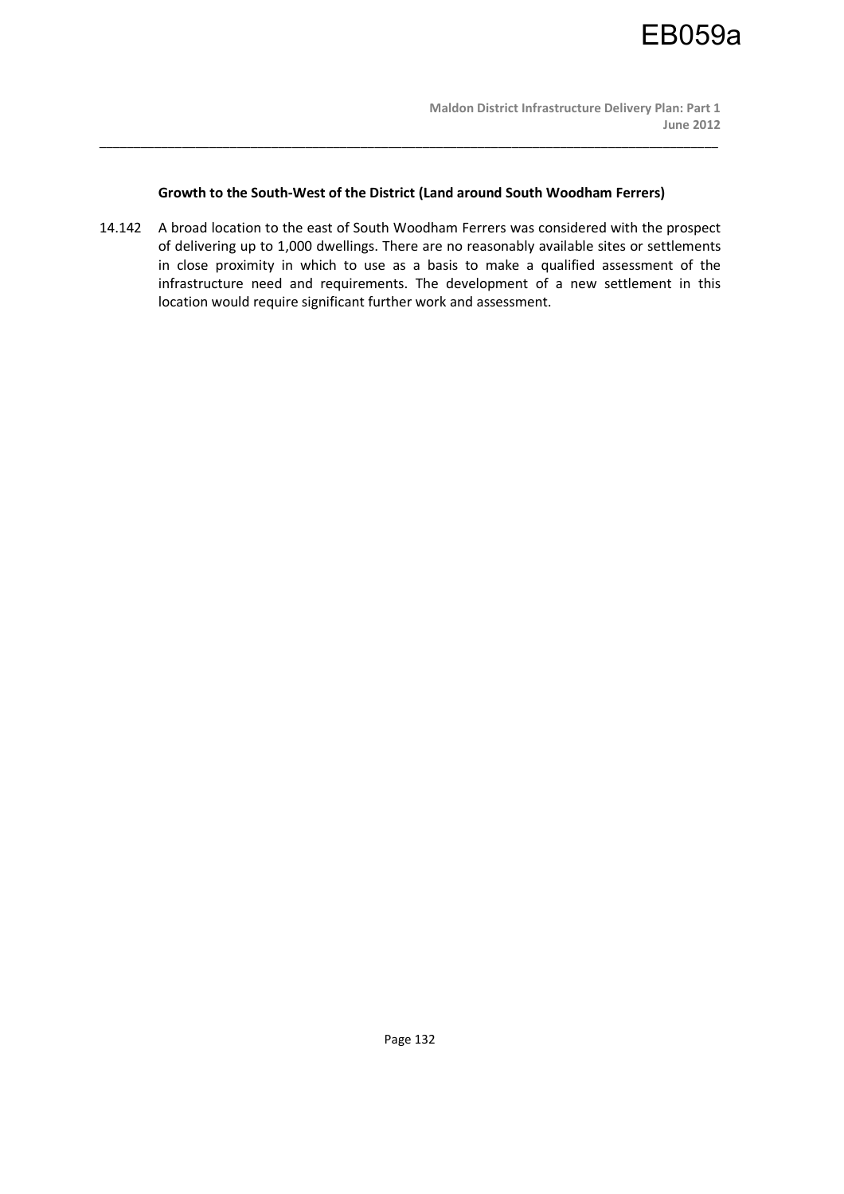**Growth to the South-West of the District (Land around South Woodham Ferrers)**

14.142 A broad location to the east of South Woodham Ferrers was considered with the prospect of delivering up to 1,000 dwellings. There are no reasonably available sites or settlements in close proximity in which to use as a basis to make a qualified assessment of the infrastructure need and requirements. The development of a new settlement in this location would require significant further work and assessment.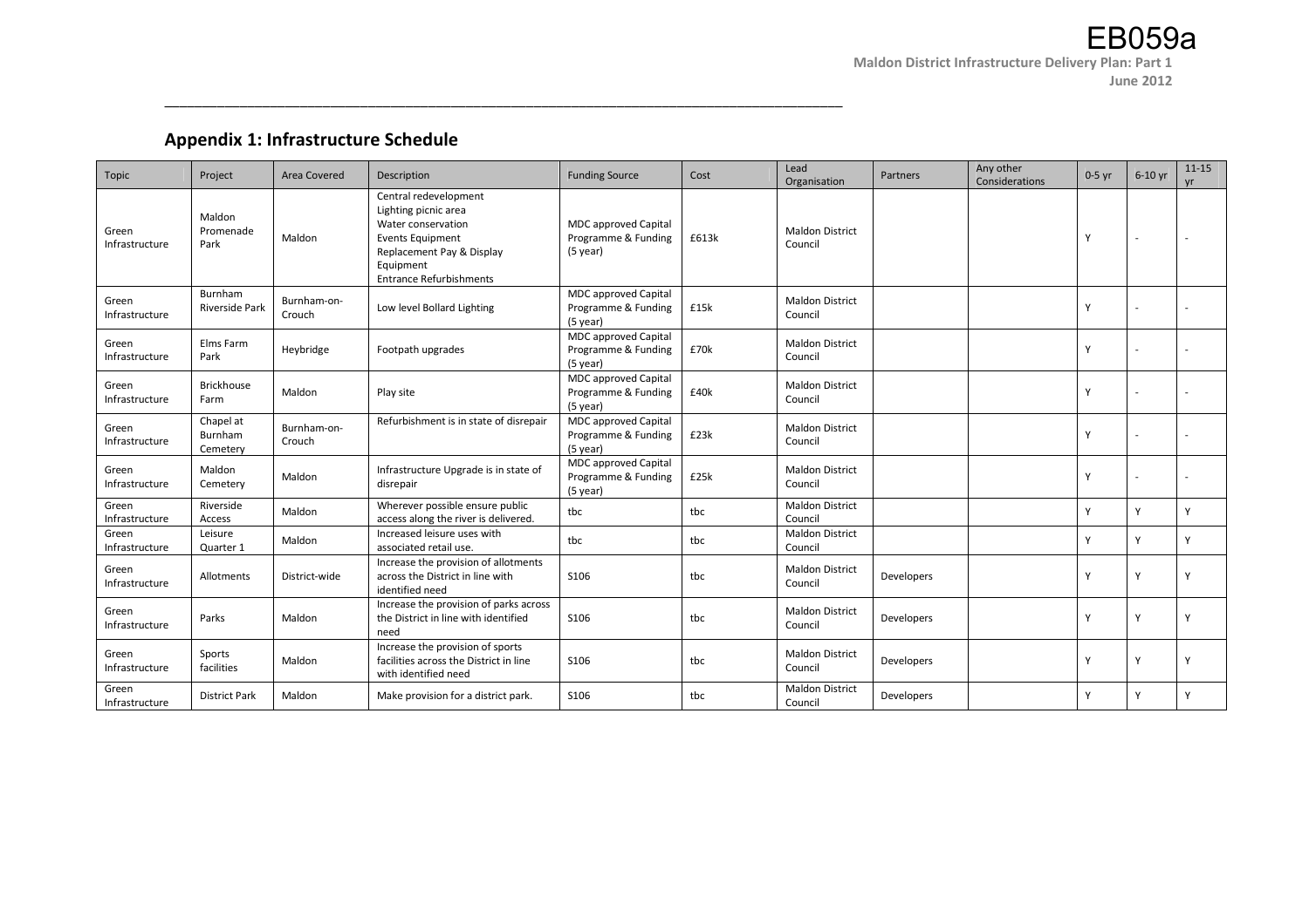## Appendix 1: Infrastructure Schedule

| Topic | Project | Area Covered | Description | Funding Source | Cost | Lead Organisation | Partners | Any other Considerations | 0-5 yr | 6-10 yr | 11-15 yr |
|---|---|---|---|---|---|---|---|---|---|---|---|
| Green Infrastructure | Maldon Promenade Park | Maldon | Central redevelopment<br>Lighting picnic area<br>Water conservation<br>Events Equipment<br>Replacement Pay & Display Equipment<br>Entrance Refurbishments | MDC approved Capital Programme & Funding (5 year) | £613k | Maldon District Council | | | Y | - | - |
| Green Infrastructure | Burnham Riverside Park | Burnham-on-Crouch | Low level Bollard Lighting | MDC approved Capital Programme & Funding (5 year) | £15k | Maldon District Council | | | Y | - | - |
| Green Infrastructure | Elms Farm Park | Heybridge | Footpath upgrades | MDC approved Capital Programme & Funding (5 year) | £70k | Maldon District Council | | | Y | - | - |
| Green Infrastructure | Brickhouse Farm | Maldon | Play site | MDC approved Capital Programme & Funding (5 year) | £40k | Maldon District Council | | | Y | - | - |
| Green Infrastructure | Chapel at Burnham Cemetery | Burnham-on-Crouch | Refurbishment is in state of disrepair | MDC approved Capital Programme & Funding (5 year) | £23k | Maldon District Council | | | Y | - | - |
| Green Infrastructure | Maldon Cemetery | Maldon | Infrastructure Upgrade is in state of disrepair | MDC approved Capital Programme & Funding (5 year) | £25k | Maldon District Council | | | Y | - | - |
| Green Infrastructure | Riverside Access | Maldon | Wherever possible ensure public access along the river is delivered. | tbc | tbc | Maldon District Council | | | Y | Y | Y |
| Green Infrastructure | Leisure Quarter 1 | Maldon | Increased leisure uses with associated retail use. | tbc | tbc | Maldon District Council | | | Y | Y | Y |
| Green Infrastructure | Allotments | District-wide | Increase the provision of allotments across the District in line with identified need | S106 | tbc | Maldon District Council | Developers | | Y | Y | Y |
| Green Infrastructure | Parks | Maldon | Increase the provision of parks across the District in line with identified need | S106 | tbc | Maldon District Council | Developers | | Y | Y | Y |
| Green Infrastructure | Sports facilities | Maldon | Increase the provision of sports facilities across the District in line with identified need | S106 | tbc | Maldon District Council | Developers | | Y | Y | Y |
| Green Infrastructure | District Park | Maldon | Make provision for a district park. | S106 | tbc | Maldon District Council | Developers | | Y | Y | Y |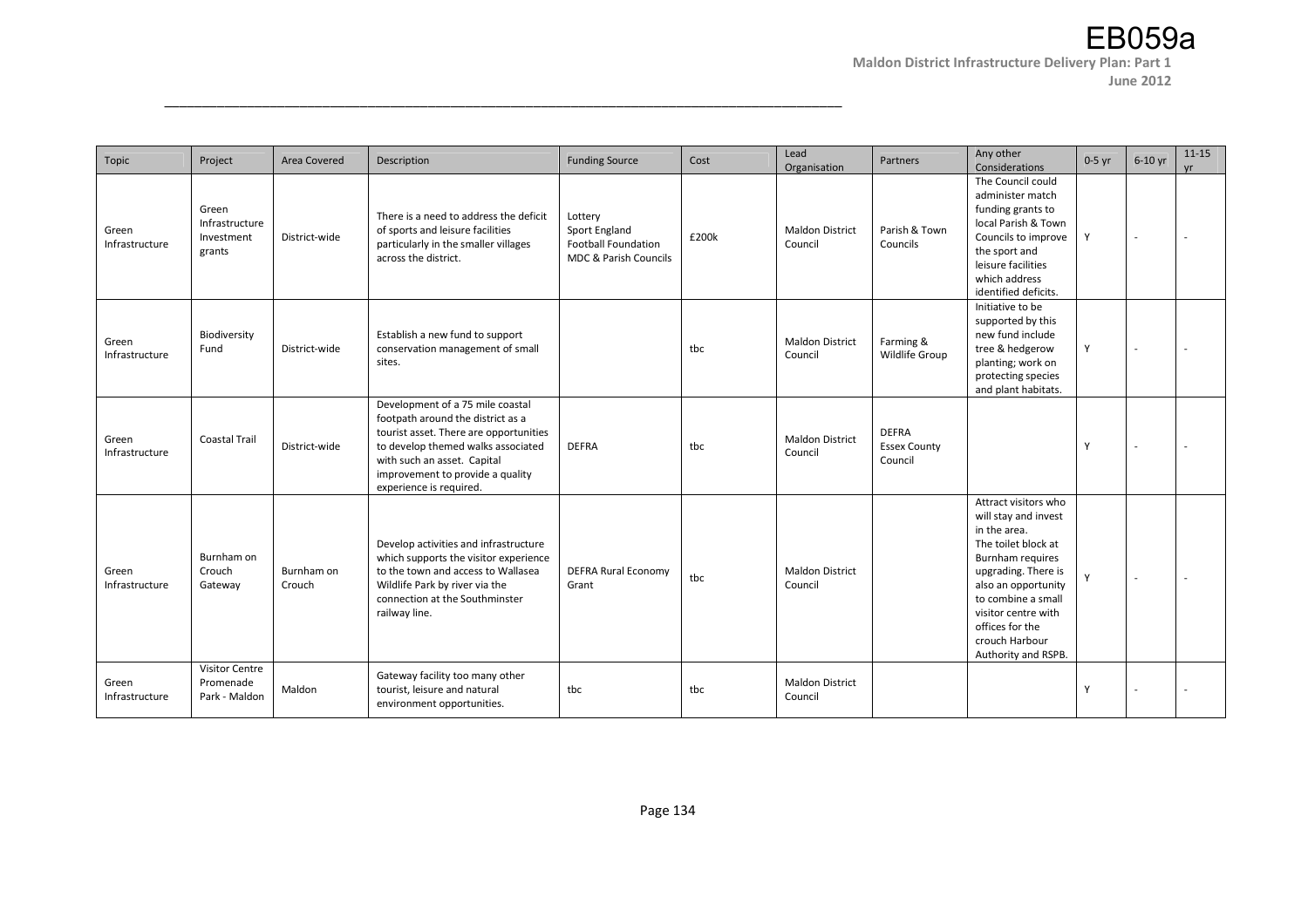| Topic | Project | Area Covered | Description | Funding Source | Cost | Lead Organisation | Partners | Any other Considerations | 0-5 yr | 6-10 yr | 11-15 yr |
|---|---|---|---|---|---|---|---|---|---|---|---|
| Green Infrastructure | Green Infrastructure Investment grants | District-wide | There is a need to address the deficit of sports and leisure facilities particularly in the smaller villages across the district. | Lottery<br>Sport England<br>Football Foundation<br>MDC & Parish Councils | £200k | Maldon District Council | Parish & Town Councils | The Council could administer match funding grants to local Parish & Town Councils to improve the sport and leisure facilities which address identified deficits. | Y | - | - |
| Green Infrastructure | Biodiversity Fund | District-wide | Establish a new fund to support conservation management of small sites. | | tbc | Maldon District Council | Farming & Wildlife Group | Initiative to be supported by this new fund include tree & hedgerow planting; work on protecting species and plant habitats. | Y | - | - |
| Green Infrastructure | Coastal Trail | District-wide | Development of a 75 mile coastal footpath around the district as a tourist asset. There are opportunities to develop themed walks associated with such an asset. Capital improvement to provide a quality experience is required. | DEFRA | tbc | Maldon District Council | DEFRA<br>Essex County Council | | Y | - | - |
| Green Infrastructure | Burnham on Crouch Gateway | Burnham on Crouch | Develop activities and infrastructure which supports the visitor experience to the town and access to Wallasea Wildlife Park by river via the connection at the Southminster railway line. | DEFRA Rural Economy Grant | tbc | Maldon District Council | | Attract visitors who will stay and invest in the area.<br>The toilet block at Burnham requires upgrading. There is also an opportunity to combine a small visitor centre with offices for the crouch Harbour Authority and RSPB. | Y | - | - |
| Green Infrastructure | Visitor Centre Promenade Park - Maldon | Maldon | Gateway facility too many other tourist, leisure and natural environment opportunities. | tbc | tbc | Maldon District Council | | | Y | - | - |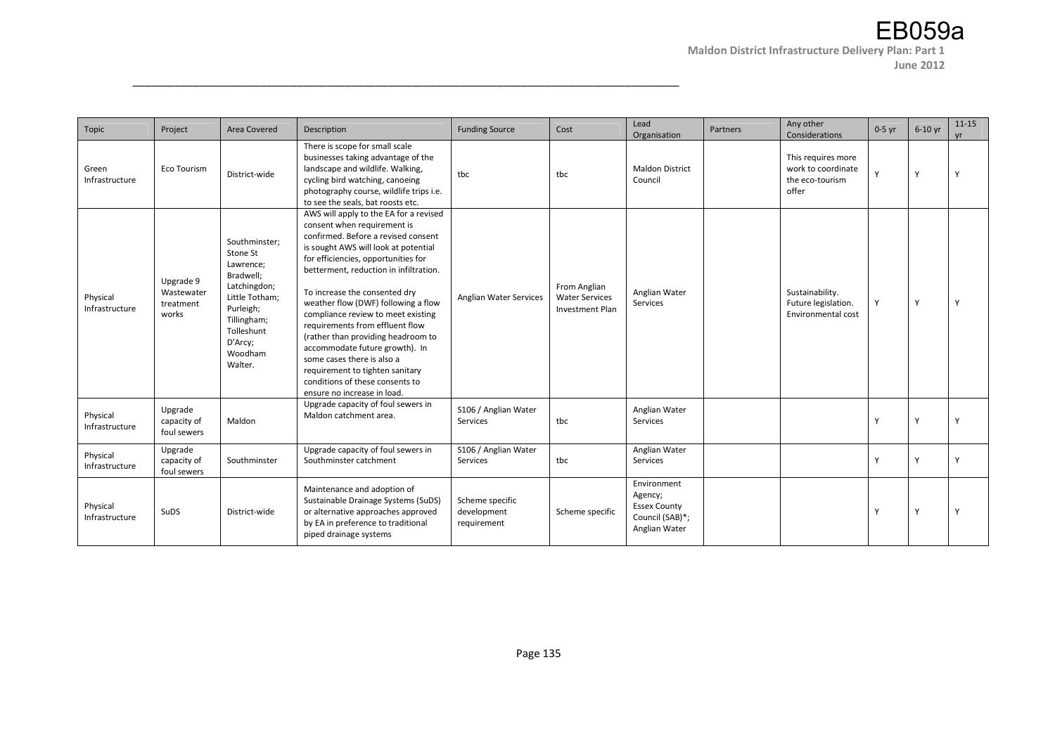| Topic | Project | Area Covered | Description | Funding Source | Cost | Lead Organisation | Partners | Any other Considerations | 0-5 yr | 6-10 yr | 11-15 yr |
|---|---|---|---|---|---|---|---|---|---|---|---|
| Green Infrastructure | Eco Tourism | District-wide | There is scope for small scale businesses taking advantage of the landscape and wildlife. Walking, cycling bird watching, canoeing photography course, wildlife trips i.e. to see the seals, bat roosts etc. | tbc | tbc | Maldon District Council | | This requires more work to coordinate the eco-tourism offer | Y | Y | Y |
| Physical Infrastructure | Upgrade 9 Wastewater treatment works | Southminster; Stone St Lawrence; Bradwell; Latchingdon; Little Totham; Purleigh; Tillingham; Tolleshunt D'Arcy; Woodham Walter. | AWS will apply to the EA for a revised consent when requirement is confirmed. Before a revised consent is sought AWS will look at potential for efficiencies, opportunities for betterment, reduction in infiltration.<br><br>To increase the consented dry weather flow (DWF) following a flow compliance review to meet existing requirements from effluent flow (rather than providing headroom to accommodate future growth). In some cases there is also a requirement to tighten sanitary conditions of these consents to ensure no increase in load. | Anglian Water Services | From Anglian Water Services Investment Plan | Anglian Water Services | | Sustainability. Future legislation. Environmental cost | Y | Y | Y |
| Physical Infrastructure | Upgrade capacity of foul sewers | Maldon | Upgrade capacity of foul sewers in Maldon catchment area. | S106 / Anglian Water Services | tbc | Anglian Water Services | | | Y | Y | Y |
| Physical Infrastructure | Upgrade capacity of foul sewers | Southminster | Upgrade capacity of foul sewers in Southminster catchment | S106 / Anglian Water Services | tbc | Anglian Water Services | | | Y | Y | Y |
| Physical Infrastructure | SuDS | District-wide | Maintenance and adoption of Sustainable Drainage Systems (SuDS) or alternative approaches approved by EA in preference to traditional piped drainage systems | Scheme specific development requirement | Scheme specific | Environment Agency; Essex County Council (SAB)*; Anglian Water | | | Y | Y | Y |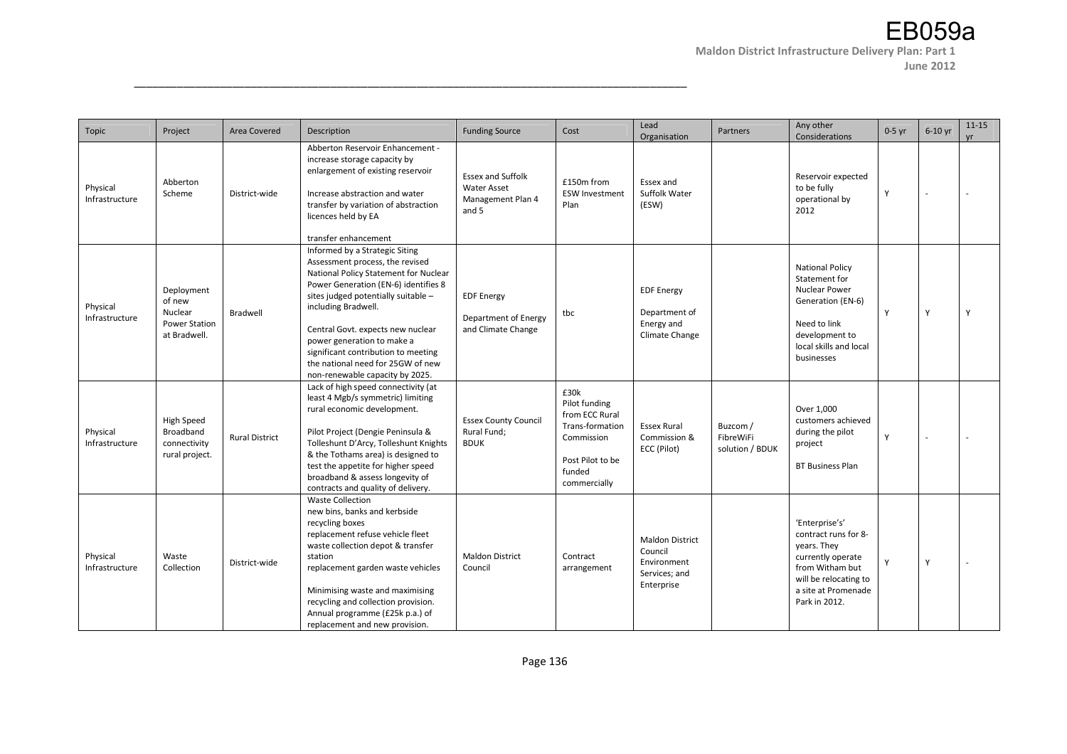| Topic | Project | Area Covered | Description | Funding Source | Cost | Lead Organisation | Partners | Any other Considerations | 0-5 yr | 6-10 yr | 11-15 yr |
|---|---|---|---|---|---|---|---|---|---|---|---|
| Physical Infrastructure | Abberton Scheme | District-wide | Abberton Reservoir Enhancement - increase storage capacity by enlargement of existing reservoir<br><br>Increase abstraction and water transfer by variation of abstraction licences held by EA<br><br>transfer enhancement | Essex and Suffolk Water Asset Management Plan 4 and 5 | £150m from ESW Investment Plan | Essex and Suffolk Water (ESW) | | Reservoir expected to be fully operational by 2012 | Y | - | - |
| Physical Infrastructure | Deployment of new Nuclear Power Station at Bradwell. | Bradwell | Informed by a Strategic Siting Assessment process, the revised National Policy Statement for Nuclear Power Generation (EN-6) identifies 8 sites judged potentially suitable – including Bradwell.<br><br>Central Govt. expects new nuclear power generation to make a significant contribution to meeting the national need for 25GW of new non-renewable capacity by 2025. | EDF Energy<br><br>Department of Energy and Climate Change | tbc | EDF Energy<br><br>Department of Energy and Climate Change | | National Policy Statement for Nuclear Power Generation (EN-6)<br><br>Need to link development to local skills and local businesses | Y | Y | Y |
| Physical Infrastructure | High Speed Broadband connectivity rural project. | Rural District | Lack of high speed connectivity (at least 4 Mgb/s symmetric) limiting rural economic development.<br><br>Pilot Project (Dengie Peninsula & Tolleshunt D'Arcy, Tolleshunt Knights & the Tothams area) is designed to test the appetite for higher speed broadband & assess longevity of contracts and quality of delivery. | Essex County Council Rural Fund; BDUK | £30k Pilot funding from ECC Rural Trans-formation Commission<br><br>Post Pilot to be funded commercially | Essex Rural Commission & ECC (Pilot) | Buzcom / FibreWiFi solution / BDUK | Over 1,000 customers achieved during the pilot project<br><br>BT Business Plan | Y | - | - |
| Physical Infrastructure | Waste Collection | District-wide | Waste Collection<br>new bins, banks and kerbside recycling boxes<br>replacement refuse vehicle fleet<br>waste collection depot & transfer station<br>replacement garden waste vehicles<br><br>Minimising waste and maximising recycling and collection provision. Annual programme (£25k p.a.) of replacement and new provision. | Maldon District Council | Contract arrangement | Maldon District Council Environment Services; and Enterprise | | 'Enterprise's' contract runs for 8-years. They currently operate from Witham but will be relocating to a site at Promenade Park in 2012. | Y | Y | - |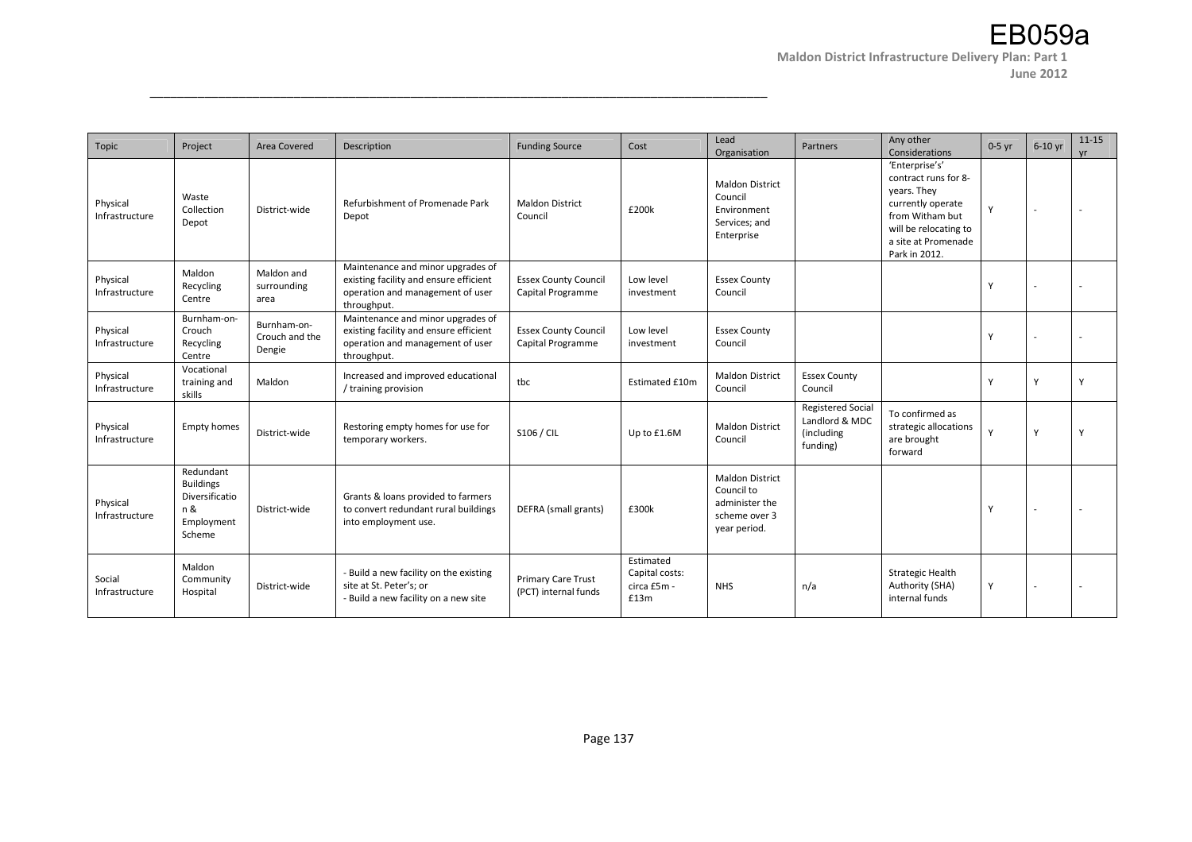| Topic | Project | Area Covered | Description | Funding Source | Cost | Lead Organisation | Partners | Any other Considerations | 0-5 yr | 6-10 yr | 11-15 yr |
|---|---|---|---|---|---|---|---|---|---|---|---|
| Physical Infrastructure | Waste Collection Depot | District-wide | Refurbishment of Promenade Park Depot | Maldon District Council | £200k | Maldon District Council Environment Services; and Enterprise | | 'Enterprise's' contract runs for 8-years. They currently operate from Witham but will be relocating to a site at Promenade Park in 2012. | Y | - | - |
| Physical Infrastructure | Maldon Recycling Centre | Maldon and surrounding area | Maintenance and minor upgrades of existing facility and ensure efficient operation and management of user throughput. | Essex County Council Capital Programme | Low level investment | Essex County Council | | | Y | - | - |
| Physical Infrastructure | Burnham-on-Crouch Recycling Centre | Burnham-on-Crouch and the Dengie | Maintenance and minor upgrades of existing facility and ensure efficient operation and management of user throughput. | Essex County Council Capital Programme | Low level investment | Essex County Council | | | Y | - | - |
| Physical Infrastructure | Vocational training and skills | Maldon | Increased and improved educational / training provision | tbc | Estimated £10m | Maldon District Council | Essex County Council | | Y | Y | Y |
| Physical Infrastructure | Empty homes | District-wide | Restoring empty homes for use for temporary workers. | S106 / CIL | Up to £1.6M | Maldon District Council | Registered Social Landlord & MDC (including funding) | To confirmed as strategic allocations are brought forward | Y | Y | Y |
| Physical Infrastructure | Redundant Buildings Diversification & Employment Scheme | District-wide | Grants & loans provided to farmers to convert redundant rural buildings into employment use. | DEFRA (small grants) | £300k | Maldon District Council to administer the scheme over 3 year period. | | | Y | - | - |
| Social Infrastructure | Maldon Community Hospital | District-wide | - Build a new facility on the existing site at St. Peter's; or<br>- Build a new facility on a new site | Primary Care Trust (PCT) internal funds | Estimated Capital costs: circa £5m - £13m | NHS | n/a | Strategic Health Authority (SHA) internal funds | Y | - | - |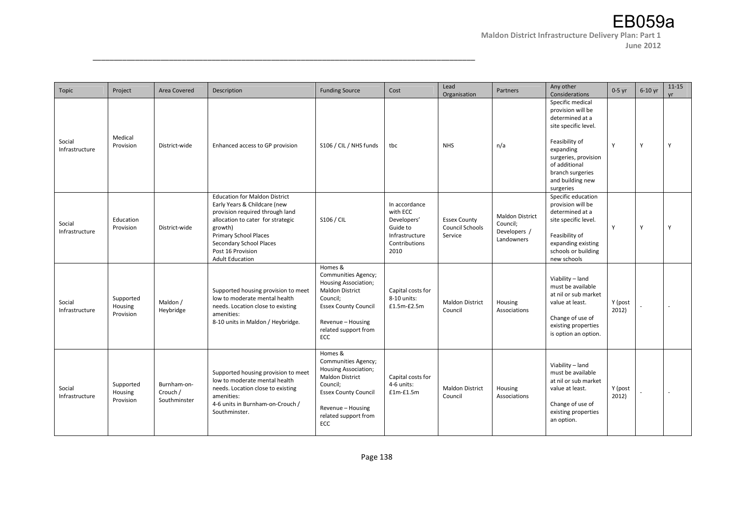| Topic | Project | Area Covered | Description | Funding Source | Cost | Lead Organisation | Partners | Any other Considerations | 0-5 yr | 6-10 yr | 11-15 yr |
|---|---|---|---|---|---|---|---|---|---|---|---|
| Social Infrastructure | Medical Provision | District-wide | Enhanced access to GP provision | S106 / CIL / NHS funds | tbc | NHS | n/a | Specific medical provision will be determined at a site specific level.<br><br>Feasibility of expanding surgeries, provision of additional branch surgeries and building new surgeries | Y | Y | Y |
| Social Infrastructure | Education Provision | District-wide | Education for Maldon District<br>Early Years & Childcare (new provision required through land allocation to cater for strategic growth)<br>Primary School Places<br>Secondary School Places<br>Post 16 Provision<br>Adult Education | S106 / CIL | In accordance with ECC Developers' Guide to Infrastructure Contributions 2010 | Essex County Council Schools Service | Maldon District Council; Developers / Landowners | Specific education provision will be determined at a site specific level.<br><br>Feasibility of expanding existing schools or building new schools | Y | Y | Y |
| Social Infrastructure | Supported Housing Provision | Maldon / Heybridge | Supported housing provision to meet low to moderate mental health needs. Location close to existing amenities:<br>8-10 units in Maldon / Heybridge. | Homes & Communities Agency; Housing Association; Maldon District Council; Essex County Council<br><br>Revenue – Housing related support from ECC | Capital costs for 8-10 units: £1.5m-£2.5m | Maldon District Council | Housing Associations | Viability – land must be available at nil or sub market value at least.<br><br>Change of use of existing properties is option an option. | Y (post 2012) | - | - |
| Social Infrastructure | Supported Housing Provision | Burnham-on-Crouch / Southminster | Supported housing provision to meet low to moderate mental health needs. Location close to existing amenities:<br>4-6 units in Burnham-on-Crouch / Southminster. | Homes & Communities Agency; Housing Association; Maldon District Council; Essex County Council<br><br>Revenue – Housing related support from ECC | Capital costs for 4-6 units: £1m-£1.5m | Maldon District Council | Housing Associations | Viability – land must be available at nil or sub market value at least.<br><br>Change of use of existing properties an option. | Y (post 2012) | - | - |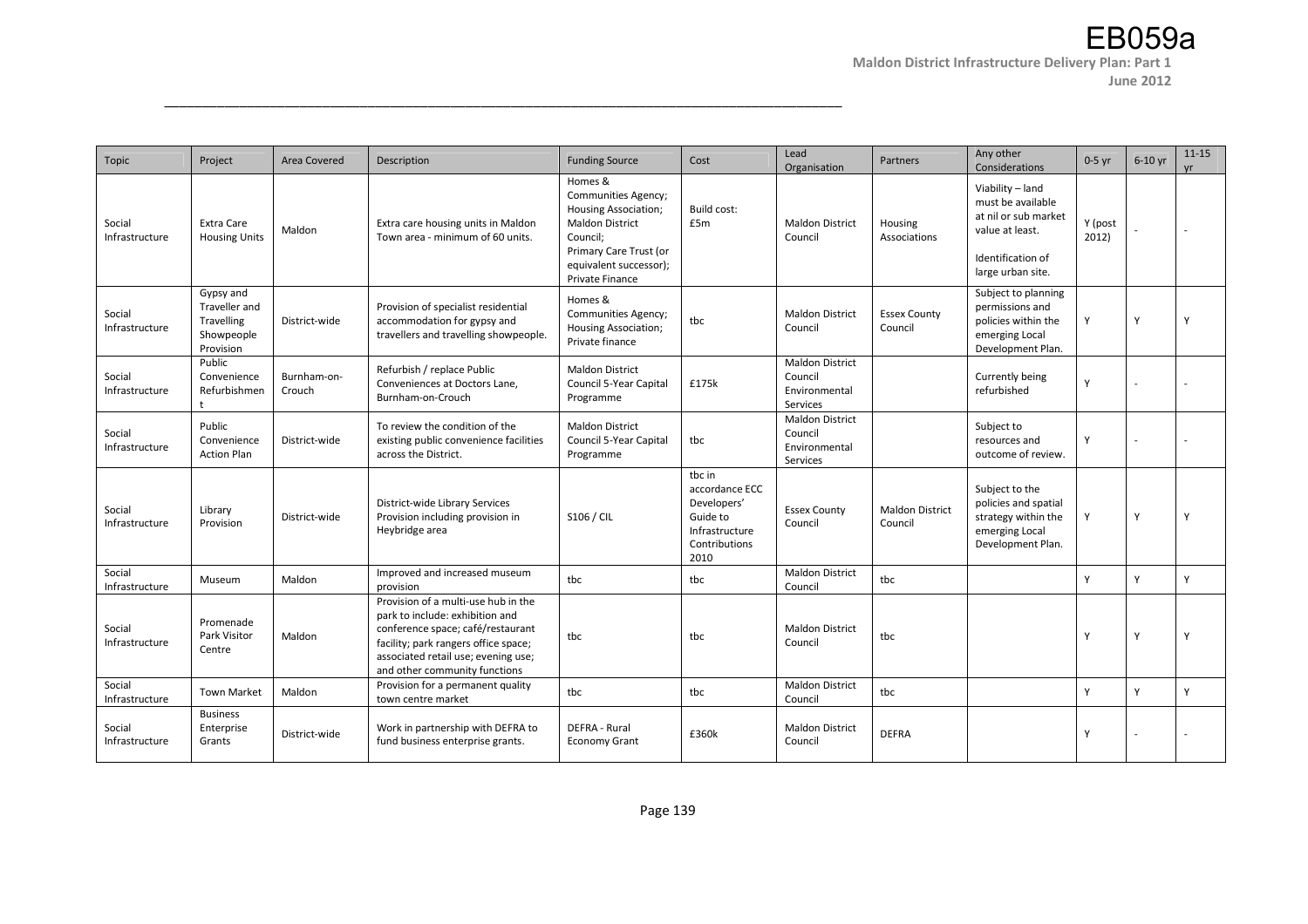| Topic | Project | Area Covered | Description | Funding Source | Cost | Lead Organisation | Partners | Any other Considerations | 0-5 yr | 6-10 yr | 11-15 yr |
|---|---|---|---|---|---|---|---|---|---|---|---|
| Social Infrastructure | Extra Care Housing Units | Maldon | Extra care housing units in Maldon Town area - minimum of 60 units. | Homes & Communities Agency; Housing Association; Maldon District Council; Primary Care Trust (or equivalent successor); Private Finance | Build cost: £5m | Maldon District Council | Housing Associations | Viability – land must be available at nil or sub market value at least. Identification of large urban site. | Y (post 2012) | - | - |
| Social Infrastructure | Gypsy and Traveller and Travelling Showpeople Provision | District-wide | Provision of specialist residential accommodation for gypsy and travellers and travelling showpeople. | Homes & Communities Agency; Housing Association; Private finance | tbc | Maldon District Council | Essex County Council | Subject to planning permissions and policies within the emerging Local Development Plan. | Y | Y | Y |
| Social Infrastructure | Public Convenience Refurbishment | Burnham-on-Crouch | Refurbish / replace Public Conveniences at Doctors Lane, Burnham-on-Crouch | Maldon District Council 5-Year Capital Programme | £175k | Maldon District Council Environmental Services | | Currently being refurbished | Y | - | - |
| Social Infrastructure | Public Convenience Action Plan | District-wide | To review the condition of the existing public convenience facilities across the District. | Maldon District Council 5-Year Capital Programme | tbc | Maldon District Council Environmental Services | | Subject to resources and outcome of review. | Y | - | - |
| Social Infrastructure | Library Provision | District-wide | District-wide Library Services Provision including provision in Heybridge area | S106 / CIL | tbc in accordance ECC Developers' Guide to Infrastructure Contributions 2010 | Essex County Council | Maldon District Council | Subject to the policies and spatial strategy within the emerging Local Development Plan. | Y | Y | Y |
| Social Infrastructure | Museum | Maldon | Improved and increased museum provision | tbc | tbc | Maldon District Council | tbc | | Y | Y | Y |
| Social Infrastructure | Promenade Park Visitor Centre | Maldon | Provision of a multi-use hub in the park to include: exhibition and conference space; café/restaurant facility; park rangers office space; associated retail use; evening use; and other community functions | tbc | tbc | Maldon District Council | tbc | | Y | Y | Y |
| Social Infrastructure | Town Market | Maldon | Provision for a permanent quality town centre market | tbc | tbc | Maldon District Council | tbc | | Y | Y | Y |
| Social Infrastructure | Business Enterprise Grants | District-wide | Work in partnership with DEFRA to fund business enterprise grants. | DEFRA - Rural Economy Grant | £360k | Maldon District Council | DEFRA | | Y | - | - |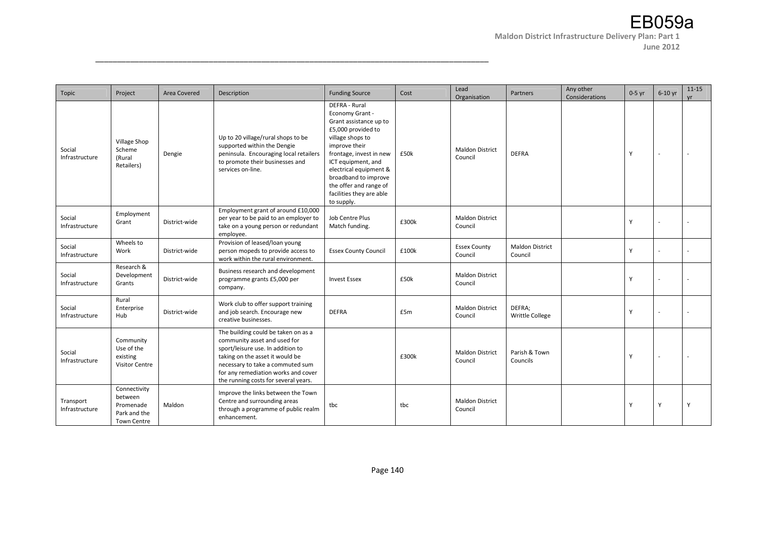| Topic | Project | Area Covered | Description | Funding Source | Cost | Lead Organisation | Partners | Any other Considerations | 0-5 yr | 6-10 yr | 11-15 yr |
|---|---|---|---|---|---|---|---|---|---|---|---|
| Social Infrastructure | Village Shop Scheme (Rural Retailers) | Dengie | Up to 20 village/rural shops to be supported within the Dengie peninsula. Encouraging local retailers to promote their businesses and services on-line. | DEFRA - Rural Economy Grant - Grant assistance up to £5,000 provided to village shops to improve their frontage, invest in new ICT equipment, and electrical equipment & broadband to improve the offer and range of facilities they are able to supply. | £50k | Maldon District Council | DEFRA | | Y | - | - |
| Social Infrastructure | Employment Grant | District-wide | Employment grant of around £10,000 per year to be paid to an employer to take on a young person or redundant employee. | Job Centre Plus Match funding. | £300k | Maldon District Council | | | Y | - | - |
| Social Infrastructure | Wheels to Work | District-wide | Provision of leased/loan young person mopeds to provide access to work within the rural environment. | Essex County Council | £100k | Essex County Council | Maldon District Council | | Y | - | - |
| Social Infrastructure | Research & Development Grants | District-wide | Business research and development programme grants £5,000 per company. | Invest Essex | £50k | Maldon District Council | | | Y | - | - |
| Social Infrastructure | Rural Enterprise Hub | District-wide | Work club to offer support training and job search. Encourage new creative businesses. | DEFRA | £5m | Maldon District Council | DEFRA; Writtle College | | Y | - | - |
| Social Infrastructure | Community Use of the existing Visitor Centre | | The building could be taken on as a community asset and used for sport/leisure use. In addition to taking on the asset it would be necessary to take a commuted sum for any remediation works and cover the running costs for several years. | | £300k | Maldon District Council | Parish & Town Councils | | Y | - | - |
| Transport Infrastructure | Connectivity between Promenade Park and the Town Centre | Maldon | Improve the links between the Town Centre and surrounding areas through a programme of public realm enhancement. | tbc | tbc | Maldon District Council | | | Y | Y | Y |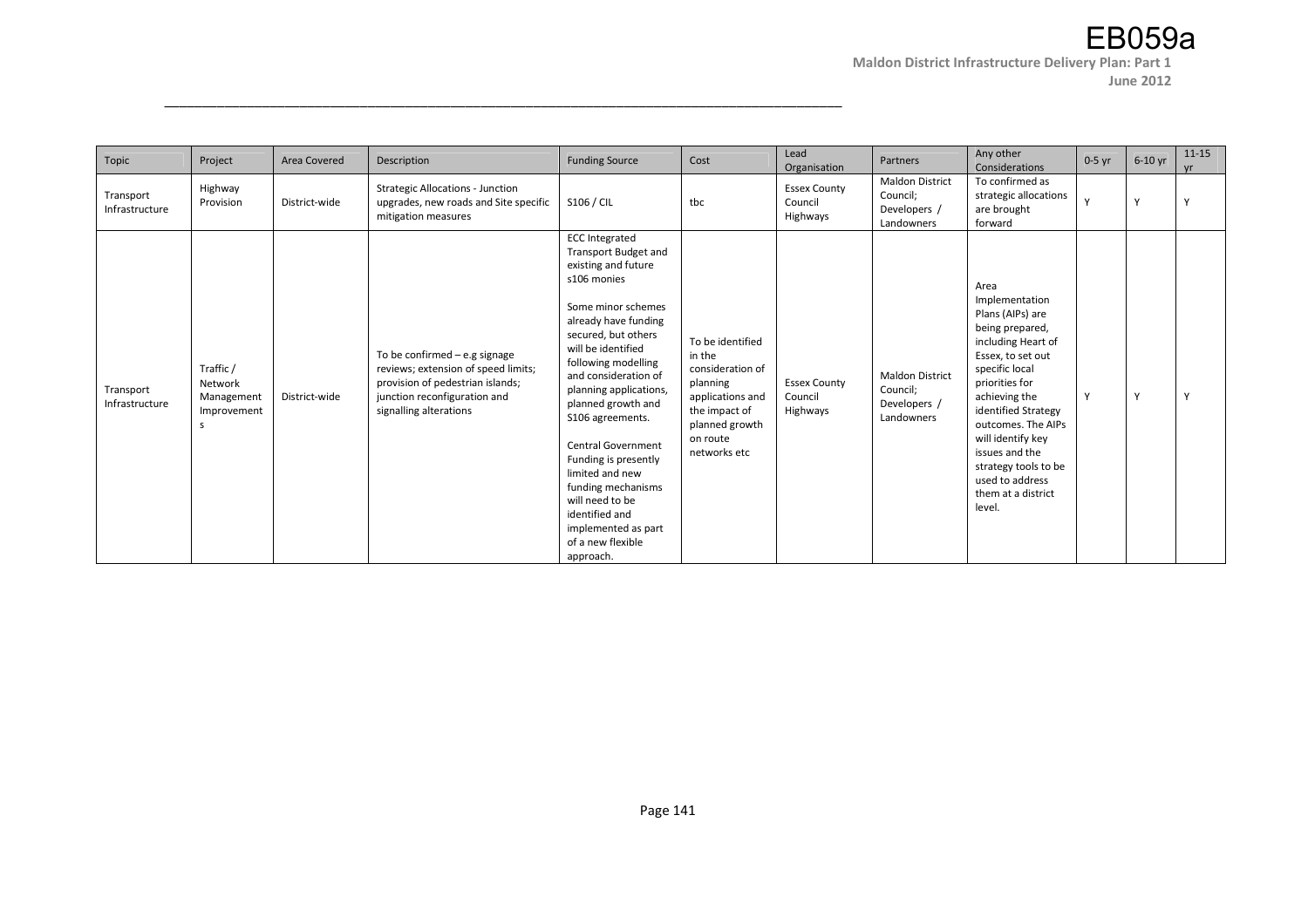| Topic | Project | Area Covered | Description | Funding Source | Cost | Lead Organisation | Partners | Any other Considerations | 0-5 yr | 6-10 yr | 11-15 yr |
|---|---|---|---|---|---|---|---|---|---|---|---|
| Transport Infrastructure | Highway Provision | District-wide | Strategic Allocations - Junction upgrades, new roads and Site specific mitigation measures | S106 / CIL | tbc | Essex County Council Highways | Maldon District Council; Developers / Landowners | To confirmed as strategic allocations are brought forward | Y | Y | Y |
| Transport Infrastructure | Traffic / Network Management Improvements | District-wide | To be confirmed – e.g signage reviews; extension of speed limits; provision of pedestrian islands; junction reconfiguration and signalling alterations | ECC Integrated Transport Budget and existing and future s106 monies<br><br>Some minor schemes already have funding secured, but others will be identified following modelling and consideration of planning applications, planned growth and S106 agreements.<br><br>Central Government Funding is presently limited and new funding mechanisms will need to be identified and implemented as part of a new flexible approach. | To be identified in the consideration of planning applications and the impact of planned growth on route networks etc | Essex County Council Highways | Maldon District Council; Developers / Landowners | Area Implementation Plans (AIPs) are being prepared, including Heart of Essex, to set out specific local priorities for achieving the identified Strategy outcomes. The AIPs will identify key issues and the strategy tools to be used to address them at a district level. | Y | Y | Y |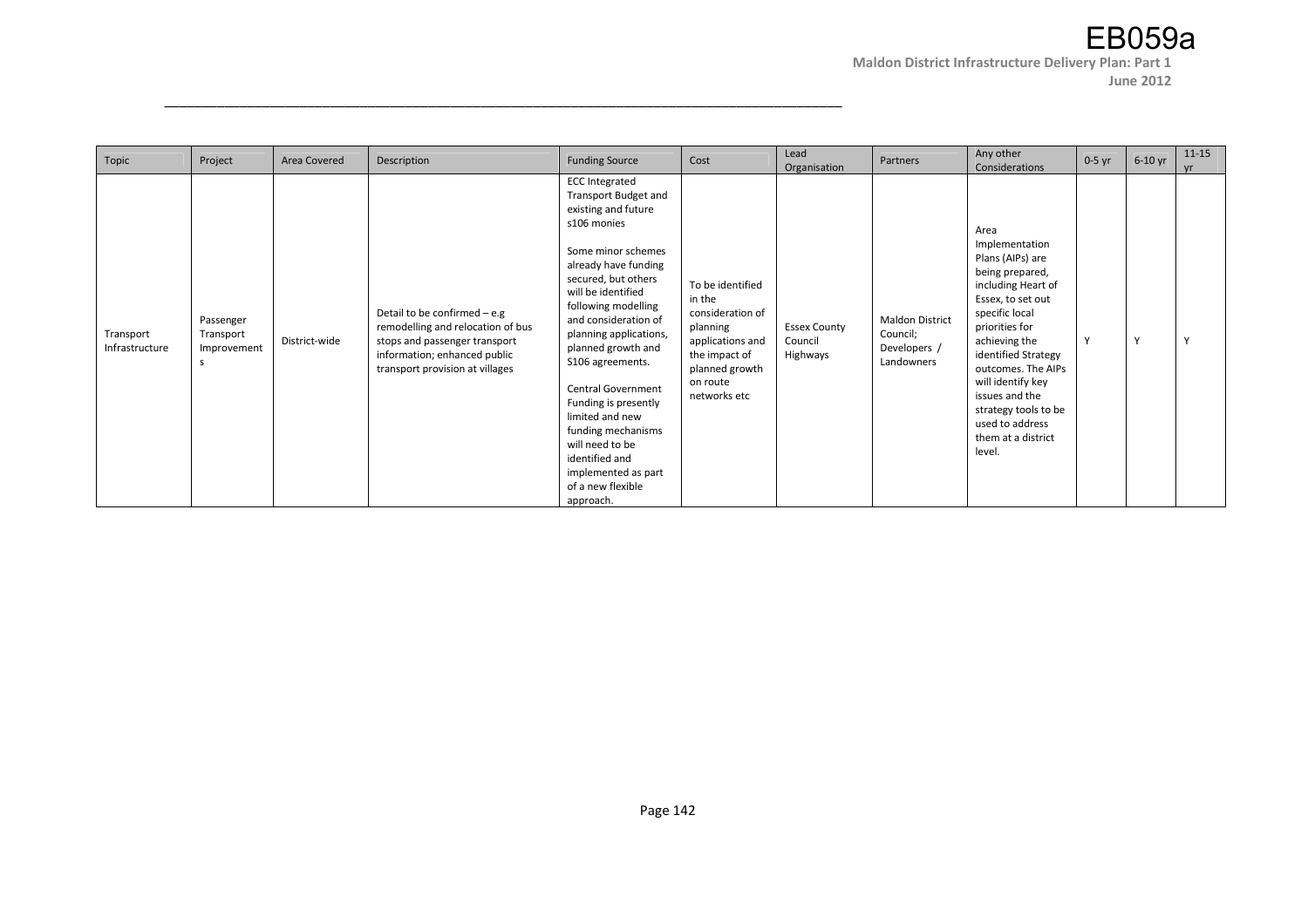| Topic | Project | Area Covered | Description | Funding Source | Cost | Lead Organisation | Partners | Any other Considerations | 0-5 yr | 6-10 yr | 11-15 yr |
|---|---|---|---|---|---|---|---|---|---|---|---|
| Transport Infrastructure | Passenger Transport Improvements | District-wide | Detail to be confirmed – e.g remodelling and relocation of bus stops and passenger transport information; enhanced public transport provision at villages | ECC Integrated Transport Budget and existing and future s106 monies<br><br>Some minor schemes already have funding secured, but others will be identified following modelling and consideration of planning applications, planned growth and S106 agreements.<br><br>Central Government Funding is presently limited and new funding mechanisms will need to be identified and implemented as part of a new flexible approach. | To be identified in the consideration of planning applications and the impact of planned growth on route networks etc | Essex County Council Highways | Maldon District Council; Developers / Landowners | Area Implementation Plans (AIPs) are being prepared, including Heart of Essex, to set out specific local priorities for achieving the identified Strategy outcomes. The AIPs will identify key issues and the strategy tools to be used to address them at a district level. | Y | Y | Y |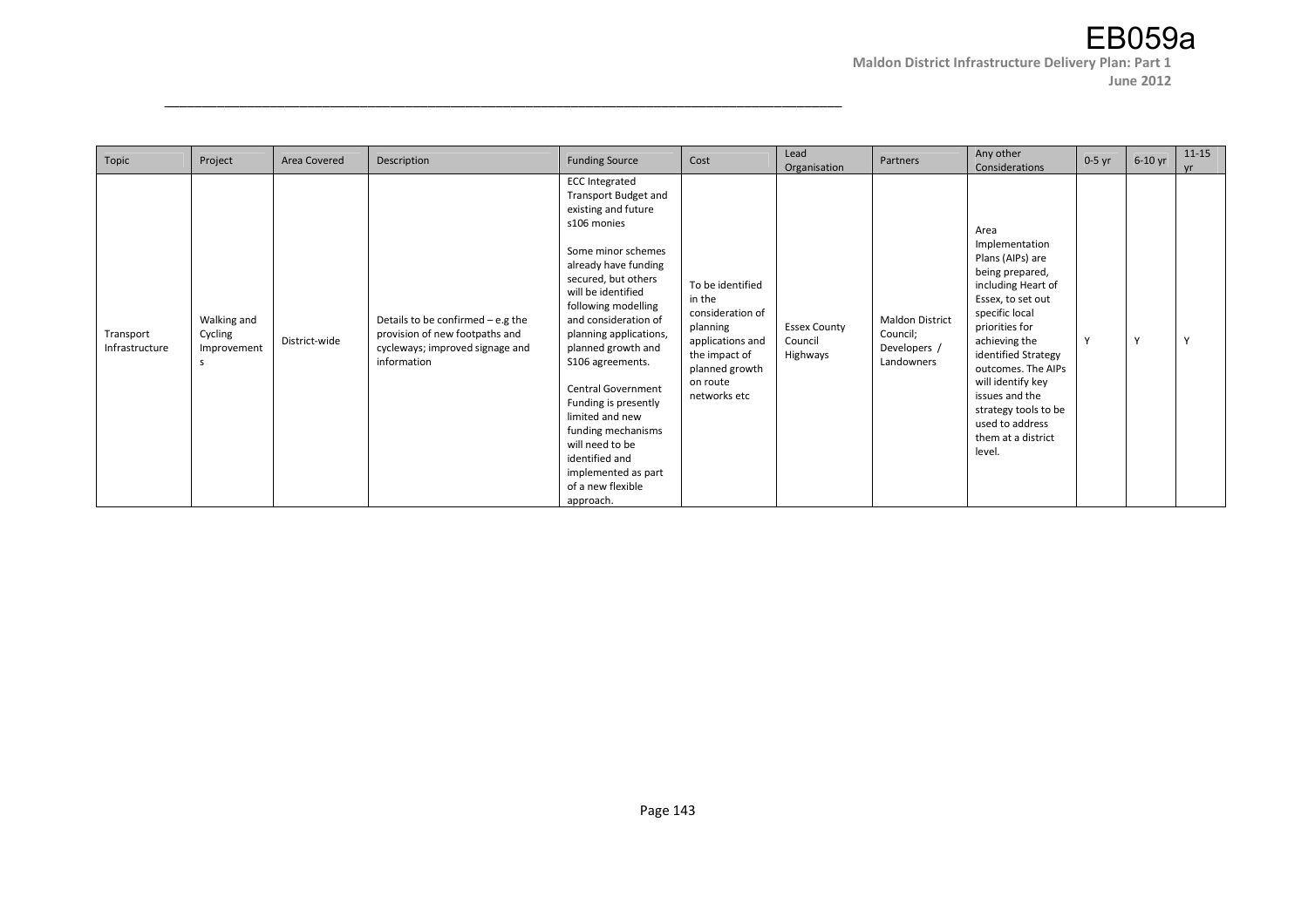| Topic | Project | Area Covered | Description | Funding Source | Cost | Lead Organisation | Partners | Any other Considerations | 0-5 yr | 6-10 yr | 11-15 yr |
|---|---|---|---|---|---|---|---|---|---|---|---|
| Transport Infrastructure | Walking and Cycling Improvements | District-wide | Details to be confirmed – e.g the provision of new footpaths and cycleways; improved signage and information | ECC Integrated Transport Budget and existing and future s106 monies<br><br>Some minor schemes already have funding secured, but others will be identified following modelling and consideration of planning applications, planned growth and S106 agreements.<br><br>Central Government Funding is presently limited and new funding mechanisms will need to be identified and implemented as part of a new flexible approach. | To be identified in the consideration of planning applications and the impact of planned growth on route networks etc | Essex County Council Highways | Maldon District Council; Developers / Landowners | Area Implementation Plans (AIPs) are being prepared, including Heart of Essex, to set out specific local priorities for achieving the identified Strategy outcomes. The AIPs will identify key issues and the strategy tools to be used to address them at a district level. | Y | Y | Y |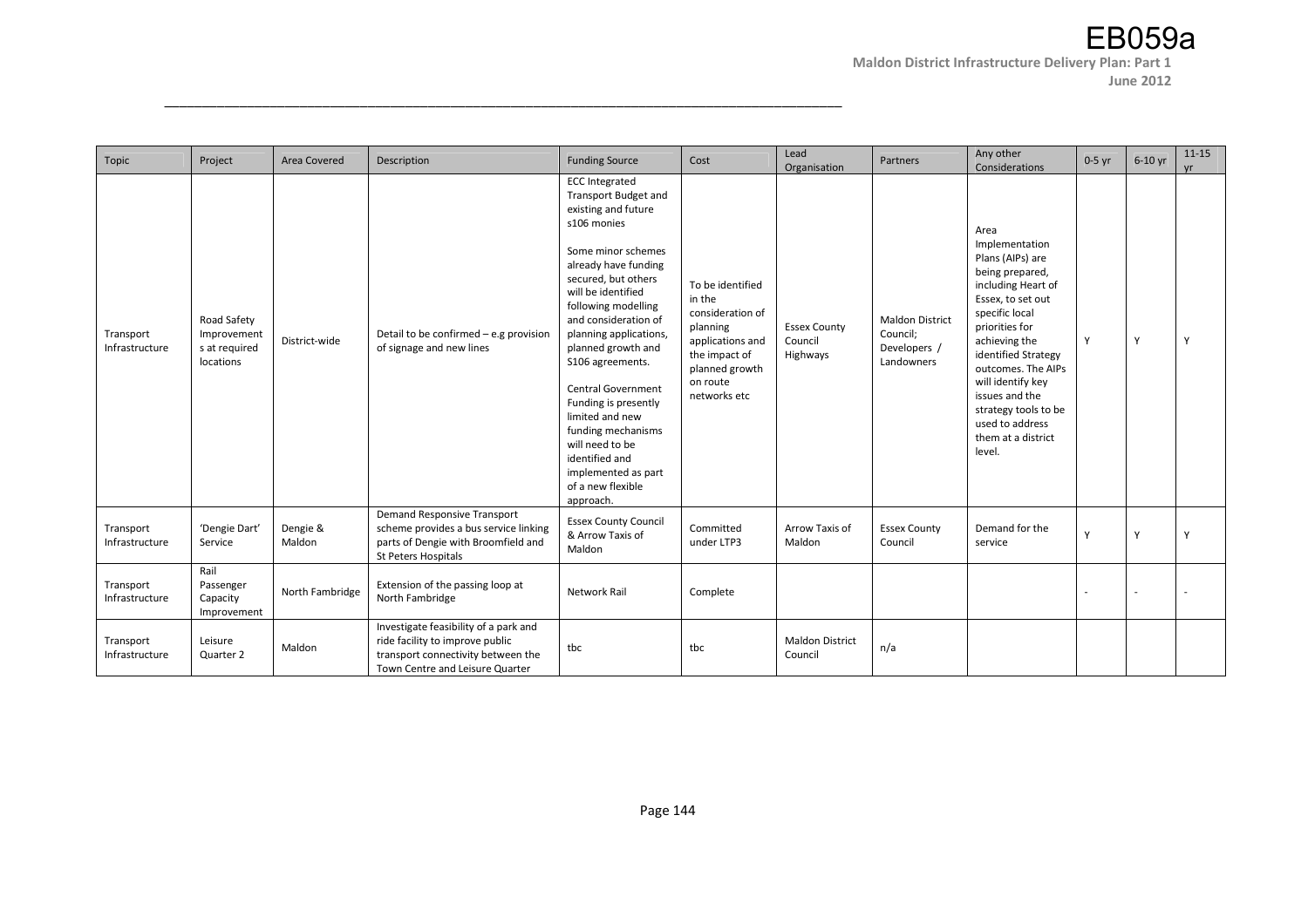| Topic | Project | Area Covered | Description | Funding Source | Cost | Lead Organisation | Partners | Any other Considerations | 0-5 yr | 6-10 yr | 11-15 yr |
|---|---|---|---|---|---|---|---|---|---|---|---|
| Transport Infrastructure | Road Safety Improvements at required locations | District-wide | Detail to be confirmed – e.g provision of signage and new lines | ECC Integrated Transport Budget and existing and future s106 monies<br><br>Some minor schemes already have funding secured, but others will be identified following modelling and consideration of planning applications, planned growth and S106 agreements.<br><br>Central Government Funding is presently limited and new funding mechanisms will need to be identified and implemented as part of a new flexible approach. | To be identified in the consideration of planning applications and the impact of planned growth on route networks etc | Essex County Council Highways | Maldon District Council; Developers / Landowners | Area Implementation Plans (AIPs) are being prepared, including Heart of Essex, to set out specific local priorities for achieving the identified Strategy outcomes. The AIPs will identify key issues and the strategy tools to be used to address them at a district level. | Y | Y | Y |
| Transport Infrastructure | 'Dengie Dart' Service | Dengie & Maldon | Demand Responsive Transport scheme provides a bus service linking parts of Dengie with Broomfield and St Peters Hospitals | Essex County Council & Arrow Taxis of Maldon | Committed under LTP3 | Arrow Taxis of Maldon | Essex County Council | Demand for the service | Y | Y | Y |
| Transport Infrastructure | Rail Passenger Capacity Improvement | North Fambridge | Extension of the passing loop at North Fambridge | Network Rail | Complete | | | | - | - | - |
| Transport Infrastructure | Leisure Quarter 2 | Maldon | Investigate feasibility of a park and ride facility to improve public transport connectivity between the Town Centre and Leisure Quarter | tbc | tbc | Maldon District Council | n/a | | | | |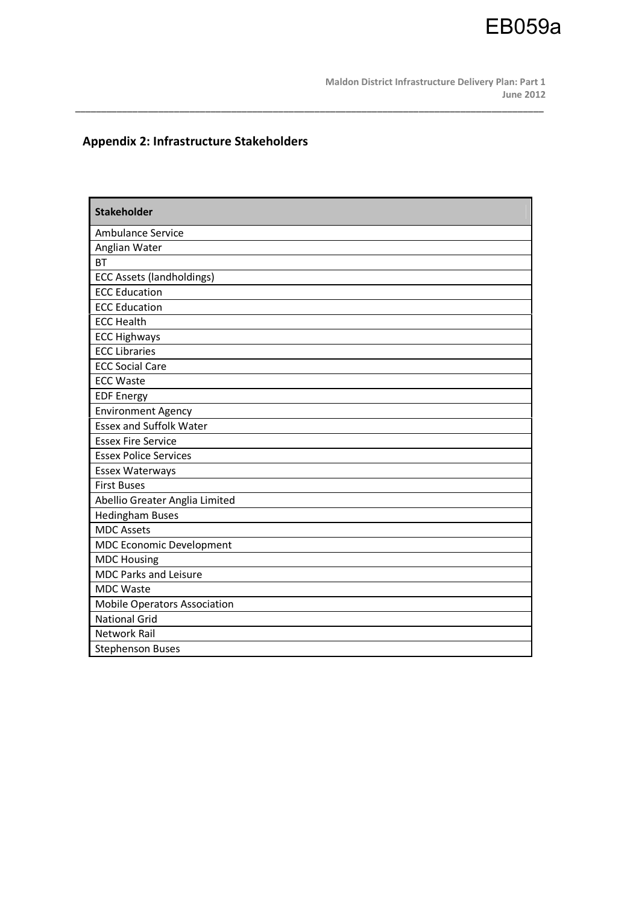## Appendix 2: Infrastructure Stakeholders

| Stakeholder |
|---|
| Ambulance Service |
| Anglian Water |
| BT |
| ECC Assets (landholdings) |
| ECC Education |
| ECC Education |
| ECC Health |
| ECC Highways |
| ECC Libraries |
| ECC Social Care |
| ECC Waste |
| EDF Energy |
| Environment Agency |
| Essex and Suffolk Water |
| Essex Fire Service |
| Essex Police Services |
| Essex Waterways |
| First Buses |
| Abellio Greater Anglia Limited |
| Hedingham Buses |
| MDC Assets |
| MDC Economic Development |
| MDC Housing |
| MDC Parks and Leisure |
| MDC Waste |
| Mobile Operators Association |
| National Grid |
| Network Rail |
| Stephenson Buses |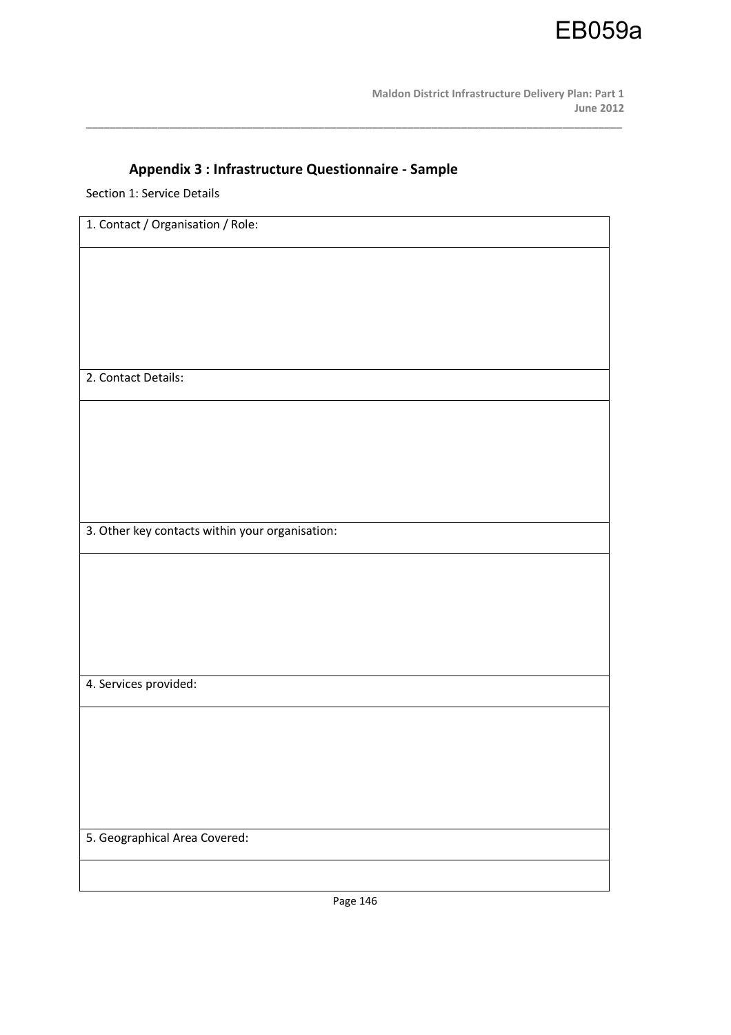## Appendix 3 : Infrastructure Questionnaire - Sample

Section 1: Service Details

| 1. Contact / Organisation / Role: |
|---|
| |
| **2. Contact Details:** |
| |
| **3. Other key contacts within your organisation:** |
| |
| **4. Services provided:** |
| |
| **5. Geographical Area Covered:** |
| |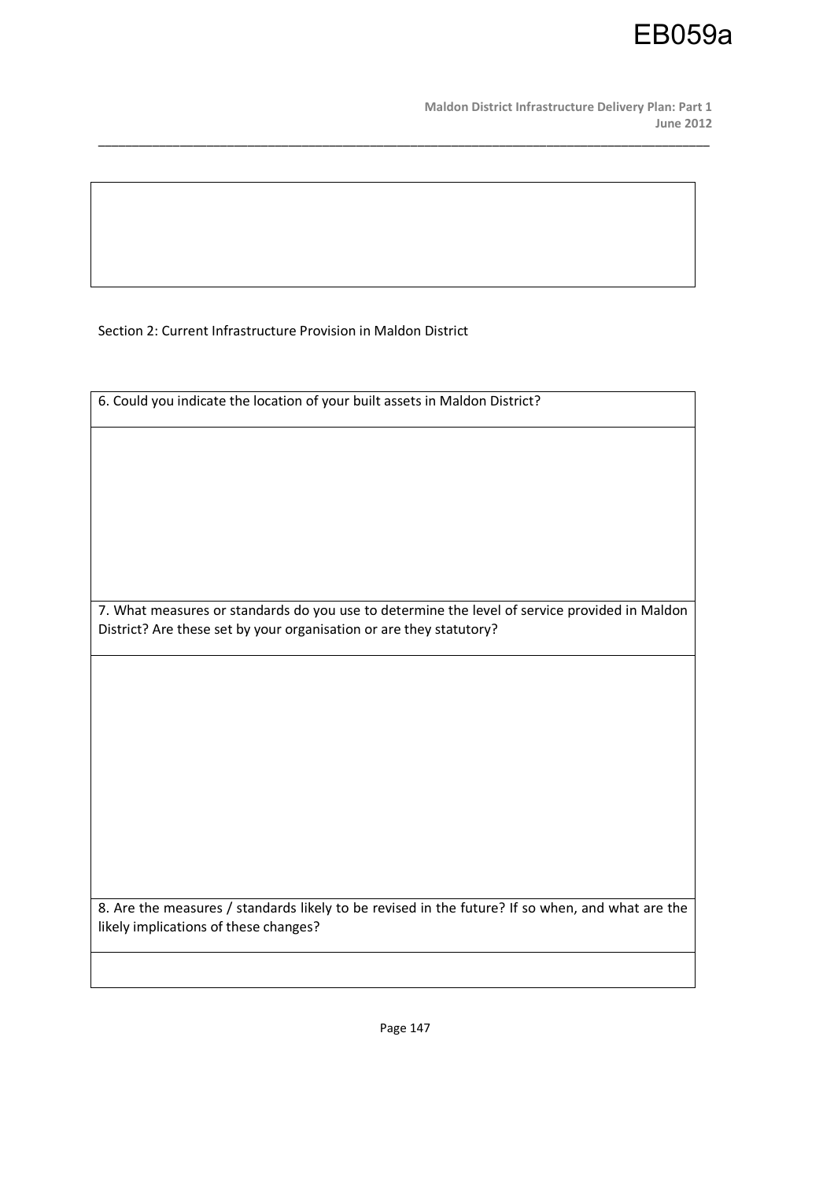Section 2: Current Infrastructure Provision in Maldon District

| 6. Could you indicate the location of your built assets in Maldon District? |
|---|
| |
| 7. What measures or standards do you use to determine the level of service provided in Maldon District? Are these set by your organisation or are they statutory? |
| |
| 8. Are the measures / standards likely to be revised in the future? If so when, and what are the likely implications of these changes? |
| |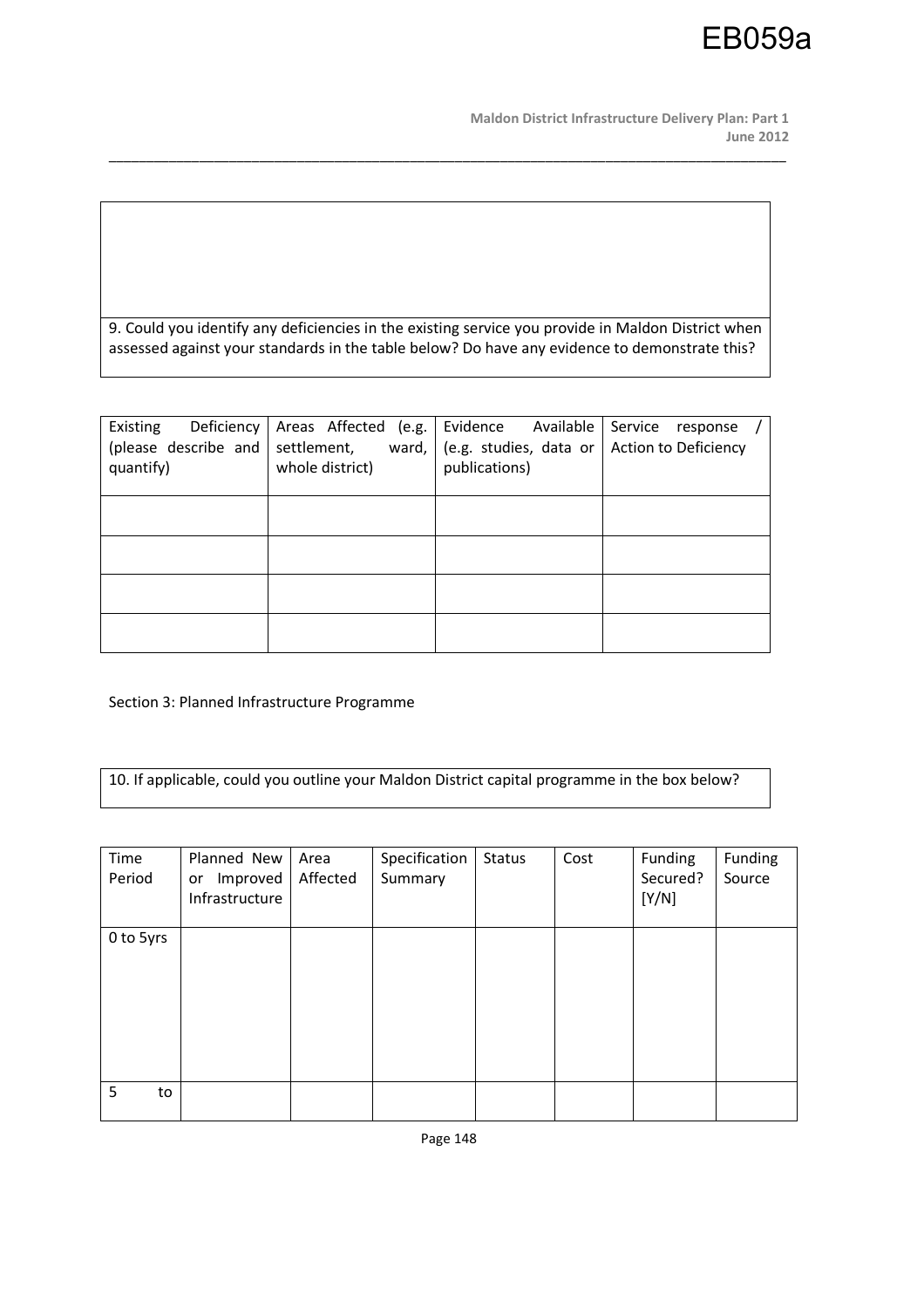9. Could you identify any deficiencies in the existing service you provide in Maldon District when assessed against your standards in the table below? Do have any evidence to demonstrate this?

| Existing Deficiency (please describe and quantify) | Areas Affected (e.g. settlement, ward, whole district) | Evidence Available (e.g. studies, data or publications) | Service response / Action to Deficiency |
|---|---|---|---|
| | | | |
| | | | |
| | | | |
| | | | |

Section 3: Planned Infrastructure Programme

10. If applicable, could you outline your Maldon District capital programme in the box below?

| Time Period | Planned New or Improved Infrastructure | Area Affected | Specification Summary | Status | Cost | Funding Secured? [Y/N] | Funding Source |
|---|---|---|---|---|---|---|---|
| 0 to 5yrs | | | | | | | |
| 5 to | | | | | | | |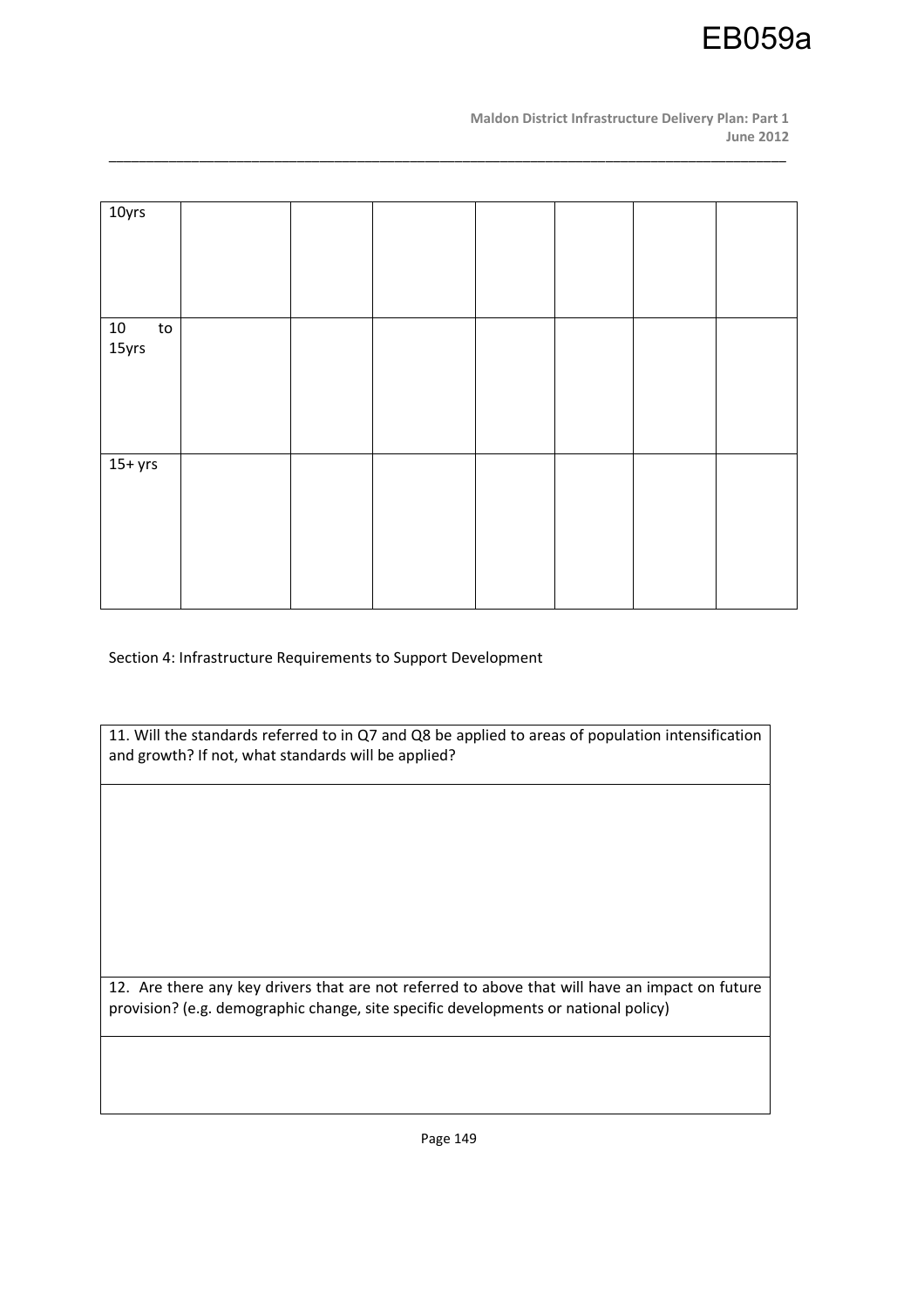| 10yrs | | | | | | | |
|---|---|---|---|---|---|---|---|
| 10 to 15yrs | | | | | | | |
| 15+ yrs | | | | | | | |

Section 4: Infrastructure Requirements to Support Development

| 11. Will the standards referred to in Q7 and Q8 be applied to areas of population intensification and growth? If not, what standards will be applied? |
|---|
| |
| 12. Are there any key drivers that are not referred to above that will have an impact on future provision? (e.g. demographic change, site specific developments or national policy) |
| |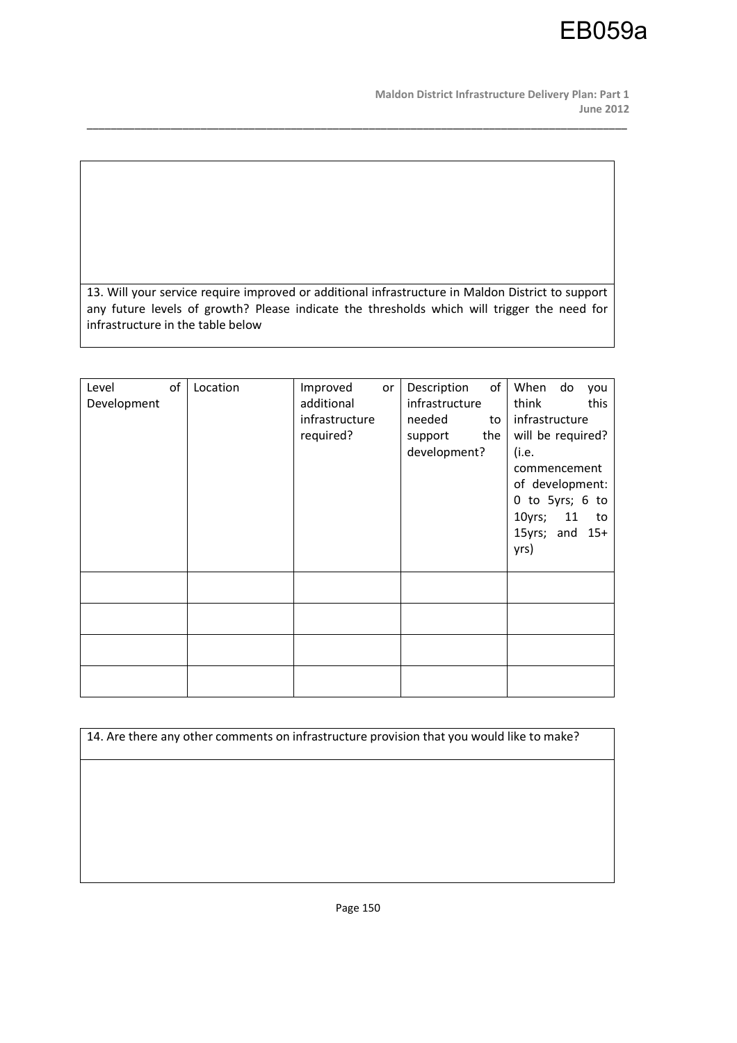13. Will your service require improved or additional infrastructure in Maldon District to support any future levels of growth? Please indicate the thresholds which will trigger the need for infrastructure in the table below

| Level of Development | Location | Improved or additional infrastructure required? | Description of infrastructure needed to support the development? | When do you think this infrastructure will be required? (i.e. commencement of development: 0 to 5yrs; 6 to 10yrs; 11 to 15yrs; and 15+ yrs) |
|---|---|---|---|---|
| | | | | |
| | | | | |
| | | | | |
| | | | | |

14. Are there any other comments on infrastructure provision that you would like to make?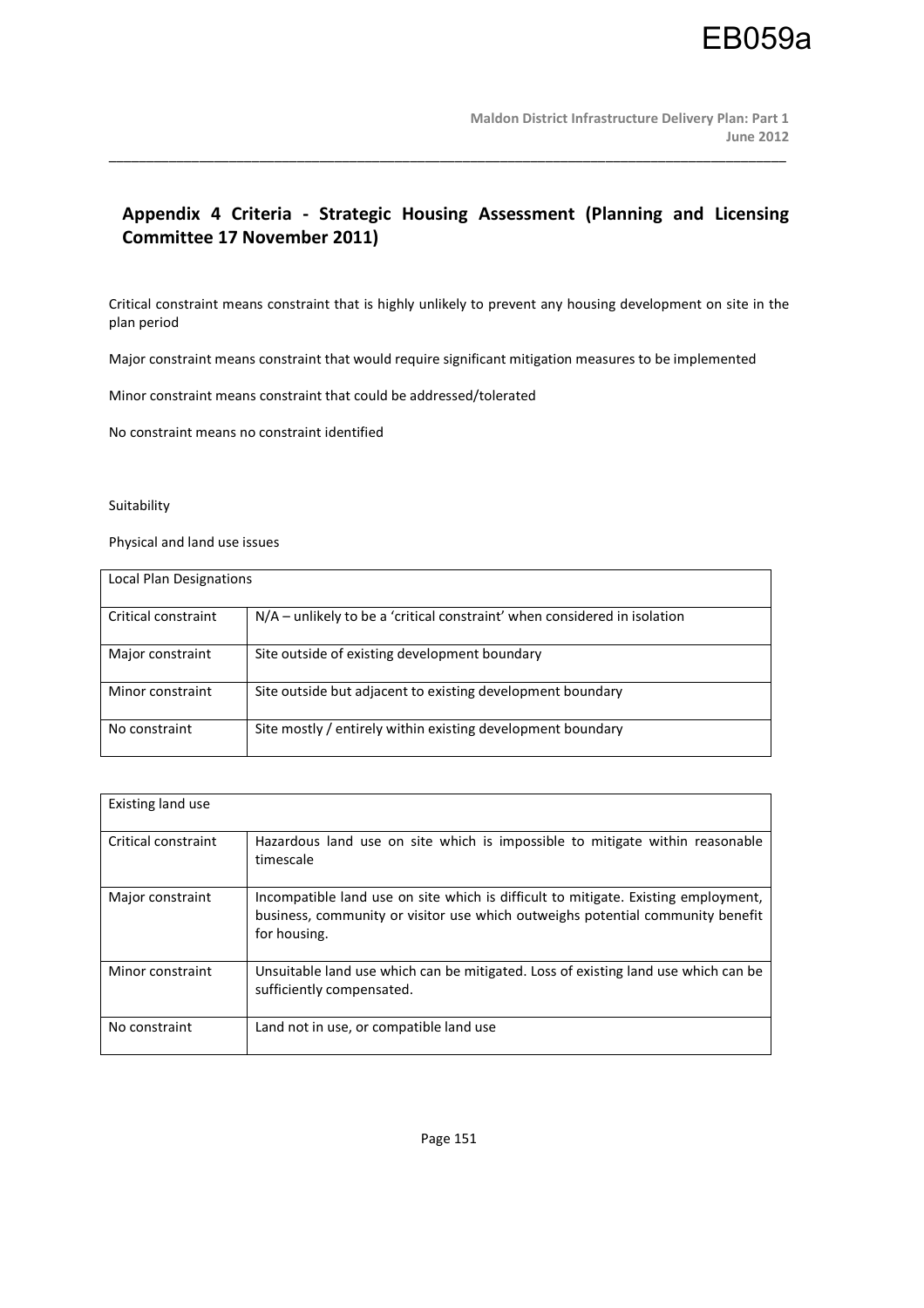## Appendix 4 Criteria - Strategic Housing Assessment (Planning and Licensing Committee 17 November 2011)

Critical constraint means constraint that is highly unlikely to prevent any housing development on site in the plan period

Major constraint means constraint that would require significant mitigation measures to be implemented

Minor constraint means constraint that could be addressed/tolerated

No constraint means no constraint identified

Suitability

Physical and land use issues

| Local Plan Designations | |
|---|---|
| Critical constraint | N/A – unlikely to be a 'critical constraint' when considered in isolation |
| Major constraint | Site outside of existing development boundary |
| Minor constraint | Site outside but adjacent to existing development boundary |
| No constraint | Site mostly / entirely within existing development boundary |

| Existing land use | |
|---|---|
| Critical constraint | Hazardous land use on site which is impossible to mitigate within reasonable timescale |
| Major constraint | Incompatible land use on site which is difficult to mitigate. Existing employment, business, community or visitor use which outweighs potential community benefit for housing. |
| Minor constraint | Unsuitable land use which can be mitigated. Loss of existing land use which can be sufficiently compensated. |
| No constraint | Land not in use, or compatible land use |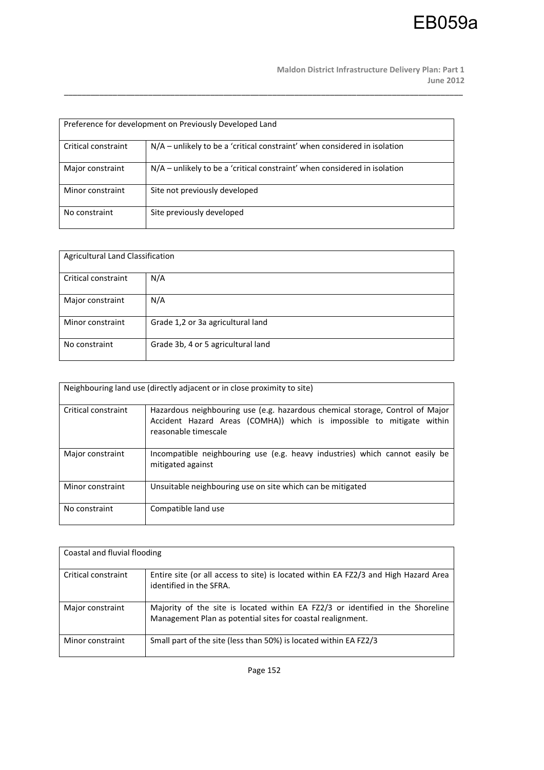| Preference for development on Previously Developed Land | |
|---|---|
| Critical constraint | N/A – unlikely to be a 'critical constraint' when considered in isolation |
| Major constraint | N/A – unlikely to be a 'critical constraint' when considered in isolation |
| Minor constraint | Site not previously developed |
| No constraint | Site previously developed |

| Agricultural Land Classification | |
|---|---|
| Critical constraint | N/A |
| Major constraint | N/A |
| Minor constraint | Grade 1,2 or 3a agricultural land |
| No constraint | Grade 3b, 4 or 5 agricultural land |

| Neighbouring land use (directly adjacent or in close proximity to site) | |
|---|---|
| Critical constraint | Hazardous neighbouring use (e.g. hazardous chemical storage, Control of Major Accident Hazard Areas (COMHA)) which is impossible to mitigate within reasonable timescale |
| Major constraint | Incompatible neighbouring use (e.g. heavy industries) which cannot easily be mitigated against |
| Minor constraint | Unsuitable neighbouring use on site which can be mitigated |
| No constraint | Compatible land use |

| Coastal and fluvial flooding | |
|---|---|
| Critical constraint | Entire site (or all access to site) is located within EA FZ2/3 and High Hazard Area identified in the SFRA. |
| Major constraint | Majority of the site is located within EA FZ2/3 or identified in the Shoreline Management Plan as potential sites for coastal realignment. |
| Minor constraint | Small part of the site (less than 50%) is located within EA FZ2/3 |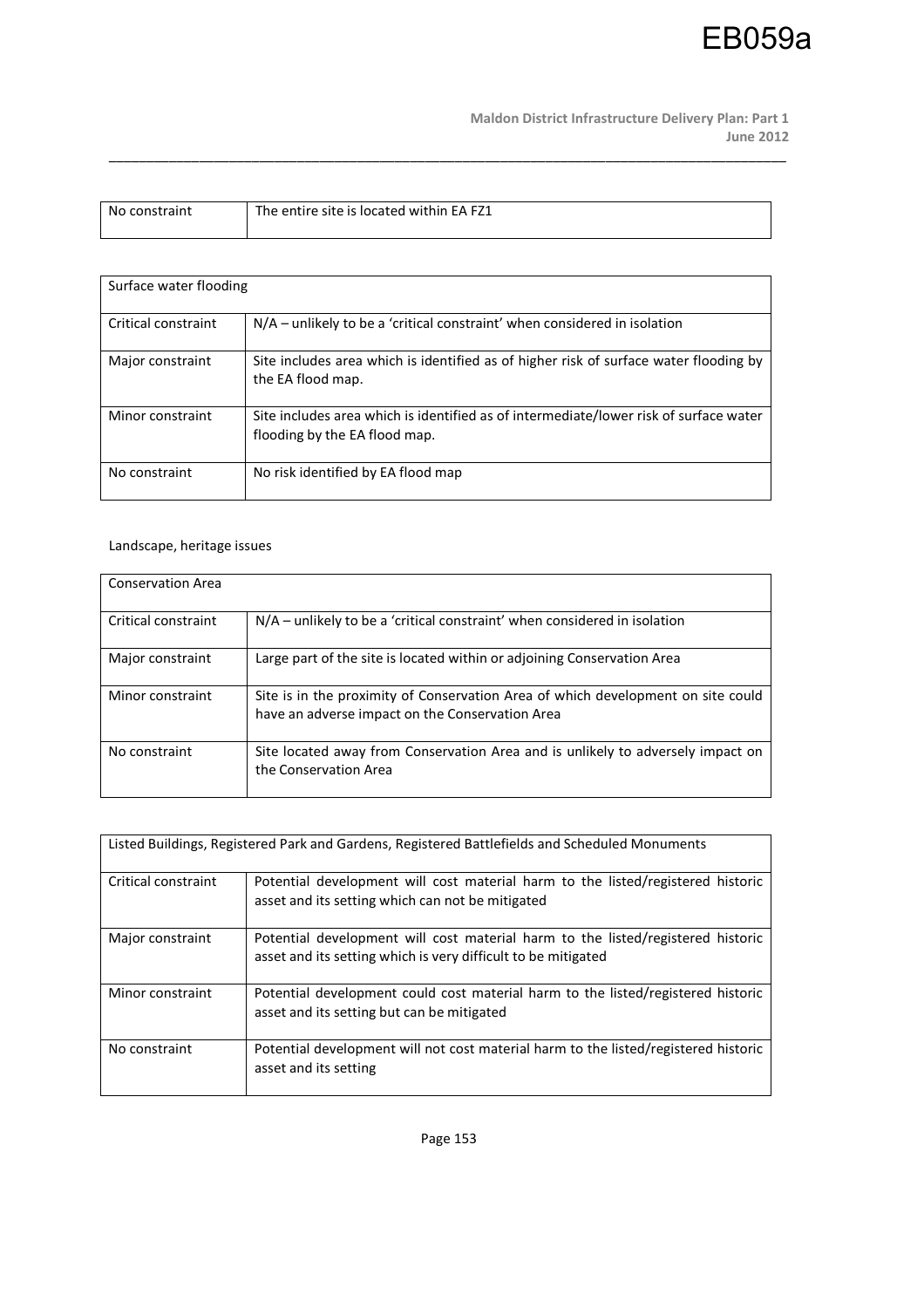| No constraint | The entire site is located within EA FZ1 |
|---|---|

| Surface water flooding | |
|---|---|
| Critical constraint | N/A – unlikely to be a 'critical constraint' when considered in isolation |
| Major constraint | Site includes area which is identified as of higher risk of surface water flooding by the EA flood map. |
| Minor constraint | Site includes area which is identified as of intermediate/lower risk of surface water flooding by the EA flood map. |
| No constraint | No risk identified by EA flood map |

Landscape, heritage issues

| Conservation Area | |
|---|---|
| Critical constraint | N/A – unlikely to be a 'critical constraint' when considered in isolation |
| Major constraint | Large part of the site is located within or adjoining Conservation Area |
| Minor constraint | Site is in the proximity of Conservation Area of which development on site could have an adverse impact on the Conservation Area |
| No constraint | Site located away from Conservation Area and is unlikely to adversely impact on the Conservation Area |

| Listed Buildings, Registered Park and Gardens, Registered Battlefields and Scheduled Monuments | |
|---|---|
| Critical constraint | Potential development will cost material harm to the listed/registered historic asset and its setting which can not be mitigated |
| Major constraint | Potential development will cost material harm to the listed/registered historic asset and its setting which is very difficult to be mitigated |
| Minor constraint | Potential development could cost material harm to the listed/registered historic asset and its setting but can be mitigated |
| No constraint | Potential development will not cost material harm to the listed/registered historic asset and its setting |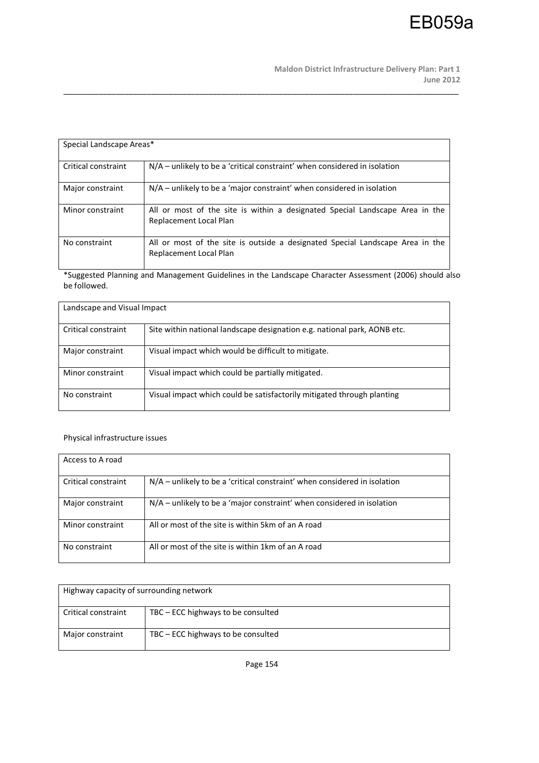| Special Landscape Areas* | |
|---|---|
| Critical constraint | N/A – unlikely to be a 'critical constraint' when considered in isolation |
| Major constraint | N/A – unlikely to be a 'major constraint' when considered in isolation |
| Minor constraint | All or most of the site is within a designated Special Landscape Area in the Replacement Local Plan |
| No constraint | All or most of the site is outside a designated Special Landscape Area in the Replacement Local Plan |

*Suggested Planning and Management Guidelines in the Landscape Character Assessment (2006) should also be followed.

| Landscape and Visual Impact | |
|---|---|
| Critical constraint | Site within national landscape designation e.g. national park, AONB etc. |
| Major constraint | Visual impact which would be difficult to mitigate. |
| Minor constraint | Visual impact which could be partially mitigated. |
| No constraint | Visual impact which could be satisfactorily mitigated through planting |

Physical infrastructure issues

| Access to A road | |
|---|---|
| Critical constraint | N/A – unlikely to be a 'critical constraint' when considered in isolation |
| Major constraint | N/A – unlikely to be a 'major constraint' when considered in isolation |
| Minor constraint | All or most of the site is within 5km of an A road |
| No constraint | All or most of the site is within 1km of an A road |

| Highway capacity of surrounding network | |
|---|---|
| Critical constraint | TBC – ECC highways to be consulted |
| Major constraint | TBC – ECC highways to be consulted |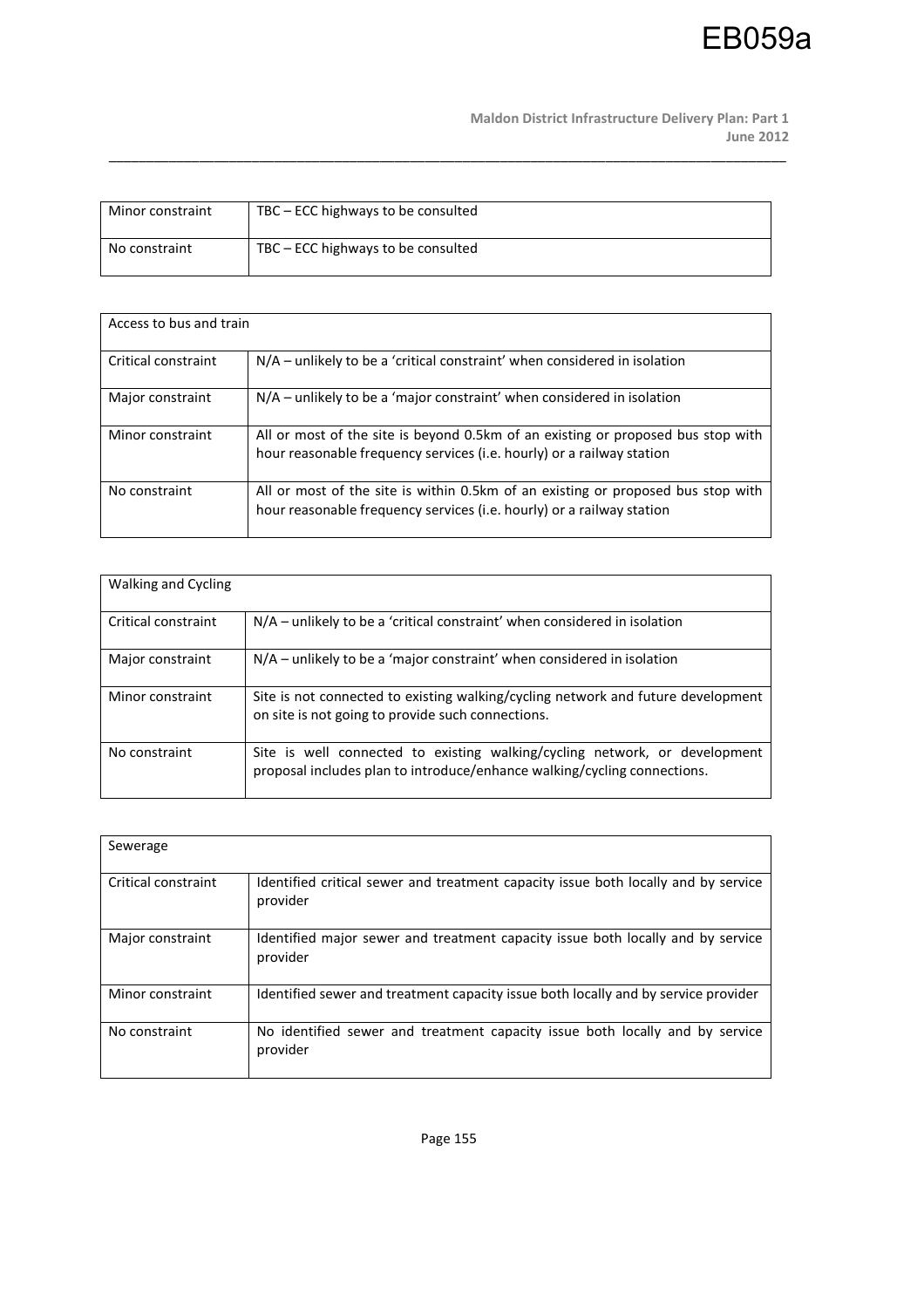| Minor constraint | TBC – ECC highways to be consulted |
|---|---|
| No constraint | TBC – ECC highways to be consulted |

| Access to bus and train | |
|---|---|
| Critical constraint | N/A – unlikely to be a 'critical constraint' when considered in isolation |
| Major constraint | N/A – unlikely to be a 'major constraint' when considered in isolation |
| Minor constraint | All or most of the site is beyond 0.5km of an existing or proposed bus stop with hour reasonable frequency services (i.e. hourly) or a railway station |
| No constraint | All or most of the site is within 0.5km of an existing or proposed bus stop with hour reasonable frequency services (i.e. hourly) or a railway station |

| Walking and Cycling | |
|---|---|
| Critical constraint | N/A – unlikely to be a 'critical constraint' when considered in isolation |
| Major constraint | N/A – unlikely to be a 'major constraint' when considered in isolation |
| Minor constraint | Site is not connected to existing walking/cycling network and future development on site is not going to provide such connections. |
| No constraint | Site is well connected to existing walking/cycling network, or development proposal includes plan to introduce/enhance walking/cycling connections. |

| Sewerage | |
|---|---|
| Critical constraint | Identified critical sewer and treatment capacity issue both locally and by service provider |
| Major constraint | Identified major sewer and treatment capacity issue both locally and by service provider |
| Minor constraint | Identified sewer and treatment capacity issue both locally and by service provider |
| No constraint | No identified sewer and treatment capacity issue both locally and by service provider |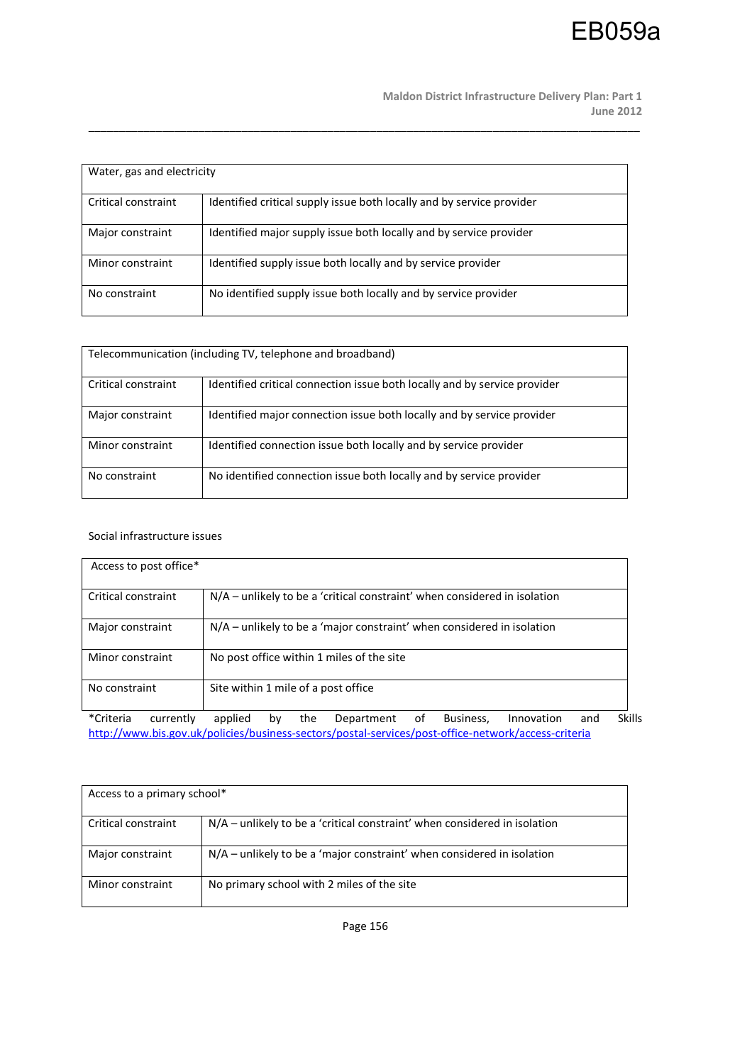| Water, gas and electricity | |
|---|---|
| Critical constraint | Identified critical supply issue both locally and by service provider |
| Major constraint | Identified major supply issue both locally and by service provider |
| Minor constraint | Identified supply issue both locally and by service provider |
| No constraint | No identified supply issue both locally and by service provider |

| Telecommunication (including TV, telephone and broadband) | |
|---|---|
| Critical constraint | Identified critical connection issue both locally and by service provider |
| Major constraint | Identified major connection issue both locally and by service provider |
| Minor constraint | Identified connection issue both locally and by service provider |
| No constraint | No identified connection issue both locally and by service provider |

Social infrastructure issues

| Access to post office* | |
|---|---|
| Critical constraint | N/A – unlikely to be a 'critical constraint' when considered in isolation |
| Major constraint | N/A – unlikely to be a 'major constraint' when considered in isolation |
| Minor constraint | No post office within 1 miles of the site |
| No constraint | Site within 1 mile of a post office |

*Criteria currently applied by the Department of Business, Innovation and Skills http://www.bis.gov.uk/policies/business-sectors/postal-services/post-office-network/access-criteria

| Access to a primary school* | |
|---|---|
| Critical constraint | N/A – unlikely to be a 'critical constraint' when considered in isolation |
| Major constraint | N/A – unlikely to be a 'major constraint' when considered in isolation |
| Minor constraint | No primary school with 2 miles of the site |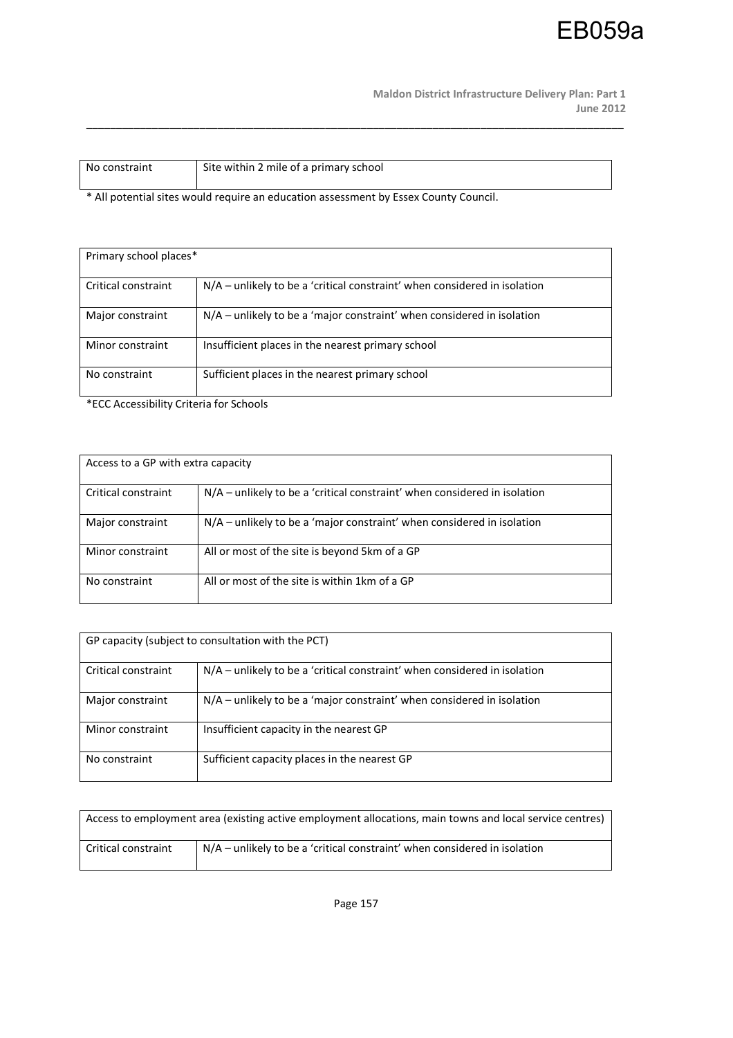| No constraint | Site within 2 mile of a primary school |
|---|---|

* All potential sites would require an education assessment by Essex County Council.

| Primary school places* | |
|---|---|
| Critical constraint | N/A – unlikely to be a 'critical constraint' when considered in isolation |
| Major constraint | N/A – unlikely to be a 'major constraint' when considered in isolation |
| Minor constraint | Insufficient places in the nearest primary school |
| No constraint | Sufficient places in the nearest primary school |

*ECC Accessibility Criteria for Schools

| Access to a GP with extra capacity | |
|---|---|
| Critical constraint | N/A – unlikely to be a 'critical constraint' when considered in isolation |
| Major constraint | N/A – unlikely to be a 'major constraint' when considered in isolation |
| Minor constraint | All or most of the site is beyond 5km of a GP |
| No constraint | All or most of the site is within 1km of a GP |

| GP capacity (subject to consultation with the PCT) | |
|---|---|
| Critical constraint | N/A – unlikely to be a 'critical constraint' when considered in isolation |
| Major constraint | N/A – unlikely to be a 'major constraint' when considered in isolation |
| Minor constraint | Insufficient capacity in the nearest GP |
| No constraint | Sufficient capacity places in the nearest GP |

| Access to employment area (existing active employment allocations, main towns and local service centres) | |
|---|---|
| Critical constraint | N/A – unlikely to be a 'critical constraint' when considered in isolation |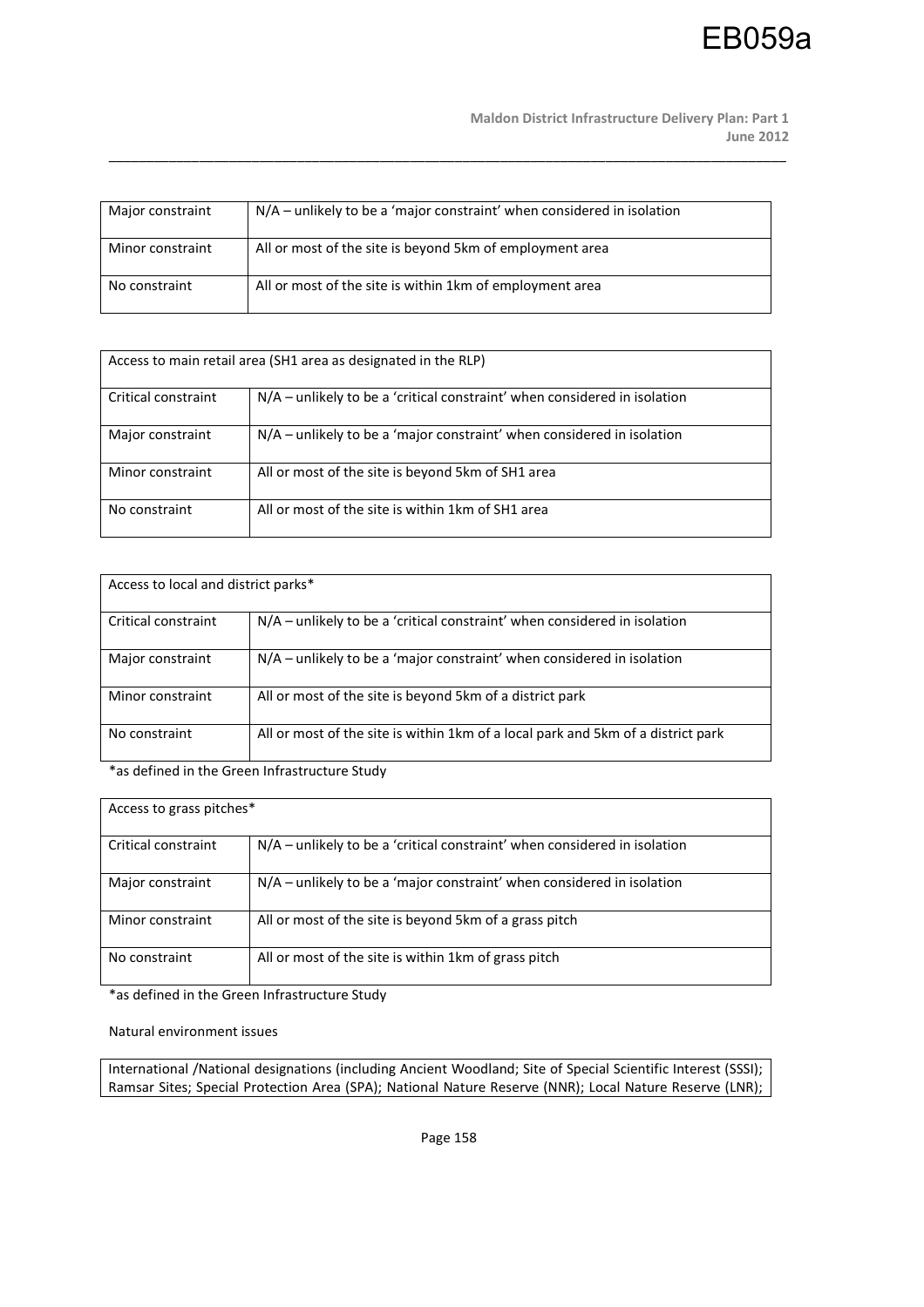| Major constraint | N/A – unlikely to be a 'major constraint' when considered in isolation |
|---|---|
| Minor constraint | All or most of the site is beyond 5km of employment area |
| No constraint | All or most of the site is within 1km of employment area |

| Access to main retail area (SH1 area as designated in the RLP) | |
|---|---|
| Critical constraint | N/A – unlikely to be a 'critical constraint' when considered in isolation |
| Major constraint | N/A – unlikely to be a 'major constraint' when considered in isolation |
| Minor constraint | All or most of the site is beyond 5km of SH1 area |
| No constraint | All or most of the site is within 1km of SH1 area |

| Access to local and district parks* | |
|---|---|
| Critical constraint | N/A – unlikely to be a 'critical constraint' when considered in isolation |
| Major constraint | N/A – unlikely to be a 'major constraint' when considered in isolation |
| Minor constraint | All or most of the site is beyond 5km of a district park |
| No constraint | All or most of the site is within 1km of a local park and 5km of a district park |

*as defined in the Green Infrastructure Study

| Access to grass pitches* | |
|---|---|
| Critical constraint | N/A – unlikely to be a 'critical constraint' when considered in isolation |
| Major constraint | N/A – unlikely to be a 'major constraint' when considered in isolation |
| Minor constraint | All or most of the site is beyond 5km of a grass pitch |
| No constraint | All or most of the site is within 1km of grass pitch |

*as defined in the Green Infrastructure Study

Natural environment issues

| International /National designations (including Ancient Woodland; Site of Special Scientific Interest (SSSI); Ramsar Sites; Special Protection Area (SPA); National Nature Reserve (NNR); Local Nature Reserve (LNR); |
|---|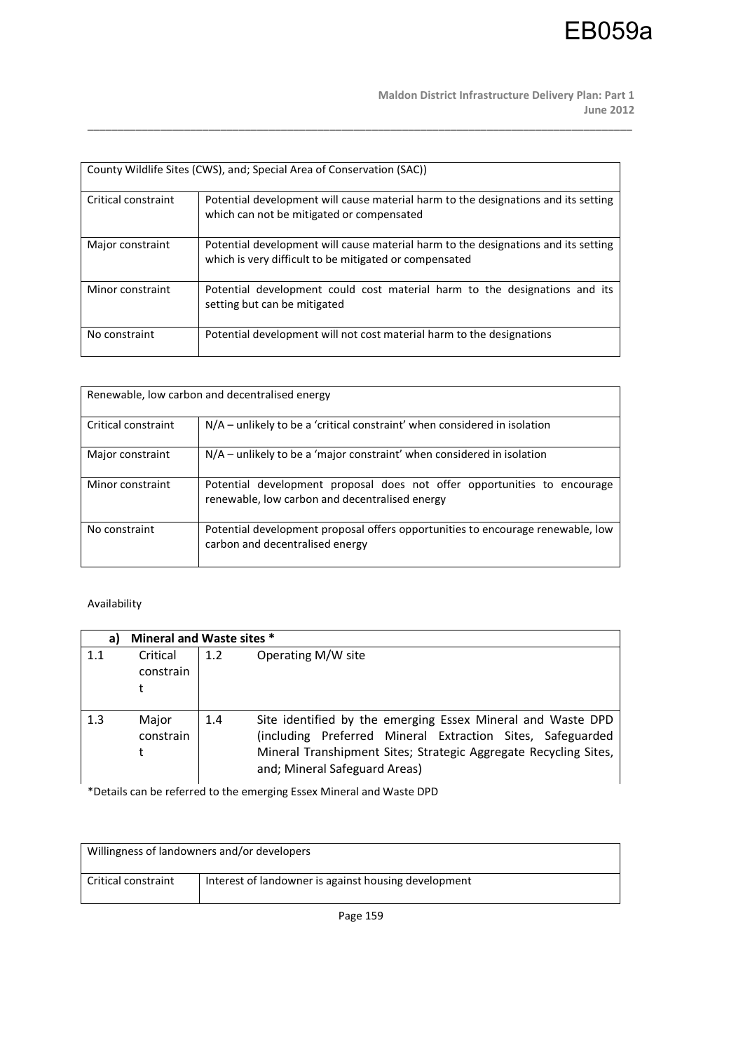| County Wildlife Sites (CWS), and; Special Area of Conservation (SAC)) | |
|---|---|
| Critical constraint | Potential development will cause material harm to the designations and its setting which can not be mitigated or compensated |
| Major constraint | Potential development will cause material harm to the designations and its setting which is very difficult to be mitigated or compensated |
| Minor constraint | Potential development could cost material harm to the designations and its setting but can be mitigated |
| No constraint | Potential development will not cost material harm to the designations |

| Renewable, low carbon and decentralised energy | |
|---|---|
| Critical constraint | N/A – unlikely to be a 'critical constraint' when considered in isolation |
| Major constraint | N/A – unlikely to be a 'major constraint' when considered in isolation |
| Minor constraint | Potential development proposal does not offer opportunities to encourage renewable, low carbon and decentralised energy |
| No constraint | Potential development proposal offers opportunities to encourage renewable, low carbon and decentralised energy |

Availability

| a) **Mineral and Waste sites \*** | | | |
|---|---|---|---|
| 1.1 | Critical constraint | 1.2 | Operating M/W site |
| 1.3 | Major constraint | 1.4 | Site identified by the emerging Essex Mineral and Waste DPD (including Preferred Mineral Extraction Sites, Safeguarded Mineral Transhipment Sites; Strategic Aggregate Recycling Sites, and; Mineral Safeguard Areas) |

\*Details can be referred to the emerging Essex Mineral and Waste DPD

| Willingness of landowners and/or developers | |
|---|---|
| Critical constraint | Interest of landowner is against housing development |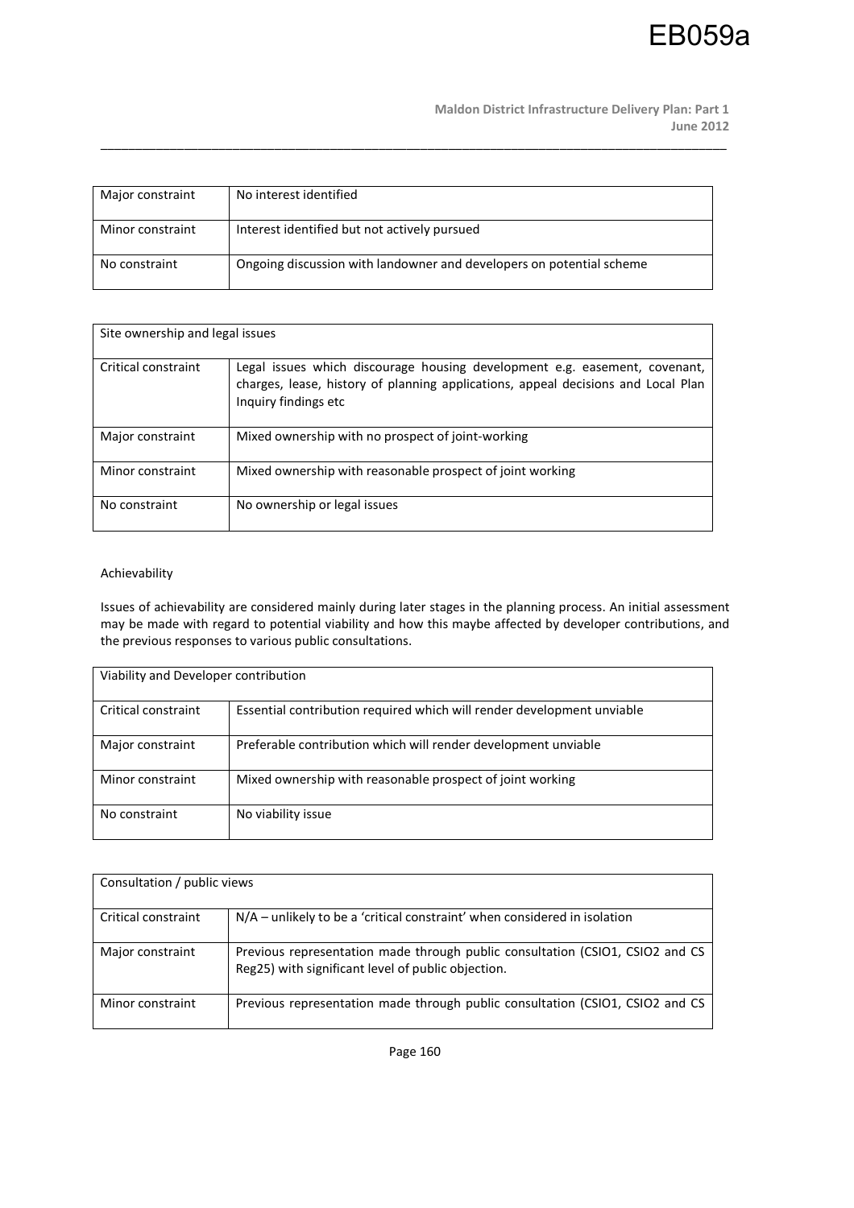| Major constraint | No interest identified |
|---|---|
| Minor constraint | Interest identified but not actively pursued |
| No constraint | Ongoing discussion with landowner and developers on potential scheme |

| Site ownership and legal issues | |
|---|---|
| Critical constraint | Legal issues which discourage housing development e.g. easement, covenant, charges, lease, history of planning applications, appeal decisions and Local Plan Inquiry findings etc |
| Major constraint | Mixed ownership with no prospect of joint-working |
| Minor constraint | Mixed ownership with reasonable prospect of joint working |
| No constraint | No ownership or legal issues |

Achievability

Issues of achievability are considered mainly during later stages in the planning process. An initial assessment may be made with regard to potential viability and how this maybe affected by developer contributions, and the previous responses to various public consultations.

| Viability and Developer contribution | |
|---|---|
| Critical constraint | Essential contribution required which will render development unviable |
| Major constraint | Preferable contribution which will render development unviable |
| Minor constraint | Mixed ownership with reasonable prospect of joint working |
| No constraint | No viability issue |

| Consultation / public views | |
|---|---|
| Critical constraint | N/A – unlikely to be a 'critical constraint' when considered in isolation |
| Major constraint | Previous representation made through public consultation (CSIO1, CSIO2 and CS Reg25) with significant level of public objection. |
| Minor constraint | Previous representation made through public consultation (CSIO1, CSIO2 and CS |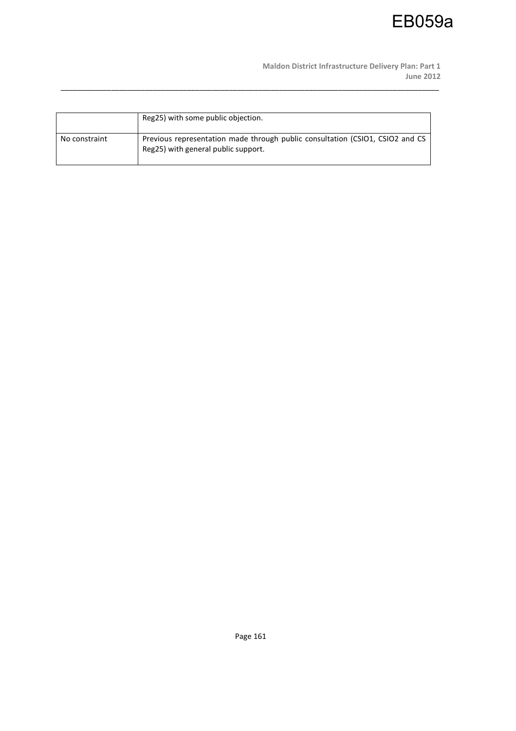| | |
|---|---|
| | Reg25) with some public objection. |
| No constraint | Previous representation made through public consultation (CSIO1, CSIO2 and CS Reg25) with general public support. |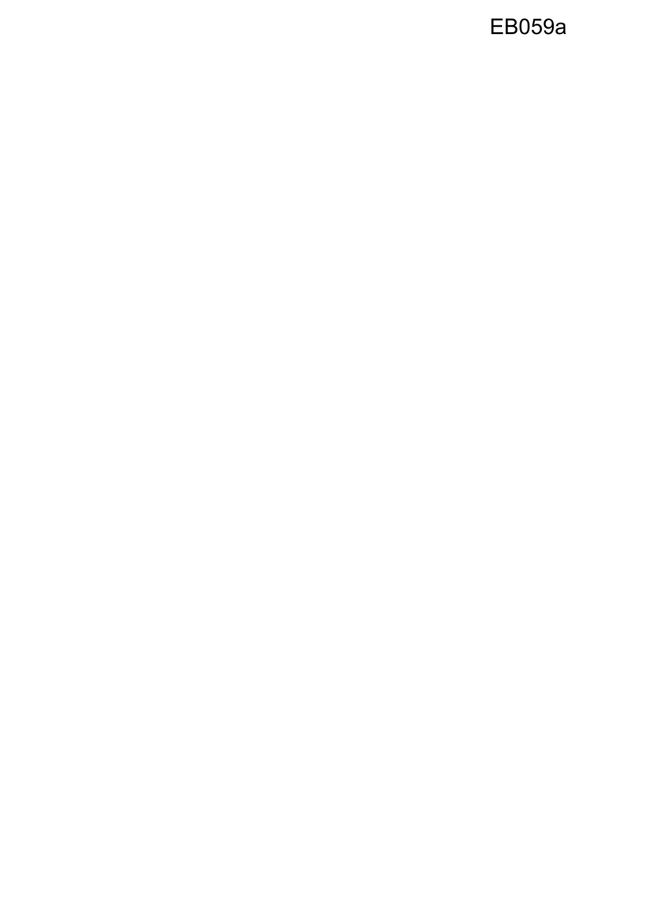EB059a